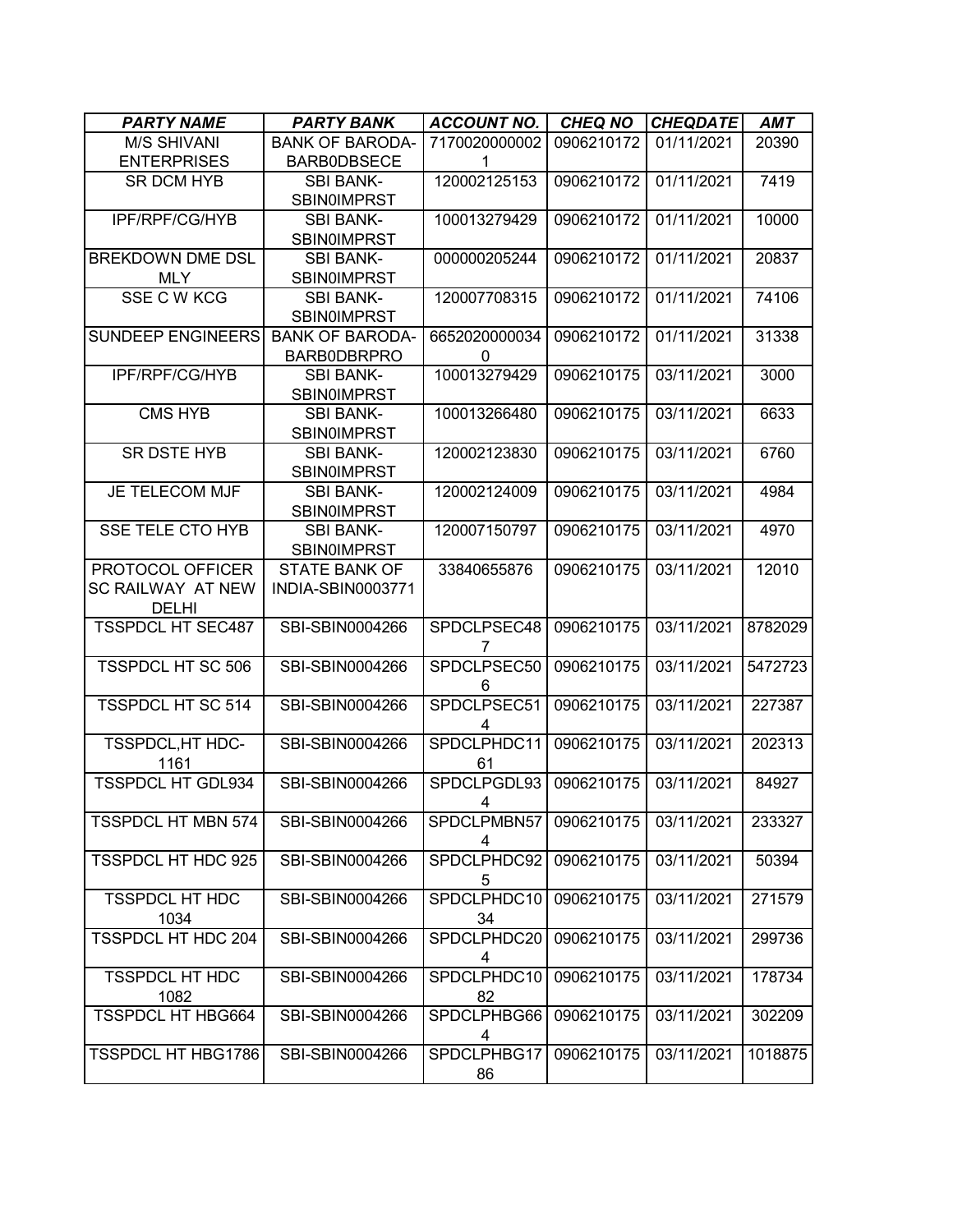| *PARTY NAME* | *PARTY BANK* | *ACCOUNT NO.* | *CHEQ NO* | *CHEQDATE* | *AMT* |
|---|---|---|---|---|---|
| M/S SHIVANI ENTERPRISES | BANK OF BARODA-BARB0DBSECE | 71700200000021 | 0906210172 | 01/11/2021 | 20390 |
| SR DCM HYB | SBI BANK-SBIN0IMPRST | 120002125153 | 0906210172 | 01/11/2021 | 7419 |
| IPF/RPF/CG/HYB | SBI BANK-SBIN0IMPRST | 100013279429 | 0906210172 | 01/11/2021 | 10000 |
| BREKDOWN DME DSL MLY | SBI BANK-SBIN0IMPRST | 000000205244 | 0906210172 | 01/11/2021 | 20837 |
| SSE C W KCG | SBI BANK-SBIN0IMPRST | 120007708315 | 0906210172 | 01/11/2021 | 74106 |
| SUNDEEP ENGINEERS | BANK OF BARODA-BARB0DBRPRO | 66520200000340 | 0906210172 | 01/11/2021 | 31338 |
| IPF/RPF/CG/HYB | SBI BANK-SBIN0IMPRST | 100013279429 | 0906210175 | 03/11/2021 | 3000 |
| CMS HYB | SBI BANK-SBIN0IMPRST | 100013266480 | 0906210175 | 03/11/2021 | 6633 |
| SR DSTE HYB | SBI BANK-SBIN0IMPRST | 120002123830 | 0906210175 | 03/11/2021 | 6760 |
| JE TELECOM MJF | SBI BANK-SBIN0IMPRST | 120002124009 | 0906210175 | 03/11/2021 | 4984 |
| SSE TELE CTO HYB | SBI BANK-SBIN0IMPRST | 120007150797 | 0906210175 | 03/11/2021 | 4970 |
| PROTOCOL OFFICER SC RAILWAY AT NEW DELHI | STATE BANK OF INDIA-SBIN0003771 | 33840655876 | 0906210175 | 03/11/2021 | 12010 |
| TSSPDCL HT SEC487 | SBI-SBIN0004266 | SPDCLPSEC487 | 0906210175 | 03/11/2021 | 8782029 |
| TSSPDCL HT SC 506 | SBI-SBIN0004266 | SPDCLPSEC506 | 0906210175 | 03/11/2021 | 5472723 |
| TSSPDCL HT SC 514 | SBI-SBIN0004266 | SPDCLPSEC514 | 0906210175 | 03/11/2021 | 227387 |
| TSSPDCL,HT HDC-1161 | SBI-SBIN0004266 | SPDCLPHDC1161 | 0906210175 | 03/11/2021 | 202313 |
| TSSPDCL HT GDL934 | SBI-SBIN0004266 | SPDCLPGDL934 | 0906210175 | 03/11/2021 | 84927 |
| TSSPDCL HT MBN 574 | SBI-SBIN0004266 | SPDCLPMBN574 | 0906210175 | 03/11/2021 | 233327 |
| TSSPDCL HT HDC 925 | SBI-SBIN0004266 | SPDCLPHDC925 | 0906210175 | 03/11/2021 | 50394 |
| TSSPDCL HT HDC 1034 | SBI-SBIN0004266 | SPDCLPHDC1034 | 0906210175 | 03/11/2021 | 271579 |
| TSSPDCL HT HDC 204 | SBI-SBIN0004266 | SPDCLPHDC204 | 0906210175 | 03/11/2021 | 299736 |
| TSSPDCL HT HDC 1082 | SBI-SBIN0004266 | SPDCLPHDC1082 | 0906210175 | 03/11/2021 | 178734 |
| TSSPDCL HT HBG664 | SBI-SBIN0004266 | SPDCLPHBG664 | 0906210175 | 03/11/2021 | 302209 |
| TSSPDCL HT HBG1786 | SBI-SBIN0004266 | SPDCLPHBG1786 | 0906210175 | 03/11/2021 | 1018875 |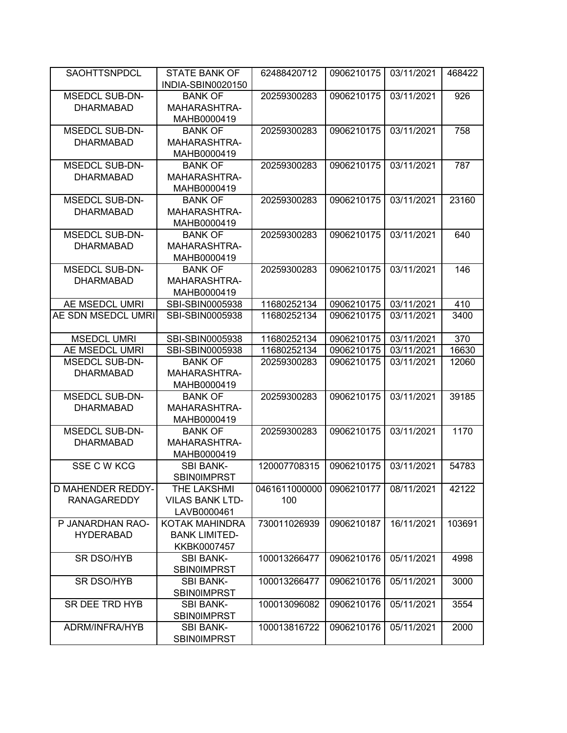| SAOHTTSNPDCL | STATE BANK OF INDIA-SBIN0020150 | 62488420712 | 0906210175 | 03/11/2021 | 468422 |
|---|---|---|---|---|---|
| MSEDCL SUB-DN-DHARMABAD | BANK OF MAHARASHTRA-MAHB0000419 | 20259300283 | 0906210175 | 03/11/2021 | 926 |
| MSEDCL SUB-DN-DHARMABAD | BANK OF MAHARASHTRA-MAHB0000419 | 20259300283 | 0906210175 | 03/11/2021 | 758 |
| MSEDCL SUB-DN-DHARMABAD | BANK OF MAHARASHTRA-MAHB0000419 | 20259300283 | 0906210175 | 03/11/2021 | 787 |
| MSEDCL SUB-DN-DHARMABAD | BANK OF MAHARASHTRA-MAHB0000419 | 20259300283 | 0906210175 | 03/11/2021 | 23160 |
| MSEDCL SUB-DN-DHARMABAD | BANK OF MAHARASHTRA-MAHB0000419 | 20259300283 | 0906210175 | 03/11/2021 | 640 |
| MSEDCL SUB-DN-DHARMABAD | BANK OF MAHARASHTRA-MAHB0000419 | 20259300283 | 0906210175 | 03/11/2021 | 146 |
| AE MSEDCL UMRI | SBI-SBIN0005938 | 11680252134 | 0906210175 | 03/11/2021 | 410 |
| AE SDN MSEDCL UMRI | SBI-SBIN0005938 | 11680252134 | 0906210175 | 03/11/2021 | 3400 |
| MSEDCL UMRI | SBI-SBIN0005938 | 11680252134 | 0906210175 | 03/11/2021 | 370 |
| AE MSEDCL UMRI | SBI-SBIN0005938 | 11680252134 | 0906210175 | 03/11/2021 | 16630 |
| MSEDCL SUB-DN-DHARMABAD | BANK OF MAHARASHTRA-MAHB0000419 | 20259300283 | 0906210175 | 03/11/2021 | 12060 |
| MSEDCL SUB-DN-DHARMABAD | BANK OF MAHARASHTRA-MAHB0000419 | 20259300283 | 0906210175 | 03/11/2021 | 39185 |
| MSEDCL SUB-DN-DHARMABAD | BANK OF MAHARASHTRA-MAHB0000419 | 20259300283 | 0906210175 | 03/11/2021 | 1170 |
| SSE C W KCG | SBI BANK-SBIN0IMPRST | 120007708315 | 0906210175 | 03/11/2021 | 54783 |
| D MAHENDER REDDY-RANAGAREDDY | THE LAKSHMI VILAS BANK LTD-LAVB0000461 | 0461611000000100 | 0906210177 | 08/11/2021 | 42122 |
| P JANARDHAN RAO-HYDERABAD | KOTAK MAHINDRA BANK LIMITED-KKBK0007457 | 730011026939 | 0906210187 | 16/11/2021 | 103691 |
| SR DSO/HYB | SBI BANK-SBIN0IMPRST | 100013266477 | 0906210176 | 05/11/2021 | 4998 |
| SR DSO/HYB | SBI BANK-SBIN0IMPRST | 100013266477 | 0906210176 | 05/11/2021 | 3000 |
| SR DEE TRD HYB | SBI BANK-SBIN0IMPRST | 100013096082 | 0906210176 | 05/11/2021 | 3554 |
| ADRM/INFRA/HYB | SBI BANK-SBIN0IMPRST | 100013816722 | 0906210176 | 05/11/2021 | 2000 |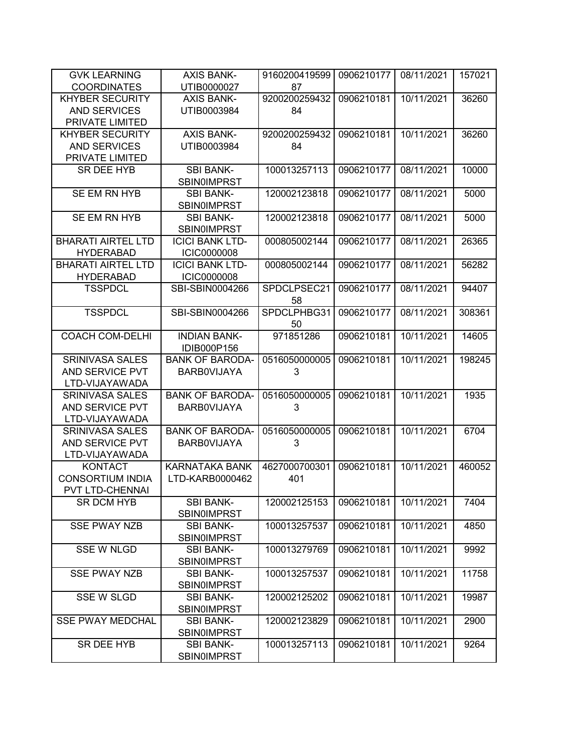| | | | | | |
|---|---|---|---|---|---|
| GVK LEARNING COORDINATES | AXIS BANK-UTIB0000027 | 916020041959987 | 0906210177 | 08/11/2021 | 157021 |
| KHYBER SECURITY AND SERVICES PRIVATE LIMITED | AXIS BANK-UTIB0003984 | 920020025943284 | 0906210181 | 10/11/2021 | 36260 |
| KHYBER SECURITY AND SERVICES PRIVATE LIMITED | AXIS BANK-UTIB0003984 | 920020025943284 | 0906210181 | 10/11/2021 | 36260 |
| SR DEE HYB | SBI BANK-SBIN0IMPRST | 100013257113 | 0906210177 | 08/11/2021 | 10000 |
| SE EM RN HYB | SBI BANK-SBIN0IMPRST | 120002123818 | 0906210177 | 08/11/2021 | 5000 |
| SE EM RN HYB | SBI BANK-SBIN0IMPRST | 120002123818 | 0906210177 | 08/11/2021 | 5000 |
| BHARATI AIRTEL LTD HYDERABAD | ICICI BANK LTD-ICIC0000008 | 000805002144 | 0906210177 | 08/11/2021 | 26365 |
| BHARATI AIRTEL LTD HYDERABAD | ICICI BANK LTD-ICIC0000008 | 000805002144 | 0906210177 | 08/11/2021 | 56282 |
| TSSPDCL | SBI-SBIN0004266 | SPDCLPSEC2158 | 0906210177 | 08/11/2021 | 94407 |
| TSSPDCL | SBI-SBIN0004266 | SPDCLPHBG3150 | 0906210177 | 08/11/2021 | 308361 |
| COACH COM-DELHI | INDIAN BANK-IDIB000P156 | 971851286 | 0906210181 | 10/11/2021 | 14605 |
| SRINIVASA SALES AND SERVICE PVT LTD-VIJAYAWADA | BANK OF BARODA-BARB0VIJAYA | 05160500000053 | 0906210181 | 10/11/2021 | 198245 |
| SRINIVASA SALES AND SERVICE PVT LTD-VIJAYAWADA | BANK OF BARODA-BARB0VIJAYA | 05160500000053 | 0906210181 | 10/11/2021 | 1935 |
| SRINIVASA SALES AND SERVICE PVT LTD-VIJAYAWADA | BANK OF BARODA-BARB0VIJAYA | 05160500000053 | 0906210181 | 10/11/2021 | 6704 |
| KONTACT CONSORTIUM INDIA PVT LTD-CHENNAI | KARNATAKA BANK LTD-KARB0000462 | 4627000700301401 | 0906210181 | 10/11/2021 | 460052 |
| SR DCM HYB | SBI BANK-SBIN0IMPRST | 120002125153 | 0906210181 | 10/11/2021 | 7404 |
| SSE PWAY NZB | SBI BANK-SBIN0IMPRST | 100013257537 | 0906210181 | 10/11/2021 | 4850 |
| SSE W NLGD | SBI BANK-SBIN0IMPRST | 100013279769 | 0906210181 | 10/11/2021 | 9992 |
| SSE PWAY NZB | SBI BANK-SBIN0IMPRST | 100013257537 | 0906210181 | 10/11/2021 | 11758 |
| SSE W SLGD | SBI BANK-SBIN0IMPRST | 120002125202 | 0906210181 | 10/11/2021 | 19987 |
| SSE PWAY MEDCHAL | SBI BANK-SBIN0IMPRST | 120002123829 | 0906210181 | 10/11/2021 | 2900 |
| SR DEE HYB | SBI BANK-SBIN0IMPRST | 100013257113 | 0906210181 | 10/11/2021 | 9264 |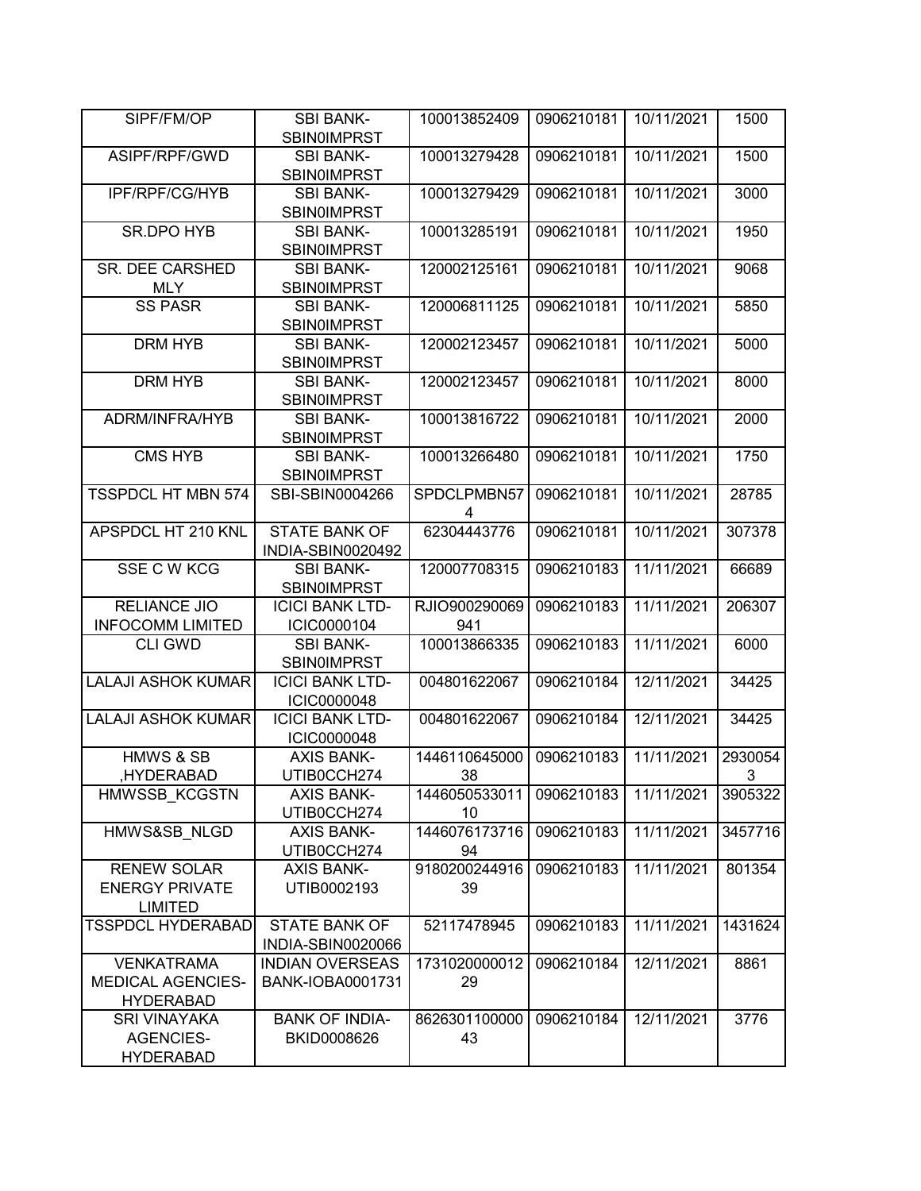| SIPF/FM/OP | SBI BANK-SBIN0IMPRST | 100013852409 | 0906210181 | 10/11/2021 | 1500 |
|---|---|---|---|---|---|
| ASIPF/RPF/GWD | SBI BANK-SBIN0IMPRST | 100013279428 | 0906210181 | 10/11/2021 | 1500 |
| IPF/RPF/CG/HYB | SBI BANK-SBIN0IMPRST | 100013279429 | 0906210181 | 10/11/2021 | 3000 |
| SR.DPO HYB | SBI BANK-SBIN0IMPRST | 100013285191 | 0906210181 | 10/11/2021 | 1950 |
| SR. DEE CARSHED MLY | SBI BANK-SBIN0IMPRST | 120002125161 | 0906210181 | 10/11/2021 | 9068 |
| SS PASR | SBI BANK-SBIN0IMPRST | 120006811125 | 0906210181 | 10/11/2021 | 5850 |
| DRM HYB | SBI BANK-SBIN0IMPRST | 120002123457 | 0906210181 | 10/11/2021 | 5000 |
| DRM HYB | SBI BANK-SBIN0IMPRST | 120002123457 | 0906210181 | 10/11/2021 | 8000 |
| ADRM/INFRA/HYB | SBI BANK-SBIN0IMPRST | 100013816722 | 0906210181 | 10/11/2021 | 2000 |
| CMS HYB | SBI BANK-SBIN0IMPRST | 100013266480 | 0906210181 | 10/11/2021 | 1750 |
| TSSPDCL HT MBN 574 | SBI-SBIN0004266 | SPDCLPMBN574 | 0906210181 | 10/11/2021 | 28785 |
| APSPDCL HT 210 KNL | STATE BANK OF INDIA-SBIN0020492 | 62304443776 | 0906210181 | 10/11/2021 | 307378 |
| SSE C W KCG | SBI BANK-SBIN0IMPRST | 120007708315 | 0906210183 | 11/11/2021 | 66689 |
| RELIANCE JIO INFOCOMM LIMITED | ICICI BANK LTD-ICIC0000104 | RJIO900290069941 | 0906210183 | 11/11/2021 | 206307 |
| CLI GWD | SBI BANK-SBIN0IMPRST | 100013866335 | 0906210183 | 11/11/2021 | 6000 |
| LALAJI ASHOK KUMAR | ICICI BANK LTD-ICIC0000048 | 004801622067 | 0906210184 | 12/11/2021 | 34425 |
| LALAJI ASHOK KUMAR | ICICI BANK LTD-ICIC0000048 | 004801622067 | 0906210184 | 12/11/2021 | 34425 |
| HMWS & SB ,HYDERABAD | AXIS BANK-UTIB0CCH274 | 144611064500038 | 0906210183 | 11/11/2021 | 29300543 |
| HMWSSB_KCGSTN | AXIS BANK-UTIB0CCH274 | 144605053301110 | 0906210183 | 11/11/2021 | 3905322 |
| HMWS&SB_NLGD | AXIS BANK-UTIB0CCH274 | 144607617371694 | 0906210183 | 11/11/2021 | 3457716 |
| RENEW SOLAR ENERGY PRIVATE LIMITED | AXIS BANK-UTIB0002193 | 918020024491639 | 0906210183 | 11/11/2021 | 801354 |
| TSSPDCL HYDERABAD | STATE BANK OF INDIA-SBIN0020066 | 52117478945 | 0906210183 | 11/11/2021 | 1431624 |
| VENKATRAMA MEDICAL AGENCIES-HYDERABAD | INDIAN OVERSEAS BANK-IOBA0001731 | 173102000001229 | 0906210184 | 12/11/2021 | 8861 |
| SRI VINAYAKA AGENCIES-HYDERABAD | BANK OF INDIA-BKID0008626 | 862630110000043 | 0906210184 | 12/11/2021 | 3776 |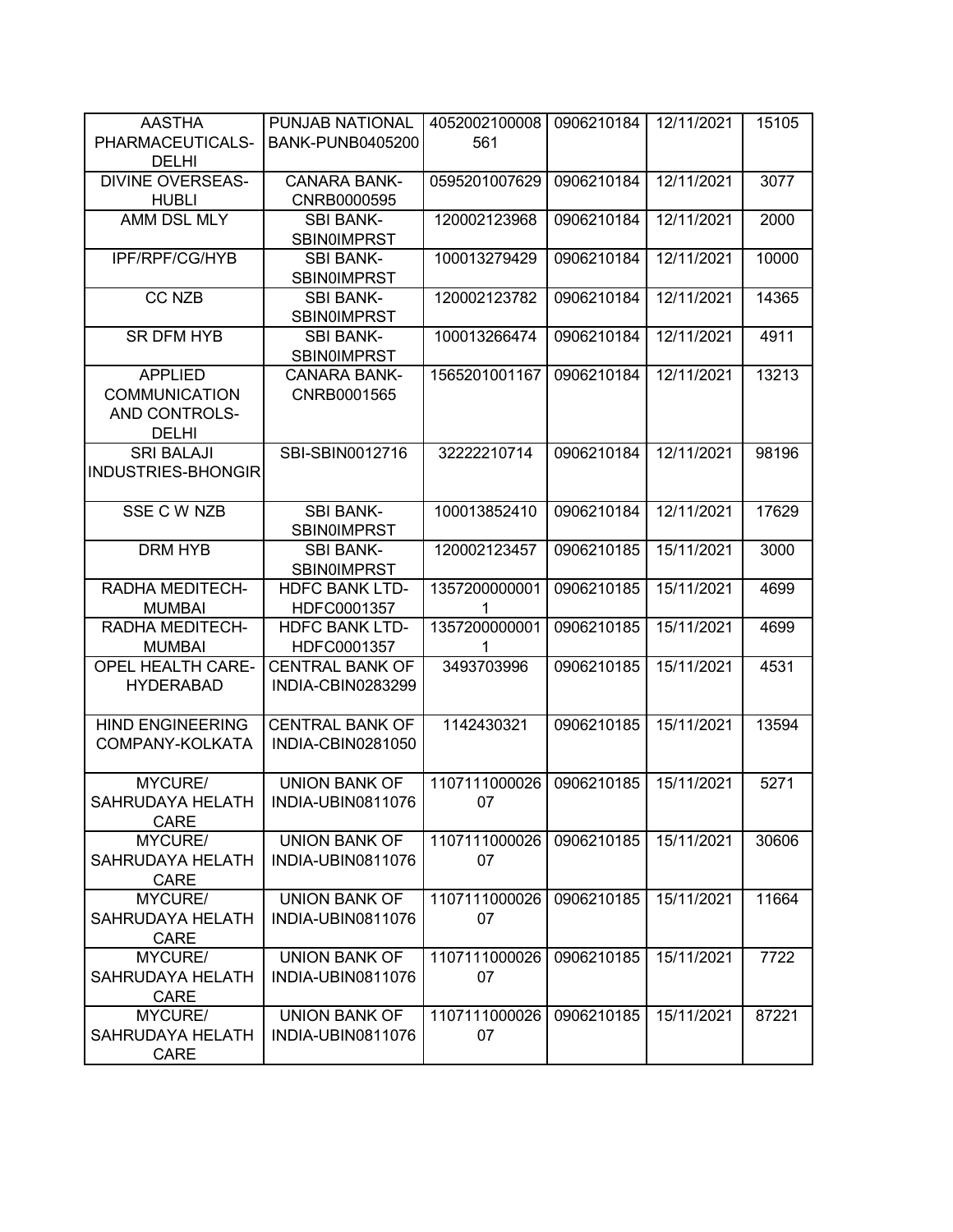| AASTHA PHARMACEUTICALS-DELHI | PUNJAB NATIONAL BANK-PUNB0405200 | 4052002100008561 | 0906210184 | 12/11/2021 | 15105 |
|---|---|---|---|---|---|
| DIVINE OVERSEAS-HUBLI | CANARA BANK-CNRB0000595 | 0595201007629 | 0906210184 | 12/11/2021 | 3077 |
| AMM DSL MLY | SBI BANK-SBIN0IMPRST | 120002123968 | 0906210184 | 12/11/2021 | 2000 |
| IPF/RPF/CG/HYB | SBI BANK-SBIN0IMPRST | 100013279429 | 0906210184 | 12/11/2021 | 10000 |
| CC NZB | SBI BANK-SBIN0IMPRST | 120002123782 | 0906210184 | 12/11/2021 | 14365 |
| SR DFM HYB | SBI BANK-SBIN0IMPRST | 100013266474 | 0906210184 | 12/11/2021 | 4911 |
| APPLIED COMMUNICATION AND CONTROLS-DELHI | CANARA BANK-CNRB0001565 | 1565201001167 | 0906210184 | 12/11/2021 | 13213 |
| SRI BALAJI INDUSTRIES-BHONGIR | SBI-SBIN0012716 | 32222210714 | 0906210184 | 12/11/2021 | 98196 |
| SSE C W NZB | SBI BANK-SBIN0IMPRST | 100013852410 | 0906210184 | 12/11/2021 | 17629 |
| DRM HYB | SBI BANK-SBIN0IMPRST | 120002123457 | 0906210185 | 15/11/2021 | 3000 |
| RADHA MEDITECH-MUMBAI | HDFC BANK LTD-HDFC0001357 | 13572000000011 | 0906210185 | 15/11/2021 | 4699 |
| RADHA MEDITECH-MUMBAI | HDFC BANK LTD-HDFC0001357 | 13572000000011 | 0906210185 | 15/11/2021 | 4699 |
| OPEL HEALTH CARE-HYDERABAD | CENTRAL BANK OF INDIA-CBIN0283299 | 3493703996 | 0906210185 | 15/11/2021 | 4531 |
| HIND ENGINEERING COMPANY-KOLKATA | CENTRAL BANK OF INDIA-CBIN0281050 | 1142430321 | 0906210185 | 15/11/2021 | 13594 |
| MYCURE/ SAHRUDAYA HELATH CARE | UNION BANK OF INDIA-UBIN0811076 | 110711100002607 | 0906210185 | 15/11/2021 | 5271 |
| MYCURE/ SAHRUDAYA HELATH CARE | UNION BANK OF INDIA-UBIN0811076 | 110711100002607 | 0906210185 | 15/11/2021 | 30606 |
| MYCURE/ SAHRUDAYA HELATH CARE | UNION BANK OF INDIA-UBIN0811076 | 110711100002607 | 0906210185 | 15/11/2021 | 11664 |
| MYCURE/ SAHRUDAYA HELATH CARE | UNION BANK OF INDIA-UBIN0811076 | 110711100002607 | 0906210185 | 15/11/2021 | 7722 |
| MYCURE/ SAHRUDAYA HELATH CARE | UNION BANK OF INDIA-UBIN0811076 | 110711100002607 | 0906210185 | 15/11/2021 | 87221 |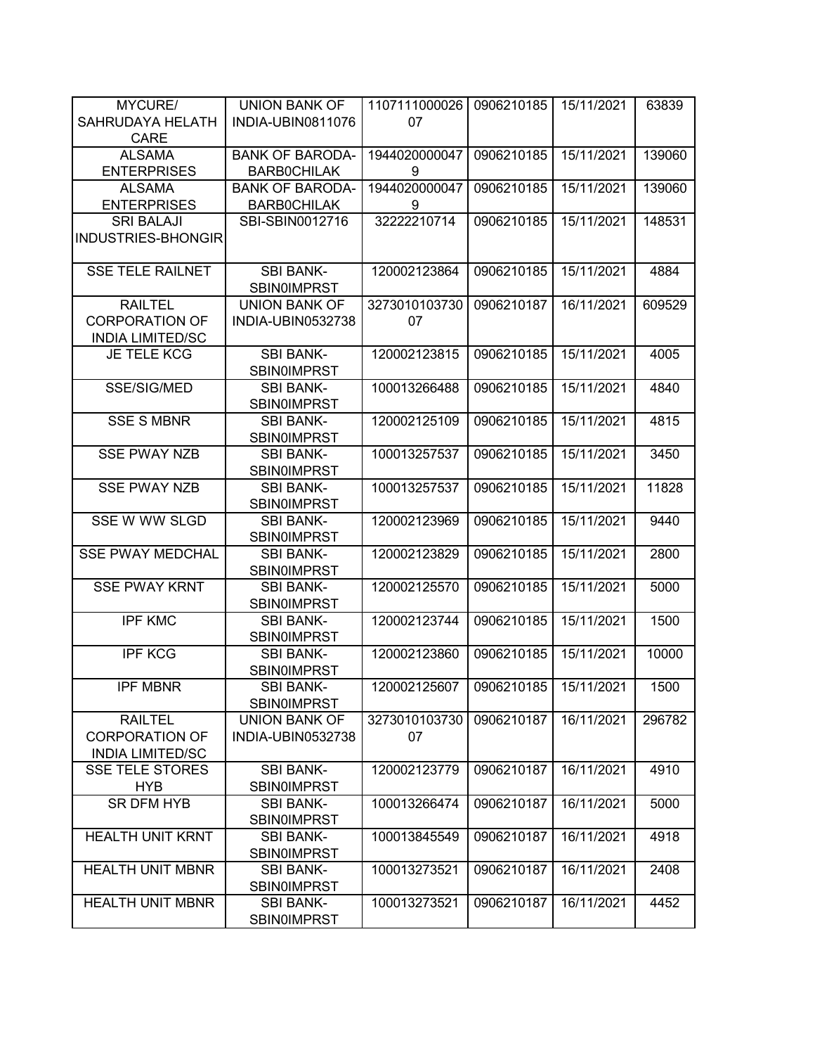| MYCURE/ SAHRUDAYA HELATH CARE | UNION BANK OF INDIA-UBIN0811076 | 110711100002607 | 0906210185 | 15/11/2021 | 63839 |
|---|---|---|---|---|---|
| ALSAMA ENTERPRISES | BANK OF BARODA-BARB0CHILAK | 19440200000479 | 0906210185 | 15/11/2021 | 139060 |
| ALSAMA ENTERPRISES | BANK OF BARODA-BARB0CHILAK | 19440200000479 | 0906210185 | 15/11/2021 | 139060 |
| SRI BALAJI INDUSTRIES-BHONGIR | SBI-SBIN0012716 | 32222210714 | 0906210185 | 15/11/2021 | 148531 |
| SSE TELE RAILNET | SBI BANK-SBIN0IMPRST | 120002123864 | 0906210185 | 15/11/2021 | 4884 |
| RAILTEL CORPORATION OF INDIA LIMITED/SC | UNION BANK OF INDIA-UBIN0532738 | 327301010373007 | 0906210187 | 16/11/2021 | 609529 |
| JE TELE KCG | SBI BANK-SBIN0IMPRST | 120002123815 | 0906210185 | 15/11/2021 | 4005 |
| SSE/SIG/MED | SBI BANK-SBIN0IMPRST | 100013266488 | 0906210185 | 15/11/2021 | 4840 |
| SSE S MBNR | SBI BANK-SBIN0IMPRST | 120002125109 | 0906210185 | 15/11/2021 | 4815 |
| SSE PWAY NZB | SBI BANK-SBIN0IMPRST | 100013257537 | 0906210185 | 15/11/2021 | 3450 |
| SSE PWAY NZB | SBI BANK-SBIN0IMPRST | 100013257537 | 0906210185 | 15/11/2021 | 11828 |
| SSE W WW SLGD | SBI BANK-SBIN0IMPRST | 120002123969 | 0906210185 | 15/11/2021 | 9440 |
| SSE PWAY MEDCHAL | SBI BANK-SBIN0IMPRST | 120002123829 | 0906210185 | 15/11/2021 | 2800 |
| SSE PWAY KRNT | SBI BANK-SBIN0IMPRST | 120002125570 | 0906210185 | 15/11/2021 | 5000 |
| IPF KMC | SBI BANK-SBIN0IMPRST | 120002123744 | 0906210185 | 15/11/2021 | 1500 |
| IPF KCG | SBI BANK-SBIN0IMPRST | 120002123860 | 0906210185 | 15/11/2021 | 10000 |
| IPF MBNR | SBI BANK-SBIN0IMPRST | 120002125607 | 0906210185 | 15/11/2021 | 1500 |
| RAILTEL CORPORATION OF INDIA LIMITED/SC | UNION BANK OF INDIA-UBIN0532738 | 327301010373007 | 0906210187 | 16/11/2021 | 296782 |
| SSE TELE STORES HYB | SBI BANK-SBIN0IMPRST | 120002123779 | 0906210187 | 16/11/2021 | 4910 |
| SR DFM HYB | SBI BANK-SBIN0IMPRST | 100013266474 | 0906210187 | 16/11/2021 | 5000 |
| HEALTH UNIT KRNT | SBI BANK-SBIN0IMPRST | 100013845549 | 0906210187 | 16/11/2021 | 4918 |
| HEALTH UNIT MBNR | SBI BANK-SBIN0IMPRST | 100013273521 | 0906210187 | 16/11/2021 | 2408 |
| HEALTH UNIT MBNR | SBI BANK-SBIN0IMPRST | 100013273521 | 0906210187 | 16/11/2021 | 4452 |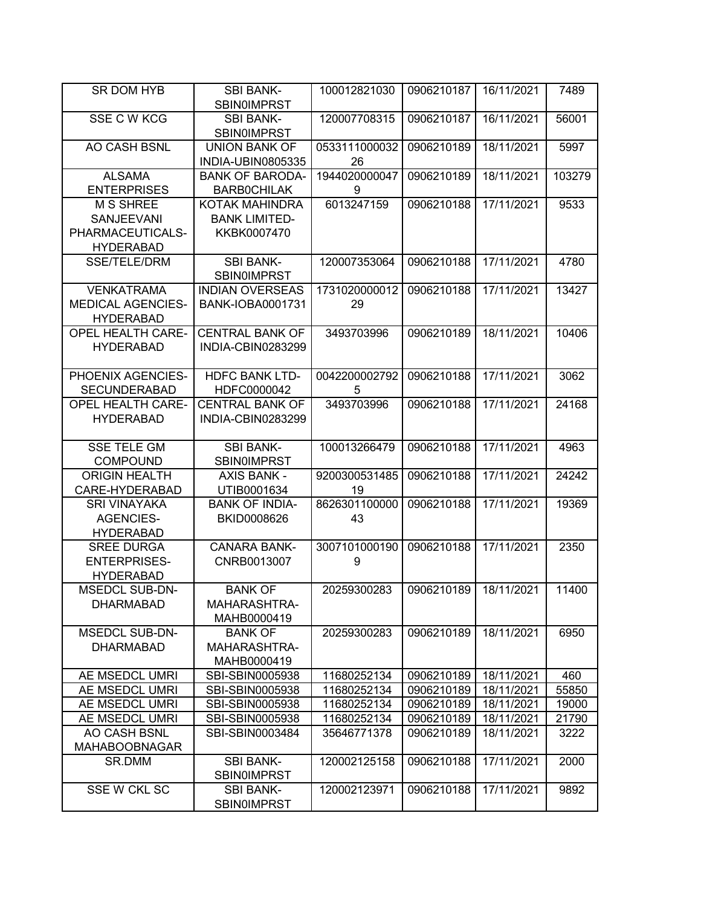| SR DOM HYB | SBI BANK-SBIN0IMPRST | 100012821030 | 0906210187 | 16/11/2021 | 7489 |
|---|---|---|---|---|---|
| SSE C W KCG | SBI BANK-SBIN0IMPRST | 120007708315 | 0906210187 | 16/11/2021 | 56001 |
| AO CASH BSNL | UNION BANK OF INDIA-UBIN0805335 | 053311100003226 | 0906210189 | 18/11/2021 | 5997 |
| ALSAMA ENTERPRISES | BANK OF BARODA-BARB0CHILAK | 19440200000479 | 0906210189 | 18/11/2021 | 103279 |
| M S SHREE SANJEEVANI PHARMACEUTICALS-HYDERABAD | KOTAK MAHINDRA BANK LIMITED-KKBK0007470 | 6013247159 | 0906210188 | 17/11/2021 | 9533 |
| SSE/TELE/DRM | SBI BANK-SBIN0IMPRST | 120007353064 | 0906210188 | 17/11/2021 | 4780 |
| VENKATRAMA MEDICAL AGENCIES-HYDERABAD | INDIAN OVERSEAS BANK-IOBA0001731 | 173102000001229 | 0906210188 | 17/11/2021 | 13427 |
| OPEL HEALTH CARE-HYDERABAD | CENTRAL BANK OF INDIA-CBIN0283299 | 3493703996 | 0906210189 | 18/11/2021 | 10406 |
| PHOENIX AGENCIES-SECUNDERABAD | HDFC BANK LTD-HDFC0000042 | 00422000027925 | 0906210188 | 17/11/2021 | 3062 |
| OPEL HEALTH CARE-HYDERABAD | CENTRAL BANK OF INDIA-CBIN0283299 | 3493703996 | 0906210188 | 17/11/2021 | 24168 |
| SSE TELE GM COMPOUND | SBI BANK-SBIN0IMPRST | 100013266479 | 0906210188 | 17/11/2021 | 4963 |
| ORIGIN HEALTH CARE-HYDERABAD | AXIS BANK - UTIB0001634 | 920030053148519 | 0906210188 | 17/11/2021 | 24242 |
| SRI VINAYAKA AGENCIES-HYDERABAD | BANK OF INDIA-BKID0008626 | 862630110000043 | 0906210188 | 17/11/2021 | 19369 |
| SREE DURGA ENTERPRISES-HYDERABAD | CANARA BANK-CNRB0013007 | 30071010001909 | 0906210188 | 17/11/2021 | 2350 |
| MSEDCL SUB-DN-DHARMABAD | BANK OF MAHARASHTRA-MAHB0000419 | 20259300283 | 0906210189 | 18/11/2021 | 11400 |
| MSEDCL SUB-DN-DHARMABAD | BANK OF MAHARASHTRA-MAHB0000419 | 20259300283 | 0906210189 | 18/11/2021 | 6950 |
| AE MSEDCL UMRI | SBI-SBIN0005938 | 11680252134 | 0906210189 | 18/11/2021 | 460 |
| AE MSEDCL UMRI | SBI-SBIN0005938 | 11680252134 | 0906210189 | 18/11/2021 | 55850 |
| AE MSEDCL UMRI | SBI-SBIN0005938 | 11680252134 | 0906210189 | 18/11/2021 | 19000 |
| AE MSEDCL UMRI | SBI-SBIN0005938 | 11680252134 | 0906210189 | 18/11/2021 | 21790 |
| AO CASH BSNL MAHABOOBNAGAR | SBI-SBIN0003484 | 35646771378 | 0906210189 | 18/11/2021 | 3222 |
| SR.DMM | SBI BANK-SBIN0IMPRST | 120002125158 | 0906210188 | 17/11/2021 | 2000 |
| SSE W CKL SC | SBI BANK-SBIN0IMPRST | 120002123971 | 0906210188 | 17/11/2021 | 9892 |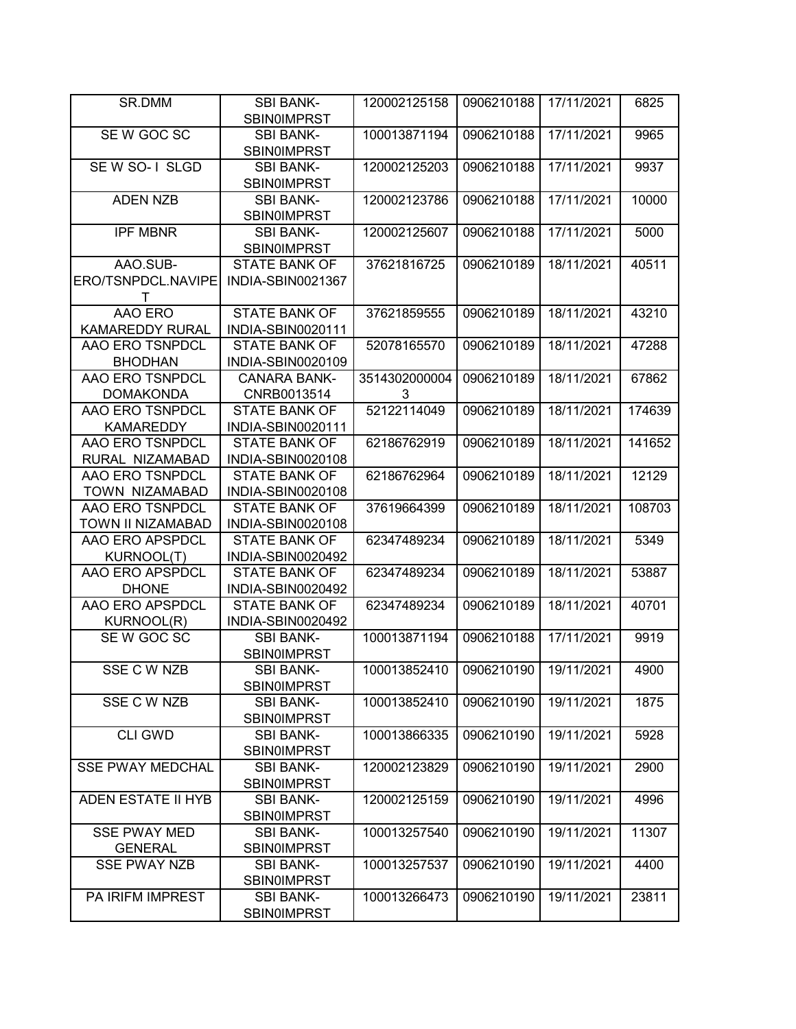| SR.DMM | SBI BANK-SBIN0IMPRST | 120002125158 | 0906210188 | 17/11/2021 | 6825 |
|---|---|---|---|---|---|
| SE W GOC SC | SBI BANK-SBIN0IMPRST | 100013871194 | 0906210188 | 17/11/2021 | 9965 |
| SE W SO- I SLGD | SBI BANK-SBIN0IMPRST | 120002125203 | 0906210188 | 17/11/2021 | 9937 |
| ADEN NZB | SBI BANK-SBIN0IMPRST | 120002123786 | 0906210188 | 17/11/2021 | 10000 |
| IPF MBNR | SBI BANK-SBIN0IMPRST | 120002125607 | 0906210188 | 17/11/2021 | 5000 |
| AAO.SUB-ERO/TSNPDCL.NAVIPET | STATE BANK OF INDIA-SBIN0021367 | 37621816725 | 0906210189 | 18/11/2021 | 40511 |
| AAO ERO KAMAREDDY RURAL | STATE BANK OF INDIA-SBIN0020111 | 37621859555 | 0906210189 | 18/11/2021 | 43210 |
| AAO ERO TSNPDCL BHODHAN | STATE BANK OF INDIA-SBIN0020109 | 52078165570 | 0906210189 | 18/11/2021 | 47288 |
| AAO ERO TSNPDCL DOMAKONDA | CANARA BANK-CNRB0013514 | 35143020000043 | 0906210189 | 18/11/2021 | 67862 |
| AAO ERO TSNPDCL KAMAREDDY | STATE BANK OF INDIA-SBIN0020111 | 52122114049 | 0906210189 | 18/11/2021 | 174639 |
| AAO ERO TSNPDCL RURAL NIZAMABAD | STATE BANK OF INDIA-SBIN0020108 | 62186762919 | 0906210189 | 18/11/2021 | 141652 |
| AAO ERO TSNPDCL TOWN NIZAMABAD | STATE BANK OF INDIA-SBIN0020108 | 62186762964 | 0906210189 | 18/11/2021 | 12129 |
| AAO ERO TSNPDCL TOWN II NIZAMABAD | STATE BANK OF INDIA-SBIN0020108 | 37619664399 | 0906210189 | 18/11/2021 | 108703 |
| AAO ERO APSPDCL KURNOOL(T) | STATE BANK OF INDIA-SBIN0020492 | 62347489234 | 0906210189 | 18/11/2021 | 5349 |
| AAO ERO APSPDCL DHONE | STATE BANK OF INDIA-SBIN0020492 | 62347489234 | 0906210189 | 18/11/2021 | 53887 |
| AAO ERO APSPDCL KURNOOL(R) | STATE BANK OF INDIA-SBIN0020492 | 62347489234 | 0906210189 | 18/11/2021 | 40701 |
| SE W GOC SC | SBI BANK-SBIN0IMPRST | 100013871194 | 0906210188 | 17/11/2021 | 9919 |
| SSE C W NZB | SBI BANK-SBIN0IMPRST | 100013852410 | 0906210190 | 19/11/2021 | 4900 |
| SSE C W NZB | SBI BANK-SBIN0IMPRST | 100013852410 | 0906210190 | 19/11/2021 | 1875 |
| CLI GWD | SBI BANK-SBIN0IMPRST | 100013866335 | 0906210190 | 19/11/2021 | 5928 |
| SSE PWAY MEDCHAL | SBI BANK-SBIN0IMPRST | 120002123829 | 0906210190 | 19/11/2021 | 2900 |
| ADEN ESTATE II HYB | SBI BANK-SBIN0IMPRST | 120002125159 | 0906210190 | 19/11/2021 | 4996 |
| SSE PWAY MED GENERAL | SBI BANK-SBIN0IMPRST | 100013257540 | 0906210190 | 19/11/2021 | 11307 |
| SSE PWAY NZB | SBI BANK-SBIN0IMPRST | 100013257537 | 0906210190 | 19/11/2021 | 4400 |
| PA IRIFM IMPREST | SBI BANK-SBIN0IMPRST | 100013266473 | 0906210190 | 19/11/2021 | 23811 |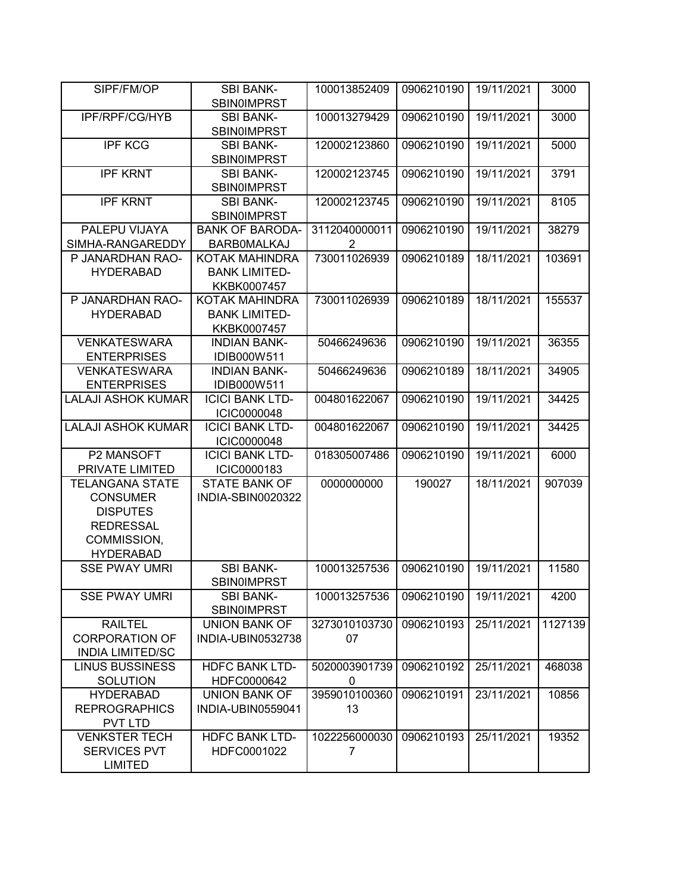| | | | | | |
|---|---|---|---|---|---|
| SIPF/FM/OP | SBI BANK-SBIN0IMPRST | 100013852409 | 0906210190 | 19/11/2021 | 3000 |
| IPF/RPF/CG/HYB | SBI BANK-SBIN0IMPRST | 100013279429 | 0906210190 | 19/11/2021 | 3000 |
| IPF KCG | SBI BANK-SBIN0IMPRST | 120002123860 | 0906210190 | 19/11/2021 | 5000 |
| IPF KRNT | SBI BANK-SBIN0IMPRST | 120002123745 | 0906210190 | 19/11/2021 | 3791 |
| IPF KRNT | SBI BANK-SBIN0IMPRST | 120002123745 | 0906210190 | 19/11/2021 | 8105 |
| PALEPU VIJAYA SIMHA-RANGAREDDY | BANK OF BARODA-BARB0MALKAJ | 31120400000112 | 0906210190 | 19/11/2021 | 38279 |
| P JANARDHAN RAO-HYDERABAD | KOTAK MAHINDRA BANK LIMITED-KKBK0007457 | 730011026939 | 0906210189 | 18/11/2021 | 103691 |
| P JANARDHAN RAO-HYDERABAD | KOTAK MAHINDRA BANK LIMITED-KKBK0007457 | 730011026939 | 0906210189 | 18/11/2021 | 155537 |
| VENKATESWARA ENTERPRISES | INDIAN BANK-IDIB000W511 | 50466249636 | 0906210190 | 19/11/2021 | 36355 |
| VENKATESWARA ENTERPRISES | INDIAN BANK-IDIB000W511 | 50466249636 | 0906210189 | 18/11/2021 | 34905 |
| LALAJI ASHOK KUMAR | ICICI BANK LTD-ICIC0000048 | 004801622067 | 0906210190 | 19/11/2021 | 34425 |
| LALAJI ASHOK KUMAR | ICICI BANK LTD-ICIC0000048 | 004801622067 | 0906210190 | 19/11/2021 | 34425 |
| P2 MANSOFT PRIVATE LIMITED | ICICI BANK LTD-ICIC0000183 | 018305007486 | 0906210190 | 19/11/2021 | 6000 |
| TELANGANA STATE CONSUMER DISPUTES REDRESSAL COMMISSION, HYDERABAD | STATE BANK OF INDIA-SBIN0020322 | 0000000000 | 190027 | 18/11/2021 | 907039 |
| SSE PWAY UMRI | SBI BANK-SBIN0IMPRST | 100013257536 | 0906210190 | 19/11/2021 | 11580 |
| SSE PWAY UMRI | SBI BANK-SBIN0IMPRST | 100013257536 | 0906210190 | 19/11/2021 | 4200 |
| RAILTEL CORPORATION OF INDIA LIMITED/SC | UNION BANK OF INDIA-UBIN0532738 | 327301010373007 | 0906210193 | 25/11/2021 | 1127139 |
| LINUS BUSSINESS SOLUTION | HDFC BANK LTD-HDFC0000642 | 50200039017390 | 0906210192 | 25/11/2021 | 468038 |
| HYDERABAD REPROGRAPHICS PVT LTD | UNION BANK OF INDIA-UBIN0559041 | 395901010036013 | 0906210191 | 23/11/2021 | 10856 |
| VENKSTER TECH SERVICES PVT LIMITED | HDFC BANK LTD-HDFC0001022 | 10222560000307 | 0906210193 | 25/11/2021 | 19352 |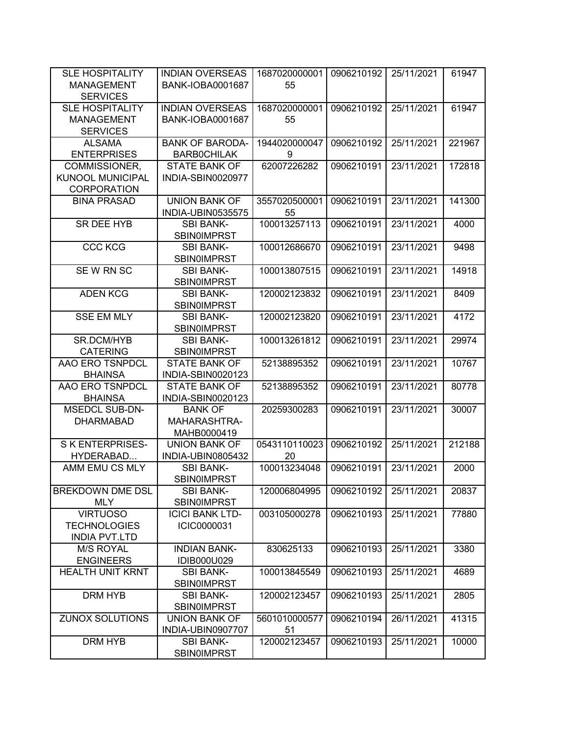| SLE HOSPITALITY MANAGEMENT SERVICES | INDIAN OVERSEAS BANK-IOBA0001687 | 168702000000155 | 0906210192 | 25/11/2021 | 61947 |
|---|---|---|---|---|---|
| SLE HOSPITALITY MANAGEMENT SERVICES | INDIAN OVERSEAS BANK-IOBA0001687 | 168702000000155 | 0906210192 | 25/11/2021 | 61947 |
| ALSAMA ENTERPRISES | BANK OF BARODA-BARB0CHILAK | 19440200000479 | 0906210192 | 25/11/2021 | 221967 |
| COMMISSIONER, KUNOOL MUNICIPAL CORPORATION | STATE BANK OF INDIA-SBIN0020977 | 62007226282 | 0906210191 | 23/11/2021 | 172818 |
| BINA PRASAD | UNION BANK OF INDIA-UBIN0535575 | 355702050000155 | 0906210191 | 23/11/2021 | 141300 |
| SR DEE HYB | SBI BANK-SBIN0IMPRST | 100013257113 | 0906210191 | 23/11/2021 | 4000 |
| CCC KCG | SBI BANK-SBIN0IMPRST | 100012686670 | 0906210191 | 23/11/2021 | 9498 |
| SE W RN SC | SBI BANK-SBIN0IMPRST | 100013807515 | 0906210191 | 23/11/2021 | 14918 |
| ADEN KCG | SBI BANK-SBIN0IMPRST | 120002123832 | 0906210191 | 23/11/2021 | 8409 |
| SSE EM MLY | SBI BANK-SBIN0IMPRST | 120002123820 | 0906210191 | 23/11/2021 | 4172 |
| SR.DCM/HYB CATERING | SBI BANK-SBIN0IMPRST | 100013261812 | 0906210191 | 23/11/2021 | 29974 |
| AAO ERO TSNPDCL BHAINSA | STATE BANK OF INDIA-SBIN0020123 | 52138895352 | 0906210191 | 23/11/2021 | 10767 |
| AAO ERO TSNPDCL BHAINSA | STATE BANK OF INDIA-SBIN0020123 | 52138895352 | 0906210191 | 23/11/2021 | 80778 |
| MSEDCL SUB-DN-DHARMABAD | BANK OF MAHARASHTRA-MAHB0000419 | 20259300283 | 0906210191 | 23/11/2021 | 30007 |
| S K ENTERPRISES-HYDERABAD... | UNION BANK OF INDIA-UBIN0805432 | 054311011002320 | 0906210192 | 25/11/2021 | 212188 |
| AMM EMU CS MLY | SBI BANK-SBIN0IMPRST | 100013234048 | 0906210191 | 23/11/2021 | 2000 |
| BREKDOWN DME DSL MLY | SBI BANK-SBIN0IMPRST | 120006804995 | 0906210192 | 25/11/2021 | 20837 |
| VIRTUOSO TECHNOLOGIES INDIA PVT.LTD | ICICI BANK LTD-ICIC0000031 | 003105000278 | 0906210193 | 25/11/2021 | 77880 |
| M/S ROYAL ENGINEERS | INDIAN BANK-IDIB000U029 | 830625133 | 0906210193 | 25/11/2021 | 3380 |
| HEALTH UNIT KRNT | SBI BANK-SBIN0IMPRST | 100013845549 | 0906210193 | 25/11/2021 | 4689 |
| DRM HYB | SBI BANK-SBIN0IMPRST | 120002123457 | 0906210193 | 25/11/2021 | 2805 |
| ZUNOX SOLUTIONS | UNION BANK OF INDIA-UBIN0907707 | 560101000057751 | 0906210194 | 26/11/2021 | 41315 |
| DRM HYB | SBI BANK-SBIN0IMPRST | 120002123457 | 0906210193 | 25/11/2021 | 10000 |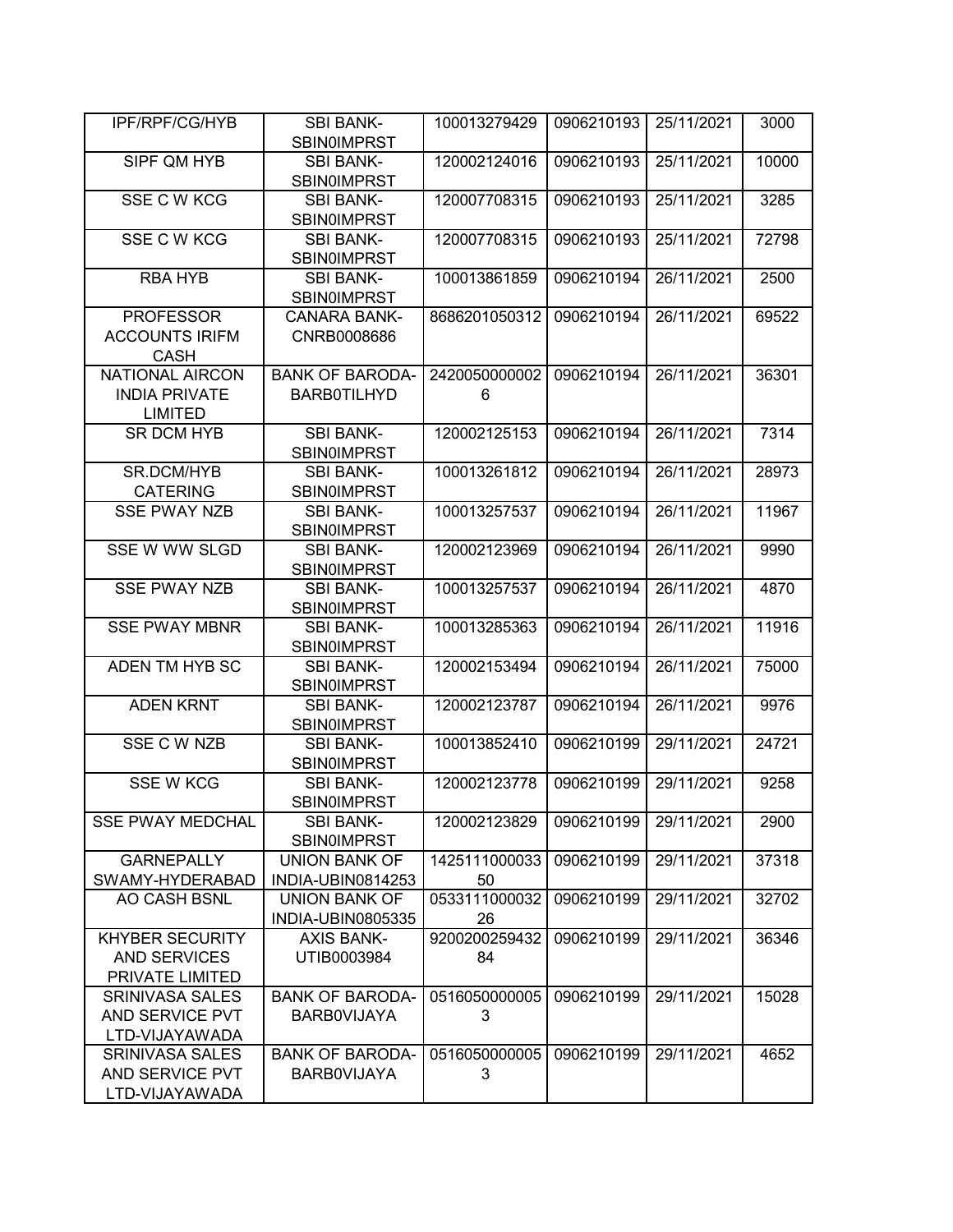| IPF/RPF/CG/HYB | SBI BANK-SBIN0IMPRST | 100013279429 | 0906210193 | 25/11/2021 | 3000 |
|---|---|---|---|---|---|
| SIPF QM HYB | SBI BANK-SBIN0IMPRST | 120002124016 | 0906210193 | 25/11/2021 | 10000 |
| SSE C W KCG | SBI BANK-SBIN0IMPRST | 120007708315 | 0906210193 | 25/11/2021 | 3285 |
| SSE C W KCG | SBI BANK-SBIN0IMPRST | 120007708315 | 0906210193 | 25/11/2021 | 72798 |
| RBA HYB | SBI BANK-SBIN0IMPRST | 100013861859 | 0906210194 | 26/11/2021 | 2500 |
| PROFESSOR ACCOUNTS IRIFM CASH | CANARA BANK-CNRB0008686 | 8686201050312 | 0906210194 | 26/11/2021 | 69522 |
| NATIONAL AIRCON INDIA PRIVATE LIMITED | BANK OF BARODA-BARB0TILHYD | 24200500000026 | 0906210194 | 26/11/2021 | 36301 |
| SR DCM HYB | SBI BANK-SBIN0IMPRST | 120002125153 | 0906210194 | 26/11/2021 | 7314 |
| SR.DCM/HYB CATERING | SBI BANK-SBIN0IMPRST | 100013261812 | 0906210194 | 26/11/2021 | 28973 |
| SSE PWAY NZB | SBI BANK-SBIN0IMPRST | 100013257537 | 0906210194 | 26/11/2021 | 11967 |
| SSE W WW SLGD | SBI BANK-SBIN0IMPRST | 120002123969 | 0906210194 | 26/11/2021 | 9990 |
| SSE PWAY NZB | SBI BANK-SBIN0IMPRST | 100013257537 | 0906210194 | 26/11/2021 | 4870 |
| SSE PWAY MBNR | SBI BANK-SBIN0IMPRST | 100013285363 | 0906210194 | 26/11/2021 | 11916 |
| ADEN TM HYB SC | SBI BANK-SBIN0IMPRST | 120002153494 | 0906210194 | 26/11/2021 | 75000 |
| ADEN KRNT | SBI BANK-SBIN0IMPRST | 120002123787 | 0906210194 | 26/11/2021 | 9976 |
| SSE C W NZB | SBI BANK-SBIN0IMPRST | 100013852410 | 0906210199 | 29/11/2021 | 24721 |
| SSE W KCG | SBI BANK-SBIN0IMPRST | 120002123778 | 0906210199 | 29/11/2021 | 9258 |
| SSE PWAY MEDCHAL | SBI BANK-SBIN0IMPRST | 120002123829 | 0906210199 | 29/11/2021 | 2900 |
| GARNEPALLY SWAMY-HYDERABAD | UNION BANK OF INDIA-UBIN0814253 | 142511100003350 | 0906210199 | 29/11/2021 | 37318 |
| AO CASH BSNL | UNION BANK OF INDIA-UBIN0805335 | 053311100003226 | 0906210199 | 29/11/2021 | 32702 |
| KHYBER SECURITY AND SERVICES PRIVATE LIMITED | AXIS BANK-UTIB0003984 | 920020025943284 | 0906210199 | 29/11/2021 | 36346 |
| SRINIVASA SALES AND SERVICE PVT LTD-VIJAYAWADA | BANK OF BARODA-BARB0VIJAYA | 05160500000053 | 0906210199 | 29/11/2021 | 15028 |
| SRINIVASA SALES AND SERVICE PVT LTD-VIJAYAWADA | BANK OF BARODA-BARB0VIJAYA | 05160500000053 | 0906210199 | 29/11/2021 | 4652 |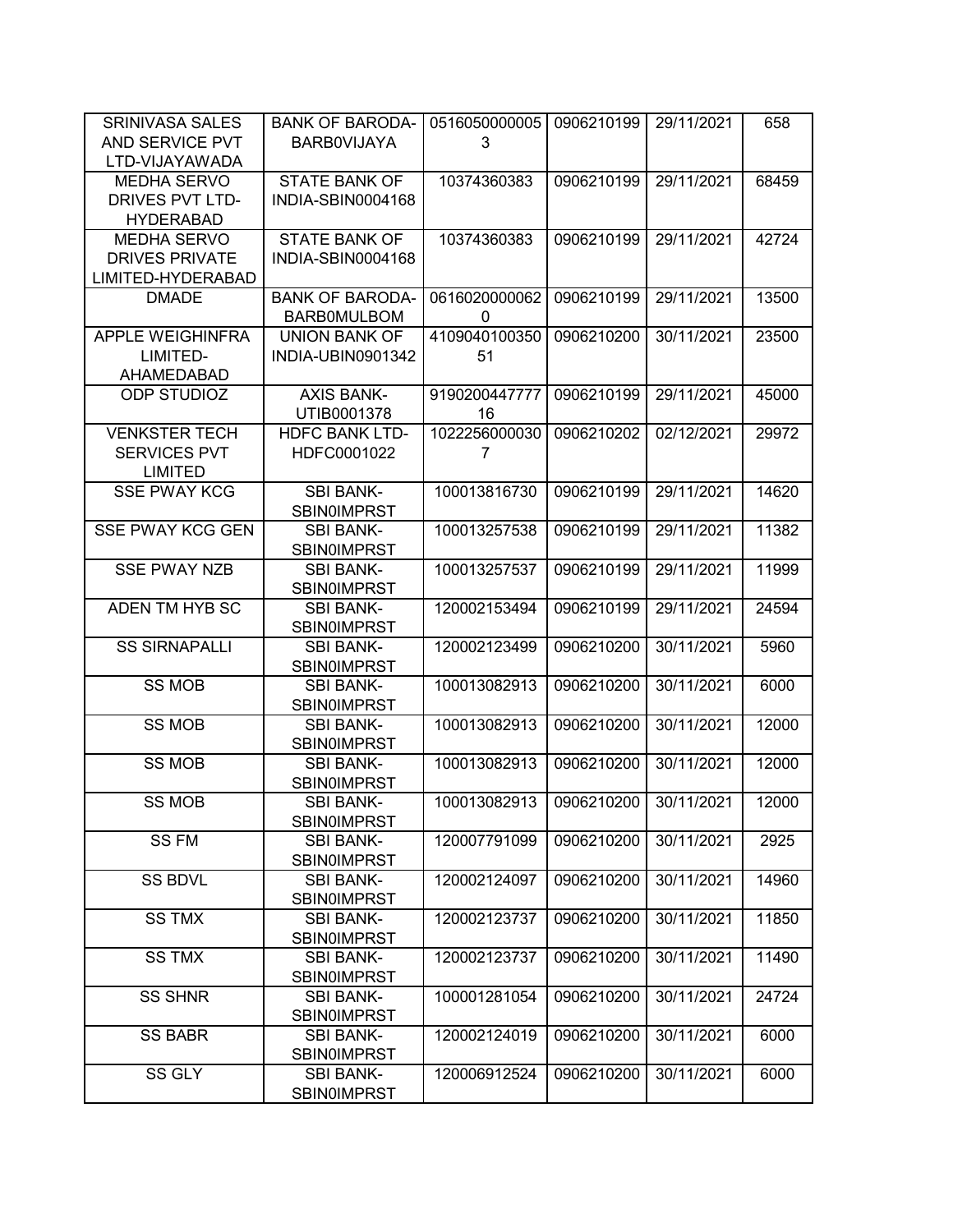| SRINIVASA SALES AND SERVICE PVT LTD-VIJAYAWADA | BANK OF BARODA-BARB0VIJAYA | 05160500000053 | 0906210199 | 29/11/2021 | 658 |
|---|---|---|---|---|---|
| MEDHA SERVO DRIVES PVT LTD-HYDERABAD | STATE BANK OF INDIA-SBIN0004168 | 10374360383 | 0906210199 | 29/11/2021 | 68459 |
| MEDHA SERVO DRIVES PRIVATE LIMITED-HYDERABAD | STATE BANK OF INDIA-SBIN0004168 | 10374360383 | 0906210199 | 29/11/2021 | 42724 |
| DMADE | BANK OF BARODA-BARB0MULBOM | 06160200000620 | 0906210199 | 29/11/2021 | 13500 |
| APPLE WEIGHINFRA LIMITED-AHAMEDABAD | UNION BANK OF INDIA-UBIN0901342 | 410904010035051 | 0906210200 | 30/11/2021 | 23500 |
| ODP STUDIOZ | AXIS BANK-UTIB0001378 | 919020044777716 | 0906210199 | 29/11/2021 | 45000 |
| VENKSTER TECH SERVICES PVT LIMITED | HDFC BANK LTD-HDFC0001022 | 10222560000307 | 0906210202 | 02/12/2021 | 29972 |
| SSE PWAY KCG | SBI BANK-SBIN0IMPRST | 100013816730 | 0906210199 | 29/11/2021 | 14620 |
| SSE PWAY KCG GEN | SBI BANK-SBIN0IMPRST | 100013257538 | 0906210199 | 29/11/2021 | 11382 |
| SSE PWAY NZB | SBI BANK-SBIN0IMPRST | 100013257537 | 0906210199 | 29/11/2021 | 11999 |
| ADEN TM HYB SC | SBI BANK-SBIN0IMPRST | 120002153494 | 0906210199 | 29/11/2021 | 24594 |
| SS SIRNAPALLI | SBI BANK-SBIN0IMPRST | 120002123499 | 0906210200 | 30/11/2021 | 5960 |
| SS MOB | SBI BANK-SBIN0IMPRST | 100013082913 | 0906210200 | 30/11/2021 | 6000 |
| SS MOB | SBI BANK-SBIN0IMPRST | 100013082913 | 0906210200 | 30/11/2021 | 12000 |
| SS MOB | SBI BANK-SBIN0IMPRST | 100013082913 | 0906210200 | 30/11/2021 | 12000 |
| SS MOB | SBI BANK-SBIN0IMPRST | 100013082913 | 0906210200 | 30/11/2021 | 12000 |
| SS FM | SBI BANK-SBIN0IMPRST | 120007791099 | 0906210200 | 30/11/2021 | 2925 |
| SS BDVL | SBI BANK-SBIN0IMPRST | 120002124097 | 0906210200 | 30/11/2021 | 14960 |
| SS TMX | SBI BANK-SBIN0IMPRST | 120002123737 | 0906210200 | 30/11/2021 | 11850 |
| SS TMX | SBI BANK-SBIN0IMPRST | 120002123737 | 0906210200 | 30/11/2021 | 11490 |
| SS SHNR | SBI BANK-SBIN0IMPRST | 100001281054 | 0906210200 | 30/11/2021 | 24724 |
| SS BABR | SBI BANK-SBIN0IMPRST | 120002124019 | 0906210200 | 30/11/2021 | 6000 |
| SS GLY | SBI BANK-SBIN0IMPRST | 120006912524 | 0906210200 | 30/11/2021 | 6000 |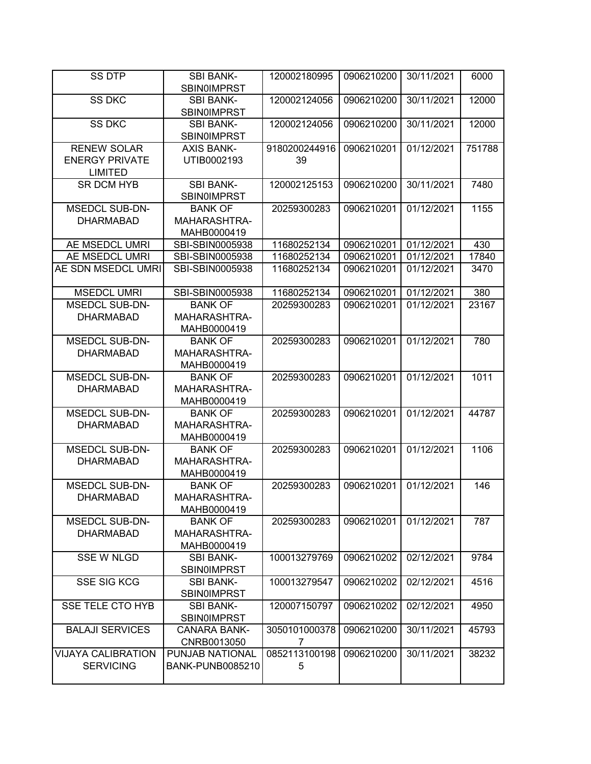| SS DTP | SBI BANK-SBIN0IMPRST | 120002180995 | 0906210200 | 30/11/2021 | 6000 |
|---|---|---|---|---|---|
| SS DKC | SBI BANK-SBIN0IMPRST | 120002124056 | 0906210200 | 30/11/2021 | 12000 |
| SS DKC | SBI BANK-SBIN0IMPRST | 120002124056 | 0906210200 | 30/11/2021 | 12000 |
| RENEW SOLAR ENERGY PRIVATE LIMITED | AXIS BANK-UTIB0002193 | 918020024491639 | 0906210201 | 01/12/2021 | 751788 |
| SR DCM HYB | SBI BANK-SBIN0IMPRST | 120002125153 | 0906210200 | 30/11/2021 | 7480 |
| MSEDCL SUB-DN-DHARMABAD | BANK OF MAHARASHTRA-MAHB0000419 | 20259300283 | 0906210201 | 01/12/2021 | 1155 |
| AE MSEDCL UMRI | SBI-SBIN0005938 | 11680252134 | 0906210201 | 01/12/2021 | 430 |
| AE MSEDCL UMRI | SBI-SBIN0005938 | 11680252134 | 0906210201 | 01/12/2021 | 17840 |
| AE SDN MSEDCL UMRI | SBI-SBIN0005938 | 11680252134 | 0906210201 | 01/12/2021 | 3470 |
| MSEDCL UMRI | SBI-SBIN0005938 | 11680252134 | 0906210201 | 01/12/2021 | 380 |
| MSEDCL SUB-DN-DHARMABAD | BANK OF MAHARASHTRA-MAHB0000419 | 20259300283 | 0906210201 | 01/12/2021 | 23167 |
| MSEDCL SUB-DN-DHARMABAD | BANK OF MAHARASHTRA-MAHB0000419 | 20259300283 | 0906210201 | 01/12/2021 | 780 |
| MSEDCL SUB-DN-DHARMABAD | BANK OF MAHARASHTRA-MAHB0000419 | 20259300283 | 0906210201 | 01/12/2021 | 1011 |
| MSEDCL SUB-DN-DHARMABAD | BANK OF MAHARASHTRA-MAHB0000419 | 20259300283 | 0906210201 | 01/12/2021 | 44787 |
| MSEDCL SUB-DN-DHARMABAD | BANK OF MAHARASHTRA-MAHB0000419 | 20259300283 | 0906210201 | 01/12/2021 | 1106 |
| MSEDCL SUB-DN-DHARMABAD | BANK OF MAHARASHTRA-MAHB0000419 | 20259300283 | 0906210201 | 01/12/2021 | 146 |
| MSEDCL SUB-DN-DHARMABAD | BANK OF MAHARASHTRA-MAHB0000419 | 20259300283 | 0906210201 | 01/12/2021 | 787 |
| SSE W NLGD | SBI BANK-SBIN0IMPRST | 100013279769 | 0906210202 | 02/12/2021 | 9784 |
| SSE SIG KCG | SBI BANK-SBIN0IMPRST | 100013279547 | 0906210202 | 02/12/2021 | 4516 |
| SSE TELE CTO HYB | SBI BANK-SBIN0IMPRST | 120007150797 | 0906210202 | 02/12/2021 | 4950 |
| BALAJI SERVICES | CANARA BANK-CNRB0013050 | 30501010003787 | 0906210200 | 30/11/2021 | 45793 |
| VIJAYA CALIBRATION SERVICING | PUNJAB NATIONAL BANK-PUNB0085210 | 08521131001985 | 0906210200 | 30/11/2021 | 38232 |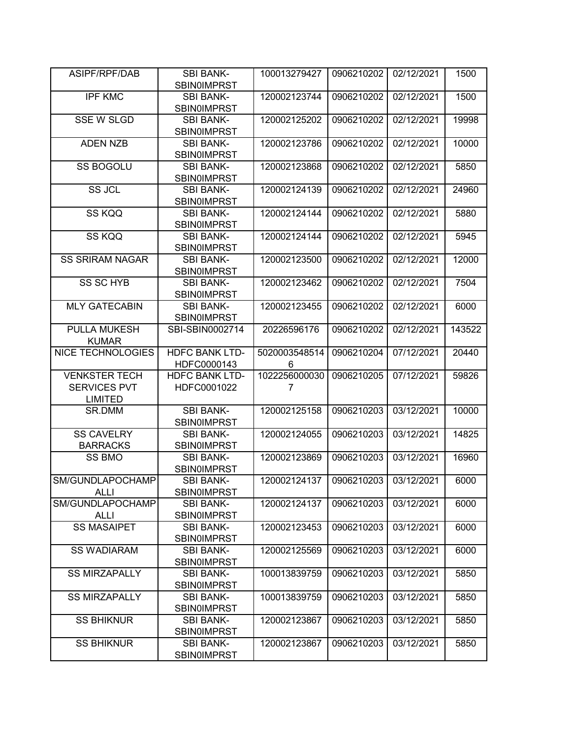| ASIPF/RPF/DAB | SBI BANK-SBIN0IMPRST | 100013279427 | 0906210202 | 02/12/2021 | 1500 |
|---|---|---|---|---|---|
| IPF KMC | SBI BANK-SBIN0IMPRST | 120002123744 | 0906210202 | 02/12/2021 | 1500 |
| SSE W SLGD | SBI BANK-SBIN0IMPRST | 120002125202 | 0906210202 | 02/12/2021 | 19998 |
| ADEN NZB | SBI BANK-SBIN0IMPRST | 120002123786 | 0906210202 | 02/12/2021 | 10000 |
| SS BOGOLU | SBI BANK-SBIN0IMPRST | 120002123868 | 0906210202 | 02/12/2021 | 5850 |
| SS JCL | SBI BANK-SBIN0IMPRST | 120002124139 | 0906210202 | 02/12/2021 | 24960 |
| SS KQQ | SBI BANK-SBIN0IMPRST | 120002124144 | 0906210202 | 02/12/2021 | 5880 |
| SS KQQ | SBI BANK-SBIN0IMPRST | 120002124144 | 0906210202 | 02/12/2021 | 5945 |
| SS SRIRAM NAGAR | SBI BANK-SBIN0IMPRST | 120002123500 | 0906210202 | 02/12/2021 | 12000 |
| SS SC HYB | SBI BANK-SBIN0IMPRST | 120002123462 | 0906210202 | 02/12/2021 | 7504 |
| MLY GATECABIN | SBI BANK-SBIN0IMPRST | 120002123455 | 0906210202 | 02/12/2021 | 6000 |
| PULLA MUKESH KUMAR | SBI-SBIN0002714 | 20226596176 | 0906210202 | 02/12/2021 | 143522 |
| NICE TECHNOLOGIES | HDFC BANK LTD-HDFC0000143 | 50200035485146 | 0906210204 | 07/12/2021 | 20440 |
| VENKSTER TECH SERVICES PVT LIMITED | HDFC BANK LTD-HDFC0001022 | 10222560000307 | 0906210205 | 07/12/2021 | 59826 |
| SR.DMM | SBI BANK-SBIN0IMPRST | 120002125158 | 0906210203 | 03/12/2021 | 10000 |
| SS CAVELRY BARRACKS | SBI BANK-SBIN0IMPRST | 120002124055 | 0906210203 | 03/12/2021 | 14825 |
| SS BMO | SBI BANK-SBIN0IMPRST | 120002123869 | 0906210203 | 03/12/2021 | 16960 |
| SM/GUNDLAPOCHAMPALLI | SBI BANK-SBIN0IMPRST | 120002124137 | 0906210203 | 03/12/2021 | 6000 |
| SM/GUNDLAPOCHAMPALLI | SBI BANK-SBIN0IMPRST | 120002124137 | 0906210203 | 03/12/2021 | 6000 |
| SS MASAIPET | SBI BANK-SBIN0IMPRST | 120002123453 | 0906210203 | 03/12/2021 | 6000 |
| SS WADIARAM | SBI BANK-SBIN0IMPRST | 120002125569 | 0906210203 | 03/12/2021 | 6000 |
| SS MIRZAPALLY | SBI BANK-SBIN0IMPRST | 100013839759 | 0906210203 | 03/12/2021 | 5850 |
| SS MIRZAPALLY | SBI BANK-SBIN0IMPRST | 100013839759 | 0906210203 | 03/12/2021 | 5850 |
| SS BHIKNUR | SBI BANK-SBIN0IMPRST | 120002123867 | 0906210203 | 03/12/2021 | 5850 |
| SS BHIKNUR | SBI BANK-SBIN0IMPRST | 120002123867 | 0906210203 | 03/12/2021 | 5850 |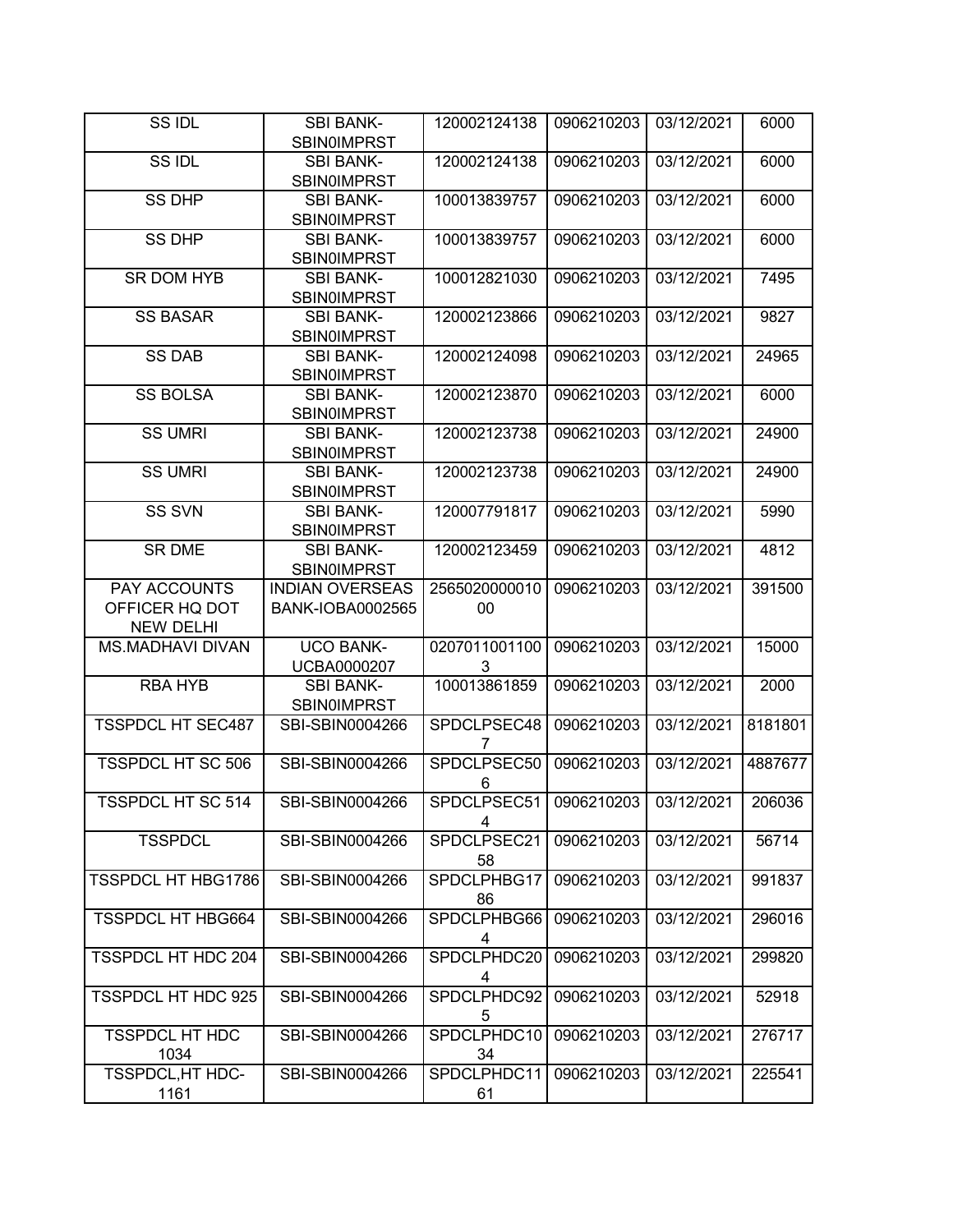| SS IDL | SBI BANK-SBIN0IMPRST | 120002124138 | 0906210203 | 03/12/2021 | 6000 |
|---|---|---|---|---|---|
| SS IDL | SBI BANK-SBIN0IMPRST | 120002124138 | 0906210203 | 03/12/2021 | 6000 |
| SS DHP | SBI BANK-SBIN0IMPRST | 100013839757 | 0906210203 | 03/12/2021 | 6000 |
| SS DHP | SBI BANK-SBIN0IMPRST | 100013839757 | 0906210203 | 03/12/2021 | 6000 |
| SR DOM HYB | SBI BANK-SBIN0IMPRST | 100012821030 | 0906210203 | 03/12/2021 | 7495 |
| SS BASAR | SBI BANK-SBIN0IMPRST | 120002123866 | 0906210203 | 03/12/2021 | 9827 |
| SS DAB | SBI BANK-SBIN0IMPRST | 120002124098 | 0906210203 | 03/12/2021 | 24965 |
| SS BOLSA | SBI BANK-SBIN0IMPRST | 120002123870 | 0906210203 | 03/12/2021 | 6000 |
| SS UMRI | SBI BANK-SBIN0IMPRST | 120002123738 | 0906210203 | 03/12/2021 | 24900 |
| SS UMRI | SBI BANK-SBIN0IMPRST | 120002123738 | 0906210203 | 03/12/2021 | 24900 |
| SS SVN | SBI BANK-SBIN0IMPRST | 120007791817 | 0906210203 | 03/12/2021 | 5990 |
| SR DME | SBI BANK-SBIN0IMPRST | 120002123459 | 0906210203 | 03/12/2021 | 4812 |
| PAY ACCOUNTS OFFICER HQ DOT NEW DELHI | INDIAN OVERSEAS BANK-IOBA0002565 | 256502000001000 | 0906210203 | 03/12/2021 | 391500 |
| MS.MADHAVI DIVAN | UCO BANK-UCBA0000207 | 02070110011003 | 0906210203 | 03/12/2021 | 15000 |
| RBA HYB | SBI BANK-SBIN0IMPRST | 100013861859 | 0906210203 | 03/12/2021 | 2000 |
| TSSPDCL HT SEC487 | SBI-SBIN0004266 | SPDCLPSEC487 | 0906210203 | 03/12/2021 | 8181801 |
| TSSPDCL HT SC 506 | SBI-SBIN0004266 | SPDCLPSEC506 | 0906210203 | 03/12/2021 | 4887677 |
| TSSPDCL HT SC 514 | SBI-SBIN0004266 | SPDCLPSEC514 | 0906210203 | 03/12/2021 | 206036 |
| TSSPDCL | SBI-SBIN0004266 | SPDCLPSEC2158 | 0906210203 | 03/12/2021 | 56714 |
| TSSPDCL HT HBG1786 | SBI-SBIN0004266 | SPDCLPHBG1786 | 0906210203 | 03/12/2021 | 991837 |
| TSSPDCL HT HBG664 | SBI-SBIN0004266 | SPDCLPHBG664 | 0906210203 | 03/12/2021 | 296016 |
| TSSPDCL HT HDC 204 | SBI-SBIN0004266 | SPDCLPHDC204 | 0906210203 | 03/12/2021 | 299820 |
| TSSPDCL HT HDC 925 | SBI-SBIN0004266 | SPDCLPHDC925 | 0906210203 | 03/12/2021 | 52918 |
| TSSPDCL HT HDC 1034 | SBI-SBIN0004266 | SPDCLPHDC1034 | 0906210203 | 03/12/2021 | 276717 |
| TSSPDCL,HT HDC-1161 | SBI-SBIN0004266 | SPDCLPHDC1161 | 0906210203 | 03/12/2021 | 225541 |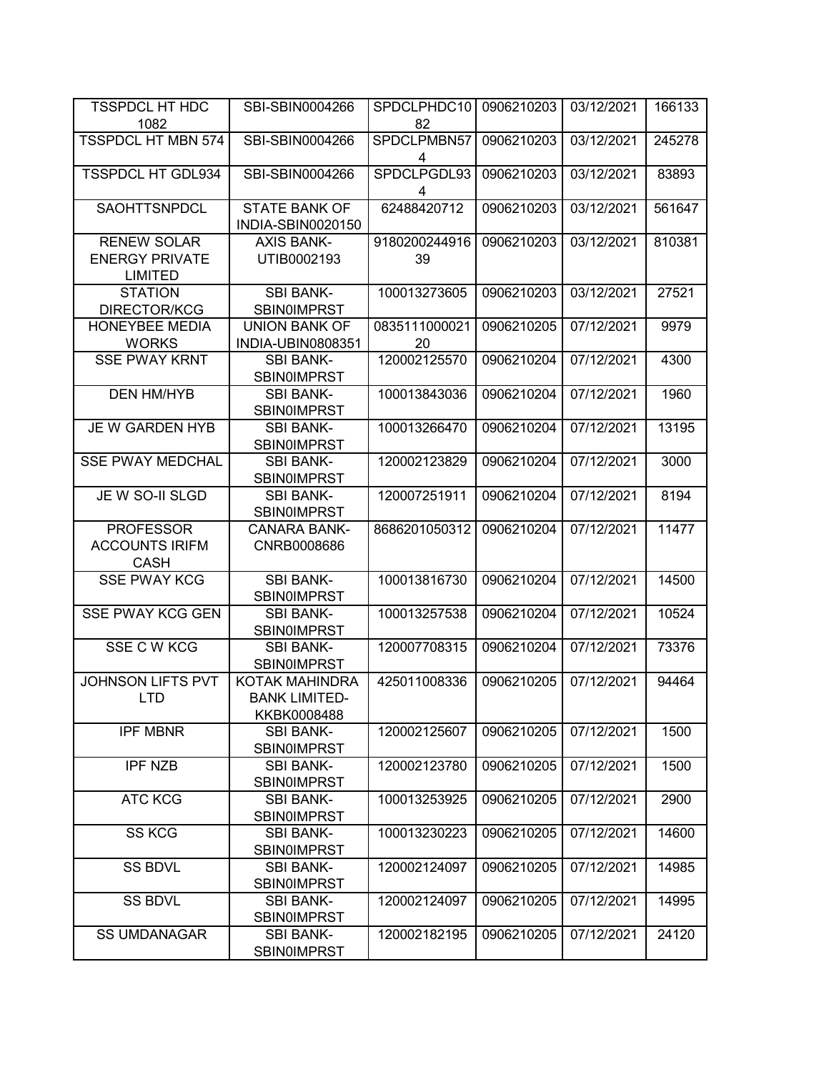| TSSPDCL HT HDC 1082 | SBI-SBIN0004266 | SPDCLPHDC1082 | 0906210203 | 03/12/2021 | 166133 |
|---|---|---|---|---|---|
| TSSPDCL HT MBN 574 | SBI-SBIN0004266 | SPDCLPMBN574 | 0906210203 | 03/12/2021 | 245278 |
| TSSPDCL HT GDL934 | SBI-SBIN0004266 | SPDCLPGDL934 | 0906210203 | 03/12/2021 | 83893 |
| SAOHTTSNPDCL | STATE BANK OF INDIA-SBIN0020150 | 62488420712 | 0906210203 | 03/12/2021 | 561647 |
| RENEW SOLAR ENERGY PRIVATE LIMITED | AXIS BANK-UTIB0002193 | 918020024491639 | 0906210203 | 03/12/2021 | 810381 |
| STATION DIRECTOR/KCG | SBI BANK-SBIN0IMPRST | 100013273605 | 0906210203 | 03/12/2021 | 27521 |
| HONEYBEE MEDIA WORKS | UNION BANK OF INDIA-UBIN0808351 | 083511100002120 | 0906210205 | 07/12/2021 | 9979 |
| SSE PWAY KRNT | SBI BANK-SBIN0IMPRST | 120002125570 | 0906210204 | 07/12/2021 | 4300 |
| DEN HM/HYB | SBI BANK-SBIN0IMPRST | 100013843036 | 0906210204 | 07/12/2021 | 1960 |
| JE W GARDEN HYB | SBI BANK-SBIN0IMPRST | 100013266470 | 0906210204 | 07/12/2021 | 13195 |
| SSE PWAY MEDCHAL | SBI BANK-SBIN0IMPRST | 120002123829 | 0906210204 | 07/12/2021 | 3000 |
| JE W SO-II SLGD | SBI BANK-SBIN0IMPRST | 120007251911 | 0906210204 | 07/12/2021 | 8194 |
| PROFESSOR ACCOUNTS IRIFM CASH | CANARA BANK-CNRB0008686 | 8686201050312 | 0906210204 | 07/12/2021 | 11477 |
| SSE PWAY KCG | SBI BANK-SBIN0IMPRST | 100013816730 | 0906210204 | 07/12/2021 | 14500 |
| SSE PWAY KCG GEN | SBI BANK-SBIN0IMPRST | 100013257538 | 0906210204 | 07/12/2021 | 10524 |
| SSE C W KCG | SBI BANK-SBIN0IMPRST | 120007708315 | 0906210204 | 07/12/2021 | 73376 |
| JOHNSON LIFTS PVT LTD | KOTAK MAHINDRA BANK LIMITED-KKBK0008488 | 425011008336 | 0906210205 | 07/12/2021 | 94464 |
| IPF MBNR | SBI BANK-SBIN0IMPRST | 120002125607 | 0906210205 | 07/12/2021 | 1500 |
| IPF NZB | SBI BANK-SBIN0IMPRST | 120002123780 | 0906210205 | 07/12/2021 | 1500 |
| ATC KCG | SBI BANK-SBIN0IMPRST | 100013253925 | 0906210205 | 07/12/2021 | 2900 |
| SS KCG | SBI BANK-SBIN0IMPRST | 100013230223 | 0906210205 | 07/12/2021 | 14600 |
| SS BDVL | SBI BANK-SBIN0IMPRST | 120002124097 | 0906210205 | 07/12/2021 | 14985 |
| SS BDVL | SBI BANK-SBIN0IMPRST | 120002124097 | 0906210205 | 07/12/2021 | 14995 |
| SS UMDANAGAR | SBI BANK-SBIN0IMPRST | 120002182195 | 0906210205 | 07/12/2021 | 24120 |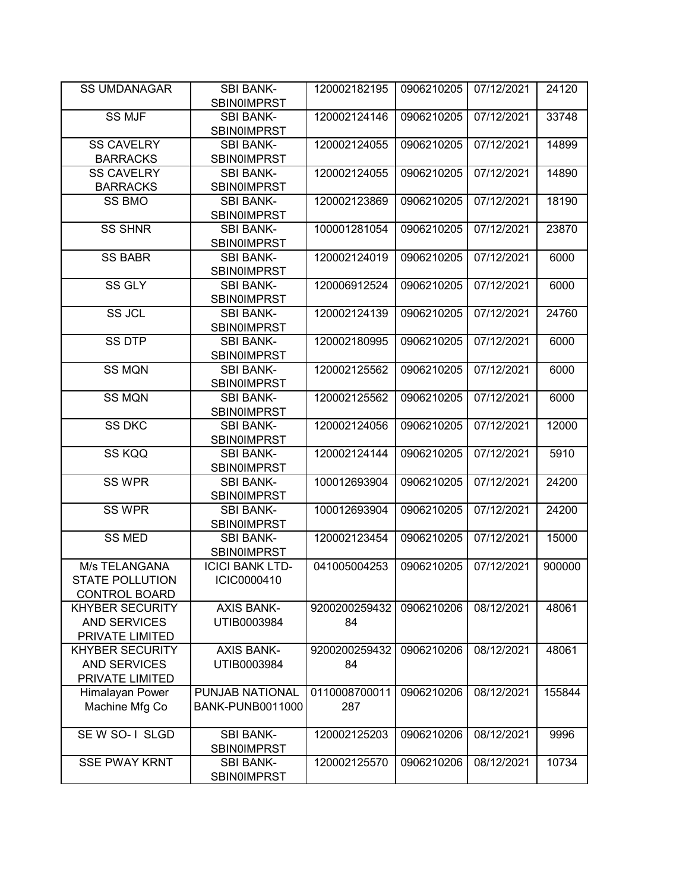| | | | | | |
|---|---|---|---|---|---|
| SS UMDANAGAR | SBI BANK-SBIN0IMPRST | 120002182195 | 0906210205 | 07/12/2021 | 24120 |
| SS MJF | SBI BANK-SBIN0IMPRST | 120002124146 | 0906210205 | 07/12/2021 | 33748 |
| SS CAVELRY BARRACKS | SBI BANK-SBIN0IMPRST | 120002124055 | 0906210205 | 07/12/2021 | 14899 |
| SS CAVELRY BARRACKS | SBI BANK-SBIN0IMPRST | 120002124055 | 0906210205 | 07/12/2021 | 14890 |
| SS BMO | SBI BANK-SBIN0IMPRST | 120002123869 | 0906210205 | 07/12/2021 | 18190 |
| SS SHNR | SBI BANK-SBIN0IMPRST | 100001281054 | 0906210205 | 07/12/2021 | 23870 |
| SS BABR | SBI BANK-SBIN0IMPRST | 120002124019 | 0906210205 | 07/12/2021 | 6000 |
| SS GLY | SBI BANK-SBIN0IMPRST | 120006912524 | 0906210205 | 07/12/2021 | 6000 |
| SS JCL | SBI BANK-SBIN0IMPRST | 120002124139 | 0906210205 | 07/12/2021 | 24760 |
| SS DTP | SBI BANK-SBIN0IMPRST | 120002180995 | 0906210205 | 07/12/2021 | 6000 |
| SS MQN | SBI BANK-SBIN0IMPRST | 120002125562 | 0906210205 | 07/12/2021 | 6000 |
| SS MQN | SBI BANK-SBIN0IMPRST | 120002125562 | 0906210205 | 07/12/2021 | 6000 |
| SS DKC | SBI BANK-SBIN0IMPRST | 120002124056 | 0906210205 | 07/12/2021 | 12000 |
| SS KQQ | SBI BANK-SBIN0IMPRST | 120002124144 | 0906210205 | 07/12/2021 | 5910 |
| SS WPR | SBI BANK-SBIN0IMPRST | 100012693904 | 0906210205 | 07/12/2021 | 24200 |
| SS WPR | SBI BANK-SBIN0IMPRST | 100012693904 | 0906210205 | 07/12/2021 | 24200 |
| SS MED | SBI BANK-SBIN0IMPRST | 120002123454 | 0906210205 | 07/12/2021 | 15000 |
| M/s TELANGANA STATE POLLUTION CONTROL BOARD | ICICI BANK LTD-ICIC0000410 | 041005004253 | 0906210205 | 07/12/2021 | 900000 |
| KHYBER SECURITY AND SERVICES PRIVATE LIMITED | AXIS BANK-UTIB0003984 | 920020025943284 | 0906210206 | 08/12/2021 | 48061 |
| KHYBER SECURITY AND SERVICES PRIVATE LIMITED | AXIS BANK-UTIB0003984 | 920020025943284 | 0906210206 | 08/12/2021 | 48061 |
| Himalayan Power Machine Mfg Co | PUNJAB NATIONAL BANK-PUNB0011000 | 0110008700011287 | 0906210206 | 08/12/2021 | 155844 |
| SE W SO- I SLGD | SBI BANK-SBIN0IMPRST | 120002125203 | 0906210206 | 08/12/2021 | 9996 |
| SSE PWAY KRNT | SBI BANK-SBIN0IMPRST | 120002125570 | 0906210206 | 08/12/2021 | 10734 |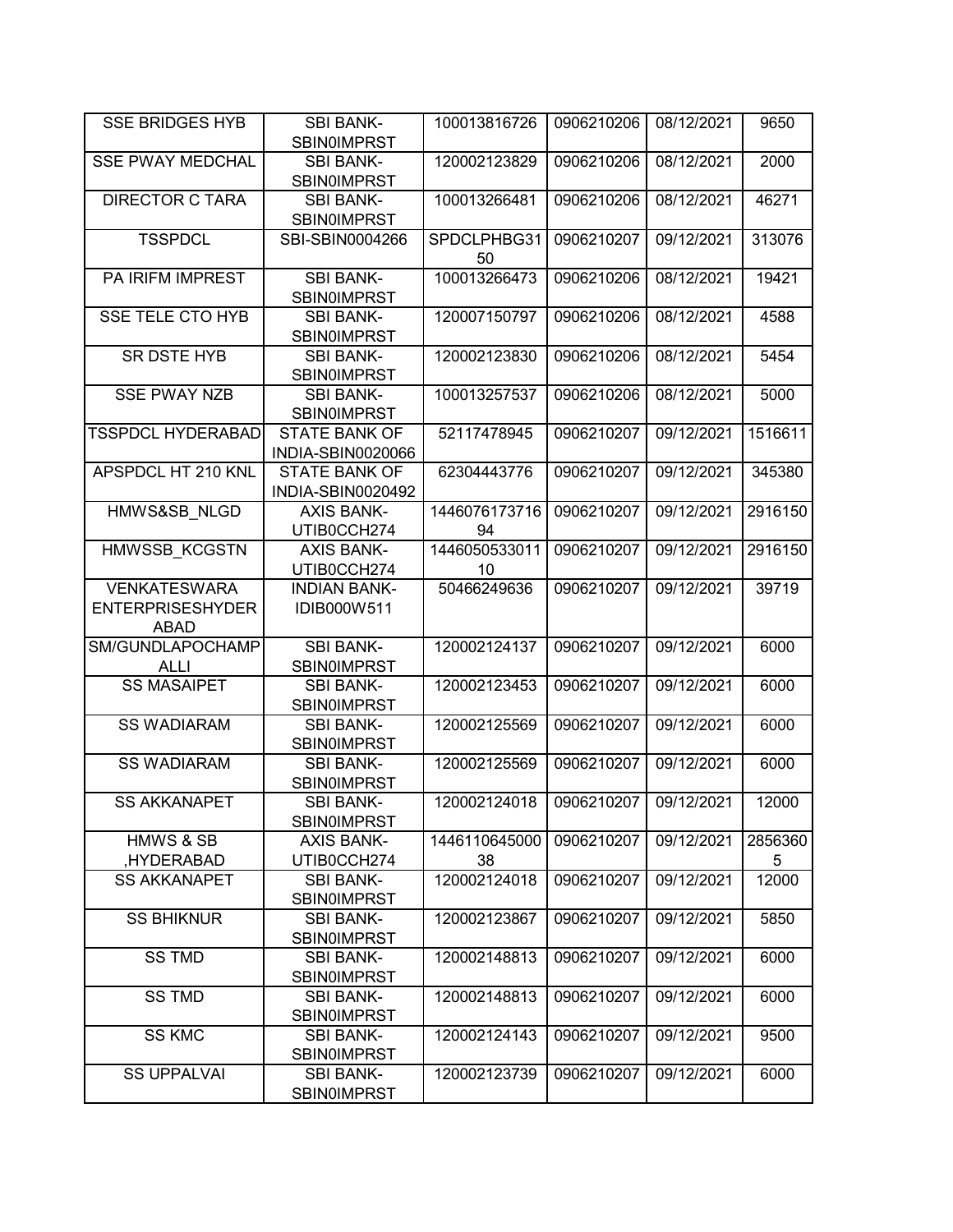| SSE BRIDGES HYB | SBI BANK-SBIN0IMPRST | 100013816726 | 0906210206 | 08/12/2021 | 9650 |
|---|---|---|---|---|---|
| SSE PWAY MEDCHAL | SBI BANK-SBIN0IMPRST | 120002123829 | 0906210206 | 08/12/2021 | 2000 |
| DIRECTOR C TARA | SBI BANK-SBIN0IMPRST | 100013266481 | 0906210206 | 08/12/2021 | 46271 |
| TSSPDCL | SBI-SBIN0004266 | SPDCLPHBG3150 | 0906210207 | 09/12/2021 | 313076 |
| PA IRIFM IMPREST | SBI BANK-SBIN0IMPRST | 100013266473 | 0906210206 | 08/12/2021 | 19421 |
| SSE TELE CTO HYB | SBI BANK-SBIN0IMPRST | 120007150797 | 0906210206 | 08/12/2021 | 4588 |
| SR DSTE HYB | SBI BANK-SBIN0IMPRST | 120002123830 | 0906210206 | 08/12/2021 | 5454 |
| SSE PWAY NZB | SBI BANK-SBIN0IMPRST | 100013257537 | 0906210206 | 08/12/2021 | 5000 |
| TSSPDCL HYDERABAD | STATE BANK OF INDIA-SBIN0020066 | 52117478945 | 0906210207 | 09/12/2021 | 1516611 |
| APSPDCL HT 210 KNL | STATE BANK OF INDIA-SBIN0020492 | 62304443776 | 0906210207 | 09/12/2021 | 345380 |
| HMWS&SB_NLGD | AXIS BANK-UTIB0CCH274 | 144607617371694 | 0906210207 | 09/12/2021 | 2916150 |
| HMWSSB_KCGSTN | AXIS BANK-UTIB0CCH274 | 144605053301110 | 0906210207 | 09/12/2021 | 2916150 |
| VENKATESWARA ENTERPRISESHYDERABAD | INDIAN BANK-IDIB000W511 | 50466249636 | 0906210207 | 09/12/2021 | 39719 |
| SM/GUNDLAPOCHAMPALLI | SBI BANK-SBIN0IMPRST | 120002124137 | 0906210207 | 09/12/2021 | 6000 |
| SS MASAIPET | SBI BANK-SBIN0IMPRST | 120002123453 | 0906210207 | 09/12/2021 | 6000 |
| SS WADIARAM | SBI BANK-SBIN0IMPRST | 120002125569 | 0906210207 | 09/12/2021 | 6000 |
| SS WADIARAM | SBI BANK-SBIN0IMPRST | 120002125569 | 0906210207 | 09/12/2021 | 6000 |
| SS AKKANAPET | SBI BANK-SBIN0IMPRST | 120002124018 | 0906210207 | 09/12/2021 | 12000 |
| HMWS & SB ,HYDERABAD | AXIS BANK-UTIB0CCH274 | 144611064500038 | 0906210207 | 09/12/2021 | 28563605 |
| SS AKKANAPET | SBI BANK-SBIN0IMPRST | 120002124018 | 0906210207 | 09/12/2021 | 12000 |
| SS BHIKNUR | SBI BANK-SBIN0IMPRST | 120002123867 | 0906210207 | 09/12/2021 | 5850 |
| SS TMD | SBI BANK-SBIN0IMPRST | 120002148813 | 0906210207 | 09/12/2021 | 6000 |
| SS TMD | SBI BANK-SBIN0IMPRST | 120002148813 | 0906210207 | 09/12/2021 | 6000 |
| SS KMC | SBI BANK-SBIN0IMPRST | 120002124143 | 0906210207 | 09/12/2021 | 9500 |
| SS UPPALVAI | SBI BANK-SBIN0IMPRST | 120002123739 | 0906210207 | 09/12/2021 | 6000 |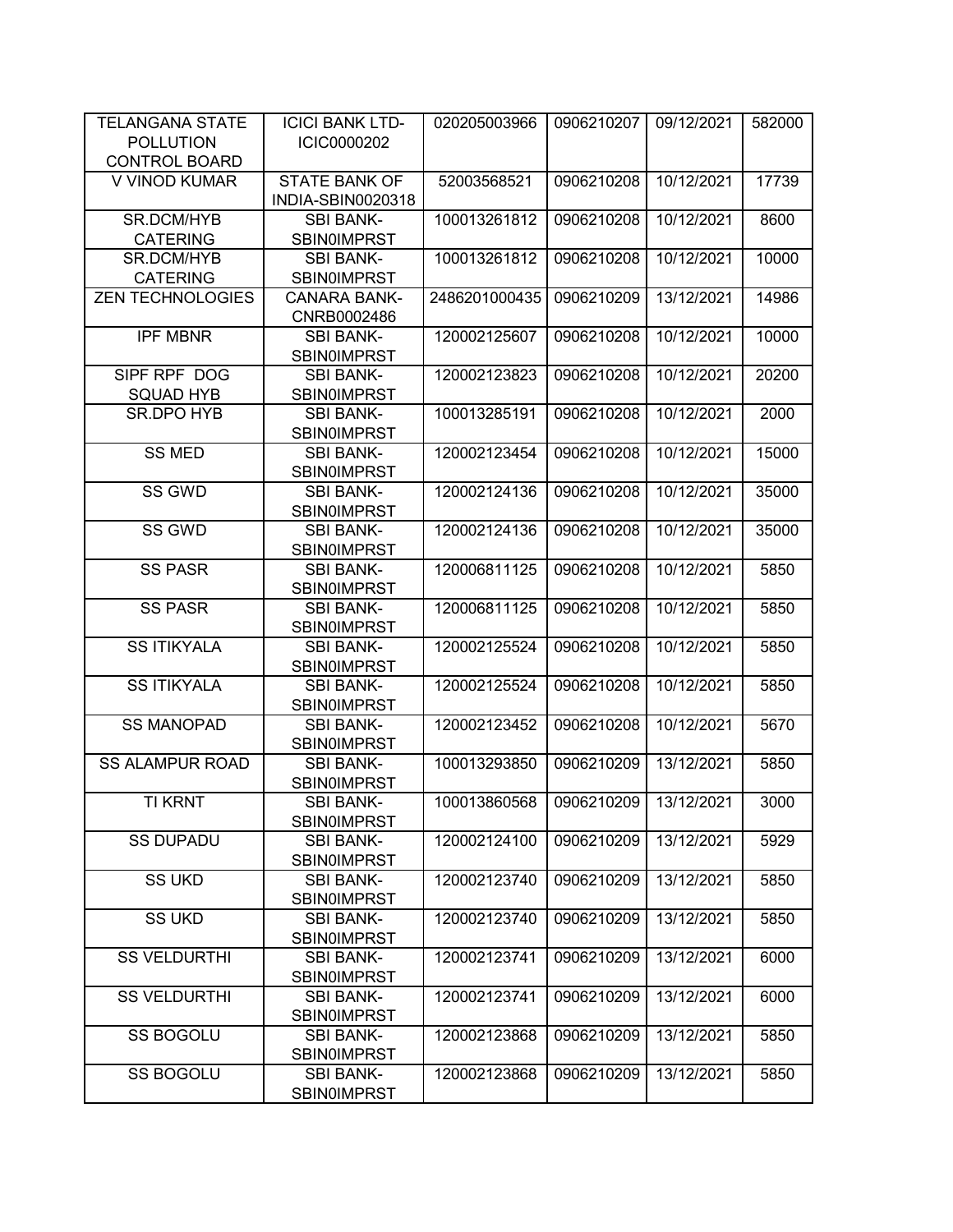| TELANGANA STATE POLLUTION CONTROL BOARD | ICICI BANK LTD-ICIC0000202 | 020205003966 | 0906210207 | 09/12/2021 | 582000 |
|---|---|---|---|---|---|
| V VINOD KUMAR | STATE BANK OF INDIA-SBIN0020318 | 52003568521 | 0906210208 | 10/12/2021 | 17739 |
| SR.DCM/HYB CATERING | SBI BANK-SBIN0IMPRST | 100013261812 | 0906210208 | 10/12/2021 | 8600 |
| SR.DCM/HYB CATERING | SBI BANK-SBIN0IMPRST | 100013261812 | 0906210208 | 10/12/2021 | 10000 |
| ZEN TECHNOLOGIES | CANARA BANK-CNRB0002486 | 2486201000435 | 0906210209 | 13/12/2021 | 14986 |
| IPF MBNR | SBI BANK-SBIN0IMPRST | 120002125607 | 0906210208 | 10/12/2021 | 10000 |
| SIPF RPF DOG SQUAD HYB | SBI BANK-SBIN0IMPRST | 120002123823 | 0906210208 | 10/12/2021 | 20200 |
| SR.DPO HYB | SBI BANK-SBIN0IMPRST | 100013285191 | 0906210208 | 10/12/2021 | 2000 |
| SS MED | SBI BANK-SBIN0IMPRST | 120002123454 | 0906210208 | 10/12/2021 | 15000 |
| SS GWD | SBI BANK-SBIN0IMPRST | 120002124136 | 0906210208 | 10/12/2021 | 35000 |
| SS GWD | SBI BANK-SBIN0IMPRST | 120002124136 | 0906210208 | 10/12/2021 | 35000 |
| SS PASR | SBI BANK-SBIN0IMPRST | 120006811125 | 0906210208 | 10/12/2021 | 5850 |
| SS PASR | SBI BANK-SBIN0IMPRST | 120006811125 | 0906210208 | 10/12/2021 | 5850 |
| SS ITIKYALA | SBI BANK-SBIN0IMPRST | 120002125524 | 0906210208 | 10/12/2021 | 5850 |
| SS ITIKYALA | SBI BANK-SBIN0IMPRST | 120002125524 | 0906210208 | 10/12/2021 | 5850 |
| SS MANOPAD | SBI BANK-SBIN0IMPRST | 120002123452 | 0906210208 | 10/12/2021 | 5670 |
| SS ALAMPUR ROAD | SBI BANK-SBIN0IMPRST | 100013293850 | 0906210209 | 13/12/2021 | 5850 |
| TI KRNT | SBI BANK-SBIN0IMPRST | 100013860568 | 0906210209 | 13/12/2021 | 3000 |
| SS DUPADU | SBI BANK-SBIN0IMPRST | 120002124100 | 0906210209 | 13/12/2021 | 5929 |
| SS UKD | SBI BANK-SBIN0IMPRST | 120002123740 | 0906210209 | 13/12/2021 | 5850 |
| SS UKD | SBI BANK-SBIN0IMPRST | 120002123740 | 0906210209 | 13/12/2021 | 5850 |
| SS VELDURTHI | SBI BANK-SBIN0IMPRST | 120002123741 | 0906210209 | 13/12/2021 | 6000 |
| SS VELDURTHI | SBI BANK-SBIN0IMPRST | 120002123741 | 0906210209 | 13/12/2021 | 6000 |
| SS BOGOLU | SBI BANK-SBIN0IMPRST | 120002123868 | 0906210209 | 13/12/2021 | 5850 |
| SS BOGOLU | SBI BANK-SBIN0IMPRST | 120002123868 | 0906210209 | 13/12/2021 | 5850 |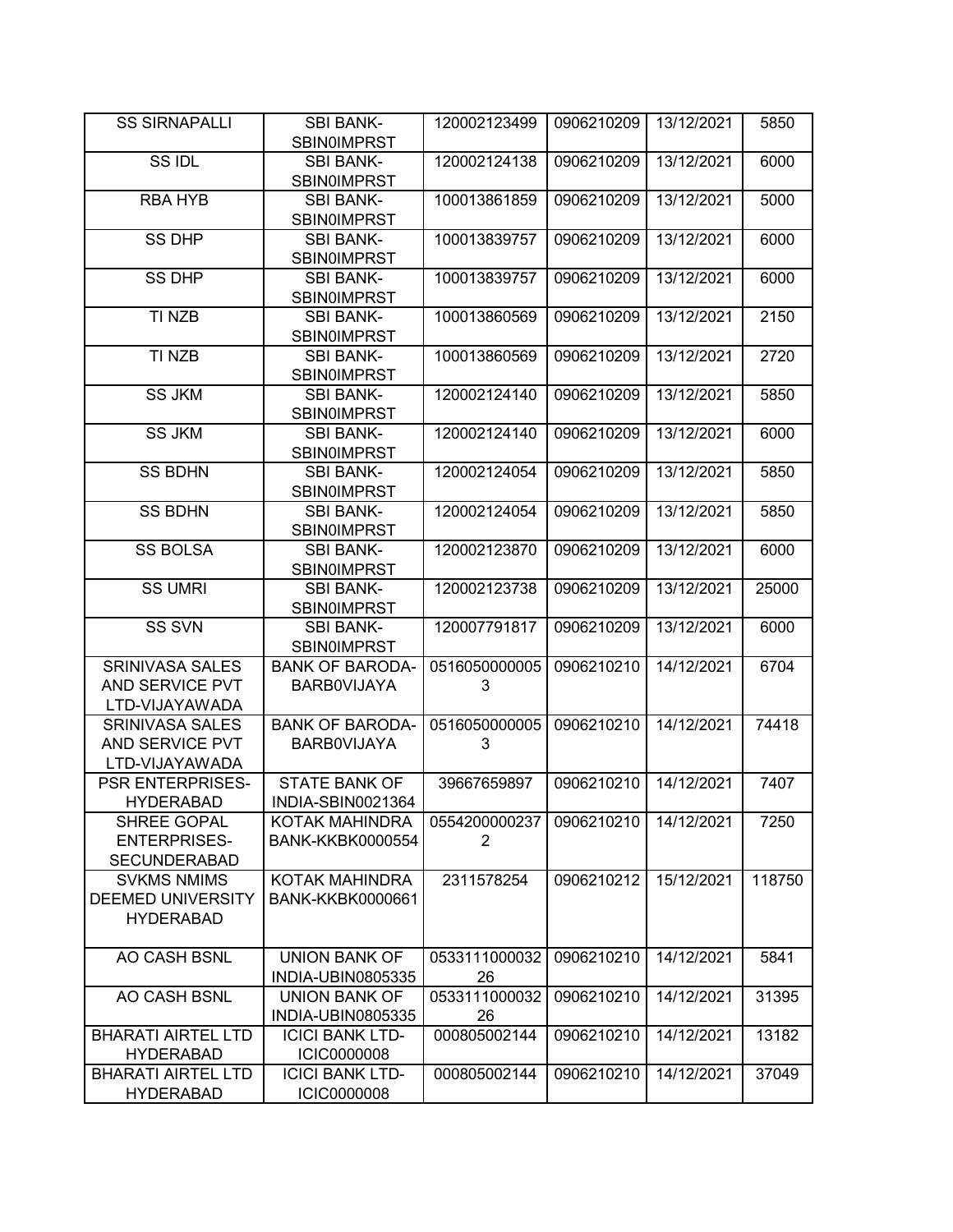| SS SIRNAPALLI | SBI BANK-SBIN0IMPRST | 120002123499 | 0906210209 | 13/12/2021 | 5850 |
|---|---|---|---|---|---|
| SS IDL | SBI BANK-SBIN0IMPRST | 120002124138 | 0906210209 | 13/12/2021 | 6000 |
| RBA HYB | SBI BANK-SBIN0IMPRST | 100013861859 | 0906210209 | 13/12/2021 | 5000 |
| SS DHP | SBI BANK-SBIN0IMPRST | 100013839757 | 0906210209 | 13/12/2021 | 6000 |
| SS DHP | SBI BANK-SBIN0IMPRST | 100013839757 | 0906210209 | 13/12/2021 | 6000 |
| TI NZB | SBI BANK-SBIN0IMPRST | 100013860569 | 0906210209 | 13/12/2021 | 2150 |
| TI NZB | SBI BANK-SBIN0IMPRST | 100013860569 | 0906210209 | 13/12/2021 | 2720 |
| SS JKM | SBI BANK-SBIN0IMPRST | 120002124140 | 0906210209 | 13/12/2021 | 5850 |
| SS JKM | SBI BANK-SBIN0IMPRST | 120002124140 | 0906210209 | 13/12/2021 | 6000 |
| SS BDHN | SBI BANK-SBIN0IMPRST | 120002124054 | 0906210209 | 13/12/2021 | 5850 |
| SS BDHN | SBI BANK-SBIN0IMPRST | 120002124054 | 0906210209 | 13/12/2021 | 5850 |
| SS BOLSA | SBI BANK-SBIN0IMPRST | 120002123870 | 0906210209 | 13/12/2021 | 6000 |
| SS UMRI | SBI BANK-SBIN0IMPRST | 120002123738 | 0906210209 | 13/12/2021 | 25000 |
| SS SVN | SBI BANK-SBIN0IMPRST | 120007791817 | 0906210209 | 13/12/2021 | 6000 |
| SRINIVASA SALES AND SERVICE PVT LTD-VIJAYAWADA | BANK OF BARODA-BARB0VIJAYA | 05160500000053 | 0906210210 | 14/12/2021 | 6704 |
| SRINIVASA SALES AND SERVICE PVT LTD-VIJAYAWADA | BANK OF BARODA-BARB0VIJAYA | 05160500000053 | 0906210210 | 14/12/2021 | 74418 |
| PSR ENTERPRISES-HYDERABAD | STATE BANK OF INDIA-SBIN0021364 | 39667659897 | 0906210210 | 14/12/2021 | 7407 |
| SHREE GOPAL ENTERPRISES-SECUNDERABAD | KOTAK MAHINDRA BANK-KKBK0000554 | 05542000002372 | 0906210210 | 14/12/2021 | 7250 |
| SVKMS NMIMS DEEMED UNIVERSITY HYDERABAD | KOTAK MAHINDRA BANK-KKBK0000661 | 2311578254 | 0906210212 | 15/12/2021 | 118750 |
| AO CASH BSNL | UNION BANK OF INDIA-UBIN0805335 | 053311100003226 | 0906210210 | 14/12/2021 | 5841 |
| AO CASH BSNL | UNION BANK OF INDIA-UBIN0805335 | 053311100003226 | 0906210210 | 14/12/2021 | 31395 |
| BHARATI AIRTEL LTD HYDERABAD | ICICI BANK LTD-ICIC0000008 | 000805002144 | 0906210210 | 14/12/2021 | 13182 |
| BHARATI AIRTEL LTD HYDERABAD | ICICI BANK LTD-ICIC0000008 | 000805002144 | 0906210210 | 14/12/2021 | 37049 |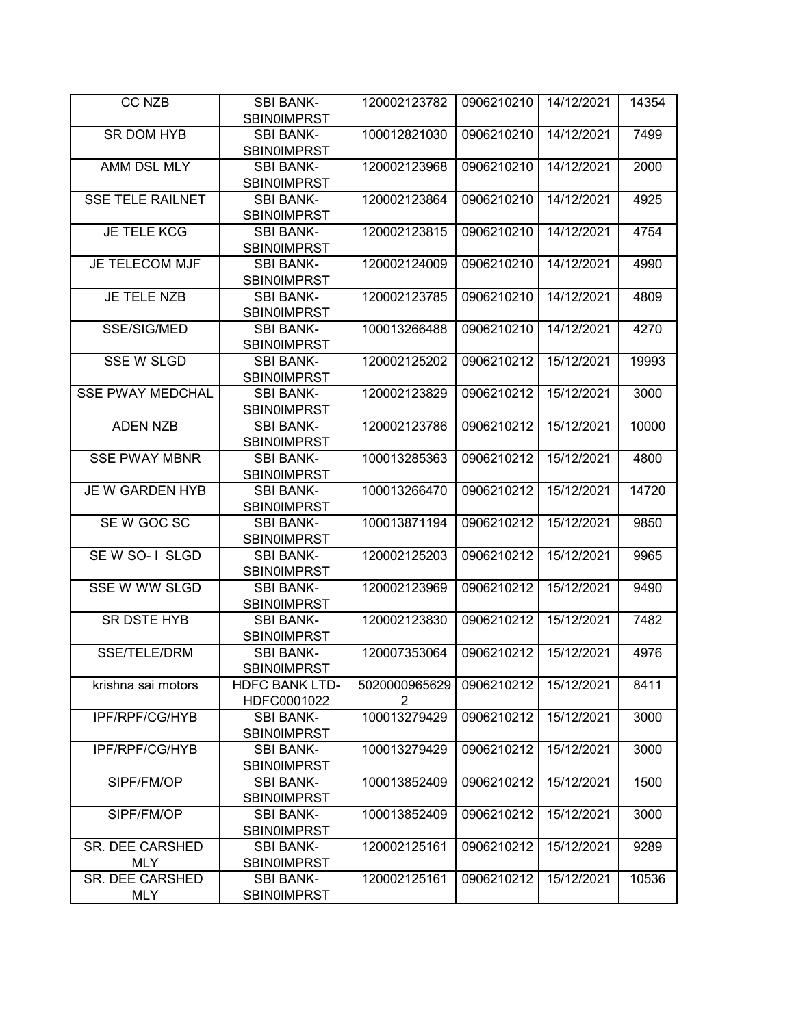| CC NZB | SBI BANK-SBIN0IMPRST | 120002123782 | 0906210210 | 14/12/2021 | 14354 |
|---|---|---|---|---|---|
| SR DOM HYB | SBI BANK-SBIN0IMPRST | 100012821030 | 0906210210 | 14/12/2021 | 7499 |
| AMM DSL MLY | SBI BANK-SBIN0IMPRST | 120002123968 | 0906210210 | 14/12/2021 | 2000 |
| SSE TELE RAILNET | SBI BANK-SBIN0IMPRST | 120002123864 | 0906210210 | 14/12/2021 | 4925 |
| JE TELE KCG | SBI BANK-SBIN0IMPRST | 120002123815 | 0906210210 | 14/12/2021 | 4754 |
| JE TELECOM MJF | SBI BANK-SBIN0IMPRST | 120002124009 | 0906210210 | 14/12/2021 | 4990 |
| JE TELE NZB | SBI BANK-SBIN0IMPRST | 120002123785 | 0906210210 | 14/12/2021 | 4809 |
| SSE/SIG/MED | SBI BANK-SBIN0IMPRST | 100013266488 | 0906210210 | 14/12/2021 | 4270 |
| SSE W SLGD | SBI BANK-SBIN0IMPRST | 120002125202 | 0906210212 | 15/12/2021 | 19993 |
| SSE PWAY MEDCHAL | SBI BANK-SBIN0IMPRST | 120002123829 | 0906210212 | 15/12/2021 | 3000 |
| ADEN NZB | SBI BANK-SBIN0IMPRST | 120002123786 | 0906210212 | 15/12/2021 | 10000 |
| SSE PWAY MBNR | SBI BANK-SBIN0IMPRST | 100013285363 | 0906210212 | 15/12/2021 | 4800 |
| JE W GARDEN HYB | SBI BANK-SBIN0IMPRST | 100013266470 | 0906210212 | 15/12/2021 | 14720 |
| SE W GOC SC | SBI BANK-SBIN0IMPRST | 100013871194 | 0906210212 | 15/12/2021 | 9850 |
| SE W SO- I SLGD | SBI BANK-SBIN0IMPRST | 120002125203 | 0906210212 | 15/12/2021 | 9965 |
| SSE W WW SLGD | SBI BANK-SBIN0IMPRST | 120002123969 | 0906210212 | 15/12/2021 | 9490 |
| SR DSTE HYB | SBI BANK-SBIN0IMPRST | 120002123830 | 0906210212 | 15/12/2021 | 7482 |
| SSE/TELE/DRM | SBI BANK-SBIN0IMPRST | 120007353064 | 0906210212 | 15/12/2021 | 4976 |
| krishna sai motors | HDFC BANK LTD-HDFC0001022 | 50200009656292 | 0906210212 | 15/12/2021 | 8411 |
| IPF/RPF/CG/HYB | SBI BANK-SBIN0IMPRST | 100013279429 | 0906210212 | 15/12/2021 | 3000 |
| IPF/RPF/CG/HYB | SBI BANK-SBIN0IMPRST | 100013279429 | 0906210212 | 15/12/2021 | 3000 |
| SIPF/FM/OP | SBI BANK-SBIN0IMPRST | 100013852409 | 0906210212 | 15/12/2021 | 1500 |
| SIPF/FM/OP | SBI BANK-SBIN0IMPRST | 100013852409 | 0906210212 | 15/12/2021 | 3000 |
| SR. DEE CARSHED MLY | SBI BANK-SBIN0IMPRST | 120002125161 | 0906210212 | 15/12/2021 | 9289 |
| SR. DEE CARSHED MLY | SBI BANK-SBIN0IMPRST | 120002125161 | 0906210212 | 15/12/2021 | 10536 |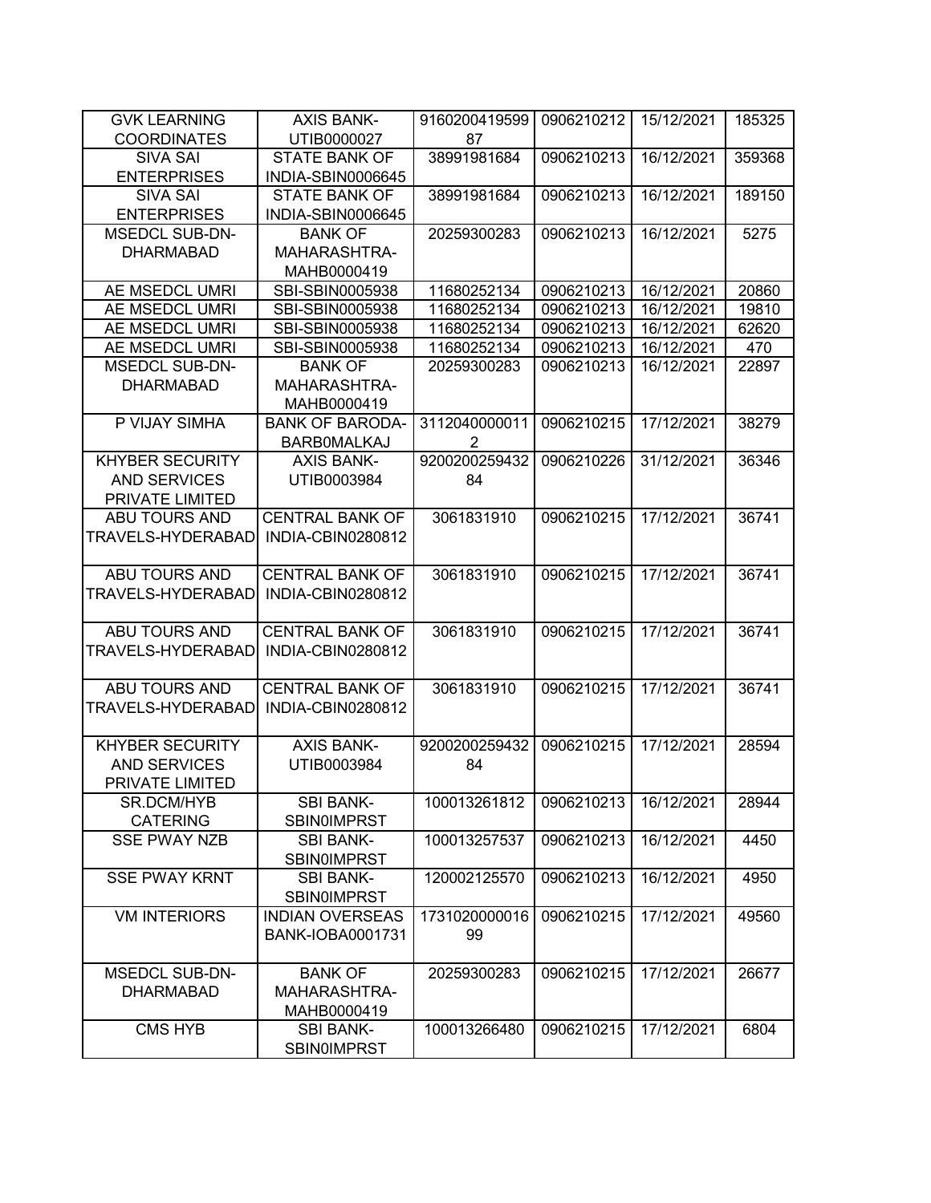| GVK LEARNING COORDINATES | AXIS BANK-UTIB0000027 | 916020041959987 | 0906210212 | 15/12/2021 | 185325 |
|---|---|---|---|---|---|
| SIVA SAI ENTERPRISES | STATE BANK OF INDIA-SBIN0006645 | 38991981684 | 0906210213 | 16/12/2021 | 359368 |
| SIVA SAI ENTERPRISES | STATE BANK OF INDIA-SBIN0006645 | 38991981684 | 0906210213 | 16/12/2021 | 189150 |
| MSEDCL SUB-DN-DHARMABAD | BANK OF MAHARASHTRA-MAHB0000419 | 20259300283 | 0906210213 | 16/12/2021 | 5275 |
| AE MSEDCL UMRI | SBI-SBIN0005938 | 11680252134 | 0906210213 | 16/12/2021 | 20860 |
| AE MSEDCL UMRI | SBI-SBIN0005938 | 11680252134 | 0906210213 | 16/12/2021 | 19810 |
| AE MSEDCL UMRI | SBI-SBIN0005938 | 11680252134 | 0906210213 | 16/12/2021 | 62620 |
| AE MSEDCL UMRI | SBI-SBIN0005938 | 11680252134 | 0906210213 | 16/12/2021 | 470 |
| MSEDCL SUB-DN-DHARMABAD | BANK OF MAHARASHTRA-MAHB0000419 | 20259300283 | 0906210213 | 16/12/2021 | 22897 |
| P VIJAY SIMHA | BANK OF BARODA-BARB0MALKAJ | 31120400000112 | 0906210215 | 17/12/2021 | 38279 |
| KHYBER SECURITY AND SERVICES PRIVATE LIMITED | AXIS BANK-UTIB0003984 | 920020025943284 | 0906210226 | 31/12/2021 | 36346 |
| ABU TOURS AND TRAVELS-HYDERABAD | CENTRAL BANK OF INDIA-CBIN0280812 | 3061831910 | 0906210215 | 17/12/2021 | 36741 |
| ABU TOURS AND TRAVELS-HYDERABAD | CENTRAL BANK OF INDIA-CBIN0280812 | 3061831910 | 0906210215 | 17/12/2021 | 36741 |
| ABU TOURS AND TRAVELS-HYDERABAD | CENTRAL BANK OF INDIA-CBIN0280812 | 3061831910 | 0906210215 | 17/12/2021 | 36741 |
| ABU TOURS AND TRAVELS-HYDERABAD | CENTRAL BANK OF INDIA-CBIN0280812 | 3061831910 | 0906210215 | 17/12/2021 | 36741 |
| KHYBER SECURITY AND SERVICES PRIVATE LIMITED | AXIS BANK-UTIB0003984 | 920020025943284 | 0906210215 | 17/12/2021 | 28594 |
| SR.DCM/HYB CATERING | SBI BANK-SBIN0IMPRST | 100013261812 | 0906210213 | 16/12/2021 | 28944 |
| SSE PWAY NZB | SBI BANK-SBIN0IMPRST | 100013257537 | 0906210213 | 16/12/2021 | 4450 |
| SSE PWAY KRNT | SBI BANK-SBIN0IMPRST | 120002125570 | 0906210213 | 16/12/2021 | 4950 |
| VM INTERIORS | INDIAN OVERSEAS BANK-IOBA0001731 | 173102000001699 | 0906210215 | 17/12/2021 | 49560 |
| MSEDCL SUB-DN-DHARMABAD | BANK OF MAHARASHTRA-MAHB0000419 | 20259300283 | 0906210215 | 17/12/2021 | 26677 |
| CMS HYB | SBI BANK-SBIN0IMPRST | 100013266480 | 0906210215 | 17/12/2021 | 6804 |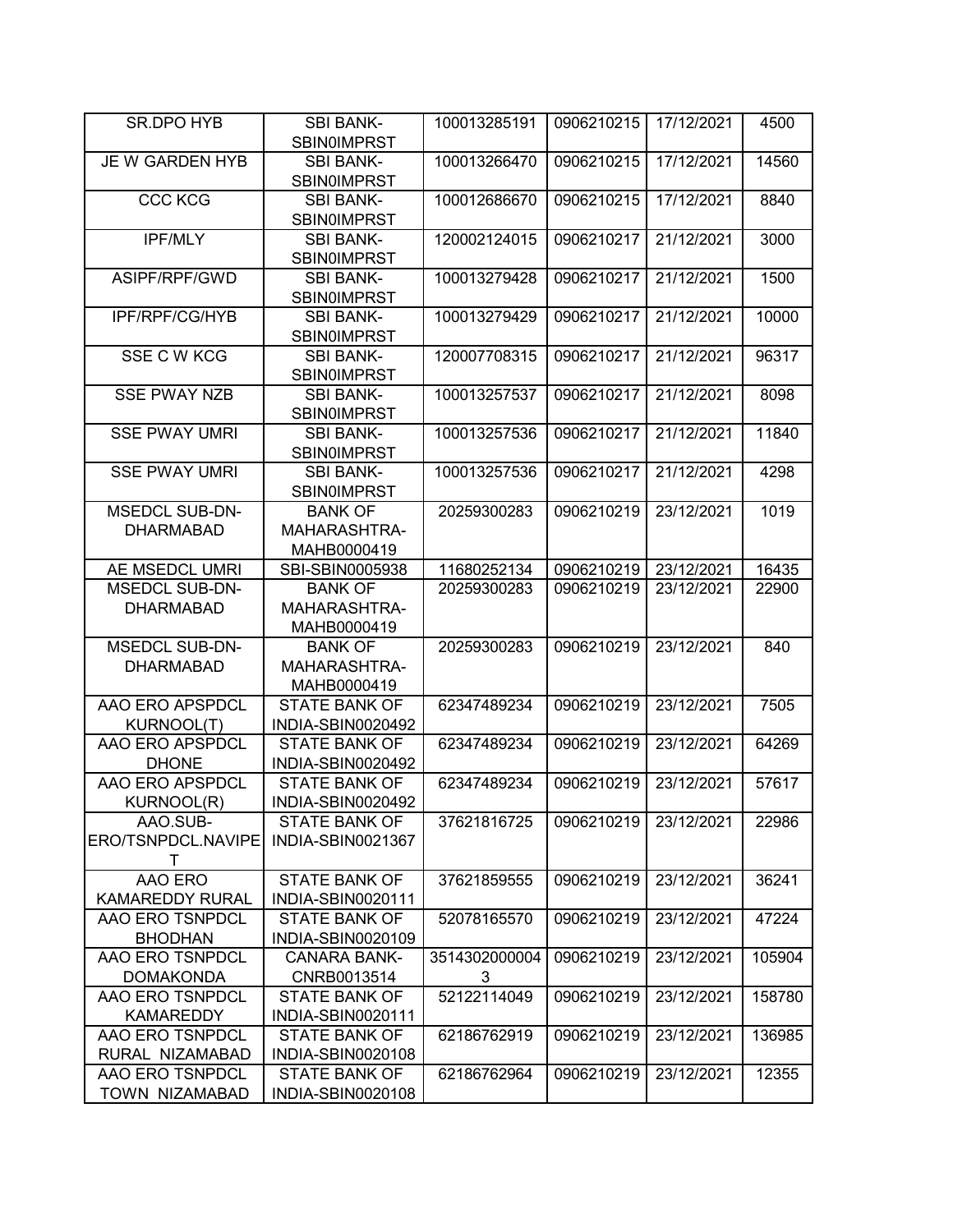| SR.DPO HYB | SBI BANK-SBIN0IMPRST | 100013285191 | 0906210215 | 17/12/2021 | 4500 |
|---|---|---|---|---|---|
| JE W GARDEN HYB | SBI BANK-SBIN0IMPRST | 100013266470 | 0906210215 | 17/12/2021 | 14560 |
| CCC KCG | SBI BANK-SBIN0IMPRST | 100012686670 | 0906210215 | 17/12/2021 | 8840 |
| IPF/MLY | SBI BANK-SBIN0IMPRST | 120002124015 | 0906210217 | 21/12/2021 | 3000 |
| ASIPF/RPF/GWD | SBI BANK-SBIN0IMPRST | 100013279428 | 0906210217 | 21/12/2021 | 1500 |
| IPF/RPF/CG/HYB | SBI BANK-SBIN0IMPRST | 100013279429 | 0906210217 | 21/12/2021 | 10000 |
| SSE C W KCG | SBI BANK-SBIN0IMPRST | 120007708315 | 0906210217 | 21/12/2021 | 96317 |
| SSE PWAY NZB | SBI BANK-SBIN0IMPRST | 100013257537 | 0906210217 | 21/12/2021 | 8098 |
| SSE PWAY UMRI | SBI BANK-SBIN0IMPRST | 100013257536 | 0906210217 | 21/12/2021 | 11840 |
| SSE PWAY UMRI | SBI BANK-SBIN0IMPRST | 100013257536 | 0906210217 | 21/12/2021 | 4298 |
| MSEDCL SUB-DN-DHARMABAD | BANK OF MAHARASHTRA-MAHB0000419 | 20259300283 | 0906210219 | 23/12/2021 | 1019 |
| AE MSEDCL UMRI | SBI-SBIN0005938 | 11680252134 | 0906210219 | 23/12/2021 | 16435 |
| MSEDCL SUB-DN-DHARMABAD | BANK OF MAHARASHTRA-MAHB0000419 | 20259300283 | 0906210219 | 23/12/2021 | 22900 |
| MSEDCL SUB-DN-DHARMABAD | BANK OF MAHARASHTRA-MAHB0000419 | 20259300283 | 0906210219 | 23/12/2021 | 840 |
| AAO ERO APSPDCL KURNOOL(T) | STATE BANK OF INDIA-SBIN0020492 | 62347489234 | 0906210219 | 23/12/2021 | 7505 |
| AAO ERO APSPDCL DHONE | STATE BANK OF INDIA-SBIN0020492 | 62347489234 | 0906210219 | 23/12/2021 | 64269 |
| AAO ERO APSPDCL KURNOOL(R) | STATE BANK OF INDIA-SBIN0020492 | 62347489234 | 0906210219 | 23/12/2021 | 57617 |
| AAO.SUB-ERO/TSNPDCL.NAVIPET | STATE BANK OF INDIA-SBIN0021367 | 37621816725 | 0906210219 | 23/12/2021 | 22986 |
| AAO ERO KAMAREDDY RURAL | STATE BANK OF INDIA-SBIN0020111 | 37621859555 | 0906210219 | 23/12/2021 | 36241 |
| AAO ERO TSNPDCL BHODHAN | STATE BANK OF INDIA-SBIN0020109 | 52078165570 | 0906210219 | 23/12/2021 | 47224 |
| AAO ERO TSNPDCL DOMAKONDA | CANARA BANK-CNRB0013514 | 35143020000043 | 0906210219 | 23/12/2021 | 105904 |
| AAO ERO TSNPDCL KAMAREDDY | STATE BANK OF INDIA-SBIN0020111 | 52122114049 | 0906210219 | 23/12/2021 | 158780 |
| AAO ERO TSNPDCL RURAL NIZAMABAD | STATE BANK OF INDIA-SBIN0020108 | 62186762919 | 0906210219 | 23/12/2021 | 136985 |
| AAO ERO TSNPDCL TOWN NIZAMABAD | STATE BANK OF INDIA-SBIN0020108 | 62186762964 | 0906210219 | 23/12/2021 | 12355 |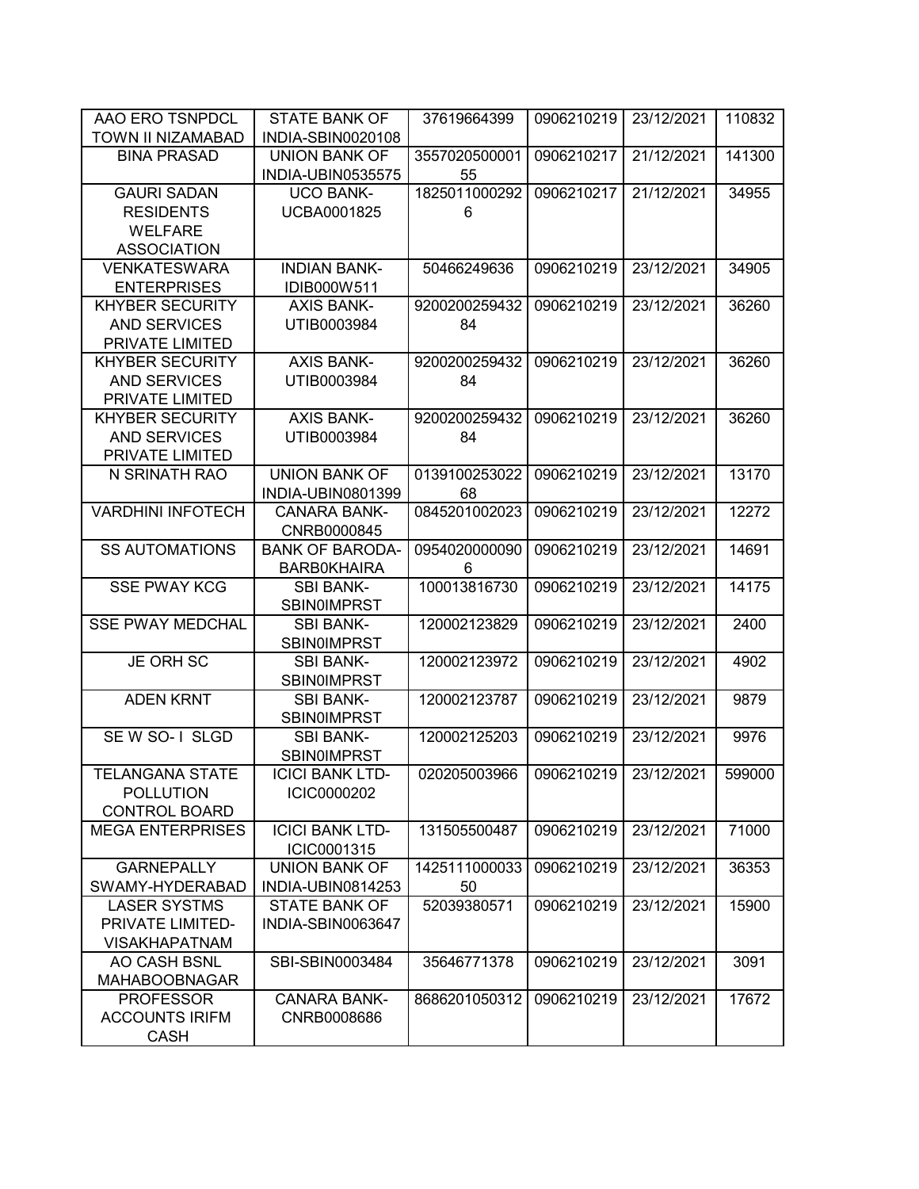| AAO ERO TSNPDCL TOWN II NIZAMABAD | STATE BANK OF INDIA-SBIN0020108 | 37619664399 | 0906210219 | 23/12/2021 | 110832 |
|---|---|---|---|---|---|
| BINA PRASAD | UNION BANK OF INDIA-UBIN0535575 | 355702050000155 | 0906210217 | 21/12/2021 | 141300 |
| GAURI SADAN RESIDENTS WELFARE ASSOCIATION | UCO BANK-UCBA0001825 | 18250110002926 | 0906210217 | 21/12/2021 | 34955 |
| VENKATESWARA ENTERPRISES | INDIAN BANK-IDIB000W511 | 50466249636 | 0906210219 | 23/12/2021 | 34905 |
| KHYBER SECURITY AND SERVICES PRIVATE LIMITED | AXIS BANK-UTIB0003984 | 920020025943284 | 0906210219 | 23/12/2021 | 36260 |
| KHYBER SECURITY AND SERVICES PRIVATE LIMITED | AXIS BANK-UTIB0003984 | 920020025943284 | 0906210219 | 23/12/2021 | 36260 |
| KHYBER SECURITY AND SERVICES PRIVATE LIMITED | AXIS BANK-UTIB0003984 | 920020025943284 | 0906210219 | 23/12/2021 | 36260 |
| N SRINATH RAO | UNION BANK OF INDIA-UBIN0801399 | 013910025302268 | 0906210219 | 23/12/2021 | 13170 |
| VARDHINI INFOTECH | CANARA BANK-CNRB0000845 | 0845201002023 | 0906210219 | 23/12/2021 | 12272 |
| SS AUTOMATIONS | BANK OF BARODA-BARB0KHAIRA | 09540200000906 | 0906210219 | 23/12/2021 | 14691 |
| SSE PWAY KCG | SBI BANK-SBIN0IMPRST | 100013816730 | 0906210219 | 23/12/2021 | 14175 |
| SSE PWAY MEDCHAL | SBI BANK-SBIN0IMPRST | 120002123829 | 0906210219 | 23/12/2021 | 2400 |
| JE ORH SC | SBI BANK-SBIN0IMPRST | 120002123972 | 0906210219 | 23/12/2021 | 4902 |
| ADEN KRNT | SBI BANK-SBIN0IMPRST | 120002123787 | 0906210219 | 23/12/2021 | 9879 |
| SE W SO- I SLGD | SBI BANK-SBIN0IMPRST | 120002125203 | 0906210219 | 23/12/2021 | 9976 |
| TELANGANA STATE POLLUTION CONTROL BOARD | ICICI BANK LTD-ICIC0000202 | 020205003966 | 0906210219 | 23/12/2021 | 599000 |
| MEGA ENTERPRISES | ICICI BANK LTD-ICIC0001315 | 131505500487 | 0906210219 | 23/12/2021 | 71000 |
| GARNEPALLY SWAMY-HYDERABAD | UNION BANK OF INDIA-UBIN0814253 | 142511100003350 | 0906210219 | 23/12/2021 | 36353 |
| LASER SYSTMS PRIVATE LIMITED-VISAKHAPATNAM | STATE BANK OF INDIA-SBIN0063647 | 52039380571 | 0906210219 | 23/12/2021 | 15900 |
| AO CASH BSNL MAHABOOBNAGAR | SBI-SBIN0003484 | 35646771378 | 0906210219 | 23/12/2021 | 3091 |
| PROFESSOR ACCOUNTS IRIFM CASH | CANARA BANK-CNRB0008686 | 8686201050312 | 0906210219 | 23/12/2021 | 17672 |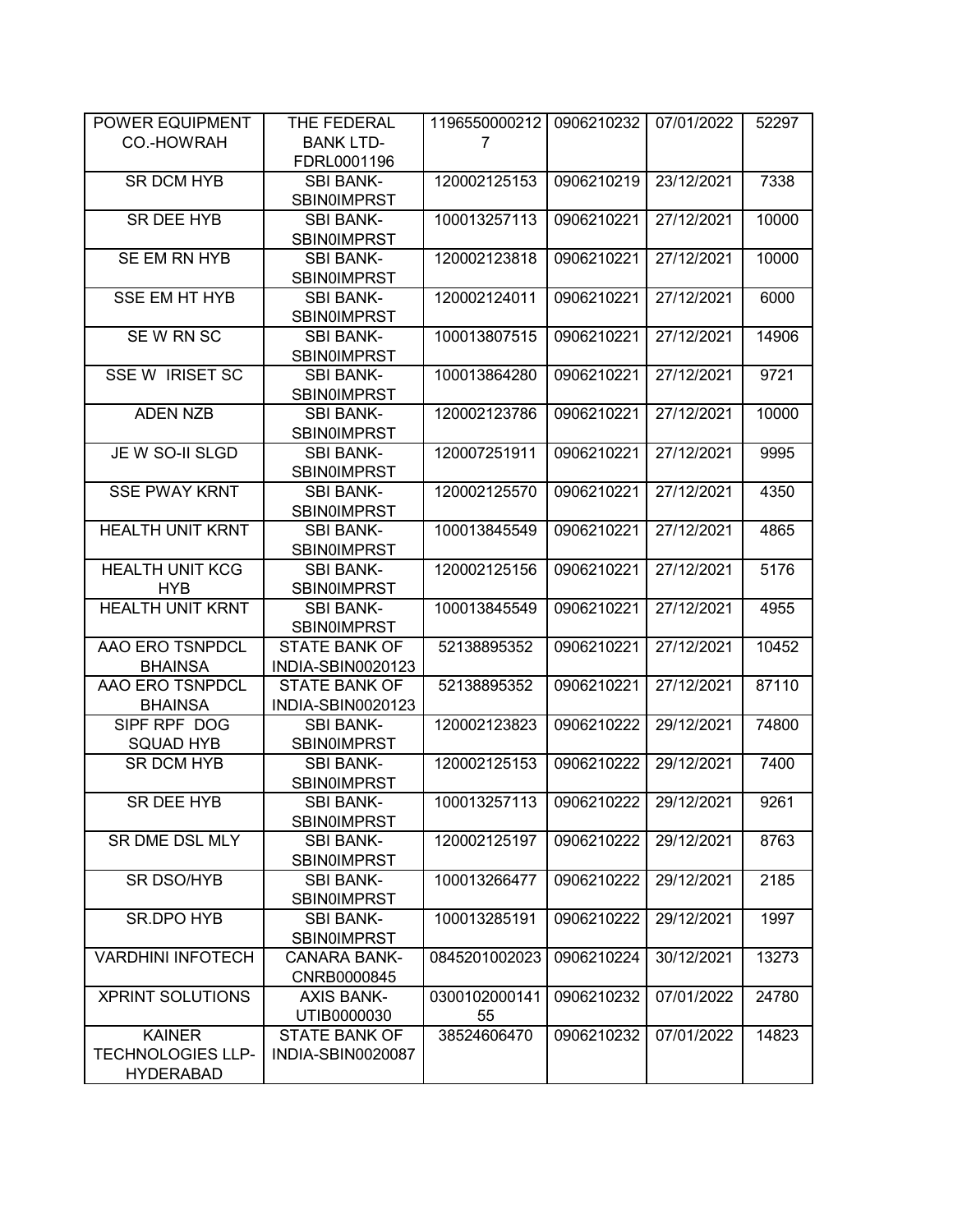| POWER EQUIPMENT CO.-HOWRAH | THE FEDERAL BANK LTD-FDRL0001196 | 11965500002127 | 0906210232 | 07/01/2022 | 52297 |
|---|---|---|---|---|---|
| SR DCM HYB | SBI BANK-SBIN0IMPRST | 120002125153 | 0906210219 | 23/12/2021 | 7338 |
| SR DEE HYB | SBI BANK-SBIN0IMPRST | 100013257113 | 0906210221 | 27/12/2021 | 10000 |
| SE EM RN HYB | SBI BANK-SBIN0IMPRST | 120002123818 | 0906210221 | 27/12/2021 | 10000 |
| SSE EM HT HYB | SBI BANK-SBIN0IMPRST | 120002124011 | 0906210221 | 27/12/2021 | 6000 |
| SE W RN SC | SBI BANK-SBIN0IMPRST | 100013807515 | 0906210221 | 27/12/2021 | 14906 |
| SSE W IRISET SC | SBI BANK-SBIN0IMPRST | 100013864280 | 0906210221 | 27/12/2021 | 9721 |
| ADEN NZB | SBI BANK-SBIN0IMPRST | 120002123786 | 0906210221 | 27/12/2021 | 10000 |
| JE W SO-II SLGD | SBI BANK-SBIN0IMPRST | 120007251911 | 0906210221 | 27/12/2021 | 9995 |
| SSE PWAY KRNT | SBI BANK-SBIN0IMPRST | 120002125570 | 0906210221 | 27/12/2021 | 4350 |
| HEALTH UNIT KRNT | SBI BANK-SBIN0IMPRST | 100013845549 | 0906210221 | 27/12/2021 | 4865 |
| HEALTH UNIT KCG HYB | SBI BANK-SBIN0IMPRST | 120002125156 | 0906210221 | 27/12/2021 | 5176 |
| HEALTH UNIT KRNT | SBI BANK-SBIN0IMPRST | 100013845549 | 0906210221 | 27/12/2021 | 4955 |
| AAO ERO TSNPDCL BHAINSA | STATE BANK OF INDIA-SBIN0020123 | 52138895352 | 0906210221 | 27/12/2021 | 10452 |
| AAO ERO TSNPDCL BHAINSA | STATE BANK OF INDIA-SBIN0020123 | 52138895352 | 0906210221 | 27/12/2021 | 87110 |
| SIPF RPF DOG SQUAD HYB | SBI BANK-SBIN0IMPRST | 120002123823 | 0906210222 | 29/12/2021 | 74800 |
| SR DCM HYB | SBI BANK-SBIN0IMPRST | 120002125153 | 0906210222 | 29/12/2021 | 7400 |
| SR DEE HYB | SBI BANK-SBIN0IMPRST | 100013257113 | 0906210222 | 29/12/2021 | 9261 |
| SR DME DSL MLY | SBI BANK-SBIN0IMPRST | 120002125197 | 0906210222 | 29/12/2021 | 8763 |
| SR DSO/HYB | SBI BANK-SBIN0IMPRST | 100013266477 | 0906210222 | 29/12/2021 | 2185 |
| SR.DPO HYB | SBI BANK-SBIN0IMPRST | 100013285191 | 0906210222 | 29/12/2021 | 1997 |
| VARDHINI INFOTECH | CANARA BANK-CNRB0000845 | 0845201002023 | 0906210224 | 30/12/2021 | 13273 |
| XPRINT SOLUTIONS | AXIS BANK-UTIB0000030 | 030010200014155 | 0906210232 | 07/01/2022 | 24780 |
| KAINER TECHNOLOGIES LLP-HYDERABAD | STATE BANK OF INDIA-SBIN0020087 | 38524606470 | 0906210232 | 07/01/2022 | 14823 |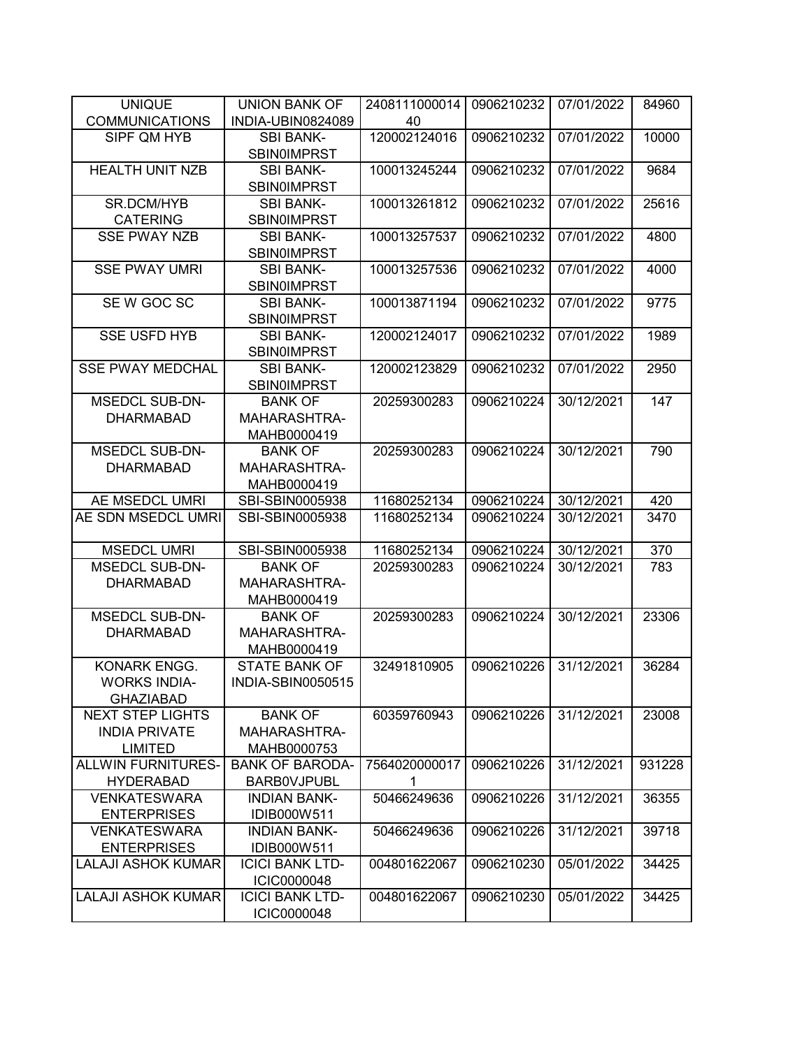| UNIQUE COMMUNICATIONS | UNION BANK OF INDIA-UBIN0824089 | 240811100001440 | 0906210232 | 07/01/2022 | 84960 |
|---|---|---|---|---|---|
| SIPF QM HYB | SBI BANK-SBIN0IMPRST | 120002124016 | 0906210232 | 07/01/2022 | 10000 |
| HEALTH UNIT NZB | SBI BANK-SBIN0IMPRST | 100013245244 | 0906210232 | 07/01/2022 | 9684 |
| SR.DCM/HYB CATERING | SBI BANK-SBIN0IMPRST | 100013261812 | 0906210232 | 07/01/2022 | 25616 |
| SSE PWAY NZB | SBI BANK-SBIN0IMPRST | 100013257537 | 0906210232 | 07/01/2022 | 4800 |
| SSE PWAY UMRI | SBI BANK-SBIN0IMPRST | 100013257536 | 0906210232 | 07/01/2022 | 4000 |
| SE W GOC SC | SBI BANK-SBIN0IMPRST | 100013871194 | 0906210232 | 07/01/2022 | 9775 |
| SSE USFD HYB | SBI BANK-SBIN0IMPRST | 120002124017 | 0906210232 | 07/01/2022 | 1989 |
| SSE PWAY MEDCHAL | SBI BANK-SBIN0IMPRST | 120002123829 | 0906210232 | 07/01/2022 | 2950 |
| MSEDCL SUB-DN-DHARMABAD | BANK OF MAHARASHTRA-MAHB0000419 | 20259300283 | 0906210224 | 30/12/2021 | 147 |
| MSEDCL SUB-DN-DHARMABAD | BANK OF MAHARASHTRA-MAHB0000419 | 20259300283 | 0906210224 | 30/12/2021 | 790 |
| AE MSEDCL UMRI | SBI-SBIN0005938 | 11680252134 | 0906210224 | 30/12/2021 | 420 |
| AE SDN MSEDCL UMRI | SBI-SBIN0005938 | 11680252134 | 0906210224 | 30/12/2021 | 3470 |
| MSEDCL UMRI | SBI-SBIN0005938 | 11680252134 | 0906210224 | 30/12/2021 | 370 |
| MSEDCL SUB-DN-DHARMABAD | BANK OF MAHARASHTRA-MAHB0000419 | 20259300283 | 0906210224 | 30/12/2021 | 783 |
| MSEDCL SUB-DN-DHARMABAD | BANK OF MAHARASHTRA-MAHB0000419 | 20259300283 | 0906210224 | 30/12/2021 | 23306 |
| KONARK ENGG. WORKS INDIA-GHAZIABAD | STATE BANK OF INDIA-SBIN0050515 | 32491810905 | 0906210226 | 31/12/2021 | 36284 |
| NEXT STEP LIGHTS INDIA PRIVATE LIMITED | BANK OF MAHARASHTRA-MAHB0000753 | 60359760943 | 0906210226 | 31/12/2021 | 23008 |
| ALLWIN FURNITURES-HYDERABAD | BANK OF BARODA-BARB0VJPUBL | 75640200000171 | 0906210226 | 31/12/2021 | 931228 |
| VENKATESWARA ENTERPRISES | INDIAN BANK-IDIB000W511 | 50466249636 | 0906210226 | 31/12/2021 | 36355 |
| VENKATESWARA ENTERPRISES | INDIAN BANK-IDIB000W511 | 50466249636 | 0906210226 | 31/12/2021 | 39718 |
| LALAJI ASHOK KUMAR | ICICI BANK LTD-ICIC0000048 | 004801622067 | 0906210230 | 05/01/2022 | 34425 |
| LALAJI ASHOK KUMAR | ICICI BANK LTD-ICIC0000048 | 004801622067 | 0906210230 | 05/01/2022 | 34425 |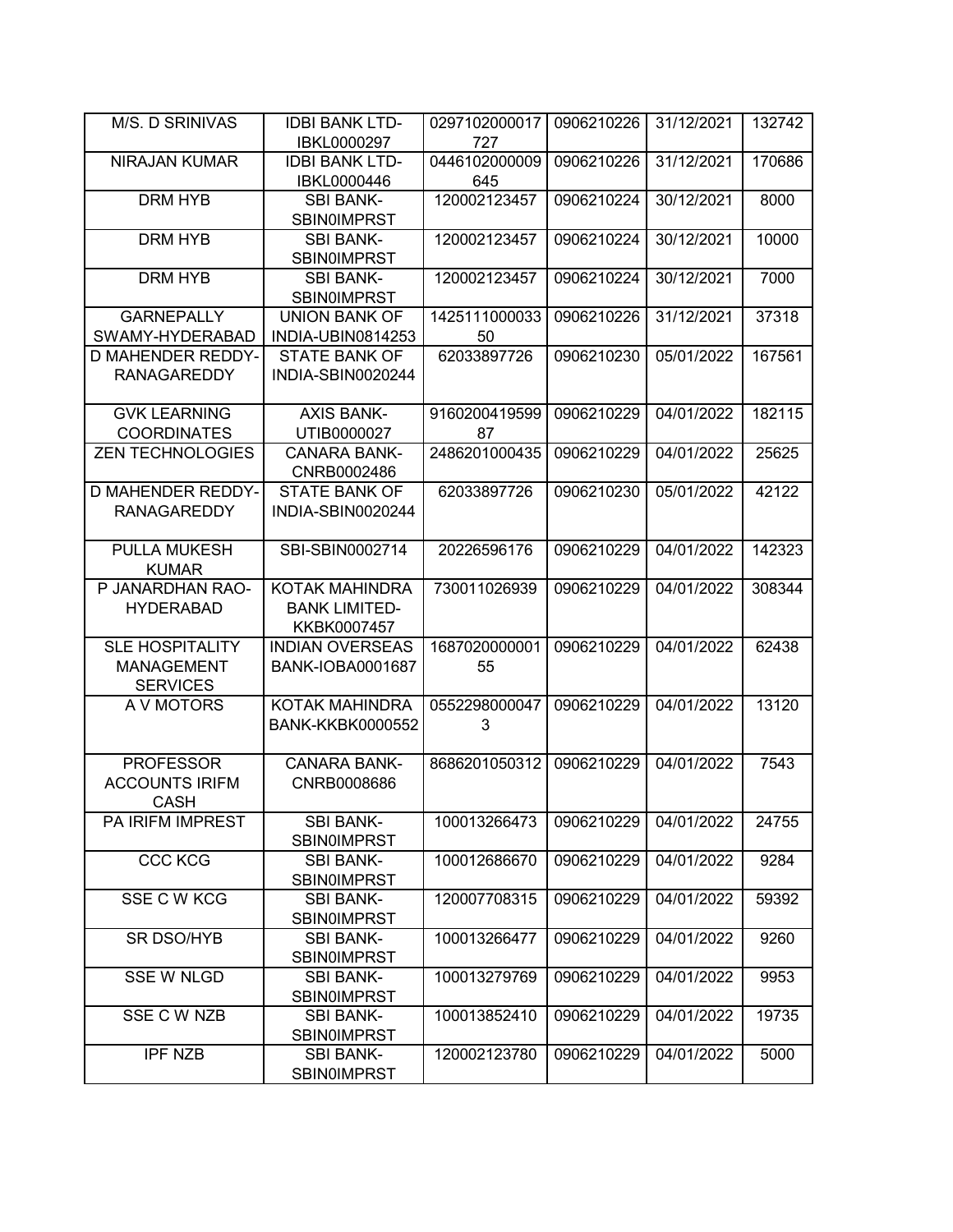| M/S. D SRINIVAS | IDBI BANK LTD-IBKL0000297 | 0297102000017727 | 0906210226 | 31/12/2021 | 132742 |
|---|---|---|---|---|---|
| NIRAJAN KUMAR | IDBI BANK LTD-IBKL0000446 | 0446102000009645 | 0906210226 | 31/12/2021 | 170686 |
| DRM HYB | SBI BANK-SBIN0IMPRST | 120002123457 | 0906210224 | 30/12/2021 | 8000 |
| DRM HYB | SBI BANK-SBIN0IMPRST | 120002123457 | 0906210224 | 30/12/2021 | 10000 |
| DRM HYB | SBI BANK-SBIN0IMPRST | 120002123457 | 0906210224 | 30/12/2021 | 7000 |
| GARNEPALLY SWAMY-HYDERABAD | UNION BANK OF INDIA-UBIN0814253 | 142511100003350 | 0906210226 | 31/12/2021 | 37318 |
| D MAHENDER REDDY-RANAGAREDDY | STATE BANK OF INDIA-SBIN0020244 | 62033897726 | 0906210230 | 05/01/2022 | 167561 |
| GVK LEARNING COORDINATES | AXIS BANK-UTIB0000027 | 916020041959987 | 0906210229 | 04/01/2022 | 182115 |
| ZEN TECHNOLOGIES | CANARA BANK-CNRB0002486 | 2486201000435 | 0906210229 | 04/01/2022 | 25625 |
| D MAHENDER REDDY-RANAGAREDDY | STATE BANK OF INDIA-SBIN0020244 | 62033897726 | 0906210230 | 05/01/2022 | 42122 |
| PULLA MUKESH KUMAR | SBI-SBIN0002714 | 20226596176 | 0906210229 | 04/01/2022 | 142323 |
| P JANARDHAN RAO-HYDERABAD | KOTAK MAHINDRA BANK LIMITED-KKBK0007457 | 730011026939 | 0906210229 | 04/01/2022 | 308344 |
| SLE HOSPITALITY MANAGEMENT SERVICES | INDIAN OVERSEAS BANK-IOBA0001687 | 168702000000155 | 0906210229 | 04/01/2022 | 62438 |
| A V MOTORS | KOTAK MAHINDRA BANK-KKBK0000552 | 05522980000473 | 0906210229 | 04/01/2022 | 13120 |
| PROFESSOR ACCOUNTS IRIFM CASH | CANARA BANK-CNRB0008686 | 8686201050312 | 0906210229 | 04/01/2022 | 7543 |
| PA IRIFM IMPREST | SBI BANK-SBIN0IMPRST | 100013266473 | 0906210229 | 04/01/2022 | 24755 |
| CCC KCG | SBI BANK-SBIN0IMPRST | 100012686670 | 0906210229 | 04/01/2022 | 9284 |
| SSE C W KCG | SBI BANK-SBIN0IMPRST | 120007708315 | 0906210229 | 04/01/2022 | 59392 |
| SR DSO/HYB | SBI BANK-SBIN0IMPRST | 100013266477 | 0906210229 | 04/01/2022 | 9260 |
| SSE W NLGD | SBI BANK-SBIN0IMPRST | 100013279769 | 0906210229 | 04/01/2022 | 9953 |
| SSE C W NZB | SBI BANK-SBIN0IMPRST | 100013852410 | 0906210229 | 04/01/2022 | 19735 |
| IPF NZB | SBI BANK-SBIN0IMPRST | 120002123780 | 0906210229 | 04/01/2022 | 5000 |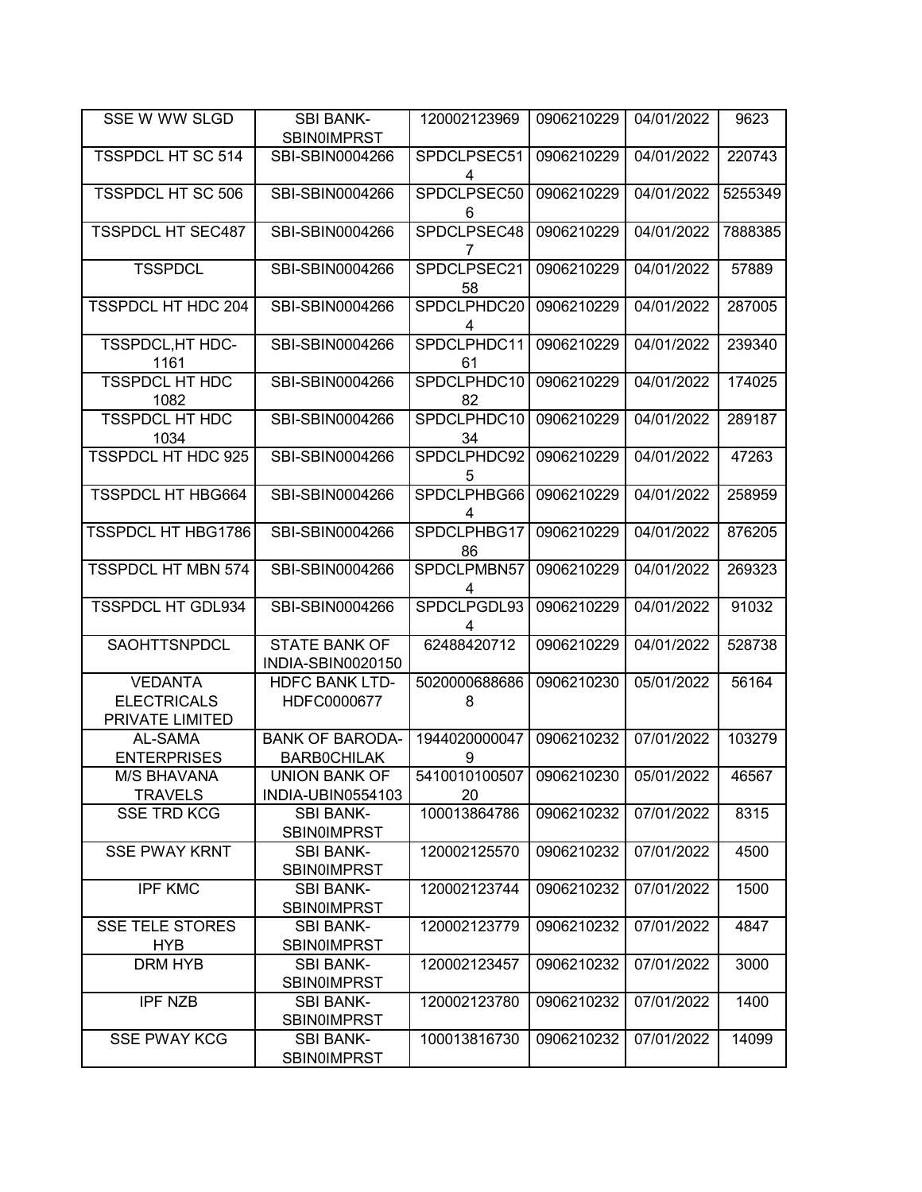| SSE W WW SLGD | SBI BANK-SBIN0IMPRST | 120002123969 | 0906210229 | 04/01/2022 | 9623 |
|---|---|---|---|---|---|
| TSSPDCL HT SC 514 | SBI-SBIN0004266 | SPDCLPSEC514 | 0906210229 | 04/01/2022 | 220743 |
| TSSPDCL HT SC 506 | SBI-SBIN0004266 | SPDCLPSEC506 | 0906210229 | 04/01/2022 | 5255349 |
| TSSPDCL HT SEC487 | SBI-SBIN0004266 | SPDCLPSEC487 | 0906210229 | 04/01/2022 | 7888385 |
| TSSPDCL | SBI-SBIN0004266 | SPDCLPSEC2158 | 0906210229 | 04/01/2022 | 57889 |
| TSSPDCL HT HDC 204 | SBI-SBIN0004266 | SPDCLPHDC204 | 0906210229 | 04/01/2022 | 287005 |
| TSSPDCL,HT HDC-1161 | SBI-SBIN0004266 | SPDCLPHDC1161 | 0906210229 | 04/01/2022 | 239340 |
| TSSPDCL HT HDC 1082 | SBI-SBIN0004266 | SPDCLPHDC1082 | 0906210229 | 04/01/2022 | 174025 |
| TSSPDCL HT HDC 1034 | SBI-SBIN0004266 | SPDCLPHDC1034 | 0906210229 | 04/01/2022 | 289187 |
| TSSPDCL HT HDC 925 | SBI-SBIN0004266 | SPDCLPHDC925 | 0906210229 | 04/01/2022 | 47263 |
| TSSPDCL HT HBG664 | SBI-SBIN0004266 | SPDCLPHBG664 | 0906210229 | 04/01/2022 | 258959 |
| TSSPDCL HT HBG1786 | SBI-SBIN0004266 | SPDCLPHBG1786 | 0906210229 | 04/01/2022 | 876205 |
| TSSPDCL HT MBN 574 | SBI-SBIN0004266 | SPDCLPMBN574 | 0906210229 | 04/01/2022 | 269323 |
| TSSPDCL HT GDL934 | SBI-SBIN0004266 | SPDCLPGDL934 | 0906210229 | 04/01/2022 | 91032 |
| SAOHTTSNPDCL | STATE BANK OF INDIA-SBIN0020150 | 62488420712 | 0906210229 | 04/01/2022 | 528738 |
| VEDANTA ELECTRICALS PRIVATE LIMITED | HDFC BANK LTD-HDFC0000677 | 50200006886868 | 0906210230 | 05/01/2022 | 56164 |
| AL-SAMA ENTERPRISES | BANK OF BARODA-BARB0CHILAK | 19440200000479 | 0906210232 | 07/01/2022 | 103279 |
| M/S BHAVANA TRAVELS | UNION BANK OF INDIA-UBIN0554103 | 541001010050720 | 0906210230 | 05/01/2022 | 46567 |
| SSE TRD KCG | SBI BANK-SBIN0IMPRST | 100013864786 | 0906210232 | 07/01/2022 | 8315 |
| SSE PWAY KRNT | SBI BANK-SBIN0IMPRST | 120002125570 | 0906210232 | 07/01/2022 | 4500 |
| IPF KMC | SBI BANK-SBIN0IMPRST | 120002123744 | 0906210232 | 07/01/2022 | 1500 |
| SSE TELE STORES HYB | SBI BANK-SBIN0IMPRST | 120002123779 | 0906210232 | 07/01/2022 | 4847 |
| DRM HYB | SBI BANK-SBIN0IMPRST | 120002123457 | 0906210232 | 07/01/2022 | 3000 |
| IPF NZB | SBI BANK-SBIN0IMPRST | 120002123780 | 0906210232 | 07/01/2022 | 1400 |
| SSE PWAY KCG | SBI BANK-SBIN0IMPRST | 100013816730 | 0906210232 | 07/01/2022 | 14099 |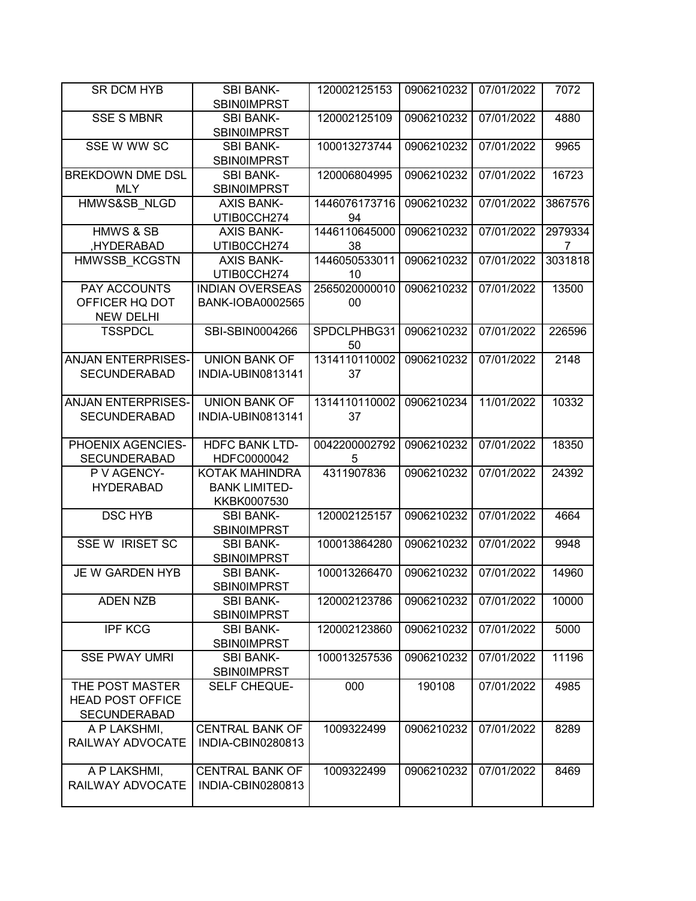| SR DCM HYB | SBI BANK-SBIN0IMPRST | 120002125153 | 0906210232 | 07/01/2022 | 7072 |
|---|---|---|---|---|---|
| SSE S MBNR | SBI BANK-SBIN0IMPRST | 120002125109 | 0906210232 | 07/01/2022 | 4880 |
| SSE W WW SC | SBI BANK-SBIN0IMPRST | 100013273744 | 0906210232 | 07/01/2022 | 9965 |
| BREKDOWN DME DSL MLY | SBI BANK-SBIN0IMPRST | 120006804995 | 0906210232 | 07/01/2022 | 16723 |
| HMWS&SB_NLGD | AXIS BANK-UTIB0CCH274 | 144607617371694 | 0906210232 | 07/01/2022 | 3867576 |
| HMWS & SB ,HYDERABAD | AXIS BANK-UTIB0CCH274 | 144611064500038 | 0906210232 | 07/01/2022 | 29793347 |
| HMWSSB_KCGSTN | AXIS BANK-UTIB0CCH274 | 144605053301110 | 0906210232 | 07/01/2022 | 3031818 |
| PAY ACCOUNTS OFFICER HQ DOT NEW DELHI | INDIAN OVERSEAS BANK-IOBA0002565 | 256502000001000 | 0906210232 | 07/01/2022 | 13500 |
| TSSPDCL | SBI-SBIN0004266 | SPDCLPHBG3150 | 0906210232 | 07/01/2022 | 226596 |
| ANJAN ENTERPRISES-SECUNDERABAD | UNION BANK OF INDIA-UBIN0813141 | 131411011000237 | 0906210232 | 07/01/2022 | 2148 |
| ANJAN ENTERPRISES-SECUNDERABAD | UNION BANK OF INDIA-UBIN0813141 | 131411011000237 | 0906210234 | 11/01/2022 | 10332 |
| PHOENIX AGENCIES-SECUNDERABAD | HDFC BANK LTD-HDFC0000042 | 00422000027925 | 0906210232 | 07/01/2022 | 18350 |
| P V AGENCY-HYDERABAD | KOTAK MAHINDRA BANK LIMITED-KKBK0007530 | 4311907836 | 0906210232 | 07/01/2022 | 24392 |
| DSC HYB | SBI BANK-SBIN0IMPRST | 120002125157 | 0906210232 | 07/01/2022 | 4664 |
| SSE W IRISET SC | SBI BANK-SBIN0IMPRST | 100013864280 | 0906210232 | 07/01/2022 | 9948 |
| JE W GARDEN HYB | SBI BANK-SBIN0IMPRST | 100013266470 | 0906210232 | 07/01/2022 | 14960 |
| ADEN NZB | SBI BANK-SBIN0IMPRST | 120002123786 | 0906210232 | 07/01/2022 | 10000 |
| IPF KCG | SBI BANK-SBIN0IMPRST | 120002123860 | 0906210232 | 07/01/2022 | 5000 |
| SSE PWAY UMRI | SBI BANK-SBIN0IMPRST | 100013257536 | 0906210232 | 07/01/2022 | 11196 |
| THE POST MASTER HEAD POST OFFICE SECUNDERABAD | SELF CHEQUE- | 000 | 190108 | 07/01/2022 | 4985 |
| A P LAKSHMI, RAILWAY ADVOCATE | CENTRAL BANK OF INDIA-CBIN0280813 | 1009322499 | 0906210232 | 07/01/2022 | 8289 |
| A P LAKSHMI, RAILWAY ADVOCATE | CENTRAL BANK OF INDIA-CBIN0280813 | 1009322499 | 0906210232 | 07/01/2022 | 8469 |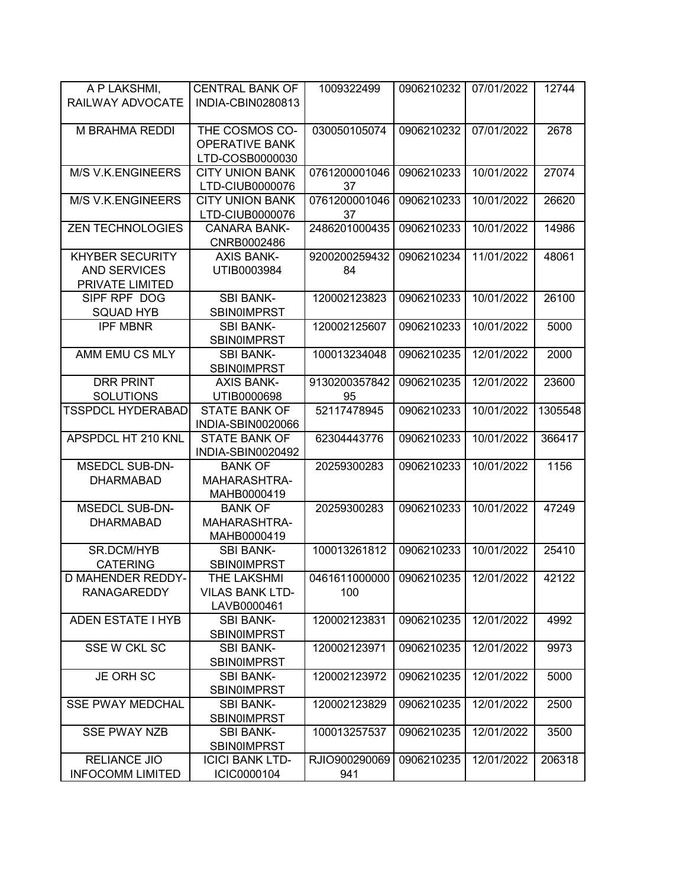| A P LAKSHMI, RAILWAY ADVOCATE | CENTRAL BANK OF INDIA-CBIN0280813 | 1009322499 | 0906210232 | 07/01/2022 | 12744 |
|---|---|---|---|---|---|
| M BRAHMA REDDI | THE COSMOS CO-OPERATIVE BANK LTD-COSB0000030 | 030050105074 | 0906210232 | 07/01/2022 | 2678 |
| M/S V.K.ENGINEERS | CITY UNION BANK LTD-CIUB0000076 | 076120000104637 | 0906210233 | 10/01/2022 | 27074 |
| M/S V.K.ENGINEERS | CITY UNION BANK LTD-CIUB0000076 | 076120000104637 | 0906210233 | 10/01/2022 | 26620 |
| ZEN TECHNOLOGIES | CANARA BANK-CNRB0002486 | 2486201000435 | 0906210233 | 10/01/2022 | 14986 |
| KHYBER SECURITY AND SERVICES PRIVATE LIMITED | AXIS BANK-UTIB0003984 | 920020025943284 | 0906210234 | 11/01/2022 | 48061 |
| SIPF RPF DOG SQUAD HYB | SBI BANK-SBIN0IMPRST | 120002123823 | 0906210233 | 10/01/2022 | 26100 |
| IPF MBNR | SBI BANK-SBIN0IMPRST | 120002125607 | 0906210233 | 10/01/2022 | 5000 |
| AMM EMU CS MLY | SBI BANK-SBIN0IMPRST | 100013234048 | 0906210235 | 12/01/2022 | 2000 |
| DRR PRINT SOLUTIONS | AXIS BANK-UTIB0000698 | 913020035784295 | 0906210235 | 12/01/2022 | 23600 |
| TSSPDCL HYDERABAD | STATE BANK OF INDIA-SBIN0020066 | 52117478945 | 0906210233 | 10/01/2022 | 1305548 |
| APSPDCL HT 210 KNL | STATE BANK OF INDIA-SBIN0020492 | 62304443776 | 0906210233 | 10/01/2022 | 366417 |
| MSEDCL SUB-DN-DHARMABAD | BANK OF MAHARASHTRA-MAHB0000419 | 20259300283 | 0906210233 | 10/01/2022 | 1156 |
| MSEDCL SUB-DN-DHARMABAD | BANK OF MAHARASHTRA-MAHB0000419 | 20259300283 | 0906210233 | 10/01/2022 | 47249 |
| SR.DCM/HYB CATERING | SBI BANK-SBIN0IMPRST | 100013261812 | 0906210233 | 10/01/2022 | 25410 |
| D MAHENDER REDDY-RANAGAREDDY | THE LAKSHMI VILAS BANK LTD-LAVB0000461 | 0461611000000100 | 0906210235 | 12/01/2022 | 42122 |
| ADEN ESTATE I HYB | SBI BANK-SBIN0IMPRST | 120002123831 | 0906210235 | 12/01/2022 | 4992 |
| SSE W CKL SC | SBI BANK-SBIN0IMPRST | 120002123971 | 0906210235 | 12/01/2022 | 9973 |
| JE ORH SC | SBI BANK-SBIN0IMPRST | 120002123972 | 0906210235 | 12/01/2022 | 5000 |
| SSE PWAY MEDCHAL | SBI BANK-SBIN0IMPRST | 120002123829 | 0906210235 | 12/01/2022 | 2500 |
| SSE PWAY NZB | SBI BANK-SBIN0IMPRST | 100013257537 | 0906210235 | 12/01/2022 | 3500 |
| RELIANCE JIO INFOCOMM LIMITED | ICICI BANK LTD-ICIC0000104 | RJIO900290069941 | 0906210235 | 12/01/2022 | 206318 |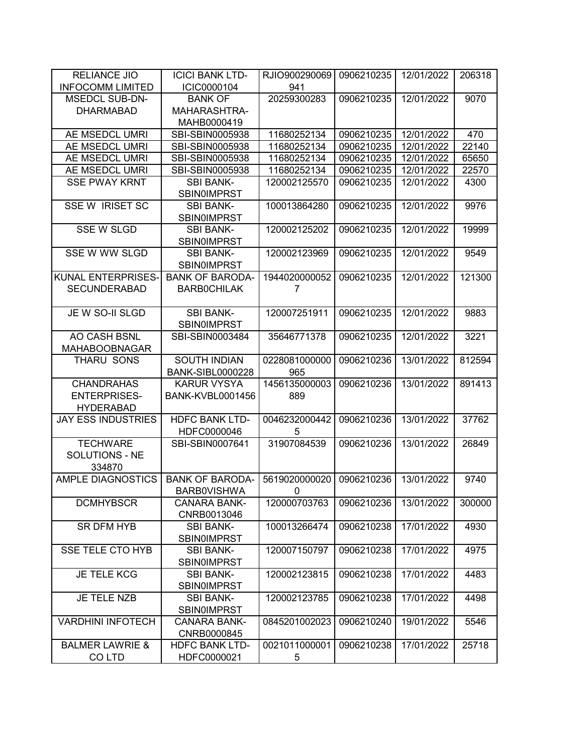| RELIANCE JIO INFOCOMM LIMITED | ICICI BANK LTD-ICIC0000104 | RJIO900290069941 | 0906210235 | 12/01/2022 | 206318 |
|---|---|---|---|---|---|
| MSEDCL SUB-DN-DHARMABAD | BANK OF MAHARASHTRA-MAHB0000419 | 20259300283 | 0906210235 | 12/01/2022 | 9070 |
| AE MSEDCL UMRI | SBI-SBIN0005938 | 11680252134 | 0906210235 | 12/01/2022 | 470 |
| AE MSEDCL UMRI | SBI-SBIN0005938 | 11680252134 | 0906210235 | 12/01/2022 | 22140 |
| AE MSEDCL UMRI | SBI-SBIN0005938 | 11680252134 | 0906210235 | 12/01/2022 | 65650 |
| AE MSEDCL UMRI | SBI-SBIN0005938 | 11680252134 | 0906210235 | 12/01/2022 | 22570 |
| SSE PWAY KRNT | SBI BANK-SBIN0IMPRST | 120002125570 | 0906210235 | 12/01/2022 | 4300 |
| SSE W IRISET SC | SBI BANK-SBIN0IMPRST | 100013864280 | 0906210235 | 12/01/2022 | 9976 |
| SSE W SLGD | SBI BANK-SBIN0IMPRST | 120002125202 | 0906210235 | 12/01/2022 | 19999 |
| SSE W WW SLGD | SBI BANK-SBIN0IMPRST | 120002123969 | 0906210235 | 12/01/2022 | 9549 |
| KUNAL ENTERPRISES-SECUNDERABAD | BANK OF BARODA-BARB0CHILAK | 19440200000527 | 0906210235 | 12/01/2022 | 121300 |
| JE W SO-II SLGD | SBI BANK-SBIN0IMPRST | 120007251911 | 0906210235 | 12/01/2022 | 9883 |
| AO CASH BSNL MAHABOOBNAGAR | SBI-SBIN0003484 | 35646771378 | 0906210235 | 12/01/2022 | 3221 |
| THARU SONS | SOUTH INDIAN BANK-SIBL0000228 | 0228081000000965 | 0906210236 | 13/01/2022 | 812594 |
| CHANDRAHAS ENTERPRISES-HYDERABAD | KARUR VYSYA BANK-KVBL0001456 | 1456135000003889 | 0906210236 | 13/01/2022 | 891413 |
| JAY ESS INDUSTRIES | HDFC BANK LTD-HDFC0000046 | 00462320004425 | 0906210236 | 13/01/2022 | 37762 |
| TECHWARE SOLUTIONS - NE 334870 | SBI-SBIN0007641 | 31907084539 | 0906210236 | 13/01/2022 | 26849 |
| AMPLE DIAGNOSTICS | BANK OF BARODA-BARB0VISHWA | 56190200000200 | 0906210236 | 13/01/2022 | 9740 |
| DCMHYBSCR | CANARA BANK-CNRB0013046 | 120000703763 | 0906210236 | 13/01/2022 | 300000 |
| SR DFM HYB | SBI BANK-SBIN0IMPRST | 100013266474 | 0906210238 | 17/01/2022 | 4930 |
| SSE TELE CTO HYB | SBI BANK-SBIN0IMPRST | 120007150797 | 0906210238 | 17/01/2022 | 4975 |
| JE TELE KCG | SBI BANK-SBIN0IMPRST | 120002123815 | 0906210238 | 17/01/2022 | 4483 |
| JE TELE NZB | SBI BANK-SBIN0IMPRST | 120002123785 | 0906210238 | 17/01/2022 | 4498 |
| VARDHINI INFOTECH | CANARA BANK-CNRB0000845 | 0845201002023 | 0906210240 | 19/01/2022 | 5546 |
| BALMER LAWRIE & CO LTD | HDFC BANK LTD-HDFC0000021 | 00210110000015 | 0906210238 | 17/01/2022 | 25718 |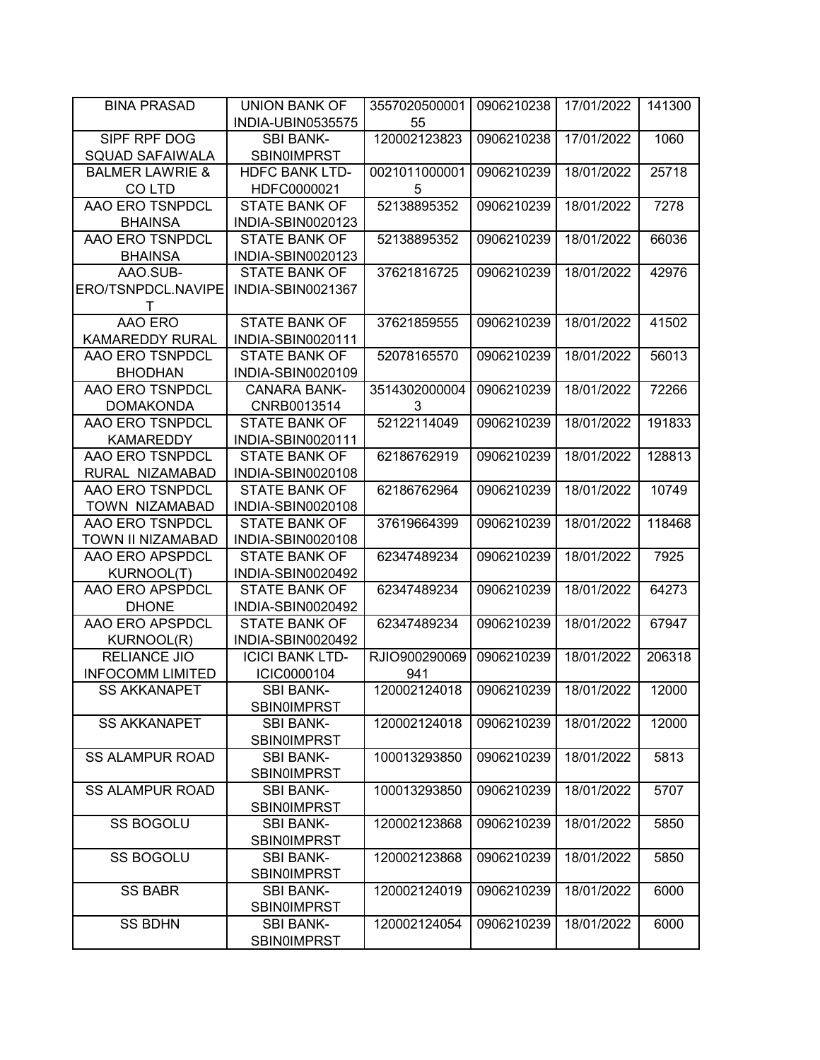| | | | | | |
|---|---|---|---|---|---|
| BINA PRASAD | UNION BANK OF INDIA-UBIN0535575 | 355702050000155 | 0906210238 | 17/01/2022 | 141300 |
| SIPF RPF DOG SQUAD SAFAIWALA | SBI BANK-SBIN0IMPRST | 120002123823 | 0906210238 | 17/01/2022 | 1060 |
| BALMER LAWRIE & CO LTD | HDFC BANK LTD-HDFC0000021 | 00210110000015 | 0906210239 | 18/01/2022 | 25718 |
| AAO ERO TSNPDCL BHAINSA | STATE BANK OF INDIA-SBIN0020123 | 52138895352 | 0906210239 | 18/01/2022 | 7278 |
| AAO ERO TSNPDCL BHAINSA | STATE BANK OF INDIA-SBIN0020123 | 52138895352 | 0906210239 | 18/01/2022 | 66036 |
| AAO.SUB-ERO/TSNPDCL.NAVIPET | STATE BANK OF INDIA-SBIN0021367 | 37621816725 | 0906210239 | 18/01/2022 | 42976 |
| AAO ERO KAMAREDDY RURAL | STATE BANK OF INDIA-SBIN0020111 | 37621859555 | 0906210239 | 18/01/2022 | 41502 |
| AAO ERO TSNPDCL BHODHAN | STATE BANK OF INDIA-SBIN0020109 | 52078165570 | 0906210239 | 18/01/2022 | 56013 |
| AAO ERO TSNPDCL DOMAKONDA | CANARA BANK-CNRB0013514 | 35143020000043 | 0906210239 | 18/01/2022 | 72266 |
| AAO ERO TSNPDCL KAMAREDDY | STATE BANK OF INDIA-SBIN0020111 | 52122114049 | 0906210239 | 18/01/2022 | 191833 |
| AAO ERO TSNPDCL RURAL NIZAMABAD | STATE BANK OF INDIA-SBIN0020108 | 62186762919 | 0906210239 | 18/01/2022 | 128813 |
| AAO ERO TSNPDCL TOWN NIZAMABAD | STATE BANK OF INDIA-SBIN0020108 | 62186762964 | 0906210239 | 18/01/2022 | 10749 |
| AAO ERO TSNPDCL TOWN II NIZAMABAD | STATE BANK OF INDIA-SBIN0020108 | 37619664399 | 0906210239 | 18/01/2022 | 118468 |
| AAO ERO APSPDCL KURNOOL(T) | STATE BANK OF INDIA-SBIN0020492 | 62347489234 | 0906210239 | 18/01/2022 | 7925 |
| AAO ERO APSPDCL DHONE | STATE BANK OF INDIA-SBIN0020492 | 62347489234 | 0906210239 | 18/01/2022 | 64273 |
| AAO ERO APSPDCL KURNOOL(R) | STATE BANK OF INDIA-SBIN0020492 | 62347489234 | 0906210239 | 18/01/2022 | 67947 |
| RELIANCE JIO INFOCOMM LIMITED | ICICI BANK LTD-ICIC0000104 | RJIO900290069941 | 0906210239 | 18/01/2022 | 206318 |
| SS AKKANAPET | SBI BANK-SBIN0IMPRST | 120002124018 | 0906210239 | 18/01/2022 | 12000 |
| SS AKKANAPET | SBI BANK-SBIN0IMPRST | 120002124018 | 0906210239 | 18/01/2022 | 12000 |
| SS ALAMPUR ROAD | SBI BANK-SBIN0IMPRST | 100013293850 | 0906210239 | 18/01/2022 | 5813 |
| SS ALAMPUR ROAD | SBI BANK-SBIN0IMPRST | 100013293850 | 0906210239 | 18/01/2022 | 5707 |
| SS BOGOLU | SBI BANK-SBIN0IMPRST | 120002123868 | 0906210239 | 18/01/2022 | 5850 |
| SS BOGOLU | SBI BANK-SBIN0IMPRST | 120002123868 | 0906210239 | 18/01/2022 | 5850 |
| SS BABR | SBI BANK-SBIN0IMPRST | 120002124019 | 0906210239 | 18/01/2022 | 6000 |
| SS BDHN | SBI BANK-SBIN0IMPRST | 120002124054 | 0906210239 | 18/01/2022 | 6000 |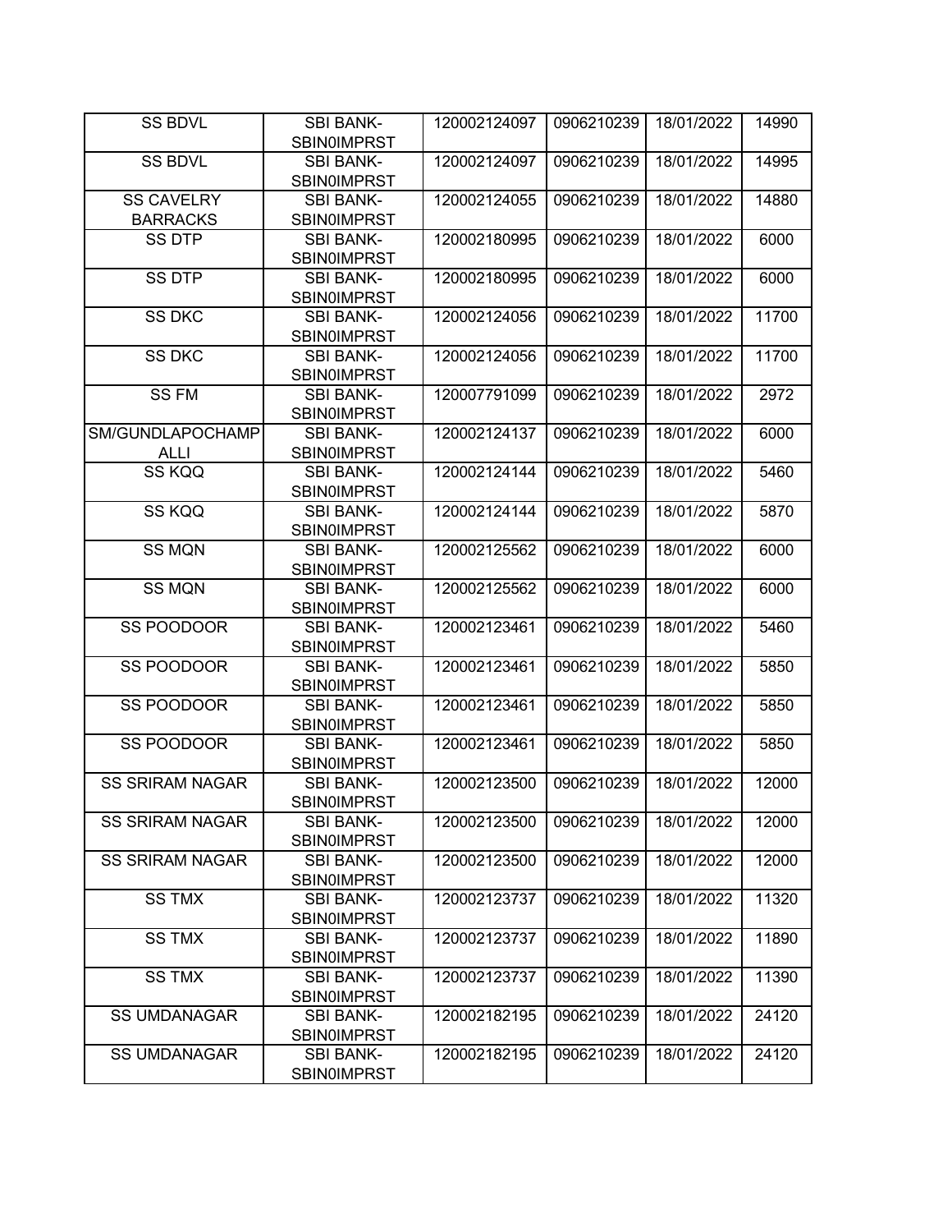| | | | | | |
|---|---|---|---|---|---|
| SS BDVL | SBI BANK-SBIN0IMPRST | 120002124097 | 0906210239 | 18/01/2022 | 14990 |
| SS BDVL | SBI BANK-SBIN0IMPRST | 120002124097 | 0906210239 | 18/01/2022 | 14995 |
| SS CAVELRY BARRACKS | SBI BANK-SBIN0IMPRST | 120002124055 | 0906210239 | 18/01/2022 | 14880 |
| SS DTP | SBI BANK-SBIN0IMPRST | 120002180995 | 0906210239 | 18/01/2022 | 6000 |
| SS DTP | SBI BANK-SBIN0IMPRST | 120002180995 | 0906210239 | 18/01/2022 | 6000 |
| SS DKC | SBI BANK-SBIN0IMPRST | 120002124056 | 0906210239 | 18/01/2022 | 11700 |
| SS DKC | SBI BANK-SBIN0IMPRST | 120002124056 | 0906210239 | 18/01/2022 | 11700 |
| SS FM | SBI BANK-SBIN0IMPRST | 120007791099 | 0906210239 | 18/01/2022 | 2972 |
| SM/GUNDLAPOCHAMPALLI | SBI BANK-SBIN0IMPRST | 120002124137 | 0906210239 | 18/01/2022 | 6000 |
| SS KQQ | SBI BANK-SBIN0IMPRST | 120002124144 | 0906210239 | 18/01/2022 | 5460 |
| SS KQQ | SBI BANK-SBIN0IMPRST | 120002124144 | 0906210239 | 18/01/2022 | 5870 |
| SS MQN | SBI BANK-SBIN0IMPRST | 120002125562 | 0906210239 | 18/01/2022 | 6000 |
| SS MQN | SBI BANK-SBIN0IMPRST | 120002125562 | 0906210239 | 18/01/2022 | 6000 |
| SS POODOOR | SBI BANK-SBIN0IMPRST | 120002123461 | 0906210239 | 18/01/2022 | 5460 |
| SS POODOOR | SBI BANK-SBIN0IMPRST | 120002123461 | 0906210239 | 18/01/2022 | 5850 |
| SS POODOOR | SBI BANK-SBIN0IMPRST | 120002123461 | 0906210239 | 18/01/2022 | 5850 |
| SS POODOOR | SBI BANK-SBIN0IMPRST | 120002123461 | 0906210239 | 18/01/2022 | 5850 |
| SS SRIRAM NAGAR | SBI BANK-SBIN0IMPRST | 120002123500 | 0906210239 | 18/01/2022 | 12000 |
| SS SRIRAM NAGAR | SBI BANK-SBIN0IMPRST | 120002123500 | 0906210239 | 18/01/2022 | 12000 |
| SS SRIRAM NAGAR | SBI BANK-SBIN0IMPRST | 120002123500 | 0906210239 | 18/01/2022 | 12000 |
| SS TMX | SBI BANK-SBIN0IMPRST | 120002123737 | 0906210239 | 18/01/2022 | 11320 |
| SS TMX | SBI BANK-SBIN0IMPRST | 120002123737 | 0906210239 | 18/01/2022 | 11890 |
| SS TMX | SBI BANK-SBIN0IMPRST | 120002123737 | 0906210239 | 18/01/2022 | 11390 |
| SS UMDANAGAR | SBI BANK-SBIN0IMPRST | 120002182195 | 0906210239 | 18/01/2022 | 24120 |
| SS UMDANAGAR | SBI BANK-SBIN0IMPRST | 120002182195 | 0906210239 | 18/01/2022 | 24120 |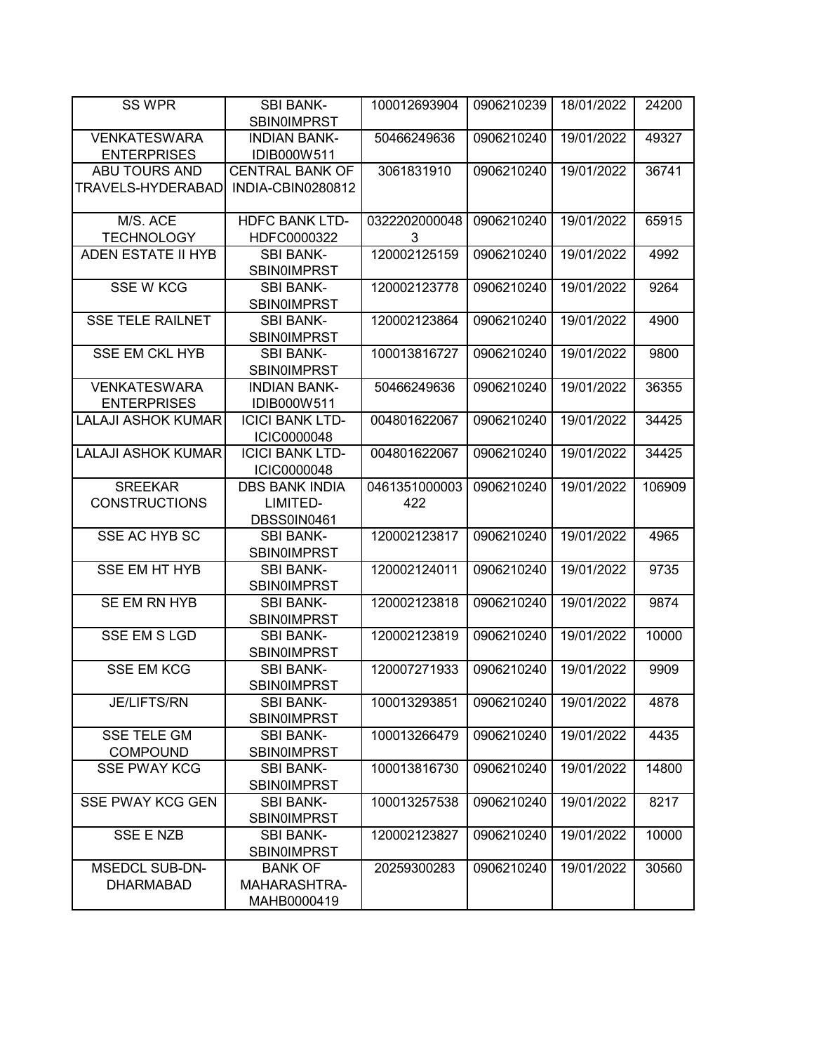| SS WPR | SBI BANK-SBIN0IMPRST | 100012693904 | 0906210239 | 18/01/2022 | 24200 |
|---|---|---|---|---|---|
| VENKATESWARA ENTERPRISES | INDIAN BANK-IDIB000W511 | 50466249636 | 0906210240 | 19/01/2022 | 49327 |
| ABU TOURS AND TRAVELS-HYDERABAD | CENTRAL BANK OF INDIA-CBIN0280812 | 3061831910 | 0906210240 | 19/01/2022 | 36741 |
| M/S. ACE TECHNOLOGY | HDFC BANK LTD-HDFC0000322 | 03222020000483 | 0906210240 | 19/01/2022 | 65915 |
| ADEN ESTATE II HYB | SBI BANK-SBIN0IMPRST | 120002125159 | 0906210240 | 19/01/2022 | 4992 |
| SSE W KCG | SBI BANK-SBIN0IMPRST | 120002123778 | 0906210240 | 19/01/2022 | 9264 |
| SSE TELE RAILNET | SBI BANK-SBIN0IMPRST | 120002123864 | 0906210240 | 19/01/2022 | 4900 |
| SSE EM CKL HYB | SBI BANK-SBIN0IMPRST | 100013816727 | 0906210240 | 19/01/2022 | 9800 |
| VENKATESWARA ENTERPRISES | INDIAN BANK-IDIB000W511 | 50466249636 | 0906210240 | 19/01/2022 | 36355 |
| LALAJI ASHOK KUMAR | ICICI BANK LTD-ICIC0000048 | 004801622067 | 0906210240 | 19/01/2022 | 34425 |
| LALAJI ASHOK KUMAR | ICICI BANK LTD-ICIC0000048 | 004801622067 | 0906210240 | 19/01/2022 | 34425 |
| SREEKAR CONSTRUCTIONS | DBS BANK INDIA LIMITED-DBSS0IN0461 | 0461351000003422 | 0906210240 | 19/01/2022 | 106909 |
| SSE AC HYB SC | SBI BANK-SBIN0IMPRST | 120002123817 | 0906210240 | 19/01/2022 | 4965 |
| SSE EM HT HYB | SBI BANK-SBIN0IMPRST | 120002124011 | 0906210240 | 19/01/2022 | 9735 |
| SE EM RN HYB | SBI BANK-SBIN0IMPRST | 120002123818 | 0906210240 | 19/01/2022 | 9874 |
| SSE EM S LGD | SBI BANK-SBIN0IMPRST | 120002123819 | 0906210240 | 19/01/2022 | 10000 |
| SSE EM KCG | SBI BANK-SBIN0IMPRST | 120007271933 | 0906210240 | 19/01/2022 | 9909 |
| JE/LIFTS/RN | SBI BANK-SBIN0IMPRST | 100013293851 | 0906210240 | 19/01/2022 | 4878 |
| SSE TELE GM COMPOUND | SBI BANK-SBIN0IMPRST | 100013266479 | 0906210240 | 19/01/2022 | 4435 |
| SSE PWAY KCG | SBI BANK-SBIN0IMPRST | 100013816730 | 0906210240 | 19/01/2022 | 14800 |
| SSE PWAY KCG GEN | SBI BANK-SBIN0IMPRST | 100013257538 | 0906210240 | 19/01/2022 | 8217 |
| SSE E NZB | SBI BANK-SBIN0IMPRST | 120002123827 | 0906210240 | 19/01/2022 | 10000 |
| MSEDCL SUB-DN-DHARMABAD | BANK OF MAHARASHTRA-MAHB0000419 | 20259300283 | 0906210240 | 19/01/2022 | 30560 |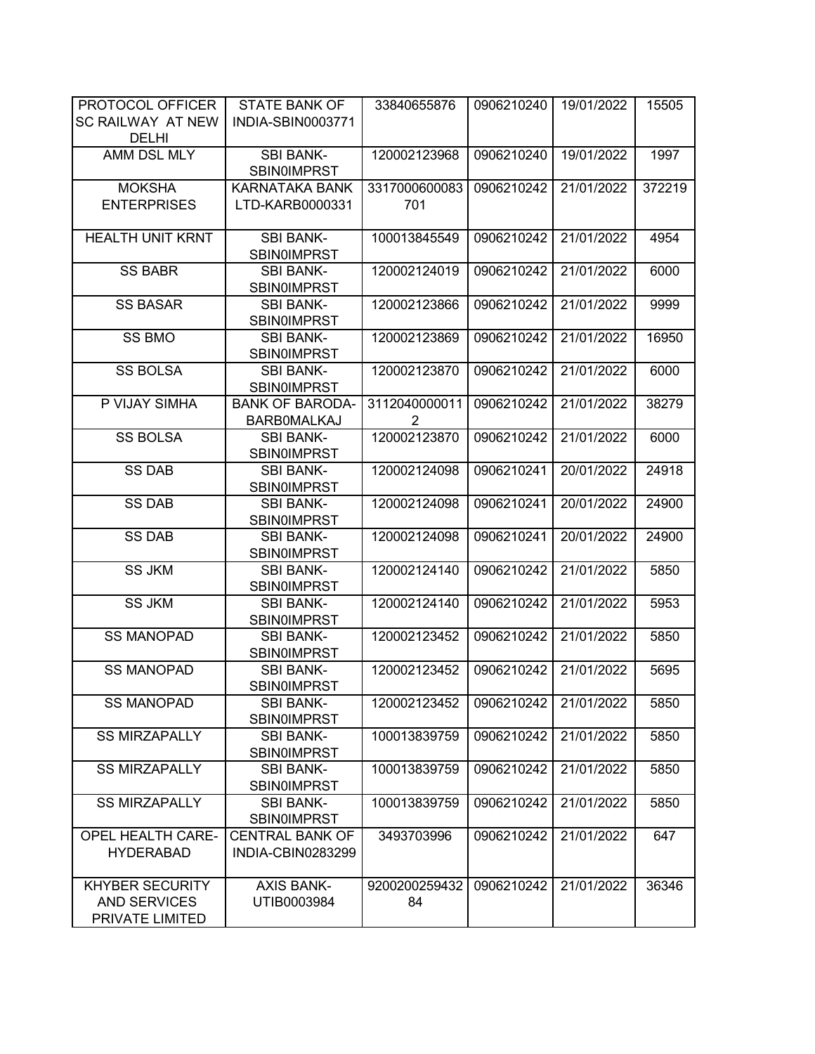| PROTOCOL OFFICER SC RAILWAY AT NEW DELHI | STATE BANK OF INDIA-SBIN0003771 | 33840655876 | 0906210240 | 19/01/2022 | 15505 |
|---|---|---|---|---|---|
| AMM DSL MLY | SBI BANK-SBIN0IMPRST | 120002123968 | 0906210240 | 19/01/2022 | 1997 |
| MOKSHA ENTERPRISES | KARNATAKA BANK LTD-KARB0000331 | 3317000600083701 | 0906210242 | 21/01/2022 | 372219 |
| HEALTH UNIT KRNT | SBI BANK-SBIN0IMPRST | 100013845549 | 0906210242 | 21/01/2022 | 4954 |
| SS BABR | SBI BANK-SBIN0IMPRST | 120002124019 | 0906210242 | 21/01/2022 | 6000 |
| SS BASAR | SBI BANK-SBIN0IMPRST | 120002123866 | 0906210242 | 21/01/2022 | 9999 |
| SS BMO | SBI BANK-SBIN0IMPRST | 120002123869 | 0906210242 | 21/01/2022 | 16950 |
| SS BOLSA | SBI BANK-SBIN0IMPRST | 120002123870 | 0906210242 | 21/01/2022 | 6000 |
| P VIJAY SIMHA | BANK OF BARODA-BARB0MALKAJ | 31120400000112 | 0906210242 | 21/01/2022 | 38279 |
| SS BOLSA | SBI BANK-SBIN0IMPRST | 120002123870 | 0906210242 | 21/01/2022 | 6000 |
| SS DAB | SBI BANK-SBIN0IMPRST | 120002124098 | 0906210241 | 20/01/2022 | 24918 |
| SS DAB | SBI BANK-SBIN0IMPRST | 120002124098 | 0906210241 | 20/01/2022 | 24900 |
| SS DAB | SBI BANK-SBIN0IMPRST | 120002124098 | 0906210241 | 20/01/2022 | 24900 |
| SS JKM | SBI BANK-SBIN0IMPRST | 120002124140 | 0906210242 | 21/01/2022 | 5850 |
| SS JKM | SBI BANK-SBIN0IMPRST | 120002124140 | 0906210242 | 21/01/2022 | 5953 |
| SS MANOPAD | SBI BANK-SBIN0IMPRST | 120002123452 | 0906210242 | 21/01/2022 | 5850 |
| SS MANOPAD | SBI BANK-SBIN0IMPRST | 120002123452 | 0906210242 | 21/01/2022 | 5695 |
| SS MANOPAD | SBI BANK-SBIN0IMPRST | 120002123452 | 0906210242 | 21/01/2022 | 5850 |
| SS MIRZAPALLY | SBI BANK-SBIN0IMPRST | 100013839759 | 0906210242 | 21/01/2022 | 5850 |
| SS MIRZAPALLY | SBI BANK-SBIN0IMPRST | 100013839759 | 0906210242 | 21/01/2022 | 5850 |
| SS MIRZAPALLY | SBI BANK-SBIN0IMPRST | 100013839759 | 0906210242 | 21/01/2022 | 5850 |
| OPEL HEALTH CARE-HYDERABAD | CENTRAL BANK OF INDIA-CBIN0283299 | 3493703996 | 0906210242 | 21/01/2022 | 647 |
| KHYBER SECURITY AND SERVICES PRIVATE LIMITED | AXIS BANK-UTIB0003984 | 920020025943284 | 0906210242 | 21/01/2022 | 36346 |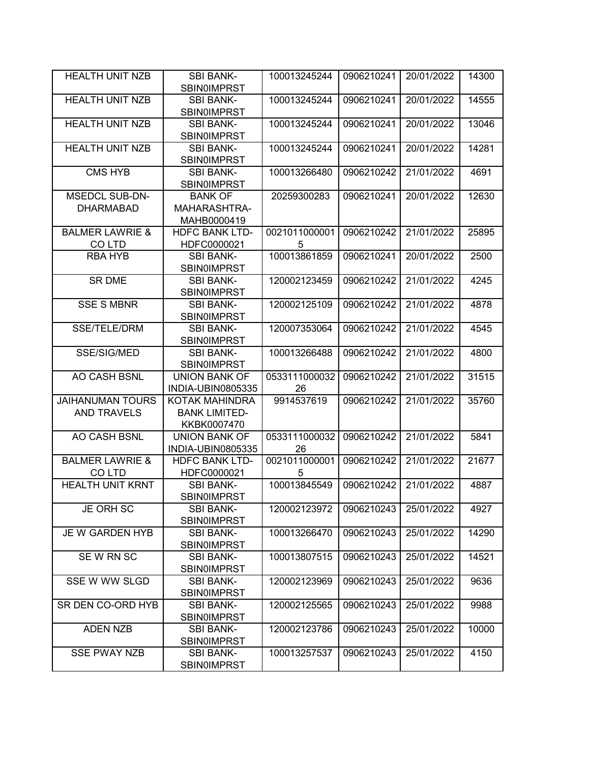| | | | | | |
|---|---|---|---|---|---|
| HEALTH UNIT NZB | SBI BANK-SBIN0IMPRST | 100013245244 | 0906210241 | 20/01/2022 | 14300 |
| HEALTH UNIT NZB | SBI BANK-SBIN0IMPRST | 100013245244 | 0906210241 | 20/01/2022 | 14555 |
| HEALTH UNIT NZB | SBI BANK-SBIN0IMPRST | 100013245244 | 0906210241 | 20/01/2022 | 13046 |
| HEALTH UNIT NZB | SBI BANK-SBIN0IMPRST | 100013245244 | 0906210241 | 20/01/2022 | 14281 |
| CMS HYB | SBI BANK-SBIN0IMPRST | 100013266480 | 0906210242 | 21/01/2022 | 4691 |
| MSEDCL SUB-DN-DHARMABAD | BANK OF MAHARASHTRA-MAHB0000419 | 20259300283 | 0906210241 | 20/01/2022 | 12630 |
| BALMER LAWRIE & CO LTD | HDFC BANK LTD-HDFC0000021 | 00210110000015 | 0906210242 | 21/01/2022 | 25895 |
| RBA HYB | SBI BANK-SBIN0IMPRST | 100013861859 | 0906210241 | 20/01/2022 | 2500 |
| SR DME | SBI BANK-SBIN0IMPRST | 120002123459 | 0906210242 | 21/01/2022 | 4245 |
| SSE S MBNR | SBI BANK-SBIN0IMPRST | 120002125109 | 0906210242 | 21/01/2022 | 4878 |
| SSE/TELE/DRM | SBI BANK-SBIN0IMPRST | 120007353064 | 0906210242 | 21/01/2022 | 4545 |
| SSE/SIG/MED | SBI BANK-SBIN0IMPRST | 100013266488 | 0906210242 | 21/01/2022 | 4800 |
| AO CASH BSNL | UNION BANK OF INDIA-UBIN0805335 | 053311100003226 | 0906210242 | 21/01/2022 | 31515 |
| JAIHANUMAN TOURS AND TRAVELS | KOTAK MAHINDRA BANK LIMITED-KKBK0007470 | 9914537619 | 0906210242 | 21/01/2022 | 35760 |
| AO CASH BSNL | UNION BANK OF INDIA-UBIN0805335 | 053311100003226 | 0906210242 | 21/01/2022 | 5841 |
| BALMER LAWRIE & CO LTD | HDFC BANK LTD-HDFC0000021 | 00210110000015 | 0906210242 | 21/01/2022 | 21677 |
| HEALTH UNIT KRNT | SBI BANK-SBIN0IMPRST | 100013845549 | 0906210242 | 21/01/2022 | 4887 |
| JE ORH SC | SBI BANK-SBIN0IMPRST | 120002123972 | 0906210243 | 25/01/2022 | 4927 |
| JE W GARDEN HYB | SBI BANK-SBIN0IMPRST | 100013266470 | 0906210243 | 25/01/2022 | 14290 |
| SE W RN SC | SBI BANK-SBIN0IMPRST | 100013807515 | 0906210243 | 25/01/2022 | 14521 |
| SSE W WW SLGD | SBI BANK-SBIN0IMPRST | 120002123969 | 0906210243 | 25/01/2022 | 9636 |
| SR DEN CO-ORD HYB | SBI BANK-SBIN0IMPRST | 120002125565 | 0906210243 | 25/01/2022 | 9988 |
| ADEN NZB | SBI BANK-SBIN0IMPRST | 120002123786 | 0906210243 | 25/01/2022 | 10000 |
| SSE PWAY NZB | SBI BANK-SBIN0IMPRST | 100013257537 | 0906210243 | 25/01/2022 | 4150 |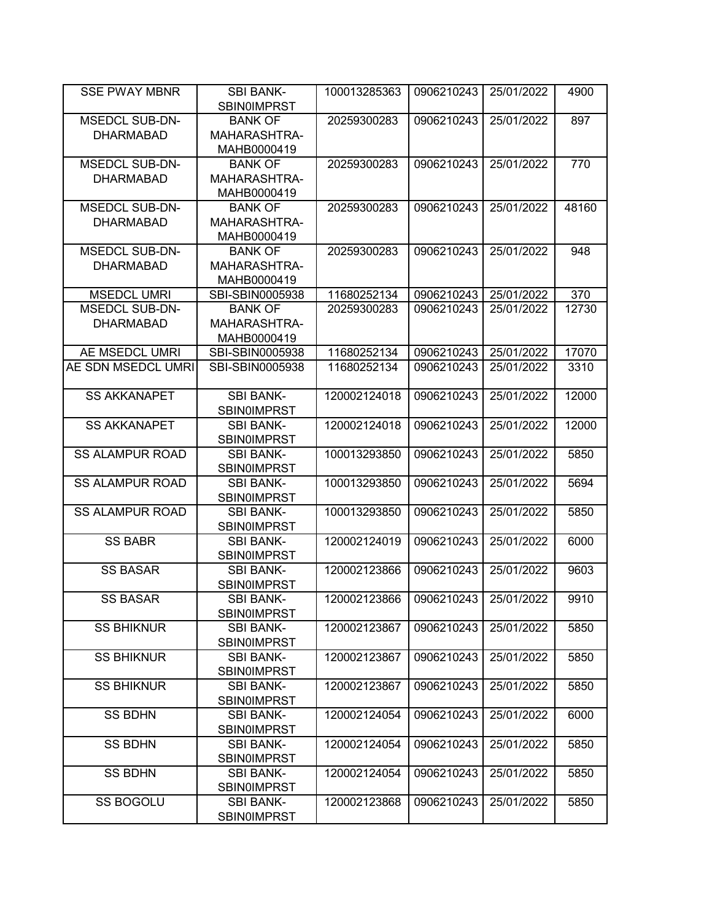| SSE PWAY MBNR | SBI BANK-SBIN0IMPRST | 100013285363 | 0906210243 | 25/01/2022 | 4900 |
|---|---|---|---|---|---|
| MSEDCL SUB-DN-DHARMABAD | BANK OF MAHARASHTRA-MAHB0000419 | 20259300283 | 0906210243 | 25/01/2022 | 897 |
| MSEDCL SUB-DN-DHARMABAD | BANK OF MAHARASHTRA-MAHB0000419 | 20259300283 | 0906210243 | 25/01/2022 | 770 |
| MSEDCL SUB-DN-DHARMABAD | BANK OF MAHARASHTRA-MAHB0000419 | 20259300283 | 0906210243 | 25/01/2022 | 48160 |
| MSEDCL SUB-DN-DHARMABAD | BANK OF MAHARASHTRA-MAHB0000419 | 20259300283 | 0906210243 | 25/01/2022 | 948 |
| MSEDCL UMRI | SBI-SBIN0005938 | 11680252134 | 0906210243 | 25/01/2022 | 370 |
| MSEDCL SUB-DN-DHARMABAD | BANK OF MAHARASHTRA-MAHB0000419 | 20259300283 | 0906210243 | 25/01/2022 | 12730 |
| AE MSEDCL UMRI | SBI-SBIN0005938 | 11680252134 | 0906210243 | 25/01/2022 | 17070 |
| AE SDN MSEDCL UMRI | SBI-SBIN0005938 | 11680252134 | 0906210243 | 25/01/2022 | 3310 |
| SS AKKANAPET | SBI BANK-SBIN0IMPRST | 120002124018 | 0906210243 | 25/01/2022 | 12000 |
| SS AKKANAPET | SBI BANK-SBIN0IMPRST | 120002124018 | 0906210243 | 25/01/2022 | 12000 |
| SS ALAMPUR ROAD | SBI BANK-SBIN0IMPRST | 100013293850 | 0906210243 | 25/01/2022 | 5850 |
| SS ALAMPUR ROAD | SBI BANK-SBIN0IMPRST | 100013293850 | 0906210243 | 25/01/2022 | 5694 |
| SS ALAMPUR ROAD | SBI BANK-SBIN0IMPRST | 100013293850 | 0906210243 | 25/01/2022 | 5850 |
| SS BABR | SBI BANK-SBIN0IMPRST | 120002124019 | 0906210243 | 25/01/2022 | 6000 |
| SS BASAR | SBI BANK-SBIN0IMPRST | 120002123866 | 0906210243 | 25/01/2022 | 9603 |
| SS BASAR | SBI BANK-SBIN0IMPRST | 120002123866 | 0906210243 | 25/01/2022 | 9910 |
| SS BHIKNUR | SBI BANK-SBIN0IMPRST | 120002123867 | 0906210243 | 25/01/2022 | 5850 |
| SS BHIKNUR | SBI BANK-SBIN0IMPRST | 120002123867 | 0906210243 | 25/01/2022 | 5850 |
| SS BHIKNUR | SBI BANK-SBIN0IMPRST | 120002123867 | 0906210243 | 25/01/2022 | 5850 |
| SS BDHN | SBI BANK-SBIN0IMPRST | 120002124054 | 0906210243 | 25/01/2022 | 6000 |
| SS BDHN | SBI BANK-SBIN0IMPRST | 120002124054 | 0906210243 | 25/01/2022 | 5850 |
| SS BDHN | SBI BANK-SBIN0IMPRST | 120002124054 | 0906210243 | 25/01/2022 | 5850 |
| SS BOGOLU | SBI BANK-SBIN0IMPRST | 120002123868 | 0906210243 | 25/01/2022 | 5850 |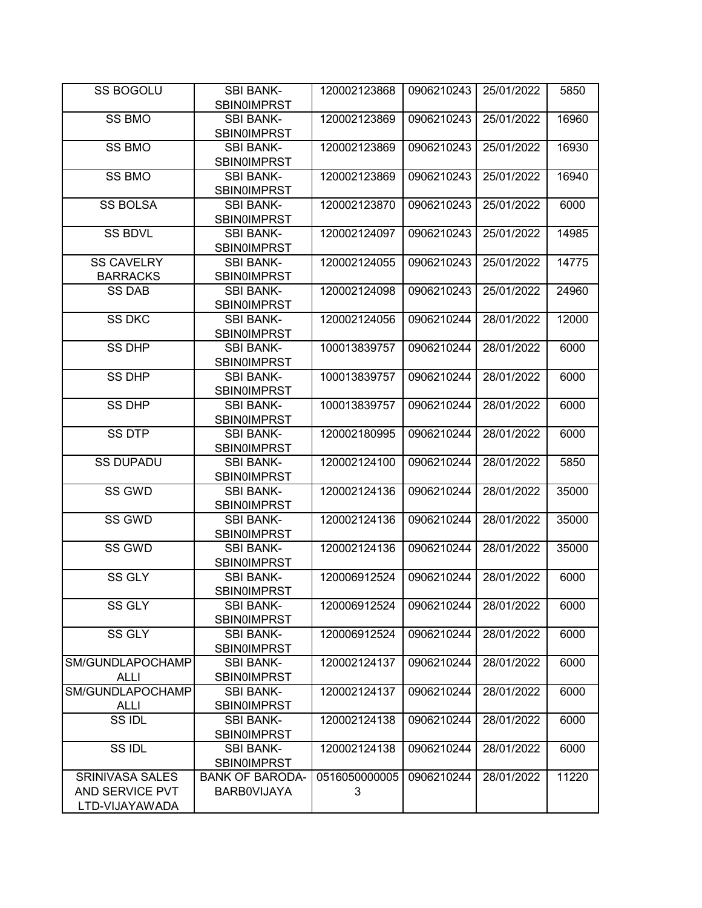| SS BOGOLU | SBI BANK-SBIN0IMPRST | 120002123868 | 0906210243 | 25/01/2022 | 5850 |
|---|---|---|---|---|---|
| SS BMO | SBI BANK-SBIN0IMPRST | 120002123869 | 0906210243 | 25/01/2022 | 16960 |
| SS BMO | SBI BANK-SBIN0IMPRST | 120002123869 | 0906210243 | 25/01/2022 | 16930 |
| SS BMO | SBI BANK-SBIN0IMPRST | 120002123869 | 0906210243 | 25/01/2022 | 16940 |
| SS BOLSA | SBI BANK-SBIN0IMPRST | 120002123870 | 0906210243 | 25/01/2022 | 6000 |
| SS BDVL | SBI BANK-SBIN0IMPRST | 120002124097 | 0906210243 | 25/01/2022 | 14985 |
| SS CAVELRY BARRACKS | SBI BANK-SBIN0IMPRST | 120002124055 | 0906210243 | 25/01/2022 | 14775 |
| SS DAB | SBI BANK-SBIN0IMPRST | 120002124098 | 0906210243 | 25/01/2022 | 24960 |
| SS DKC | SBI BANK-SBIN0IMPRST | 120002124056 | 0906210244 | 28/01/2022 | 12000 |
| SS DHP | SBI BANK-SBIN0IMPRST | 100013839757 | 0906210244 | 28/01/2022 | 6000 |
| SS DHP | SBI BANK-SBIN0IMPRST | 100013839757 | 0906210244 | 28/01/2022 | 6000 |
| SS DHP | SBI BANK-SBIN0IMPRST | 100013839757 | 0906210244 | 28/01/2022 | 6000 |
| SS DTP | SBI BANK-SBIN0IMPRST | 120002180995 | 0906210244 | 28/01/2022 | 6000 |
| SS DUPADU | SBI BANK-SBIN0IMPRST | 120002124100 | 0906210244 | 28/01/2022 | 5850 |
| SS GWD | SBI BANK-SBIN0IMPRST | 120002124136 | 0906210244 | 28/01/2022 | 35000 |
| SS GWD | SBI BANK-SBIN0IMPRST | 120002124136 | 0906210244 | 28/01/2022 | 35000 |
| SS GWD | SBI BANK-SBIN0IMPRST | 120002124136 | 0906210244 | 28/01/2022 | 35000 |
| SS GLY | SBI BANK-SBIN0IMPRST | 120006912524 | 0906210244 | 28/01/2022 | 6000 |
| SS GLY | SBI BANK-SBIN0IMPRST | 120006912524 | 0906210244 | 28/01/2022 | 6000 |
| SS GLY | SBI BANK-SBIN0IMPRST | 120006912524 | 0906210244 | 28/01/2022 | 6000 |
| SM/GUNDLAPOCHAMPALLI | SBI BANK-SBIN0IMPRST | 120002124137 | 0906210244 | 28/01/2022 | 6000 |
| SM/GUNDLAPOCHAMPALLI | SBI BANK-SBIN0IMPRST | 120002124137 | 0906210244 | 28/01/2022 | 6000 |
| SS IDL | SBI BANK-SBIN0IMPRST | 120002124138 | 0906210244 | 28/01/2022 | 6000 |
| SS IDL | SBI BANK-SBIN0IMPRST | 120002124138 | 0906210244 | 28/01/2022 | 6000 |
| SRINIVASA SALES AND SERVICE PVT LTD-VIJAYAWADA | BANK OF BARODA-BARB0VIJAYA | 05160500000053 | 0906210244 | 28/01/2022 | 11220 |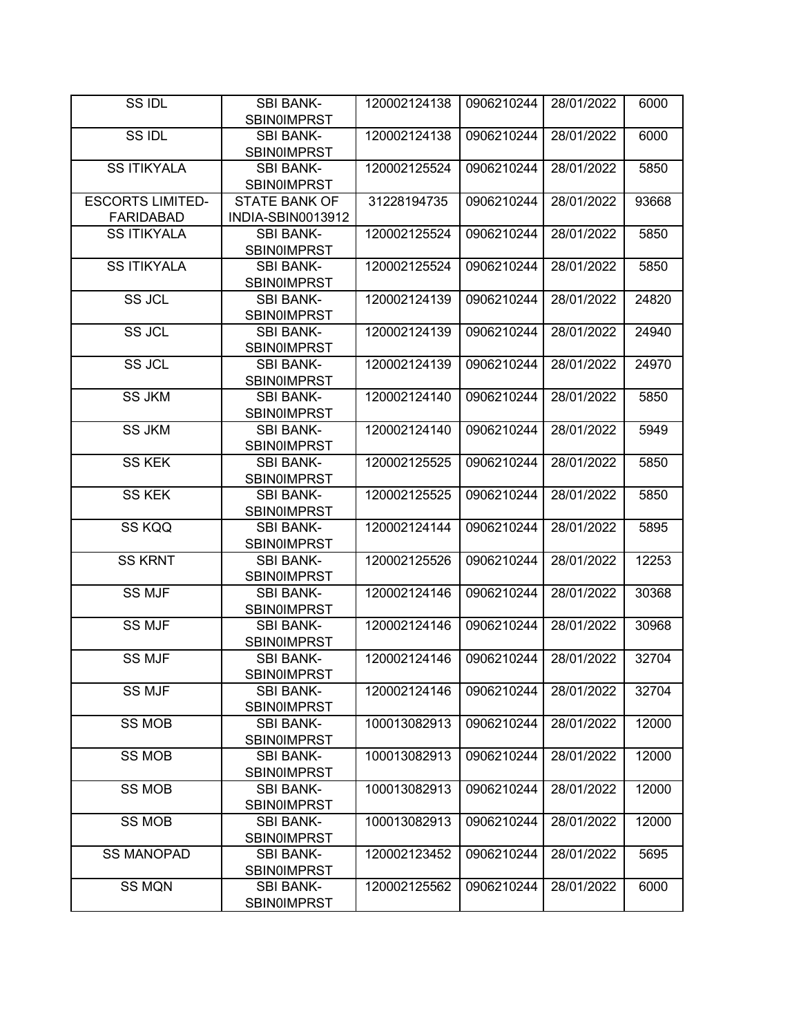| SS IDL | SBI BANK-SBIN0IMPRST | 120002124138 | 0906210244 | 28/01/2022 | 6000 |
|---|---|---|---|---|---|
| SS IDL | SBI BANK-SBIN0IMPRST | 120002124138 | 0906210244 | 28/01/2022 | 6000 |
| SS ITIKYALA | SBI BANK-SBIN0IMPRST | 120002125524 | 0906210244 | 28/01/2022 | 5850 |
| ESCORTS LIMITED-FARIDABAD | STATE BANK OF INDIA-SBIN0013912 | 31228194735 | 0906210244 | 28/01/2022 | 93668 |
| SS ITIKYALA | SBI BANK-SBIN0IMPRST | 120002125524 | 0906210244 | 28/01/2022 | 5850 |
| SS ITIKYALA | SBI BANK-SBIN0IMPRST | 120002125524 | 0906210244 | 28/01/2022 | 5850 |
| SS JCL | SBI BANK-SBIN0IMPRST | 120002124139 | 0906210244 | 28/01/2022 | 24820 |
| SS JCL | SBI BANK-SBIN0IMPRST | 120002124139 | 0906210244 | 28/01/2022 | 24940 |
| SS JCL | SBI BANK-SBIN0IMPRST | 120002124139 | 0906210244 | 28/01/2022 | 24970 |
| SS JKM | SBI BANK-SBIN0IMPRST | 120002124140 | 0906210244 | 28/01/2022 | 5850 |
| SS JKM | SBI BANK-SBIN0IMPRST | 120002124140 | 0906210244 | 28/01/2022 | 5949 |
| SS KEK | SBI BANK-SBIN0IMPRST | 120002125525 | 0906210244 | 28/01/2022 | 5850 |
| SS KEK | SBI BANK-SBIN0IMPRST | 120002125525 | 0906210244 | 28/01/2022 | 5850 |
| SS KQQ | SBI BANK-SBIN0IMPRST | 120002124144 | 0906210244 | 28/01/2022 | 5895 |
| SS KRNT | SBI BANK-SBIN0IMPRST | 120002125526 | 0906210244 | 28/01/2022 | 12253 |
| SS MJF | SBI BANK-SBIN0IMPRST | 120002124146 | 0906210244 | 28/01/2022 | 30368 |
| SS MJF | SBI BANK-SBIN0IMPRST | 120002124146 | 0906210244 | 28/01/2022 | 30968 |
| SS MJF | SBI BANK-SBIN0IMPRST | 120002124146 | 0906210244 | 28/01/2022 | 32704 |
| SS MJF | SBI BANK-SBIN0IMPRST | 120002124146 | 0906210244 | 28/01/2022 | 32704 |
| SS MOB | SBI BANK-SBIN0IMPRST | 100013082913 | 0906210244 | 28/01/2022 | 12000 |
| SS MOB | SBI BANK-SBIN0IMPRST | 100013082913 | 0906210244 | 28/01/2022 | 12000 |
| SS MOB | SBI BANK-SBIN0IMPRST | 100013082913 | 0906210244 | 28/01/2022 | 12000 |
| SS MOB | SBI BANK-SBIN0IMPRST | 100013082913 | 0906210244 | 28/01/2022 | 12000 |
| SS MANOPAD | SBI BANK-SBIN0IMPRST | 120002123452 | 0906210244 | 28/01/2022 | 5695 |
| SS MQN | SBI BANK-SBIN0IMPRST | 120002125562 | 0906210244 | 28/01/2022 | 6000 |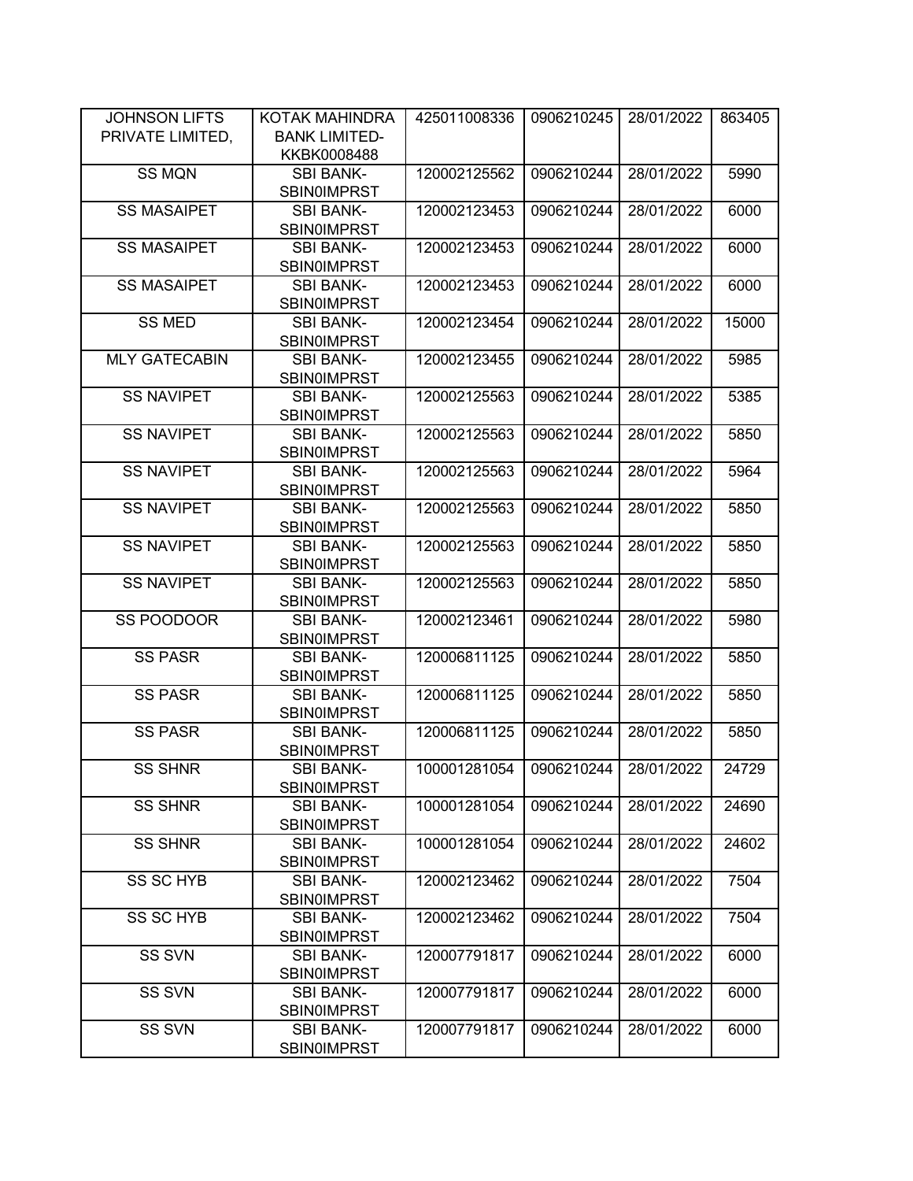| | | | | | |
|---|---|---|---|---|---|
| JOHNSON LIFTS PRIVATE LIMITED, | KOTAK MAHINDRA BANK LIMITED-KKBK0008488 | 425011008336 | 0906210245 | 28/01/2022 | 863405 |
| SS MQN | SBI BANK-SBIN0IMPRST | 120002125562 | 0906210244 | 28/01/2022 | 5990 |
| SS MASAIPET | SBI BANK-SBIN0IMPRST | 120002123453 | 0906210244 | 28/01/2022 | 6000 |
| SS MASAIPET | SBI BANK-SBIN0IMPRST | 120002123453 | 0906210244 | 28/01/2022 | 6000 |
| SS MASAIPET | SBI BANK-SBIN0IMPRST | 120002123453 | 0906210244 | 28/01/2022 | 6000 |
| SS MED | SBI BANK-SBIN0IMPRST | 120002123454 | 0906210244 | 28/01/2022 | 15000 |
| MLY GATECABIN | SBI BANK-SBIN0IMPRST | 120002123455 | 0906210244 | 28/01/2022 | 5985 |
| SS NAVIPET | SBI BANK-SBIN0IMPRST | 120002125563 | 0906210244 | 28/01/2022 | 5385 |
| SS NAVIPET | SBI BANK-SBIN0IMPRST | 120002125563 | 0906210244 | 28/01/2022 | 5850 |
| SS NAVIPET | SBI BANK-SBIN0IMPRST | 120002125563 | 0906210244 | 28/01/2022 | 5964 |
| SS NAVIPET | SBI BANK-SBIN0IMPRST | 120002125563 | 0906210244 | 28/01/2022 | 5850 |
| SS NAVIPET | SBI BANK-SBIN0IMPRST | 120002125563 | 0906210244 | 28/01/2022 | 5850 |
| SS NAVIPET | SBI BANK-SBIN0IMPRST | 120002125563 | 0906210244 | 28/01/2022 | 5850 |
| SS POODOOR | SBI BANK-SBIN0IMPRST | 120002123461 | 0906210244 | 28/01/2022 | 5980 |
| SS PASR | SBI BANK-SBIN0IMPRST | 120006811125 | 0906210244 | 28/01/2022 | 5850 |
| SS PASR | SBI BANK-SBIN0IMPRST | 120006811125 | 0906210244 | 28/01/2022 | 5850 |
| SS PASR | SBI BANK-SBIN0IMPRST | 120006811125 | 0906210244 | 28/01/2022 | 5850 |
| SS SHNR | SBI BANK-SBIN0IMPRST | 100001281054 | 0906210244 | 28/01/2022 | 24729 |
| SS SHNR | SBI BANK-SBIN0IMPRST | 100001281054 | 0906210244 | 28/01/2022 | 24690 |
| SS SHNR | SBI BANK-SBIN0IMPRST | 100001281054 | 0906210244 | 28/01/2022 | 24602 |
| SS SC HYB | SBI BANK-SBIN0IMPRST | 120002123462 | 0906210244 | 28/01/2022 | 7504 |
| SS SC HYB | SBI BANK-SBIN0IMPRST | 120002123462 | 0906210244 | 28/01/2022 | 7504 |
| SS SVN | SBI BANK-SBIN0IMPRST | 120007791817 | 0906210244 | 28/01/2022 | 6000 |
| SS SVN | SBI BANK-SBIN0IMPRST | 120007791817 | 0906210244 | 28/01/2022 | 6000 |
| SS SVN | SBI BANK-SBIN0IMPRST | 120007791817 | 0906210244 | 28/01/2022 | 6000 |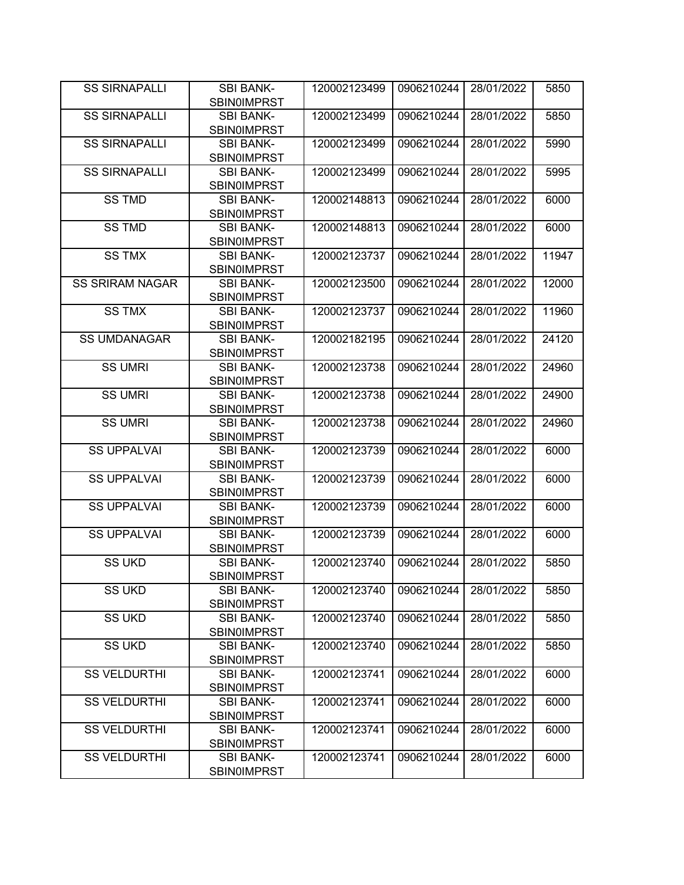| SS SIRNAPALLI | SBI BANK-SBIN0IMPRST | 120002123499 | 0906210244 | 28/01/2022 | 5850 |
|---|---|---|---|---|---|
| SS SIRNAPALLI | SBI BANK-SBIN0IMPRST | 120002123499 | 0906210244 | 28/01/2022 | 5850 |
| SS SIRNAPALLI | SBI BANK-SBIN0IMPRST | 120002123499 | 0906210244 | 28/01/2022 | 5990 |
| SS SIRNAPALLI | SBI BANK-SBIN0IMPRST | 120002123499 | 0906210244 | 28/01/2022 | 5995 |
| SS TMD | SBI BANK-SBIN0IMPRST | 120002148813 | 0906210244 | 28/01/2022 | 6000 |
| SS TMD | SBI BANK-SBIN0IMPRST | 120002148813 | 0906210244 | 28/01/2022 | 6000 |
| SS TMX | SBI BANK-SBIN0IMPRST | 120002123737 | 0906210244 | 28/01/2022 | 11947 |
| SS SRIRAM NAGAR | SBI BANK-SBIN0IMPRST | 120002123500 | 0906210244 | 28/01/2022 | 12000 |
| SS TMX | SBI BANK-SBIN0IMPRST | 120002123737 | 0906210244 | 28/01/2022 | 11960 |
| SS UMDANAGAR | SBI BANK-SBIN0IMPRST | 120002182195 | 0906210244 | 28/01/2022 | 24120 |
| SS UMRI | SBI BANK-SBIN0IMPRST | 120002123738 | 0906210244 | 28/01/2022 | 24960 |
| SS UMRI | SBI BANK-SBIN0IMPRST | 120002123738 | 0906210244 | 28/01/2022 | 24900 |
| SS UMRI | SBI BANK-SBIN0IMPRST | 120002123738 | 0906210244 | 28/01/2022 | 24960 |
| SS UPPALVAI | SBI BANK-SBIN0IMPRST | 120002123739 | 0906210244 | 28/01/2022 | 6000 |
| SS UPPALVAI | SBI BANK-SBIN0IMPRST | 120002123739 | 0906210244 | 28/01/2022 | 6000 |
| SS UPPALVAI | SBI BANK-SBIN0IMPRST | 120002123739 | 0906210244 | 28/01/2022 | 6000 |
| SS UPPALVAI | SBI BANK-SBIN0IMPRST | 120002123739 | 0906210244 | 28/01/2022 | 6000 |
| SS UKD | SBI BANK-SBIN0IMPRST | 120002123740 | 0906210244 | 28/01/2022 | 5850 |
| SS UKD | SBI BANK-SBIN0IMPRST | 120002123740 | 0906210244 | 28/01/2022 | 5850 |
| SS UKD | SBI BANK-SBIN0IMPRST | 120002123740 | 0906210244 | 28/01/2022 | 5850 |
| SS UKD | SBI BANK-SBIN0IMPRST | 120002123740 | 0906210244 | 28/01/2022 | 5850 |
| SS VELDURTHI | SBI BANK-SBIN0IMPRST | 120002123741 | 0906210244 | 28/01/2022 | 6000 |
| SS VELDURTHI | SBI BANK-SBIN0IMPRST | 120002123741 | 0906210244 | 28/01/2022 | 6000 |
| SS VELDURTHI | SBI BANK-SBIN0IMPRST | 120002123741 | 0906210244 | 28/01/2022 | 6000 |
| SS VELDURTHI | SBI BANK-SBIN0IMPRST | 120002123741 | 0906210244 | 28/01/2022 | 6000 |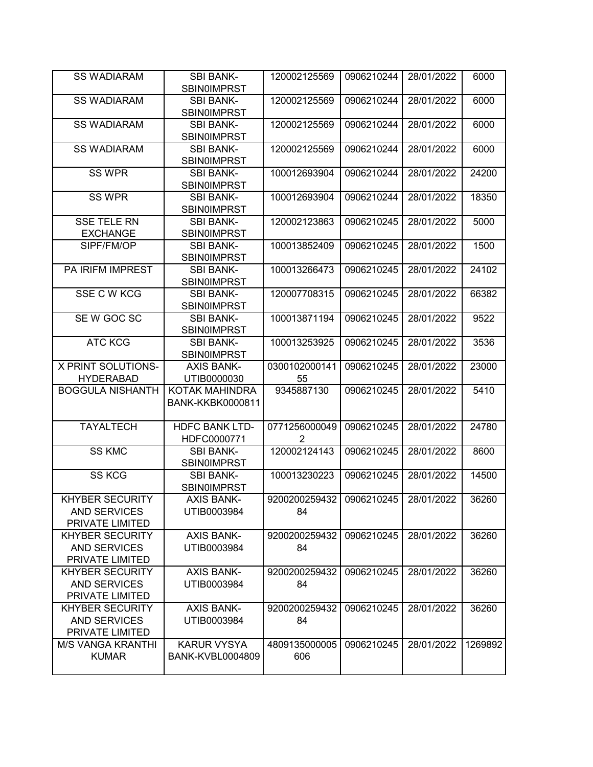| SS WADIARAM | SBI BANK-SBIN0IMPRST | 120002125569 | 0906210244 | 28/01/2022 | 6000 |
|---|---|---|---|---|---|
| SS WADIARAM | SBI BANK-SBIN0IMPRST | 120002125569 | 0906210244 | 28/01/2022 | 6000 |
| SS WADIARAM | SBI BANK-SBIN0IMPRST | 120002125569 | 0906210244 | 28/01/2022 | 6000 |
| SS WADIARAM | SBI BANK-SBIN0IMPRST | 120002125569 | 0906210244 | 28/01/2022 | 6000 |
| SS WPR | SBI BANK-SBIN0IMPRST | 100012693904 | 0906210244 | 28/01/2022 | 24200 |
| SS WPR | SBI BANK-SBIN0IMPRST | 100012693904 | 0906210244 | 28/01/2022 | 18350 |
| SSE TELE RN EXCHANGE | SBI BANK-SBIN0IMPRST | 120002123863 | 0906210245 | 28/01/2022 | 5000 |
| SIPF/FM/OP | SBI BANK-SBIN0IMPRST | 100013852409 | 0906210245 | 28/01/2022 | 1500 |
| PA IRIFM IMPREST | SBI BANK-SBIN0IMPRST | 100013266473 | 0906210245 | 28/01/2022 | 24102 |
| SSE C W KCG | SBI BANK-SBIN0IMPRST | 120007708315 | 0906210245 | 28/01/2022 | 66382 |
| SE W GOC SC | SBI BANK-SBIN0IMPRST | 100013871194 | 0906210245 | 28/01/2022 | 9522 |
| ATC KCG | SBI BANK-SBIN0IMPRST | 100013253925 | 0906210245 | 28/01/2022 | 3536 |
| X PRINT SOLUTIONS-HYDERABAD | AXIS BANK-UTIB0000030 | 030010200014155 | 0906210245 | 28/01/2022 | 23000 |
| BOGGULA NISHANTH | KOTAK MAHINDRA BANK-KKBK0000811 | 9345887130 | 0906210245 | 28/01/2022 | 5410 |
| TAYALTECH | HDFC BANK LTD-HDFC0000771 | 07712560000492 | 0906210245 | 28/01/2022 | 24780 |
| SS KMC | SBI BANK-SBIN0IMPRST | 120002124143 | 0906210245 | 28/01/2022 | 8600 |
| SS KCG | SBI BANK-SBIN0IMPRST | 100013230223 | 0906210245 | 28/01/2022 | 14500 |
| KHYBER SECURITY AND SERVICES PRIVATE LIMITED | AXIS BANK-UTIB0003984 | 920020025943284 | 0906210245 | 28/01/2022 | 36260 |
| KHYBER SECURITY AND SERVICES PRIVATE LIMITED | AXIS BANK-UTIB0003984 | 920020025943284 | 0906210245 | 28/01/2022 | 36260 |
| KHYBER SECURITY AND SERVICES PRIVATE LIMITED | AXIS BANK-UTIB0003984 | 920020025943284 | 0906210245 | 28/01/2022 | 36260 |
| KHYBER SECURITY AND SERVICES PRIVATE LIMITED | AXIS BANK-UTIB0003984 | 920020025943284 | 0906210245 | 28/01/2022 | 36260 |
| M/S VANGA KRANTHI KUMAR | KARUR VYSYA BANK-KVBL0004809 | 4809135000005606 | 0906210245 | 28/01/2022 | 1269892 |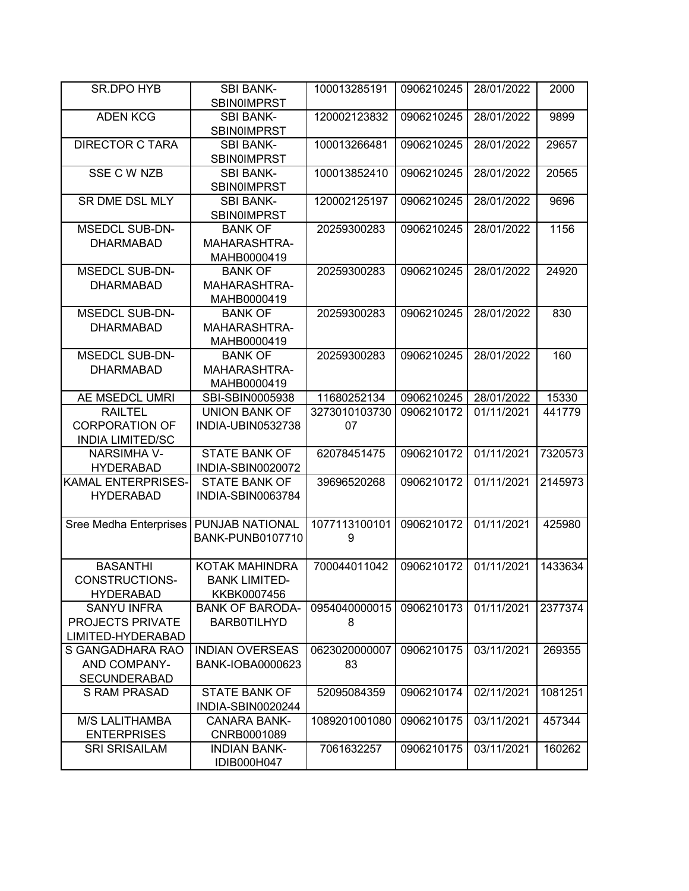| SR.DPO HYB | SBI BANK-SBIN0IMPRST | 100013285191 | 0906210245 | 28/01/2022 | 2000 |
|---|---|---|---|---|---|
| ADEN KCG | SBI BANK-SBIN0IMPRST | 120002123832 | 0906210245 | 28/01/2022 | 9899 |
| DIRECTOR C TARA | SBI BANK-SBIN0IMPRST | 100013266481 | 0906210245 | 28/01/2022 | 29657 |
| SSE C W NZB | SBI BANK-SBIN0IMPRST | 100013852410 | 0906210245 | 28/01/2022 | 20565 |
| SR DME DSL MLY | SBI BANK-SBIN0IMPRST | 120002125197 | 0906210245 | 28/01/2022 | 9696 |
| MSEDCL SUB-DN-DHARMABAD | BANK OF MAHARASHTRA-MAHB0000419 | 20259300283 | 0906210245 | 28/01/2022 | 1156 |
| MSEDCL SUB-DN-DHARMABAD | BANK OF MAHARASHTRA-MAHB0000419 | 20259300283 | 0906210245 | 28/01/2022 | 24920 |
| MSEDCL SUB-DN-DHARMABAD | BANK OF MAHARASHTRA-MAHB0000419 | 20259300283 | 0906210245 | 28/01/2022 | 830 |
| MSEDCL SUB-DN-DHARMABAD | BANK OF MAHARASHTRA-MAHB0000419 | 20259300283 | 0906210245 | 28/01/2022 | 160 |
| AE MSEDCL UMRI | SBI-SBIN0005938 | 11680252134 | 0906210245 | 28/01/2022 | 15330 |
| RAILTEL CORPORATION OF INDIA LIMITED/SC | UNION BANK OF INDIA-UBIN0532738 | 327301010373007 | 0906210172 | 01/11/2021 | 441779 |
| NARSIMHA V-HYDERABAD | STATE BANK OF INDIA-SBIN0020072 | 62078451475 | 0906210172 | 01/11/2021 | 7320573 |
| KAMAL ENTERPRISES-HYDERABAD | STATE BANK OF INDIA-SBIN0063784 | 39696520268 | 0906210172 | 01/11/2021 | 2145973 |
| Sree Medha Enterprises | PUNJAB NATIONAL BANK-PUNB0107710 | 10771131001019 | 0906210172 | 01/11/2021 | 425980 |
| BASANTHI CONSTRUCTIONS-HYDERABAD | KOTAK MAHINDRA BANK LIMITED-KKBK0007456 | 700044011042 | 0906210172 | 01/11/2021 | 1433634 |
| SANYU INFRA PROJECTS PRIVATE LIMITED-HYDERABAD | BANK OF BARODA-BARB0TILHYD | 09540400000158 | 0906210173 | 01/11/2021 | 2377374 |
| S GANGADHARA RAO AND COMPANY-SECUNDERABAD | INDIAN OVERSEAS BANK-IOBA0000623 | 062302000000783 | 0906210175 | 03/11/2021 | 269355 |
| S RAM PRASAD | STATE BANK OF INDIA-SBIN0020244 | 52095084359 | 0906210174 | 02/11/2021 | 1081251 |
| M/S LALITHAMBA ENTERPRISES | CANARA BANK-CNRB0001089 | 1089201001080 | 0906210175 | 03/11/2021 | 457344 |
| SRI SRISAILAM | INDIAN BANK-IDIB000H047 | 7061632257 | 0906210175 | 03/11/2021 | 160262 |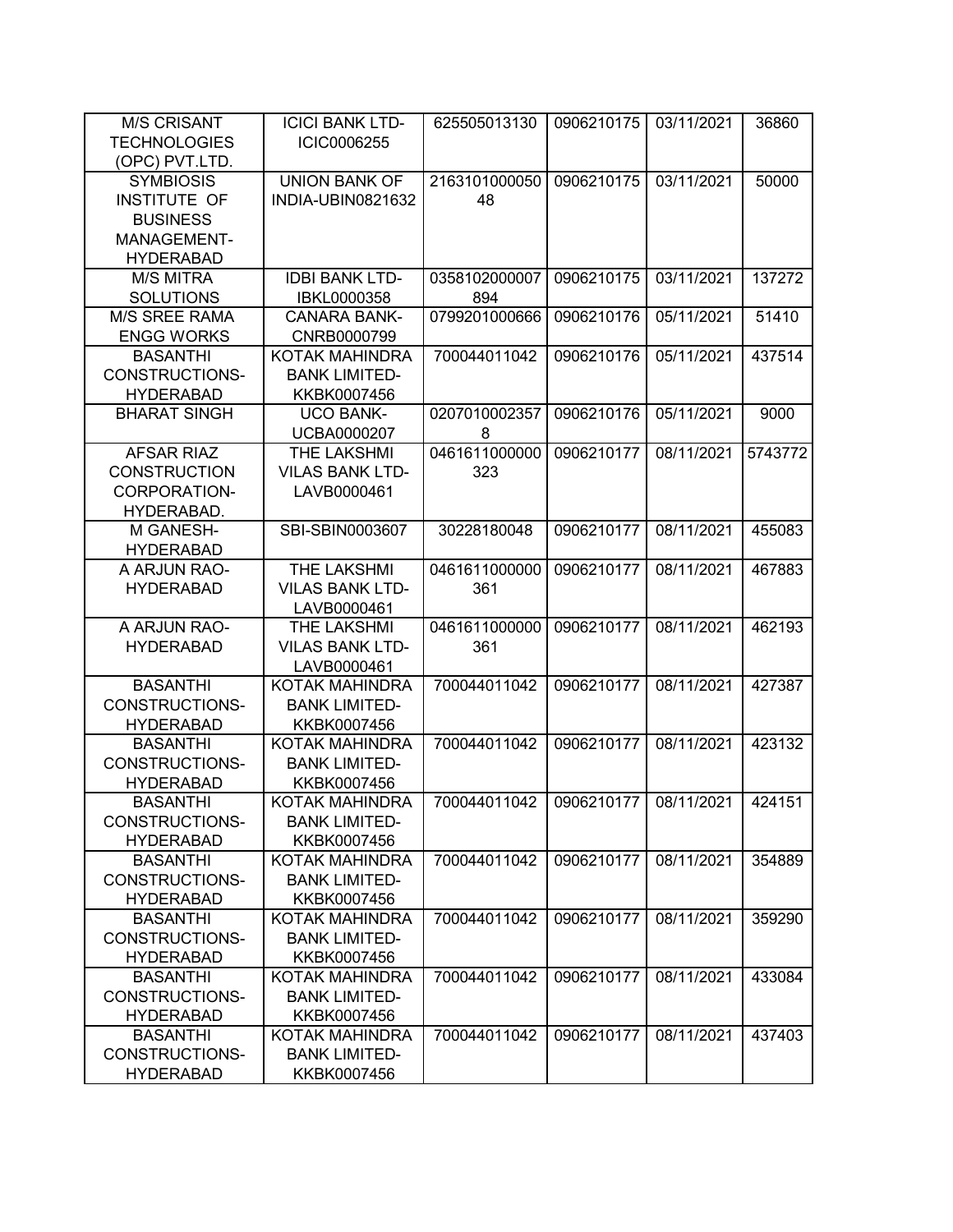| | | | | | |
|---|---|---|---|---|---|
| M/S CRISANT TECHNOLOGIES (OPC) PVT.LTD. | ICICI BANK LTD-ICIC0006255 | 625505013130 | 0906210175 | 03/11/2021 | 36860 |
| SYMBIOSIS INSTITUTE OF BUSINESS MANAGEMENT-HYDERABAD | UNION BANK OF INDIA-UBIN0821632 | 216310100005048 | 0906210175 | 03/11/2021 | 50000 |
| M/S MITRA SOLUTIONS | IDBI BANK LTD-IBKL0000358 | 0358102000007894 | 0906210175 | 03/11/2021 | 137272 |
| M/S SREE RAMA ENGG WORKS | CANARA BANK-CNRB0000799 | 0799201000666 | 0906210176 | 05/11/2021 | 51410 |
| BASANTHI CONSTRUCTIONS-HYDERABAD | KOTAK MAHINDRA BANK LIMITED-KKBK0007456 | 700044011042 | 0906210176 | 05/11/2021 | 437514 |
| BHARAT SINGH | UCO BANK-UCBA0000207 | 02070100023578 | 0906210176 | 05/11/2021 | 9000 |
| AFSAR RIAZ CONSTRUCTION CORPORATION-HYDERABAD. | THE LAKSHMI VILAS BANK LTD-LAVB0000461 | 0461611000000323 | 0906210177 | 08/11/2021 | 5743772 |
| M GANESH-HYDERABAD | SBI-SBIN0003607 | 30228180048 | 0906210177 | 08/11/2021 | 455083 |
| A ARJUN RAO-HYDERABAD | THE LAKSHMI VILAS BANK LTD-LAVB0000461 | 0461611000000361 | 0906210177 | 08/11/2021 | 467883 |
| A ARJUN RAO-HYDERABAD | THE LAKSHMI VILAS BANK LTD-LAVB0000461 | 0461611000000361 | 0906210177 | 08/11/2021 | 462193 |
| BASANTHI CONSTRUCTIONS-HYDERABAD | KOTAK MAHINDRA BANK LIMITED-KKBK0007456 | 700044011042 | 0906210177 | 08/11/2021 | 427387 |
| BASANTHI CONSTRUCTIONS-HYDERABAD | KOTAK MAHINDRA BANK LIMITED-KKBK0007456 | 700044011042 | 0906210177 | 08/11/2021 | 423132 |
| BASANTHI CONSTRUCTIONS-HYDERABAD | KOTAK MAHINDRA BANK LIMITED-KKBK0007456 | 700044011042 | 0906210177 | 08/11/2021 | 424151 |
| BASANTHI CONSTRUCTIONS-HYDERABAD | KOTAK MAHINDRA BANK LIMITED-KKBK0007456 | 700044011042 | 0906210177 | 08/11/2021 | 354889 |
| BASANTHI CONSTRUCTIONS-HYDERABAD | KOTAK MAHINDRA BANK LIMITED-KKBK0007456 | 700044011042 | 0906210177 | 08/11/2021 | 359290 |
| BASANTHI CONSTRUCTIONS-HYDERABAD | KOTAK MAHINDRA BANK LIMITED-KKBK0007456 | 700044011042 | 0906210177 | 08/11/2021 | 433084 |
| BASANTHI CONSTRUCTIONS-HYDERABAD | KOTAK MAHINDRA BANK LIMITED-KKBK0007456 | 700044011042 | 0906210177 | 08/11/2021 | 437403 |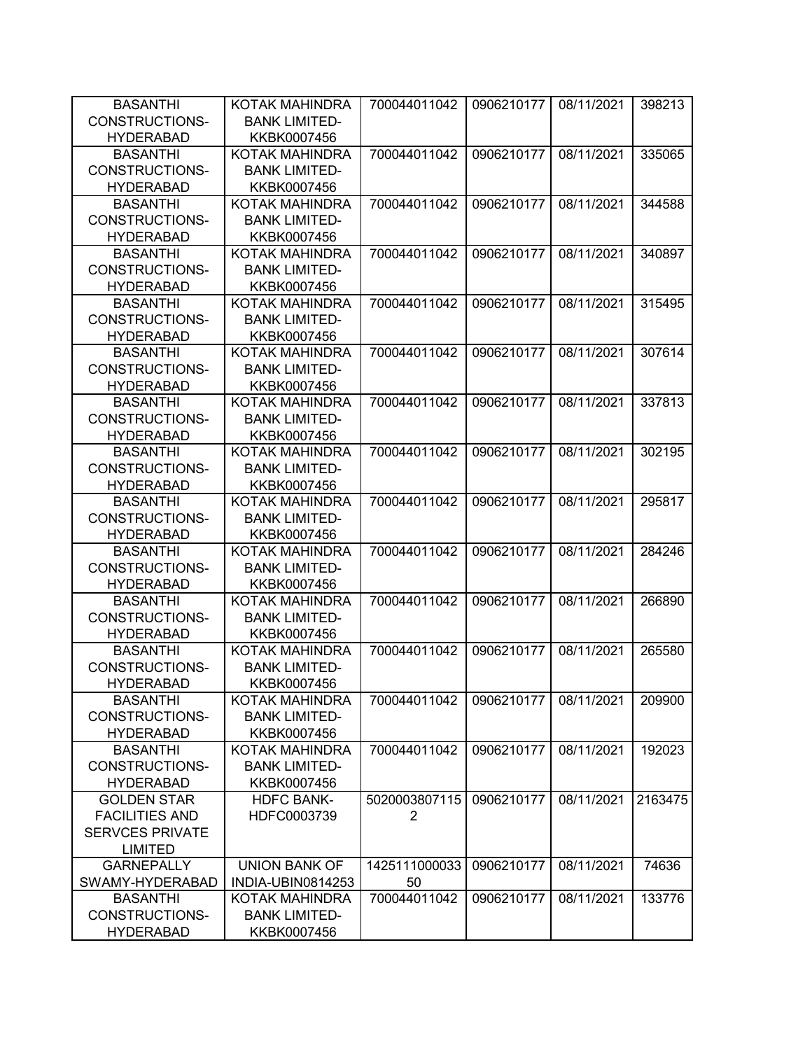| | | | | | |
|---|---|---|---|---|---|
| BASANTHI CONSTRUCTIONS-HYDERABAD | KOTAK MAHINDRA BANK LIMITED-KKBK0007456 | 700044011042 | 0906210177 | 08/11/2021 | 398213 |
| BASANTHI CONSTRUCTIONS-HYDERABAD | KOTAK MAHINDRA BANK LIMITED-KKBK0007456 | 700044011042 | 0906210177 | 08/11/2021 | 335065 |
| BASANTHI CONSTRUCTIONS-HYDERABAD | KOTAK MAHINDRA BANK LIMITED-KKBK0007456 | 700044011042 | 0906210177 | 08/11/2021 | 344588 |
| BASANTHI CONSTRUCTIONS-HYDERABAD | KOTAK MAHINDRA BANK LIMITED-KKBK0007456 | 700044011042 | 0906210177 | 08/11/2021 | 340897 |
| BASANTHI CONSTRUCTIONS-HYDERABAD | KOTAK MAHINDRA BANK LIMITED-KKBK0007456 | 700044011042 | 0906210177 | 08/11/2021 | 315495 |
| BASANTHI CONSTRUCTIONS-HYDERABAD | KOTAK MAHINDRA BANK LIMITED-KKBK0007456 | 700044011042 | 0906210177 | 08/11/2021 | 307614 |
| BASANTHI CONSTRUCTIONS-HYDERABAD | KOTAK MAHINDRA BANK LIMITED-KKBK0007456 | 700044011042 | 0906210177 | 08/11/2021 | 337813 |
| BASANTHI CONSTRUCTIONS-HYDERABAD | KOTAK MAHINDRA BANK LIMITED-KKBK0007456 | 700044011042 | 0906210177 | 08/11/2021 | 302195 |
| BASANTHI CONSTRUCTIONS-HYDERABAD | KOTAK MAHINDRA BANK LIMITED-KKBK0007456 | 700044011042 | 0906210177 | 08/11/2021 | 295817 |
| BASANTHI CONSTRUCTIONS-HYDERABAD | KOTAK MAHINDRA BANK LIMITED-KKBK0007456 | 700044011042 | 0906210177 | 08/11/2021 | 284246 |
| BASANTHI CONSTRUCTIONS-HYDERABAD | KOTAK MAHINDRA BANK LIMITED-KKBK0007456 | 700044011042 | 0906210177 | 08/11/2021 | 266890 |
| BASANTHI CONSTRUCTIONS-HYDERABAD | KOTAK MAHINDRA BANK LIMITED-KKBK0007456 | 700044011042 | 0906210177 | 08/11/2021 | 265580 |
| BASANTHI CONSTRUCTIONS-HYDERABAD | KOTAK MAHINDRA BANK LIMITED-KKBK0007456 | 700044011042 | 0906210177 | 08/11/2021 | 209900 |
| BASANTHI CONSTRUCTIONS-HYDERABAD | KOTAK MAHINDRA BANK LIMITED-KKBK0007456 | 700044011042 | 0906210177 | 08/11/2021 | 192023 |
| GOLDEN STAR FACILITIES AND SERVCES PRIVATE LIMITED | HDFC BANK-HDFC0003739 | 50200038071152 | 0906210177 | 08/11/2021 | 2163475 |
| GARNEPALLY SWAMY-HYDERABAD | UNION BANK OF INDIA-UBIN0814253 | 142511100003350 | 0906210177 | 08/11/2021 | 74636 |
| BASANTHI CONSTRUCTIONS-HYDERABAD | KOTAK MAHINDRA BANK LIMITED-KKBK0007456 | 700044011042 | 0906210177 | 08/11/2021 | 133776 |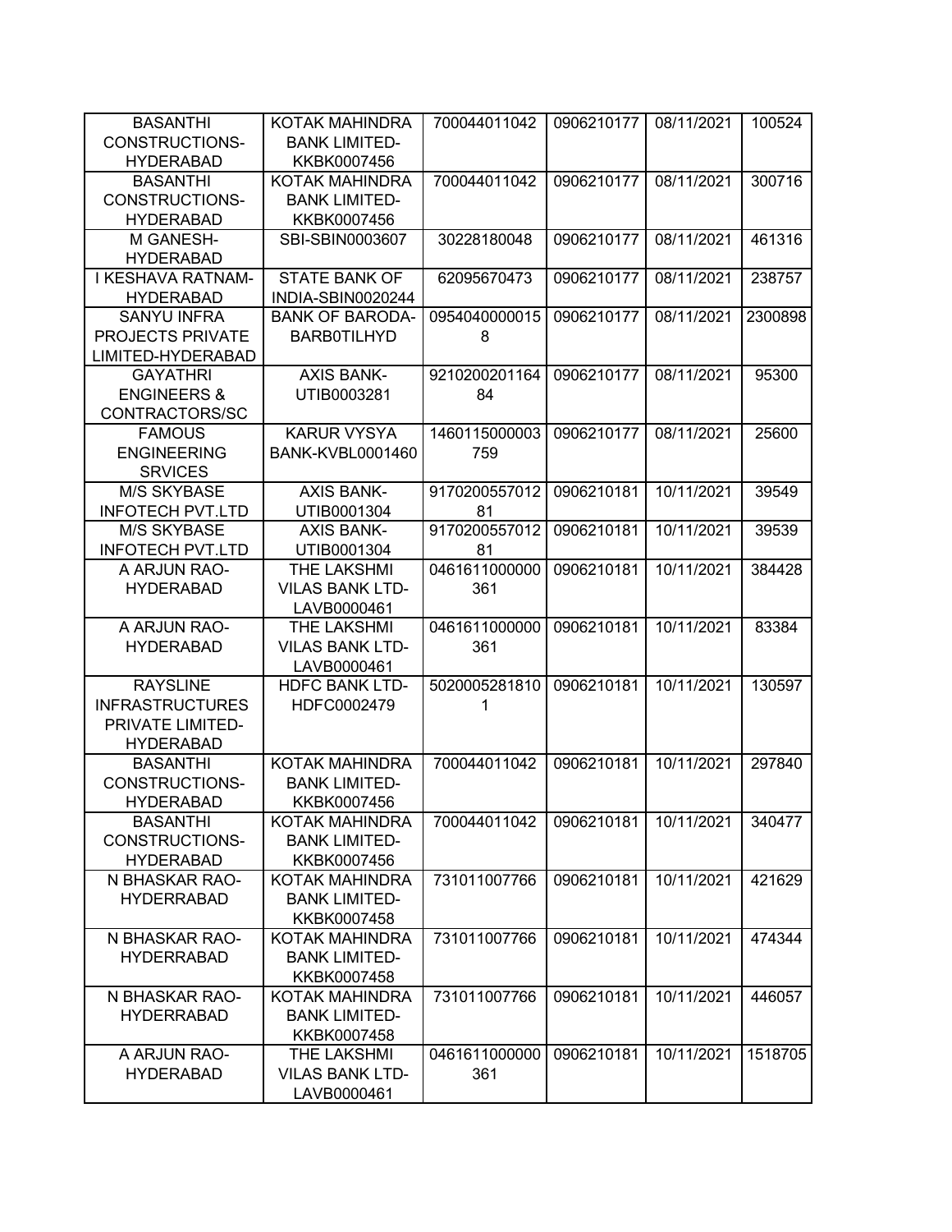| BASANTHI CONSTRUCTIONS-HYDERABAD | KOTAK MAHINDRA BANK LIMITED-KKBK0007456 | 700044011042 | 0906210177 | 08/11/2021 | 100524 |
|---|---|---|---|---|---|
| BASANTHI CONSTRUCTIONS-HYDERABAD | KOTAK MAHINDRA BANK LIMITED-KKBK0007456 | 700044011042 | 0906210177 | 08/11/2021 | 300716 |
| M GANESH-HYDERABAD | SBI-SBIN0003607 | 30228180048 | 0906210177 | 08/11/2021 | 461316 |
| I KESHAVA RATNAM-HYDERABAD | STATE BANK OF INDIA-SBIN0020244 | 62095670473 | 0906210177 | 08/11/2021 | 238757 |
| SANYU INFRA PROJECTS PRIVATE LIMITED-HYDERABAD | BANK OF BARODA-BARB0TILHYD | 09540400000158 | 0906210177 | 08/11/2021 | 2300898 |
| GAYATHRI ENGINEERS & CONTRACTORS/SC | AXIS BANK-UTIB0003281 | 921020020116484 | 0906210177 | 08/11/2021 | 95300 |
| FAMOUS ENGINEERING SRVICES | KARUR VYSYA BANK-KVBL0001460 | 1460115000003759 | 0906210177 | 08/11/2021 | 25600 |
| M/S SKYBASE INFOTECH PVT.LTD | AXIS BANK-UTIB0001304 | 917020055701281 | 0906210181 | 10/11/2021 | 39549 |
| M/S SKYBASE INFOTECH PVT.LTD | AXIS BANK-UTIB0001304 | 917020055701281 | 0906210181 | 10/11/2021 | 39539 |
| A ARJUN RAO-HYDERABAD | THE LAKSHMI VILAS BANK LTD-LAVB0000461 | 0461611000000361 | 0906210181 | 10/11/2021 | 384428 |
| A ARJUN RAO-HYDERABAD | THE LAKSHMI VILAS BANK LTD-LAVB0000461 | 0461611000000361 | 0906210181 | 10/11/2021 | 83384 |
| RAYSLINE INFRASTRUCTURES PRIVATE LIMITED-HYDERABAD | HDFC BANK LTD-HDFC0002479 | 50200052818101 | 0906210181 | 10/11/2021 | 130597 |
| BASANTHI CONSTRUCTIONS-HYDERABAD | KOTAK MAHINDRA BANK LIMITED-KKBK0007456 | 700044011042 | 0906210181 | 10/11/2021 | 297840 |
| BASANTHI CONSTRUCTIONS-HYDERABAD | KOTAK MAHINDRA BANK LIMITED-KKBK0007456 | 700044011042 | 0906210181 | 10/11/2021 | 340477 |
| N BHASKAR RAO-HYDERRABAD | KOTAK MAHINDRA BANK LIMITED-KKBK0007458 | 731011007766 | 0906210181 | 10/11/2021 | 421629 |
| N BHASKAR RAO-HYDERRABAD | KOTAK MAHINDRA BANK LIMITED-KKBK0007458 | 731011007766 | 0906210181 | 10/11/2021 | 474344 |
| N BHASKAR RAO-HYDERRABAD | KOTAK MAHINDRA BANK LIMITED-KKBK0007458 | 731011007766 | 0906210181 | 10/11/2021 | 446057 |
| A ARJUN RAO-HYDERABAD | THE LAKSHMI VILAS BANK LTD-LAVB0000461 | 0461611000000361 | 0906210181 | 10/11/2021 | 1518705 |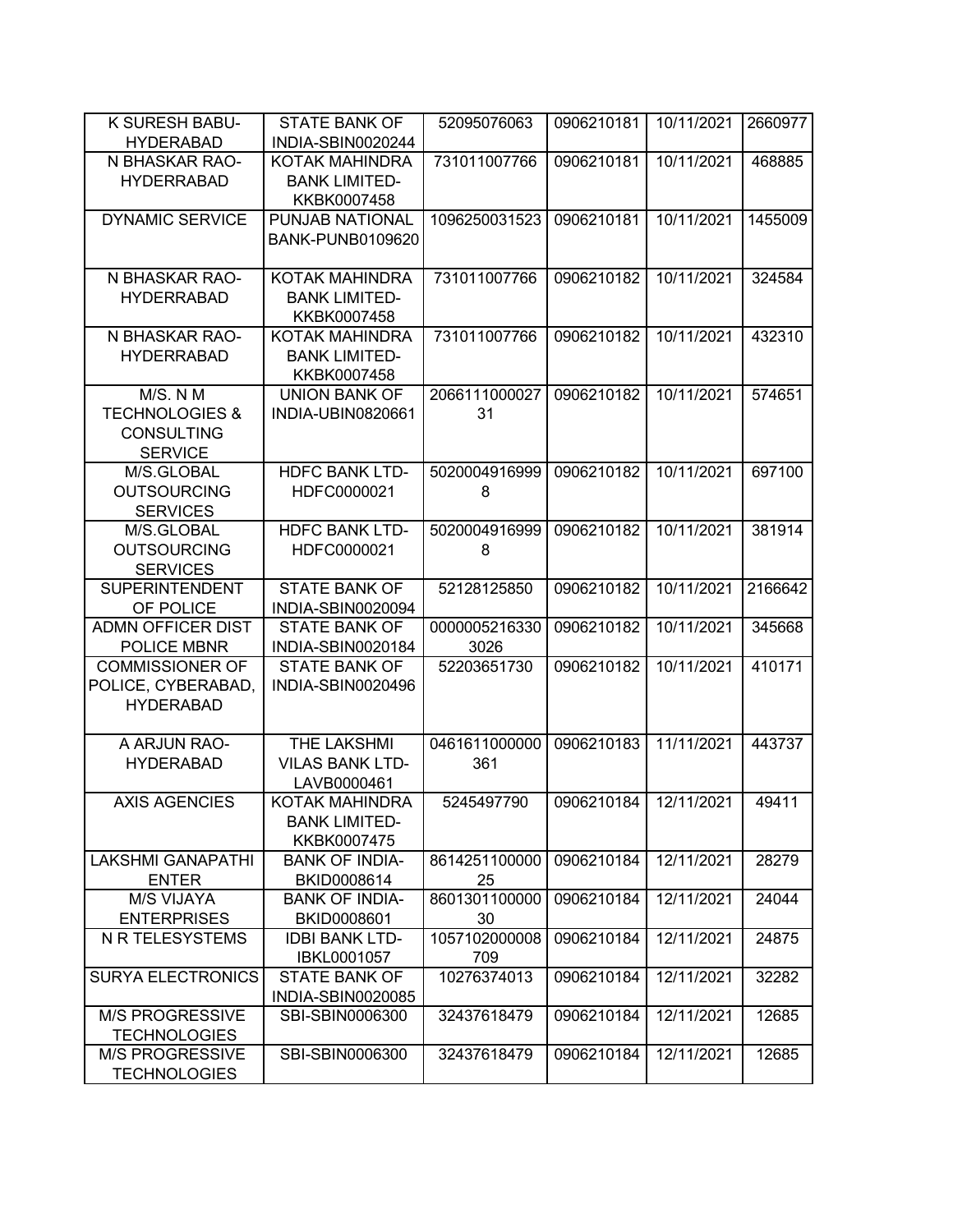| K SURESH BABU-HYDERABAD | STATE BANK OF INDIA-SBIN0020244 | 52095076063 | 0906210181 | 10/11/2021 | 2660977 |
|---|---|---|---|---|---|
| N BHASKAR RAO-HYDERRABAD | KOTAK MAHINDRA BANK LIMITED-KKBK0007458 | 731011007766 | 0906210181 | 10/11/2021 | 468885 |
| DYNAMIC SERVICE | PUNJAB NATIONAL BANK-PUNB0109620 | 1096250031523 | 0906210181 | 10/11/2021 | 1455009 |
| N BHASKAR RAO-HYDERRABAD | KOTAK MAHINDRA BANK LIMITED-KKBK0007458 | 731011007766 | 0906210182 | 10/11/2021 | 324584 |
| N BHASKAR RAO-HYDERRABAD | KOTAK MAHINDRA BANK LIMITED-KKBK0007458 | 731011007766 | 0906210182 | 10/11/2021 | 432310 |
| M/S. N M TECHNOLOGIES & CONSULTING SERVICE | UNION BANK OF INDIA-UBIN0820661 | 206611100002731 | 0906210182 | 10/11/2021 | 574651 |
| M/S.GLOBAL OUTSOURCING SERVICES | HDFC BANK LTD-HDFC0000021 | 50200049169998 | 0906210182 | 10/11/2021 | 697100 |
| M/S.GLOBAL OUTSOURCING SERVICES | HDFC BANK LTD-HDFC0000021 | 50200049169998 | 0906210182 | 10/11/2021 | 381914 |
| SUPERINTENDENT OF POLICE | STATE BANK OF INDIA-SBIN0020094 | 52128125850 | 0906210182 | 10/11/2021 | 2166642 |
| ADMN OFFICER DIST POLICE MBNR | STATE BANK OF INDIA-SBIN0020184 | 00000052163303026 | 0906210182 | 10/11/2021 | 345668 |
| COMMISSIONER OF POLICE, CYBERABAD, HYDERABAD | STATE BANK OF INDIA-SBIN0020496 | 52203651730 | 0906210182 | 10/11/2021 | 410171 |
| A ARJUN RAO-HYDERABAD | THE LAKSHMI VILAS BANK LTD-LAVB0000461 | 0461611000000361 | 0906210183 | 11/11/2021 | 443737 |
| AXIS AGENCIES | KOTAK MAHINDRA BANK LIMITED-KKBK0007475 | 5245497790 | 0906210184 | 12/11/2021 | 49411 |
| LAKSHMI GANAPATHI ENTER | BANK OF INDIA-BKID0008614 | 861425110000025 | 0906210184 | 12/11/2021 | 28279 |
| M/S VIJAYA ENTERPRISES | BANK OF INDIA-BKID0008601 | 860130110000030 | 0906210184 | 12/11/2021 | 24044 |
| N R TELESYSTEMS | IDBI BANK LTD-IBKL0001057 | 1057102000008709 | 0906210184 | 12/11/2021 | 24875 |
| SURYA ELECTRONICS | STATE BANK OF INDIA-SBIN0020085 | 10276374013 | 0906210184 | 12/11/2021 | 32282 |
| M/S PROGRESSIVE TECHNOLOGIES | SBI-SBIN0006300 | 32437618479 | 0906210184 | 12/11/2021 | 12685 |
| M/S PROGRESSIVE TECHNOLOGIES | SBI-SBIN0006300 | 32437618479 | 0906210184 | 12/11/2021 | 12685 |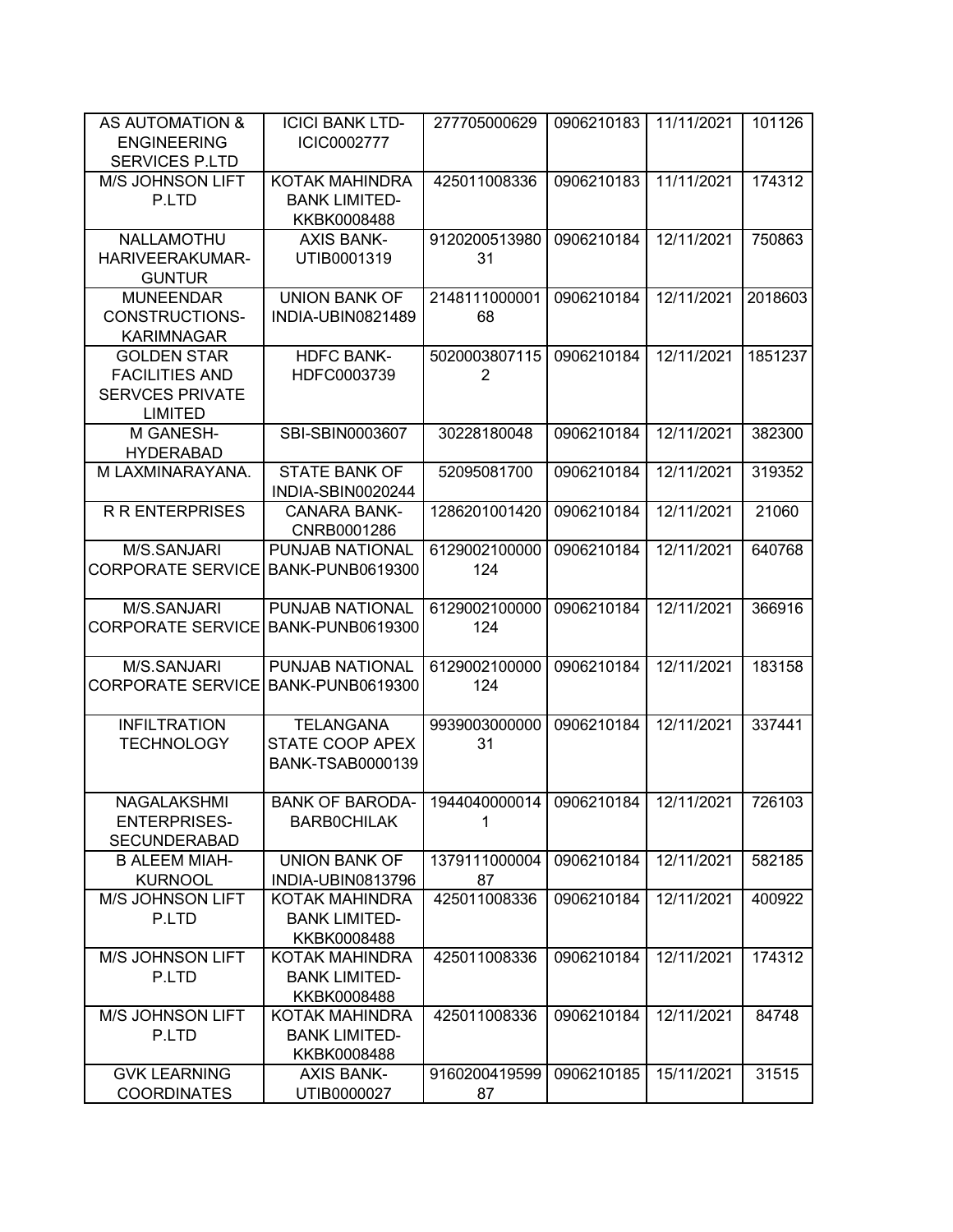| | | | | | |
|---|---|---|---|---|---|
| AS AUTOMATION & ENGINEERING SERVICES P.LTD | ICICI BANK LTD-ICIC0002777 | 277705000629 | 0906210183 | 11/11/2021 | 101126 |
| M/S JOHNSON LIFT P.LTD | KOTAK MAHINDRA BANK LIMITED-KKBK0008488 | 425011008336 | 0906210183 | 11/11/2021 | 174312 |
| NALLAMOTHU HARIVEERAKUMAR-GUNTUR | AXIS BANK-UTIB0001319 | 912020051398031 | 0906210184 | 12/11/2021 | 750863 |
| MUNEENDAR CONSTRUCTIONS-KARIMNAGAR | UNION BANK OF INDIA-UBIN0821489 | 214811100000168 | 0906210184 | 12/11/2021 | 2018603 |
| GOLDEN STAR FACILITIES AND SERVCES PRIVATE LIMITED | HDFC BANK-HDFC0003739 | 50200038071152 | 0906210184 | 12/11/2021 | 1851237 |
| M GANESH-HYDERABAD | SBI-SBIN0003607 | 30228180048 | 0906210184 | 12/11/2021 | 382300 |
| M LAXMINARAYANA. | STATE BANK OF INDIA-SBIN0020244 | 52095081700 | 0906210184 | 12/11/2021 | 319352 |
| R R ENTERPRISES | CANARA BANK-CNRB0001286 | 1286201001420 | 0906210184 | 12/11/2021 | 21060 |
| M/S.SANJARI CORPORATE SERVICE | PUNJAB NATIONAL BANK-PUNB0619300 | 6129002100000124 | 0906210184 | 12/11/2021 | 640768 |
| M/S.SANJARI CORPORATE SERVICE | PUNJAB NATIONAL BANK-PUNB0619300 | 6129002100000124 | 0906210184 | 12/11/2021 | 366916 |
| M/S.SANJARI CORPORATE SERVICE | PUNJAB NATIONAL BANK-PUNB0619300 | 6129002100000124 | 0906210184 | 12/11/2021 | 183158 |
| INFILTRATION TECHNOLOGY | TELANGANA STATE COOP APEX BANK-TSAB0000139 | 993900300000031 | 0906210184 | 12/11/2021 | 337441 |
| NAGALAKSHMI ENTERPRISES-SECUNDERABAD | BANK OF BARODA-BARB0CHILAK | 19440400000141 | 0906210184 | 12/11/2021 | 726103 |
| B ALEEM MIAH-KURNOOL | UNION BANK OF INDIA-UBIN0813796 | 137911100000487 | 0906210184 | 12/11/2021 | 582185 |
| M/S JOHNSON LIFT P.LTD | KOTAK MAHINDRA BANK LIMITED-KKBK0008488 | 425011008336 | 0906210184 | 12/11/2021 | 400922 |
| M/S JOHNSON LIFT P.LTD | KOTAK MAHINDRA BANK LIMITED-KKBK0008488 | 425011008336 | 0906210184 | 12/11/2021 | 174312 |
| M/S JOHNSON LIFT P.LTD | KOTAK MAHINDRA BANK LIMITED-KKBK0008488 | 425011008336 | 0906210184 | 12/11/2021 | 84748 |
| GVK LEARNING COORDINATES | AXIS BANK-UTIB0000027 | 916020041959987 | 0906210185 | 15/11/2021 | 31515 |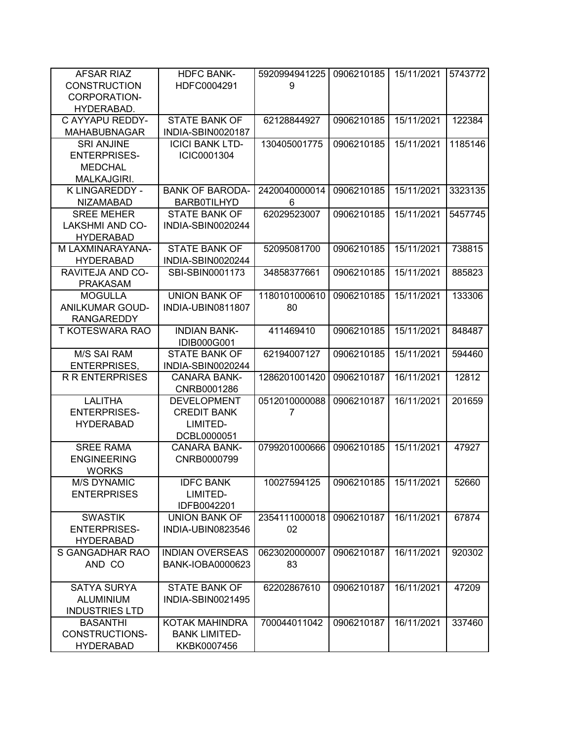| AFSAR RIAZ CONSTRUCTION CORPORATION-HYDERABAD. | HDFC BANK-HDFC0004291 | 59209949412259 | 0906210185 | 15/11/2021 | 5743772 |
|---|---|---|---|---|---|
| C AYYAPU REDDY-MAHABUBNAGAR | STATE BANK OF INDIA-SBIN0020187 | 62128844927 | 0906210185 | 15/11/2021 | 122384 |
| SRI ANJINE ENTERPRISES-MEDCHAL MALKAJGIRI. | ICICI BANK LTD-ICIC0001304 | 130405001775 | 0906210185 | 15/11/2021 | 1185146 |
| K LINGAREDDY - NIZAMABAD | BANK OF BARODA-BARB0TILHYD | 24200400000146 | 0906210185 | 15/11/2021 | 3323135 |
| SREE MEHER LAKSHMI AND CO-HYDERABAD | STATE BANK OF INDIA-SBIN0020244 | 62029523007 | 0906210185 | 15/11/2021 | 5457745 |
| M LAXMINARAYANA-HYDERABAD | STATE BANK OF INDIA-SBIN0020244 | 52095081700 | 0906210185 | 15/11/2021 | 738815 |
| RAVITEJA AND CO-PRAKASAM | SBI-SBIN0001173 | 34858377661 | 0906210185 | 15/11/2021 | 885823 |
| MOGULLA ANILKUMAR GOUD-RANGAREDDY | UNION BANK OF INDIA-UBIN0811807 | 118010100061080 | 0906210185 | 15/11/2021 | 133306 |
| T KOTESWARA RAO | INDIAN BANK-IDIB000G001 | 411469410 | 0906210185 | 15/11/2021 | 848487 |
| M/S SAI RAM ENTERPRISES, | STATE BANK OF INDIA-SBIN0020244 | 62194007127 | 0906210185 | 15/11/2021 | 594460 |
| R R ENTERPRISES | CANARA BANK-CNRB0001286 | 1286201001420 | 0906210187 | 16/11/2021 | 12812 |
| LALITHA ENTERPRISES-HYDERABAD | DEVELOPMENT CREDIT BANK LIMITED-DCBL0000051 | 05120100000887 | 0906210187 | 16/11/2021 | 201659 |
| SREE RAMA ENGINEERING WORKS | CANARA BANK-CNRB0000799 | 0799201000666 | 0906210185 | 15/11/2021 | 47927 |
| M/S DYNAMIC ENTERPRISES | IDFC BANK LIMITED-IDFB0042201 | 10027594125 | 0906210185 | 15/11/2021 | 52660 |
| SWASTIK ENTERPRISES-HYDERABAD | UNION BANK OF INDIA-UBIN0823546 | 235411100001802 | 0906210187 | 16/11/2021 | 67874 |
| S GANGADHAR RAO AND CO | INDIAN OVERSEAS BANK-IOBA0000623 | 062302000000783 | 0906210187 | 16/11/2021 | 920302 |
| SATYA SURYA ALUMINIUM INDUSTRIES LTD | STATE BANK OF INDIA-SBIN0021495 | 62202867610 | 0906210187 | 16/11/2021 | 47209 |
| BASANTHI CONSTRUCTIONS-HYDERABAD | KOTAK MAHINDRA BANK LIMITED-KKBK0007456 | 700044011042 | 0906210187 | 16/11/2021 | 337460 |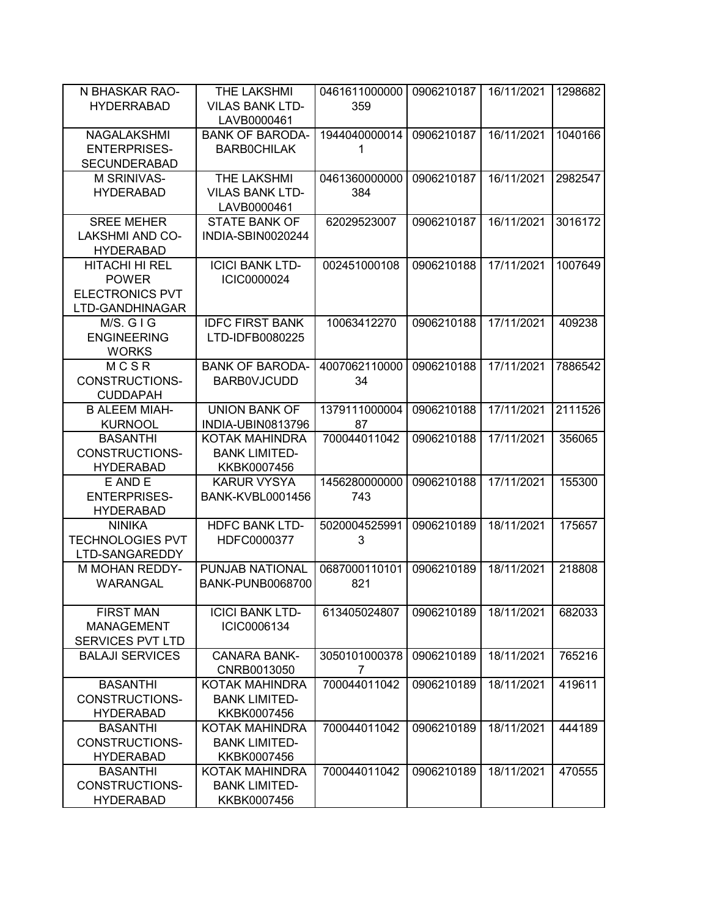| | | | | | |
|---|---|---|---|---|---|
| N BHASKAR RAO-HYDERRABAD | THE LAKSHMI VILAS BANK LTD-LAVB0000461 | 0461611000000359 | 0906210187 | 16/11/2021 | 1298682 |
| NAGALAKSHMI ENTERPRISES-SECUNDERABAD | BANK OF BARODA-BARB0CHILAK | 19440400000141 | 0906210187 | 16/11/2021 | 1040166 |
| M SRINIVAS-HYDERABAD | THE LAKSHMI VILAS BANK LTD-LAVB0000461 | 0461360000000384 | 0906210187 | 16/11/2021 | 2982547 |
| SREE MEHER LAKSHMI AND CO-HYDERABAD | STATE BANK OF INDIA-SBIN0020244 | 62029523007 | 0906210187 | 16/11/2021 | 3016172 |
| HITACHI HI REL POWER ELECTRONICS PVT LTD-GANDHINAGAR | ICICI BANK LTD-ICIC0000024 | 002451000108 | 0906210188 | 17/11/2021 | 1007649 |
| M/S. G I G ENGINEERING WORKS | IDFC FIRST BANK LTD-IDFB0080225 | 10063412270 | 0906210188 | 17/11/2021 | 409238 |
| M C S R CONSTRUCTIONS-CUDDAPAH | BANK OF BARODA-BARB0VJCUDD | 400706211000034 | 0906210188 | 17/11/2021 | 7886542 |
| B ALEEM MIAH-KURNOOL | UNION BANK OF INDIA-UBIN0813796 | 137911100000487 | 0906210188 | 17/11/2021 | 2111526 |
| BASANTHI CONSTRUCTIONS-HYDERABAD | KOTAK MAHINDRA BANK LIMITED-KKBK0007456 | 700044011042 | 0906210188 | 17/11/2021 | 356065 |
| E AND E ENTERPRISES-HYDERABAD | KARUR VYSYA BANK-KVBL0001456 | 1456280000000743 | 0906210188 | 17/11/2021 | 155300 |
| NINIKA TECHNOLOGIES PVT LTD-SANGAREDDY | HDFC BANK LTD-HDFC0000377 | 50200045259913 | 0906210189 | 18/11/2021 | 175657 |
| M MOHAN REDDY-WARANGAL | PUNJAB NATIONAL BANK-PUNB0068700 | 0687000110101821 | 0906210189 | 18/11/2021 | 218808 |
| FIRST MAN MANAGEMENT SERVICES PVT LTD | ICICI BANK LTD-ICIC0006134 | 613405024807 | 0906210189 | 18/11/2021 | 682033 |
| BALAJI SERVICES | CANARA BANK-CNRB0013050 | 30501010003787 | 0906210189 | 18/11/2021 | 765216 |
| BASANTHI CONSTRUCTIONS-HYDERABAD | KOTAK MAHINDRA BANK LIMITED-KKBK0007456 | 700044011042 | 0906210189 | 18/11/2021 | 419611 |
| BASANTHI CONSTRUCTIONS-HYDERABAD | KOTAK MAHINDRA BANK LIMITED-KKBK0007456 | 700044011042 | 0906210189 | 18/11/2021 | 444189 |
| BASANTHI CONSTRUCTIONS-HYDERABAD | KOTAK MAHINDRA BANK LIMITED-KKBK0007456 | 700044011042 | 0906210189 | 18/11/2021 | 470555 |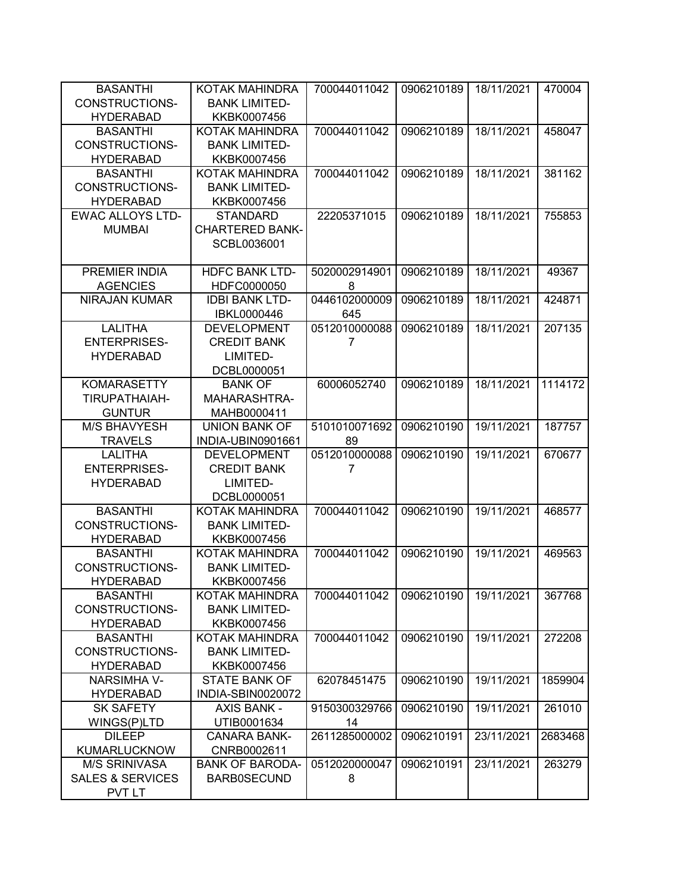| | | | | | |
|---|---|---|---|---|---|
| BASANTHI CONSTRUCTIONS-HYDERABAD | KOTAK MAHINDRA BANK LIMITED-KKBK0007456 | 700044011042 | 0906210189 | 18/11/2021 | 470004 |
| BASANTHI CONSTRUCTIONS-HYDERABAD | KOTAK MAHINDRA BANK LIMITED-KKBK0007456 | 700044011042 | 0906210189 | 18/11/2021 | 458047 |
| BASANTHI CONSTRUCTIONS-HYDERABAD | KOTAK MAHINDRA BANK LIMITED-KKBK0007456 | 700044011042 | 0906210189 | 18/11/2021 | 381162 |
| EWAC ALLOYS LTD-MUMBAI | STANDARD CHARTERED BANK-SCBL0036001 | 22205371015 | 0906210189 | 18/11/2021 | 755853 |
| PREMIER INDIA AGENCIES | HDFC BANK LTD-HDFC0000050 | 50200029149018 | 0906210189 | 18/11/2021 | 49367 |
| NIRAJAN KUMAR | IDBI BANK LTD-IBKL0000446 | 0446102000009645 | 0906210189 | 18/11/2021 | 424871 |
| LALITHA ENTERPRISES-HYDERABAD | DEVELOPMENT CREDIT BANK LIMITED-DCBL0000051 | 05120100000887 | 0906210189 | 18/11/2021 | 207135 |
| KOMARASETTY TIRUPATHAIAH-GUNTUR | BANK OF MAHARASHTRA-MAHB0000411 | 60006052740 | 0906210189 | 18/11/2021 | 1114172 |
| M/S BHAVYESH TRAVELS | UNION BANK OF INDIA-UBIN0901661 | 510101007169289 | 0906210190 | 19/11/2021 | 187757 |
| LALITHA ENTERPRISES-HYDERABAD | DEVELOPMENT CREDIT BANK LIMITED-DCBL0000051 | 05120100000887 | 0906210190 | 19/11/2021 | 670677 |
| BASANTHI CONSTRUCTIONS-HYDERABAD | KOTAK MAHINDRA BANK LIMITED-KKBK0007456 | 700044011042 | 0906210190 | 19/11/2021 | 468577 |
| BASANTHI CONSTRUCTIONS-HYDERABAD | KOTAK MAHINDRA BANK LIMITED-KKBK0007456 | 700044011042 | 0906210190 | 19/11/2021 | 469563 |
| BASANTHI CONSTRUCTIONS-HYDERABAD | KOTAK MAHINDRA BANK LIMITED-KKBK0007456 | 700044011042 | 0906210190 | 19/11/2021 | 367768 |
| BASANTHI CONSTRUCTIONS-HYDERABAD | KOTAK MAHINDRA BANK LIMITED-KKBK0007456 | 700044011042 | 0906210190 | 19/11/2021 | 272208 |
| NARSIMHA V-HYDERABAD | STATE BANK OF INDIA-SBIN0020072 | 62078451475 | 0906210190 | 19/11/2021 | 1859904 |
| SK SAFETY WINGS(P)LTD | AXIS BANK - UTIB0001634 | 915030032976614 | 0906210190 | 19/11/2021 | 261010 |
| DILEEP KUMARLUCKNOW | CANARA BANK-CNRB0002611 | 2611285000002 | 0906210191 | 23/11/2021 | 2683468 |
| M/S SRINIVASA SALES & SERVICES PVT LT | BANK OF BARODA-BARB0SECUND | 05120200000478 | 0906210191 | 23/11/2021 | 263279 |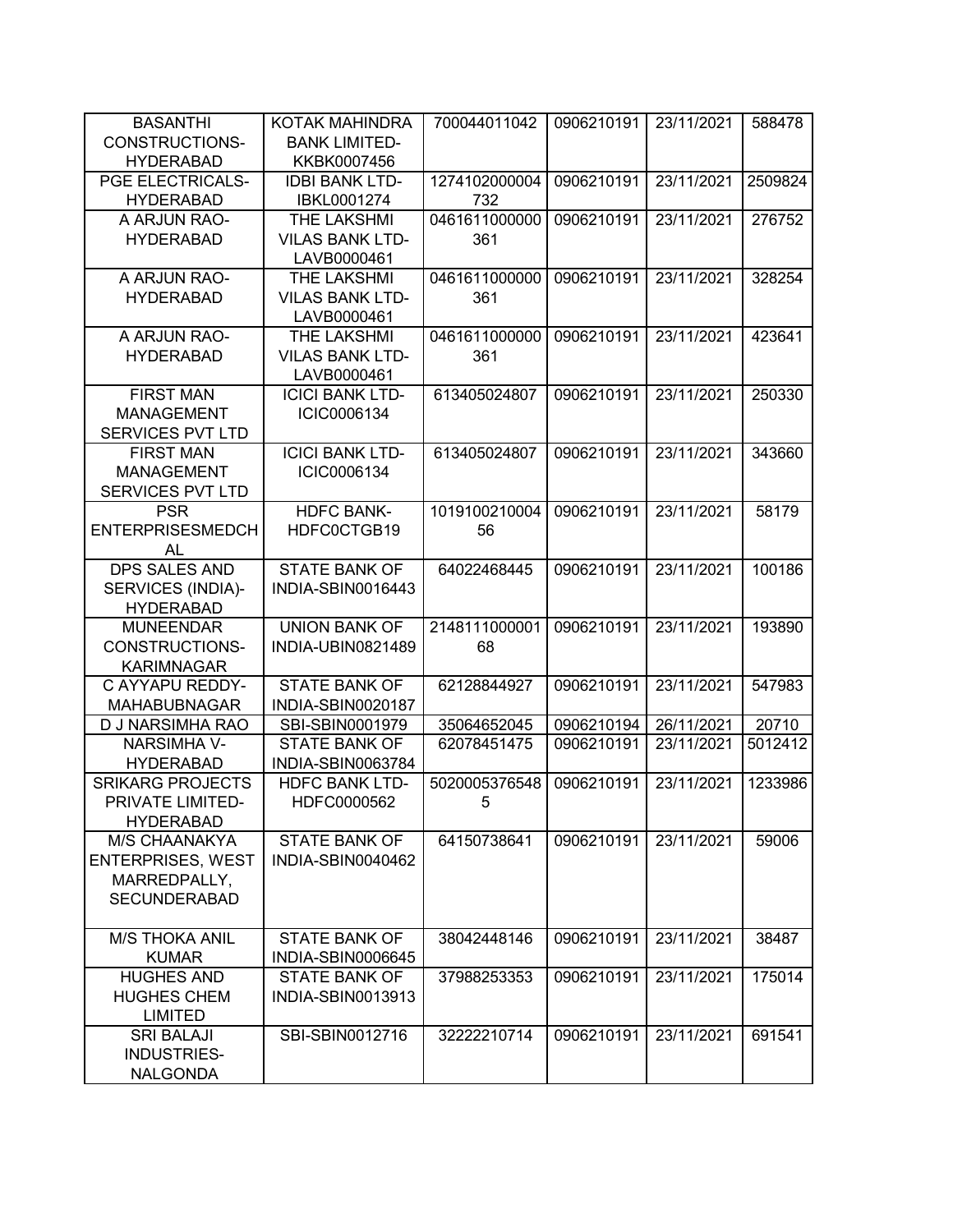| BASANTHI CONSTRUCTIONS-HYDERABAD | KOTAK MAHINDRA BANK LIMITED-KKBK0007456 | 700044011042 | 0906210191 | 23/11/2021 | 588478 |
|---|---|---|---|---|---|
| PGE ELECTRICALS-HYDERABAD | IDBI BANK LTD-IBKL0001274 | 1274102000004732 | 0906210191 | 23/11/2021 | 2509824 |
| A ARJUN RAO-HYDERABAD | THE LAKSHMI VILAS BANK LTD-LAVB0000461 | 0461611000000361 | 0906210191 | 23/11/2021 | 276752 |
| A ARJUN RAO-HYDERABAD | THE LAKSHMI VILAS BANK LTD-LAVB0000461 | 0461611000000361 | 0906210191 | 23/11/2021 | 328254 |
| A ARJUN RAO-HYDERABAD | THE LAKSHMI VILAS BANK LTD-LAVB0000461 | 0461611000000361 | 0906210191 | 23/11/2021 | 423641 |
| FIRST MAN MANAGEMENT SERVICES PVT LTD | ICICI BANK LTD-ICIC0006134 | 613405024807 | 0906210191 | 23/11/2021 | 250330 |
| FIRST MAN MANAGEMENT SERVICES PVT LTD | ICICI BANK LTD-ICIC0006134 | 613405024807 | 0906210191 | 23/11/2021 | 343660 |
| PSR ENTERPRISESMEDCHAL | HDFC BANK-HDFC0CTGB19 | 101910021000456 | 0906210191 | 23/11/2021 | 58179 |
| DPS SALES AND SERVICES (INDIA)-HYDERABAD | STATE BANK OF INDIA-SBIN0016443 | 64022468445 | 0906210191 | 23/11/2021 | 100186 |
| MUNEENDAR CONSTRUCTIONS-KARIMNAGAR | UNION BANK OF INDIA-UBIN0821489 | 214811100000168 | 0906210191 | 23/11/2021 | 193890 |
| C AYYAPU REDDY-MAHABUBNAGAR | STATE BANK OF INDIA-SBIN0020187 | 62128844927 | 0906210191 | 23/11/2021 | 547983 |
| D J NARSIMHA RAO | SBI-SBIN0001979 | 35064652045 | 0906210194 | 26/11/2021 | 20710 |
| NARSIMHA V-HYDERABAD | STATE BANK OF INDIA-SBIN0063784 | 62078451475 | 0906210191 | 23/11/2021 | 5012412 |
| SRIKARG PROJECTS PRIVATE LIMITED-HYDERABAD | HDFC BANK LTD-HDFC0000562 | 50200053765485 | 0906210191 | 23/11/2021 | 1233986 |
| M/S CHAANAKYA ENTERPRISES, WEST MARREDPALLY, SECUNDERABAD | STATE BANK OF INDIA-SBIN0040462 | 64150738641 | 0906210191 | 23/11/2021 | 59006 |
| M/S THOKA ANIL KUMAR | STATE BANK OF INDIA-SBIN0006645 | 38042448146 | 0906210191 | 23/11/2021 | 38487 |
| HUGHES AND HUGHES CHEM LIMITED | STATE BANK OF INDIA-SBIN0013913 | 37988253353 | 0906210191 | 23/11/2021 | 175014 |
| SRI BALAJI INDUSTRIES-NALGONDA | SBI-SBIN0012716 | 32222210714 | 0906210191 | 23/11/2021 | 691541 |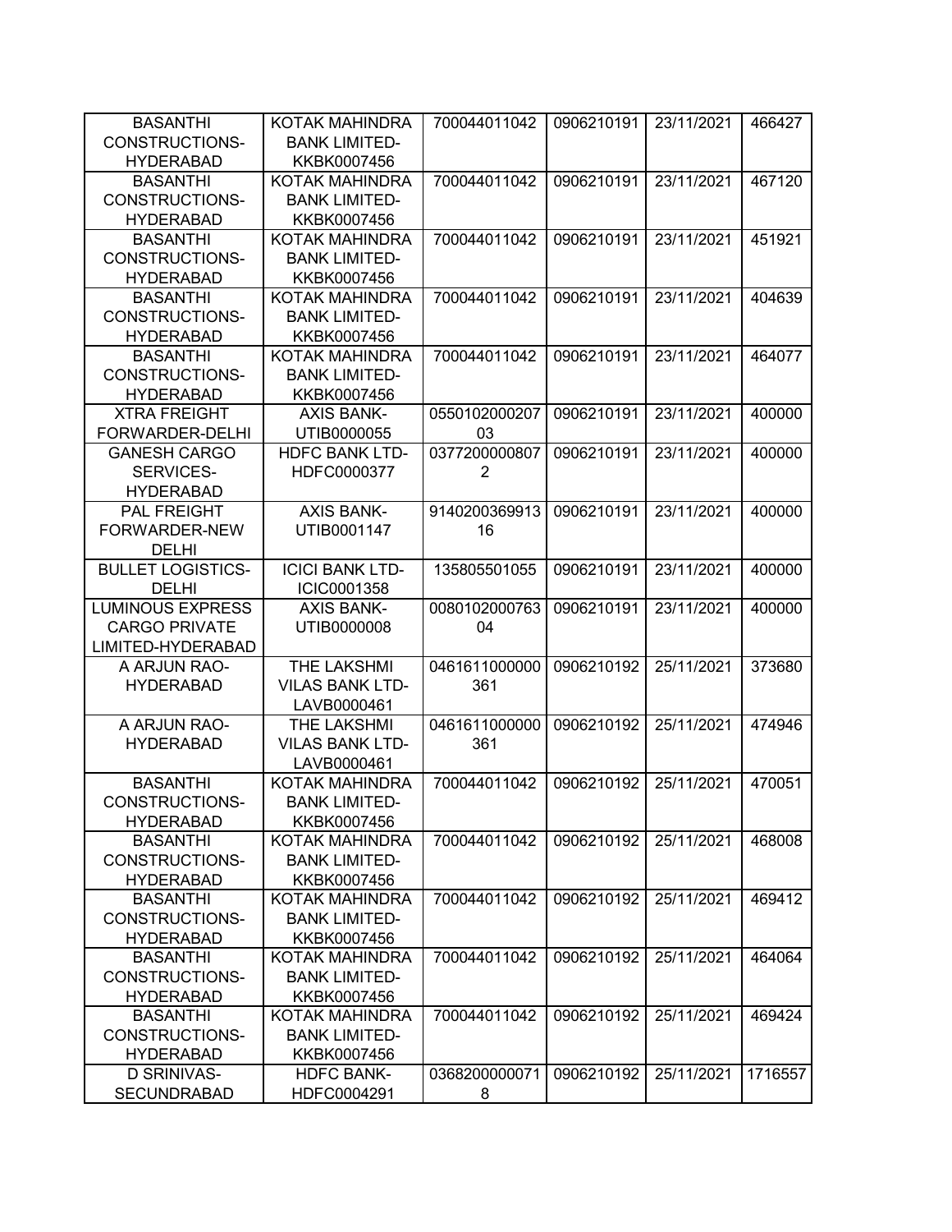| | | | | | |
|---|---|---|---|---|---|
| BASANTHI CONSTRUCTIONS-HYDERABAD | KOTAK MAHINDRA BANK LIMITED-KKBK0007456 | 700044011042 | 0906210191 | 23/11/2021 | 466427 |
| BASANTHI CONSTRUCTIONS-HYDERABAD | KOTAK MAHINDRA BANK LIMITED-KKBK0007456 | 700044011042 | 0906210191 | 23/11/2021 | 467120 |
| BASANTHI CONSTRUCTIONS-HYDERABAD | KOTAK MAHINDRA BANK LIMITED-KKBK0007456 | 700044011042 | 0906210191 | 23/11/2021 | 451921 |
| BASANTHI CONSTRUCTIONS-HYDERABAD | KOTAK MAHINDRA BANK LIMITED-KKBK0007456 | 700044011042 | 0906210191 | 23/11/2021 | 404639 |
| BASANTHI CONSTRUCTIONS-HYDERABAD | KOTAK MAHINDRA BANK LIMITED-KKBK0007456 | 700044011042 | 0906210191 | 23/11/2021 | 464077 |
| XTRA FREIGHT FORWARDER-DELHI | AXIS BANK-UTIB0000055 | 055010200020703 | 0906210191 | 23/11/2021 | 400000 |
| GANESH CARGO SERVICES-HYDERABAD | HDFC BANK LTD-HDFC0000377 | 03772000008072 | 0906210191 | 23/11/2021 | 400000 |
| PAL FREIGHT FORWARDER-NEW DELHI | AXIS BANK-UTIB0001147 | 914020036991316 | 0906210191 | 23/11/2021 | 400000 |
| BULLET LOGISTICS-DELHI | ICICI BANK LTD-ICIC0001358 | 135805501055 | 0906210191 | 23/11/2021 | 400000 |
| LUMINOUS EXPRESS CARGO PRIVATE LIMITED-HYDERABAD | AXIS BANK-UTIB0000008 | 008010200076304 | 0906210191 | 23/11/2021 | 400000 |
| A ARJUN RAO-HYDERABAD | THE LAKSHMI VILAS BANK LTD-LAVB0000461 | 0461611000000361 | 0906210192 | 25/11/2021 | 373680 |
| A ARJUN RAO-HYDERABAD | THE LAKSHMI VILAS BANK LTD-LAVB0000461 | 0461611000000361 | 0906210192 | 25/11/2021 | 474946 |
| BASANTHI CONSTRUCTIONS-HYDERABAD | KOTAK MAHINDRA BANK LIMITED-KKBK0007456 | 700044011042 | 0906210192 | 25/11/2021 | 470051 |
| BASANTHI CONSTRUCTIONS-HYDERABAD | KOTAK MAHINDRA BANK LIMITED-KKBK0007456 | 700044011042 | 0906210192 | 25/11/2021 | 468008 |
| BASANTHI CONSTRUCTIONS-HYDERABAD | KOTAK MAHINDRA BANK LIMITED-KKBK0007456 | 700044011042 | 0906210192 | 25/11/2021 | 469412 |
| BASANTHI CONSTRUCTIONS-HYDERABAD | KOTAK MAHINDRA BANK LIMITED-KKBK0007456 | 700044011042 | 0906210192 | 25/11/2021 | 464064 |
| BASANTHI CONSTRUCTIONS-HYDERABAD | KOTAK MAHINDRA BANK LIMITED-KKBK0007456 | 700044011042 | 0906210192 | 25/11/2021 | 469424 |
| D SRINIVAS-SECUNDRABAD | HDFC BANK-HDFC0004291 | 03682000000718 | 0906210192 | 25/11/2021 | 1716557 |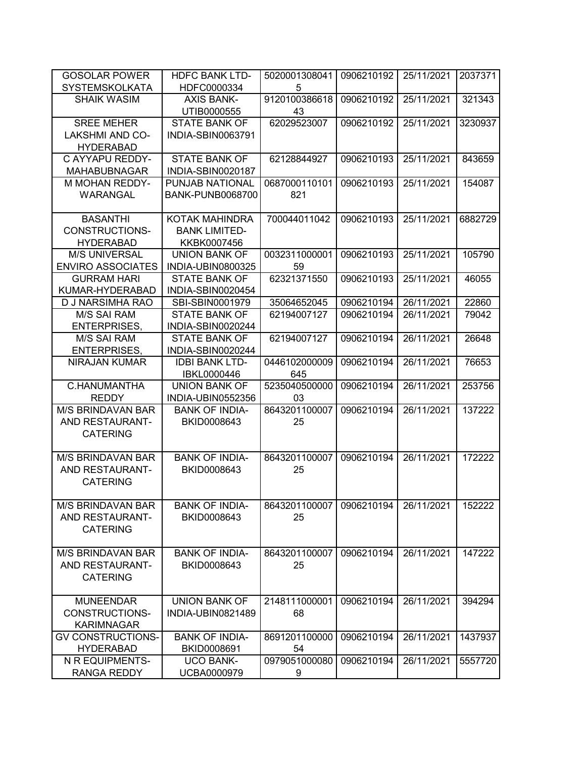| | | | | | |
|---|---|---|---|---|---|
| GOSOLAR POWER SYSTEMSKOLKATA | HDFC BANK LTD-HDFC0000334 | 50200013080415 | 0906210192 | 25/11/2021 | 2037371 |
| SHAIK WASIM | AXIS BANK-UTIB0000555 | 912010038661843 | 0906210192 | 25/11/2021 | 321343 |
| SREE MEHER LAKSHMI AND CO-HYDERABAD | STATE BANK OF INDIA-SBIN0063791 | 62029523007 | 0906210192 | 25/11/2021 | 3230937 |
| C AYYAPU REDDY-MAHABUBNAGAR | STATE BANK OF INDIA-SBIN0020187 | 62128844927 | 0906210193 | 25/11/2021 | 843659 |
| M MOHAN REDDY-WARANGAL | PUNJAB NATIONAL BANK-PUNB0068700 | 0687000110101821 | 0906210193 | 25/11/2021 | 154087 |
| BASANTHI CONSTRUCTIONS-HYDERABAD | KOTAK MAHINDRA BANK LIMITED-KKBK0007456 | 700044011042 | 0906210193 | 25/11/2021 | 6882729 |
| M/S UNIVERSAL ENVIRO ASSOCIATES | UNION BANK OF INDIA-UBIN0800325 | 003231100000159 | 0906210193 | 25/11/2021 | 105790 |
| GURRAM HARI KUMAR-HYDERABAD | STATE BANK OF INDIA-SBIN0020454 | 62321371550 | 0906210193 | 25/11/2021 | 46055 |
| D J NARSIMHA RAO | SBI-SBIN0001979 | 35064652045 | 0906210194 | 26/11/2021 | 22860 |
| M/S SAI RAM ENTERPRISES, | STATE BANK OF INDIA-SBIN0020244 | 62194007127 | 0906210194 | 26/11/2021 | 79042 |
| M/S SAI RAM ENTERPRISES, | STATE BANK OF INDIA-SBIN0020244 | 62194007127 | 0906210194 | 26/11/2021 | 26648 |
| NIRAJAN KUMAR | IDBI BANK LTD-IBKL0000446 | 0446102000009645 | 0906210194 | 26/11/2021 | 76653 |
| C.HANUMANTHA REDDY | UNION BANK OF INDIA-UBIN0552356 | 523504050000003 | 0906210194 | 26/11/2021 | 253756 |
| M/S BRINDAVAN BAR AND RESTAURANT-CATERING | BANK OF INDIA-BKID0008643 | 864320110000725 | 0906210194 | 26/11/2021 | 137222 |
| M/S BRINDAVAN BAR AND RESTAURANT-CATERING | BANK OF INDIA-BKID0008643 | 864320110000725 | 0906210194 | 26/11/2021 | 172222 |
| M/S BRINDAVAN BAR AND RESTAURANT-CATERING | BANK OF INDIA-BKID0008643 | 864320110000725 | 0906210194 | 26/11/2021 | 152222 |
| M/S BRINDAVAN BAR AND RESTAURANT-CATERING | BANK OF INDIA-BKID0008643 | 864320110000725 | 0906210194 | 26/11/2021 | 147222 |
| MUNEENDAR CONSTRUCTIONS-KARIMNAGAR | UNION BANK OF INDIA-UBIN0821489 | 214811100000168 | 0906210194 | 26/11/2021 | 394294 |
| GV CONSTRUCTIONS-HYDERABAD | BANK OF INDIA-BKID0008691 | 869120110000054 | 0906210194 | 26/11/2021 | 1437937 |
| N R EQUIPMENTS-RANGA REDDY | UCO BANK-UCBA0000979 | 09790510000809 | 0906210194 | 26/11/2021 | 5557720 |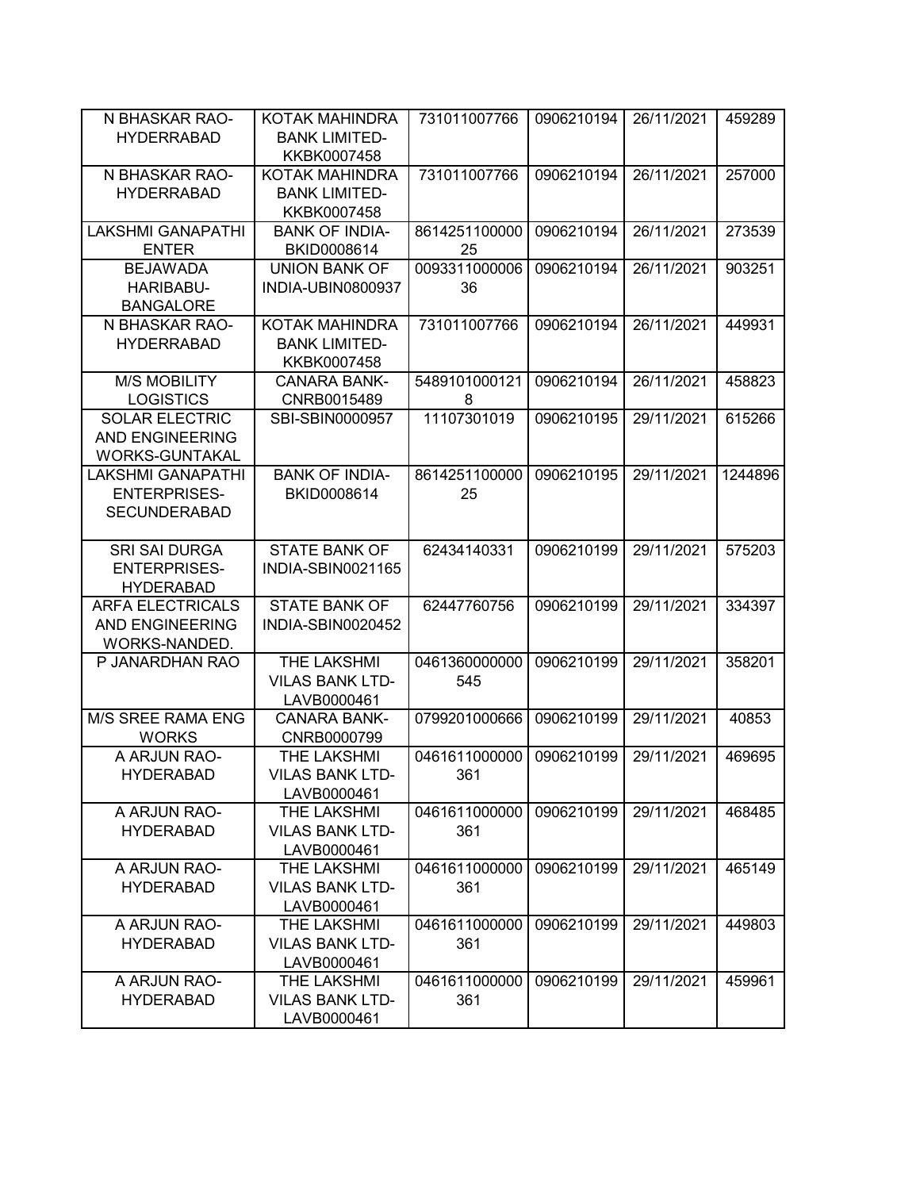| N BHASKAR RAO-HYDERRABAD | KOTAK MAHINDRA BANK LIMITED-KKBK0007458 | 731011007766 | 0906210194 | 26/11/2021 | 459289 |
|---|---|---|---|---|---|
| N BHASKAR RAO-HYDERRABAD | KOTAK MAHINDRA BANK LIMITED-KKBK0007458 | 731011007766 | 0906210194 | 26/11/2021 | 257000 |
| LAKSHMI GANAPATHI ENTER | BANK OF INDIA-BKID0008614 | 861425110000025 | 0906210194 | 26/11/2021 | 273539 |
| BEJAWADA HARIBABU-BANGALORE | UNION BANK OF INDIA-UBIN0800937 | 009331100000636 | 0906210194 | 26/11/2021 | 903251 |
| N BHASKAR RAO-HYDERRABAD | KOTAK MAHINDRA BANK LIMITED-KKBK0007458 | 731011007766 | 0906210194 | 26/11/2021 | 449931 |
| M/S MOBILITY LOGISTICS | CANARA BANK-CNRB0015489 | 54891010001218 | 0906210194 | 26/11/2021 | 458823 |
| SOLAR ELECTRIC AND ENGINEERING WORKS-GUNTAKAL | SBI-SBIN0000957 | 11107301019 | 0906210195 | 29/11/2021 | 615266 |
| LAKSHMI GANAPATHI ENTERPRISES-SECUNDERABAD | BANK OF INDIA-BKID0008614 | 861425110000025 | 0906210195 | 29/11/2021 | 1244896 |
| SRI SAI DURGA ENTERPRISES-HYDERABAD | STATE BANK OF INDIA-SBIN0021165 | 62434140331 | 0906210199 | 29/11/2021 | 575203 |
| ARFA ELECTRICALS AND ENGINEERING WORKS-NANDED. | STATE BANK OF INDIA-SBIN0020452 | 62447760756 | 0906210199 | 29/11/2021 | 334397 |
| P JANARDHAN RAO | THE LAKSHMI VILAS BANK LTD-LAVB0000461 | 0461360000000545 | 0906210199 | 29/11/2021 | 358201 |
| M/S SREE RAMA ENG WORKS | CANARA BANK-CNRB0000799 | 0799201000666 | 0906210199 | 29/11/2021 | 40853 |
| A ARJUN RAO-HYDERABAD | THE LAKSHMI VILAS BANK LTD-LAVB0000461 | 0461611000000361 | 0906210199 | 29/11/2021 | 469695 |
| A ARJUN RAO-HYDERABAD | THE LAKSHMI VILAS BANK LTD-LAVB0000461 | 0461611000000361 | 0906210199 | 29/11/2021 | 468485 |
| A ARJUN RAO-HYDERABAD | THE LAKSHMI VILAS BANK LTD-LAVB0000461 | 0461611000000361 | 0906210199 | 29/11/2021 | 465149 |
| A ARJUN RAO-HYDERABAD | THE LAKSHMI VILAS BANK LTD-LAVB0000461 | 0461611000000361 | 0906210199 | 29/11/2021 | 449803 |
| A ARJUN RAO-HYDERABAD | THE LAKSHMI VILAS BANK LTD-LAVB0000461 | 0461611000000361 | 0906210199 | 29/11/2021 | 459961 |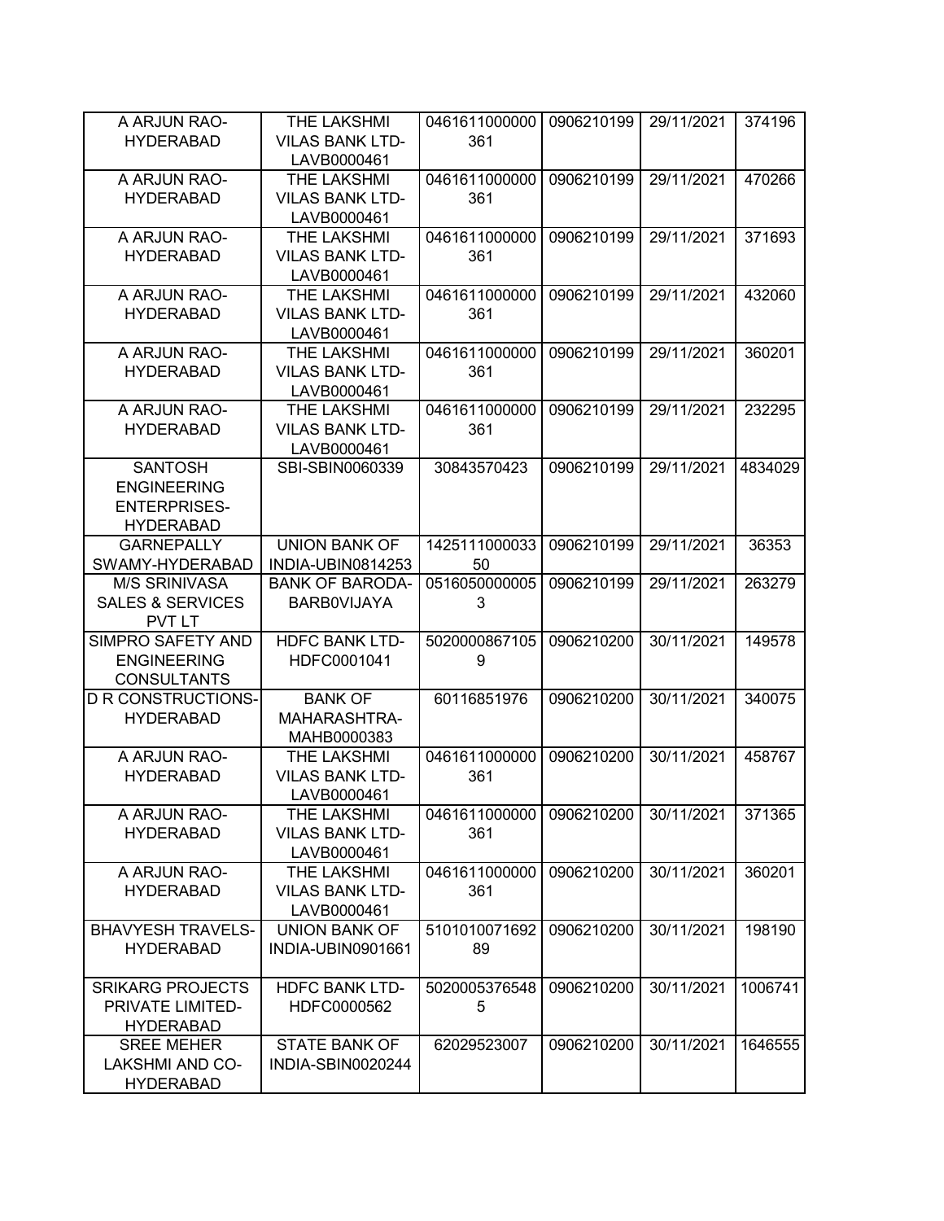| A ARJUN RAO-HYDERABAD | THE LAKSHMI VILAS BANK LTD-LAVB0000461 | 0461611000000361 | 0906210199 | 29/11/2021 | 374196 |
|---|---|---|---|---|---|
| A ARJUN RAO-HYDERABAD | THE LAKSHMI VILAS BANK LTD-LAVB0000461 | 0461611000000361 | 0906210199 | 29/11/2021 | 470266 |
| A ARJUN RAO-HYDERABAD | THE LAKSHMI VILAS BANK LTD-LAVB0000461 | 0461611000000361 | 0906210199 | 29/11/2021 | 371693 |
| A ARJUN RAO-HYDERABAD | THE LAKSHMI VILAS BANK LTD-LAVB0000461 | 0461611000000361 | 0906210199 | 29/11/2021 | 432060 |
| A ARJUN RAO-HYDERABAD | THE LAKSHMI VILAS BANK LTD-LAVB0000461 | 0461611000000361 | 0906210199 | 29/11/2021 | 360201 |
| A ARJUN RAO-HYDERABAD | THE LAKSHMI VILAS BANK LTD-LAVB0000461 | 0461611000000361 | 0906210199 | 29/11/2021 | 232295 |
| SANTOSH ENGINEERING ENTERPRISES-HYDERABAD | SBI-SBIN0060339 | 30843570423 | 0906210199 | 29/11/2021 | 4834029 |
| GARNEPALLY SWAMY-HYDERABAD | UNION BANK OF INDIA-UBIN0814253 | 142511100003350 | 0906210199 | 29/11/2021 | 36353 |
| M/S SRINIVASA SALES & SERVICES PVT LT | BANK OF BARODA-BARB0VIJAYA | 05160500000053 | 0906210199 | 29/11/2021 | 263279 |
| SIMPRO SAFETY AND ENGINEERING CONSULTANTS | HDFC BANK LTD-HDFC0001041 | 50200008671059 | 0906210200 | 30/11/2021 | 149578 |
| D R CONSTRUCTIONS-HYDERABAD | BANK OF MAHARASHTRA-MAHB0000383 | 60116851976 | 0906210200 | 30/11/2021 | 340075 |
| A ARJUN RAO-HYDERABAD | THE LAKSHMI VILAS BANK LTD-LAVB0000461 | 0461611000000361 | 0906210200 | 30/11/2021 | 458767 |
| A ARJUN RAO-HYDERABAD | THE LAKSHMI VILAS BANK LTD-LAVB0000461 | 0461611000000361 | 0906210200 | 30/11/2021 | 371365 |
| A ARJUN RAO-HYDERABAD | THE LAKSHMI VILAS BANK LTD-LAVB0000461 | 0461611000000361 | 0906210200 | 30/11/2021 | 360201 |
| BHAVYESH TRAVELS-HYDERABAD | UNION BANK OF INDIA-UBIN0901661 | 510101007169289 | 0906210200 | 30/11/2021 | 198190 |
| SRIKARG PROJECTS PRIVATE LIMITED-HYDERABAD | HDFC BANK LTD-HDFC0000562 | 50200053765485 | 0906210200 | 30/11/2021 | 1006741 |
| SREE MEHER LAKSHMI AND CO-HYDERABAD | STATE BANK OF INDIA-SBIN0020244 | 62029523007 | 0906210200 | 30/11/2021 | 1646555 |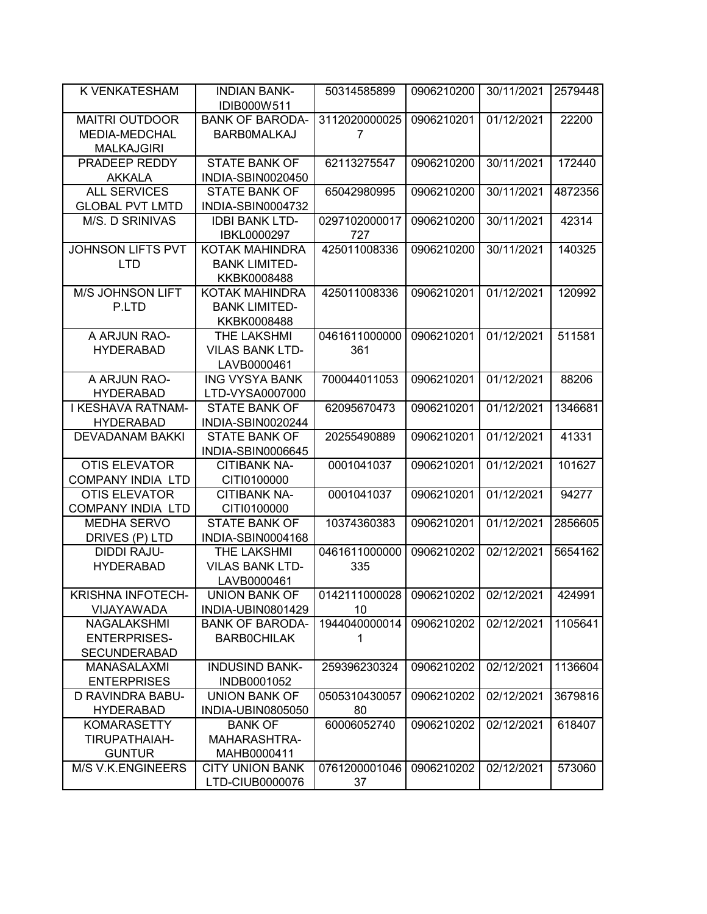| K VENKATESHAM | INDIAN BANK-IDIB000W511 | 50314585899 | 0906210200 | 30/11/2021 | 2579448 |
|---|---|---|---|---|---|
| MAITRI OUTDOOR MEDIA-MEDCHAL MALKAJGIRI | BANK OF BARODA-BARB0MALKAJ | 31120200000257 | 0906210201 | 01/12/2021 | 22200 |
| PRADEEP REDDY AKKALA | STATE BANK OF INDIA-SBIN0020450 | 62113275547 | 0906210200 | 30/11/2021 | 172440 |
| ALL SERVICES GLOBAL PVT LMTD | STATE BANK OF INDIA-SBIN0004732 | 65042980995 | 0906210200 | 30/11/2021 | 4872356 |
| M/S. D SRINIVAS | IDBI BANK LTD-IBKL0000297 | 0297102000017727 | 0906210200 | 30/11/2021 | 42314 |
| JOHNSON LIFTS PVT LTD | KOTAK MAHINDRA BANK LIMITED-KKBK0008488 | 425011008336 | 0906210200 | 30/11/2021 | 140325 |
| M/S JOHNSON LIFT P.LTD | KOTAK MAHINDRA BANK LIMITED-KKBK0008488 | 425011008336 | 0906210201 | 01/12/2021 | 120992 |
| A ARJUN RAO-HYDERABAD | THE LAKSHMI VILAS BANK LTD-LAVB0000461 | 0461611000000361 | 0906210201 | 01/12/2021 | 511581 |
| A ARJUN RAO-HYDERABAD | ING VYSYA BANK LTD-VYSA0007000 | 700044011053 | 0906210201 | 01/12/2021 | 88206 |
| I KESHAVA RATNAM-HYDERABAD | STATE BANK OF INDIA-SBIN0020244 | 62095670473 | 0906210201 | 01/12/2021 | 1346681 |
| DEVADANAM BAKKI | STATE BANK OF INDIA-SBIN0006645 | 20255490889 | 0906210201 | 01/12/2021 | 41331 |
| OTIS ELEVATOR COMPANY INDIA LTD | CITIBANK NA-CITI0100000 | 0001041037 | 0906210201 | 01/12/2021 | 101627 |
| OTIS ELEVATOR COMPANY INDIA LTD | CITIBANK NA-CITI0100000 | 0001041037 | 0906210201 | 01/12/2021 | 94277 |
| MEDHA SERVO DRIVES (P) LTD | STATE BANK OF INDIA-SBIN0004168 | 10374360383 | 0906210201 | 01/12/2021 | 2856605 |
| DIDDI RAJU-HYDERABAD | THE LAKSHMI VILAS BANK LTD-LAVB0000461 | 0461611000000335 | 0906210202 | 02/12/2021 | 5654162 |
| KRISHNA INFOTECH-VIJAYAWADA | UNION BANK OF INDIA-UBIN0801429 | 014211100002810 | 0906210202 | 02/12/2021 | 424991 |
| NAGALAKSHMI ENTERPRISES-SECUNDERABAD | BANK OF BARODA-BARB0CHILAK | 19440400000141 | 0906210202 | 02/12/2021 | 1105641 |
| MANASALAXMI ENTERPRISES | INDUSIND BANK-INDB0001052 | 259396230324 | 0906210202 | 02/12/2021 | 1136604 |
| D RAVINDRA BABU-HYDERABAD | UNION BANK OF INDIA-UBIN0805050 | 050531043005780 | 0906210202 | 02/12/2021 | 3679816 |
| KOMARASETTY TIRUPATHAIAH-GUNTUR | BANK OF MAHARASHTRA-MAHB0000411 | 60006052740 | 0906210202 | 02/12/2021 | 618407 |
| M/S V.K.ENGINEERS | CITY UNION BANK LTD-CIUB0000076 | 076120000104637 | 0906210202 | 02/12/2021 | 573060 |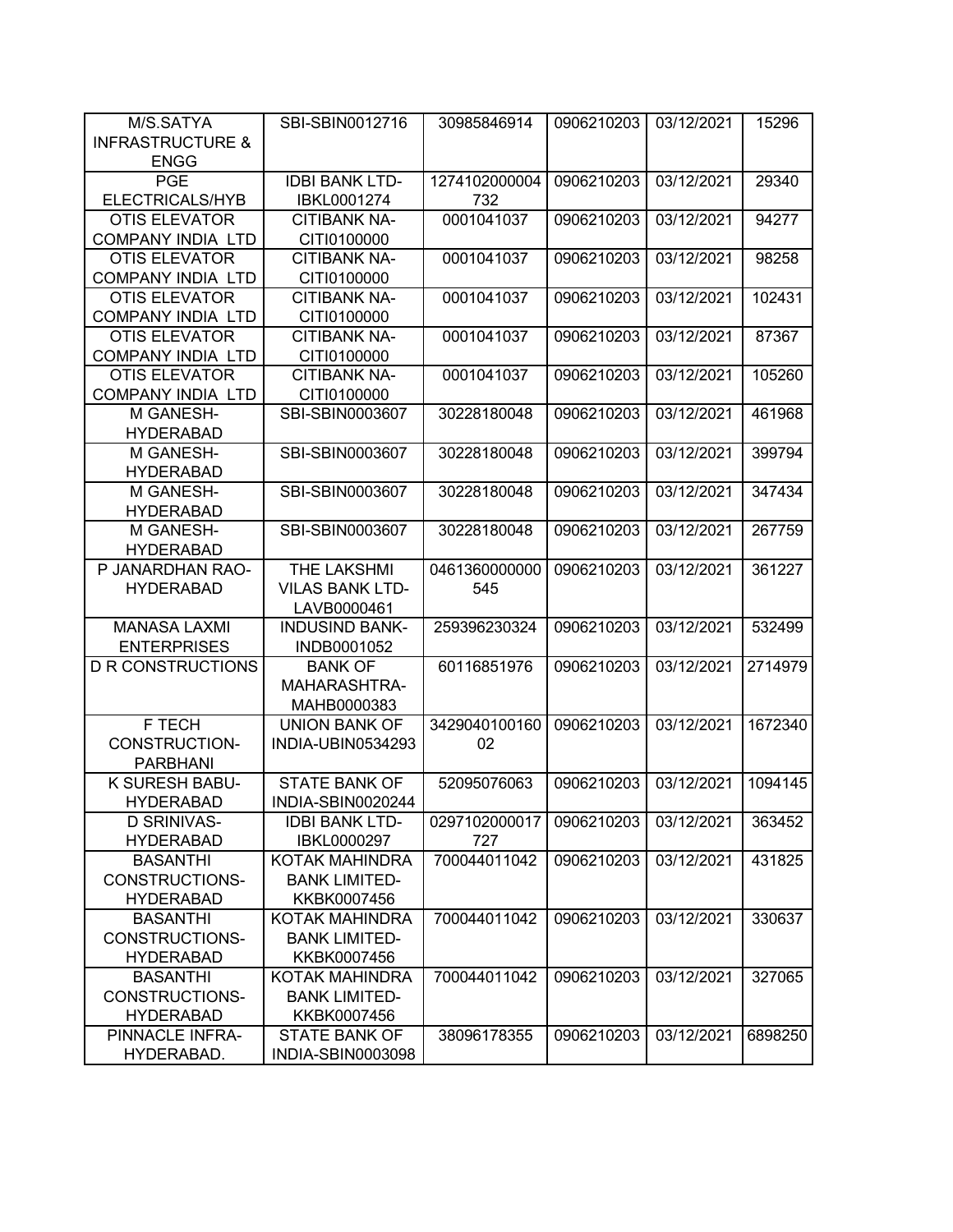| M/S.SATYA INFRASTRUCTURE & ENGG | SBI-SBIN0012716 | 30985846914 | 0906210203 | 03/12/2021 | 15296 |
|---|---|---|---|---|---|
| PGE ELECTRICALS/HYB | IDBI BANK LTD-IBKL0001274 | 1274102000004732 | 0906210203 | 03/12/2021 | 29340 |
| OTIS ELEVATOR COMPANY INDIA LTD | CITIBANK NA-CITI0100000 | 0001041037 | 0906210203 | 03/12/2021 | 94277 |
| OTIS ELEVATOR COMPANY INDIA LTD | CITIBANK NA-CITI0100000 | 0001041037 | 0906210203 | 03/12/2021 | 98258 |
| OTIS ELEVATOR COMPANY INDIA LTD | CITIBANK NA-CITI0100000 | 0001041037 | 0906210203 | 03/12/2021 | 102431 |
| OTIS ELEVATOR COMPANY INDIA LTD | CITIBANK NA-CITI0100000 | 0001041037 | 0906210203 | 03/12/2021 | 87367 |
| OTIS ELEVATOR COMPANY INDIA LTD | CITIBANK NA-CITI0100000 | 0001041037 | 0906210203 | 03/12/2021 | 105260 |
| M GANESH-HYDERABAD | SBI-SBIN0003607 | 30228180048 | 0906210203 | 03/12/2021 | 461968 |
| M GANESH-HYDERABAD | SBI-SBIN0003607 | 30228180048 | 0906210203 | 03/12/2021 | 399794 |
| M GANESH-HYDERABAD | SBI-SBIN0003607 | 30228180048 | 0906210203 | 03/12/2021 | 347434 |
| M GANESH-HYDERABAD | SBI-SBIN0003607 | 30228180048 | 0906210203 | 03/12/2021 | 267759 |
| P JANARDHAN RAO-HYDERABAD | THE LAKSHMI VILAS BANK LTD-LAVB0000461 | 0461360000000545 | 0906210203 | 03/12/2021 | 361227 |
| MANASA LAXMI ENTERPRISES | INDUSIND BANK-INDB0001052 | 259396230324 | 0906210203 | 03/12/2021 | 532499 |
| D R CONSTRUCTIONS | BANK OF MAHARASHTRA-MAHB0000383 | 60116851976 | 0906210203 | 03/12/2021 | 2714979 |
| F TECH CONSTRUCTION-PARBHANI | UNION BANK OF INDIA-UBIN0534293 | 342904010016002 | 0906210203 | 03/12/2021 | 1672340 |
| K SURESH BABU-HYDERABAD | STATE BANK OF INDIA-SBIN0020244 | 52095076063 | 0906210203 | 03/12/2021 | 1094145 |
| D SRINIVAS-HYDERABAD | IDBI BANK LTD-IBKL0000297 | 0297102000017727 | 0906210203 | 03/12/2021 | 363452 |
| BASANTHI CONSTRUCTIONS-HYDERABAD | KOTAK MAHINDRA BANK LIMITED-KKBK0007456 | 700044011042 | 0906210203 | 03/12/2021 | 431825 |
| BASANTHI CONSTRUCTIONS-HYDERABAD | KOTAK MAHINDRA BANK LIMITED-KKBK0007456 | 700044011042 | 0906210203 | 03/12/2021 | 330637 |
| BASANTHI CONSTRUCTIONS-HYDERABAD | KOTAK MAHINDRA BANK LIMITED-KKBK0007456 | 700044011042 | 0906210203 | 03/12/2021 | 327065 |
| PINNACLE INFRA-HYDERABAD. | STATE BANK OF INDIA-SBIN0003098 | 38096178355 | 0906210203 | 03/12/2021 | 6898250 |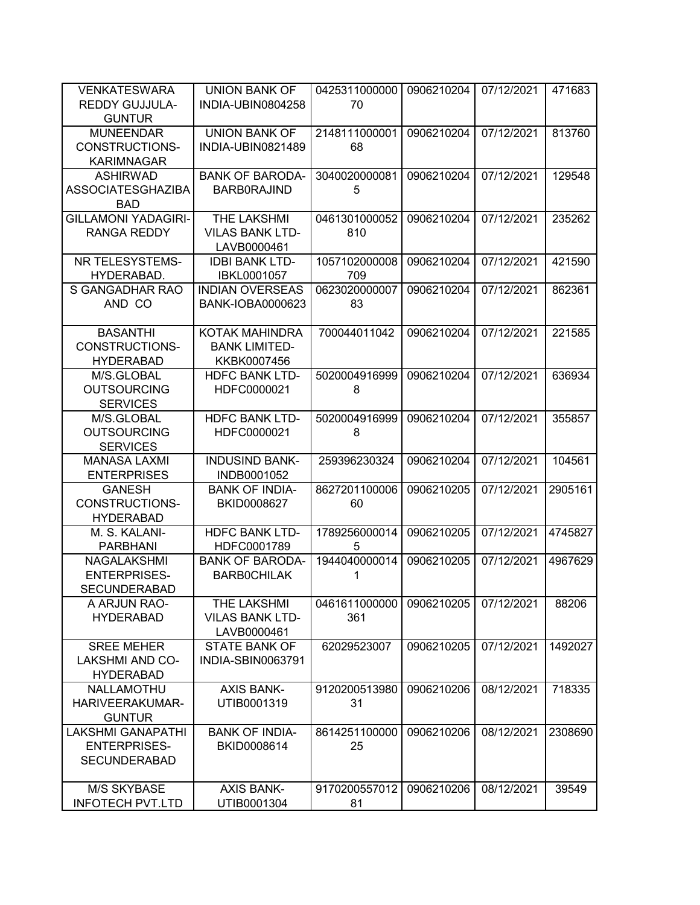| VENKATESWARA REDDY GUJJULA-GUNTUR | UNION BANK OF INDIA-UBIN0804258 | 042531100000070 | 0906210204 | 07/12/2021 | 471683 |
|---|---|---|---|---|---|
| MUNEENDAR CONSTRUCTIONS-KARIMNAGAR | UNION BANK OF INDIA-UBIN0821489 | 214811100000168 | 0906210204 | 07/12/2021 | 813760 |
| ASHIRWAD ASSOCIATESGHAZIBABAD | BANK OF BARODA-BARB0RAJIND | 30400200000815 | 0906210204 | 07/12/2021 | 129548 |
| GILLAMONI YADAGIRI-RANGA REDDY | THE LAKSHMI VILAS BANK LTD-LAVB0000461 | 0461301000052810 | 0906210204 | 07/12/2021 | 235262 |
| NR TELESYSTEMS-HYDERABAD. | IDBI BANK LTD-IBKL0001057 | 1057102000008709 | 0906210204 | 07/12/2021 | 421590 |
| S GANGADHAR RAO AND CO | INDIAN OVERSEAS BANK-IOBA0000623 | 062302000000783 | 0906210204 | 07/12/2021 | 862361 |
| BASANTHI CONSTRUCTIONS-HYDERABAD | KOTAK MAHINDRA BANK LIMITED-KKBK0007456 | 700044011042 | 0906210204 | 07/12/2021 | 221585 |
| M/S.GLOBAL OUTSOURCING SERVICES | HDFC BANK LTD-HDFC0000021 | 50200049169998 | 0906210204 | 07/12/2021 | 636934 |
| M/S.GLOBAL OUTSOURCING SERVICES | HDFC BANK LTD-HDFC0000021 | 50200049169998 | 0906210204 | 07/12/2021 | 355857 |
| MANASA LAXMI ENTERPRISES | INDUSIND BANK-INDB0001052 | 259396230324 | 0906210204 | 07/12/2021 | 104561 |
| GANESH CONSTRUCTIONS-HYDERABAD | BANK OF INDIA-BKID0008627 | 862720110000660 | 0906210205 | 07/12/2021 | 2905161 |
| M. S. KALANI-PARBHANI | HDFC BANK LTD-HDFC0001789 | 17892560000145 | 0906210205 | 07/12/2021 | 4745827 |
| NAGALAKSHMI ENTERPRISES-SECUNDERABAD | BANK OF BARODA-BARB0CHILAK | 19440400000141 | 0906210205 | 07/12/2021 | 4967629 |
| A ARJUN RAO-HYDERABAD | THE LAKSHMI VILAS BANK LTD-LAVB0000461 | 0461611000000361 | 0906210205 | 07/12/2021 | 88206 |
| SREE MEHER LAKSHMI AND CO-HYDERABAD | STATE BANK OF INDIA-SBIN0063791 | 62029523007 | 0906210205 | 07/12/2021 | 1492027 |
| NALLAMOTHU HARIVEERAKUMAR-GUNTUR | AXIS BANK-UTIB0001319 | 912020051398031 | 0906210206 | 08/12/2021 | 718335 |
| LAKSHMI GANAPATHI ENTERPRISES-SECUNDERABAD | BANK OF INDIA-BKID0008614 | 861425110000025 | 0906210206 | 08/12/2021 | 2308690 |
| M/S SKYBASE INFOTECH PVT.LTD | AXIS BANK-UTIB0001304 | 917020055701281 | 0906210206 | 08/12/2021 | 39549 |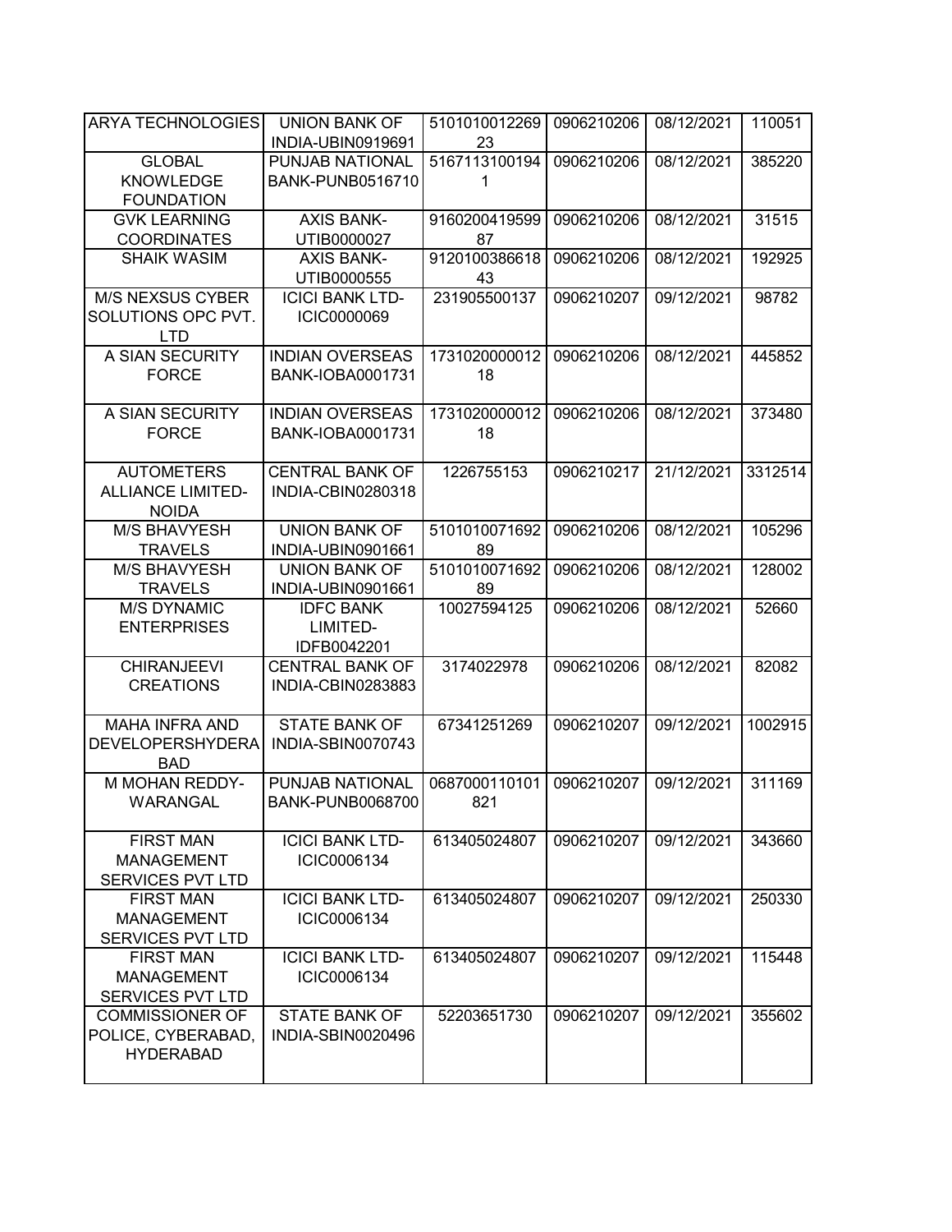| | | | | | |
|---|---|---|---|---|---|
| ARYA TECHNOLOGIES | UNION BANK OF INDIA-UBIN0919691 | 510101001226923 | 0906210206 | 08/12/2021 | 110051 |
| GLOBAL KNOWLEDGE FOUNDATION | PUNJAB NATIONAL BANK-PUNB0516710 | 51671131001941 | 0906210206 | 08/12/2021 | 385220 |
| GVK LEARNING COORDINATES | AXIS BANK-UTIB0000027 | 916020041959987 | 0906210206 | 08/12/2021 | 31515 |
| SHAIK WASIM | AXIS BANK-UTIB0000555 | 912010038661843 | 0906210206 | 08/12/2021 | 192925 |
| M/S NEXSUS CYBER SOLUTIONS OPC PVT. LTD | ICICI BANK LTD-ICIC0000069 | 231905500137 | 0906210207 | 09/12/2021 | 98782 |
| A SIAN SECURITY FORCE | INDIAN OVERSEAS BANK-IOBA0001731 | 173102000001218 | 0906210206 | 08/12/2021 | 445852 |
| A SIAN SECURITY FORCE | INDIAN OVERSEAS BANK-IOBA0001731 | 173102000001218 | 0906210206 | 08/12/2021 | 373480 |
| AUTOMETERS ALLIANCE LIMITED-NOIDA | CENTRAL BANK OF INDIA-CBIN0280318 | 1226755153 | 0906210217 | 21/12/2021 | 3312514 |
| M/S BHAVYESH TRAVELS | UNION BANK OF INDIA-UBIN0901661 | 510101007169289 | 0906210206 | 08/12/2021 | 105296 |
| M/S BHAVYESH TRAVELS | UNION BANK OF INDIA-UBIN0901661 | 510101007169289 | 0906210206 | 08/12/2021 | 128002 |
| M/S DYNAMIC ENTERPRISES | IDFC BANK LIMITED-IDFB0042201 | 10027594125 | 0906210206 | 08/12/2021 | 52660 |
| CHIRANJEEVI CREATIONS | CENTRAL BANK OF INDIA-CBIN0283883 | 3174022978 | 0906210206 | 08/12/2021 | 82082 |
| MAHA INFRA AND DEVELOPERSHYDERABAD | STATE BANK OF INDIA-SBIN0070743 | 67341251269 | 0906210207 | 09/12/2021 | 1002915 |
| M MOHAN REDDY-WARANGAL | PUNJAB NATIONAL BANK-PUNB0068700 | 0687000110101821 | 0906210207 | 09/12/2021 | 311169 |
| FIRST MAN MANAGEMENT SERVICES PVT LTD | ICICI BANK LTD-ICIC0006134 | 613405024807 | 0906210207 | 09/12/2021 | 343660 |
| FIRST MAN MANAGEMENT SERVICES PVT LTD | ICICI BANK LTD-ICIC0006134 | 613405024807 | 0906210207 | 09/12/2021 | 250330 |
| FIRST MAN MANAGEMENT SERVICES PVT LTD | ICICI BANK LTD-ICIC0006134 | 613405024807 | 0906210207 | 09/12/2021 | 115448 |
| COMMISSIONER OF POLICE, CYBERABAD, HYDERABAD | STATE BANK OF INDIA-SBIN0020496 | 52203651730 | 0906210207 | 09/12/2021 | 355602 |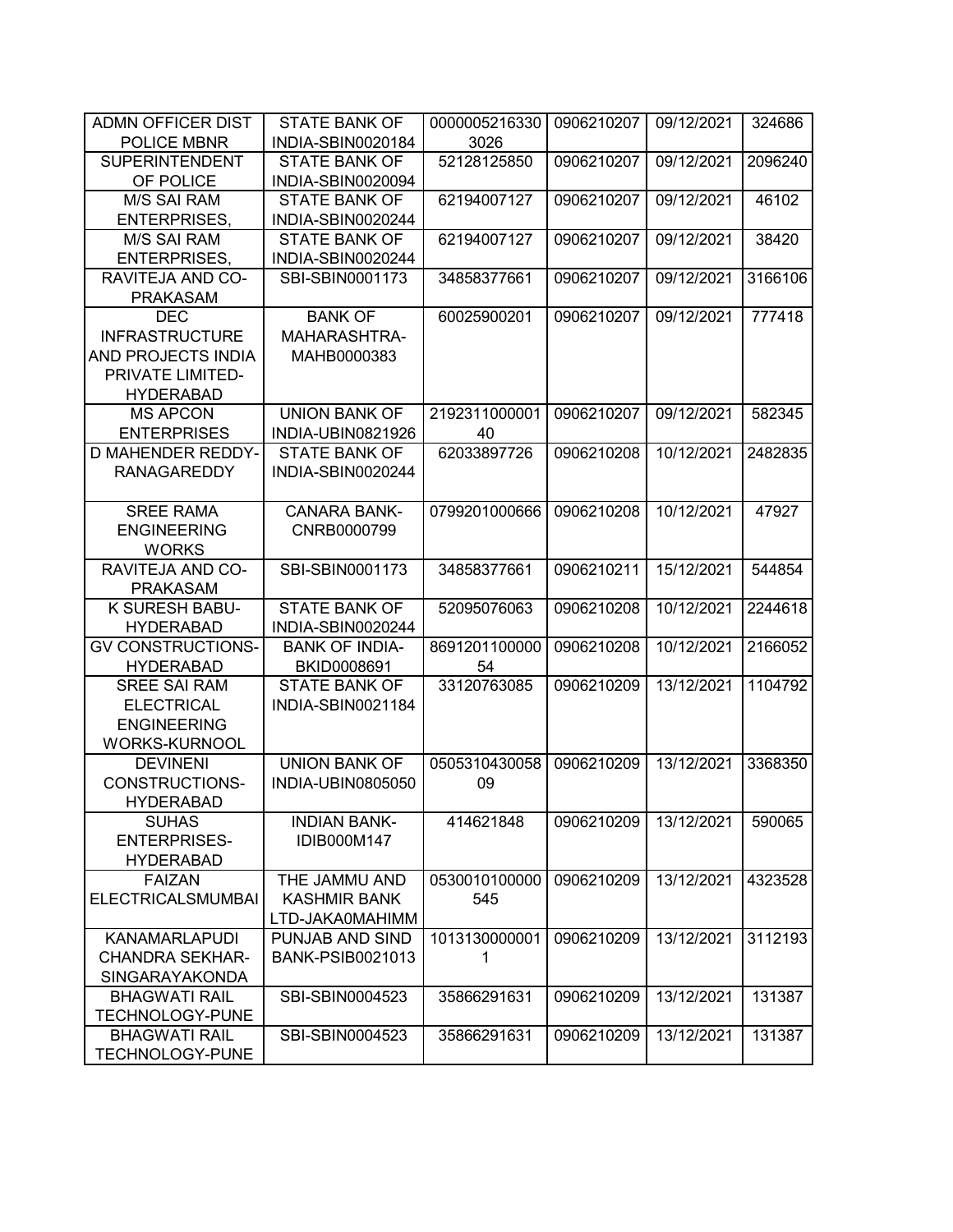| | | | | | |
|---|---|---|---|---|---|
| ADMN OFFICER DIST POLICE MBNR | STATE BANK OF INDIA-SBIN0020184 | 00000052163303026 | 0906210207 | 09/12/2021 | 324686 |
| SUPERINTENDENT OF POLICE | STATE BANK OF INDIA-SBIN0020094 | 52128125850 | 0906210207 | 09/12/2021 | 2096240 |
| M/S SAI RAM ENTERPRISES, | STATE BANK OF INDIA-SBIN0020244 | 62194007127 | 0906210207 | 09/12/2021 | 46102 |
| M/S SAI RAM ENTERPRISES, | STATE BANK OF INDIA-SBIN0020244 | 62194007127 | 0906210207 | 09/12/2021 | 38420 |
| RAVITEJA AND CO-PRAKASAM | SBI-SBIN0001173 | 34858377661 | 0906210207 | 09/12/2021 | 3166106 |
| DEC INFRASTRUCTURE AND PROJECTS INDIA PRIVATE LIMITED-HYDERABAD | BANK OF MAHARASHTRA-MAHB0000383 | 60025900201 | 0906210207 | 09/12/2021 | 777418 |
| MS APCON ENTERPRISES | UNION BANK OF INDIA-UBIN0821926 | 219231100000140 | 0906210207 | 09/12/2021 | 582345 |
| D MAHENDER REDDY-RANAGAREDDY | STATE BANK OF INDIA-SBIN0020244 | 62033897726 | 0906210208 | 10/12/2021 | 2482835 |
| SREE RAMA ENGINEERING WORKS | CANARA BANK-CNRB0000799 | 0799201000666 | 0906210208 | 10/12/2021 | 47927 |
| RAVITEJA AND CO-PRAKASAM | SBI-SBIN0001173 | 34858377661 | 0906210211 | 15/12/2021 | 544854 |
| K SURESH BABU-HYDERABAD | STATE BANK OF INDIA-SBIN0020244 | 52095076063 | 0906210208 | 10/12/2021 | 2244618 |
| GV CONSTRUCTIONS-HYDERABAD | BANK OF INDIA-BKID0008691 | 869120110000054 | 0906210208 | 10/12/2021 | 2166052 |
| SREE SAI RAM ELECTRICAL ENGINEERING WORKS-KURNOOL | STATE BANK OF INDIA-SBIN0021184 | 33120763085 | 0906210209 | 13/12/2021 | 1104792 |
| DEVINENI CONSTRUCTIONS-HYDERABAD | UNION BANK OF INDIA-UBIN0805050 | 050531043005809 | 0906210209 | 13/12/2021 | 3368350 |
| SUHAS ENTERPRISES-HYDERABAD | INDIAN BANK-IDIB000M147 | 414621848 | 0906210209 | 13/12/2021 | 590065 |
| FAIZAN ELECTRICALSMUMBAI | THE JAMMU AND KASHMIR BANK LTD-JAKA0MAHIMM | 0530010100000545 | 0906210209 | 13/12/2021 | 4323528 |
| KANAMARLAPUDI CHANDRA SEKHAR-SINGARAYAKONDA | PUNJAB AND SIND BANK-PSIB0021013 | 10131300000011 | 0906210209 | 13/12/2021 | 3112193 |
| BHAGWATI RAIL TECHNOLOGY-PUNE | SBI-SBIN0004523 | 35866291631 | 0906210209 | 13/12/2021 | 131387 |
| BHAGWATI RAIL TECHNOLOGY-PUNE | SBI-SBIN0004523 | 35866291631 | 0906210209 | 13/12/2021 | 131387 |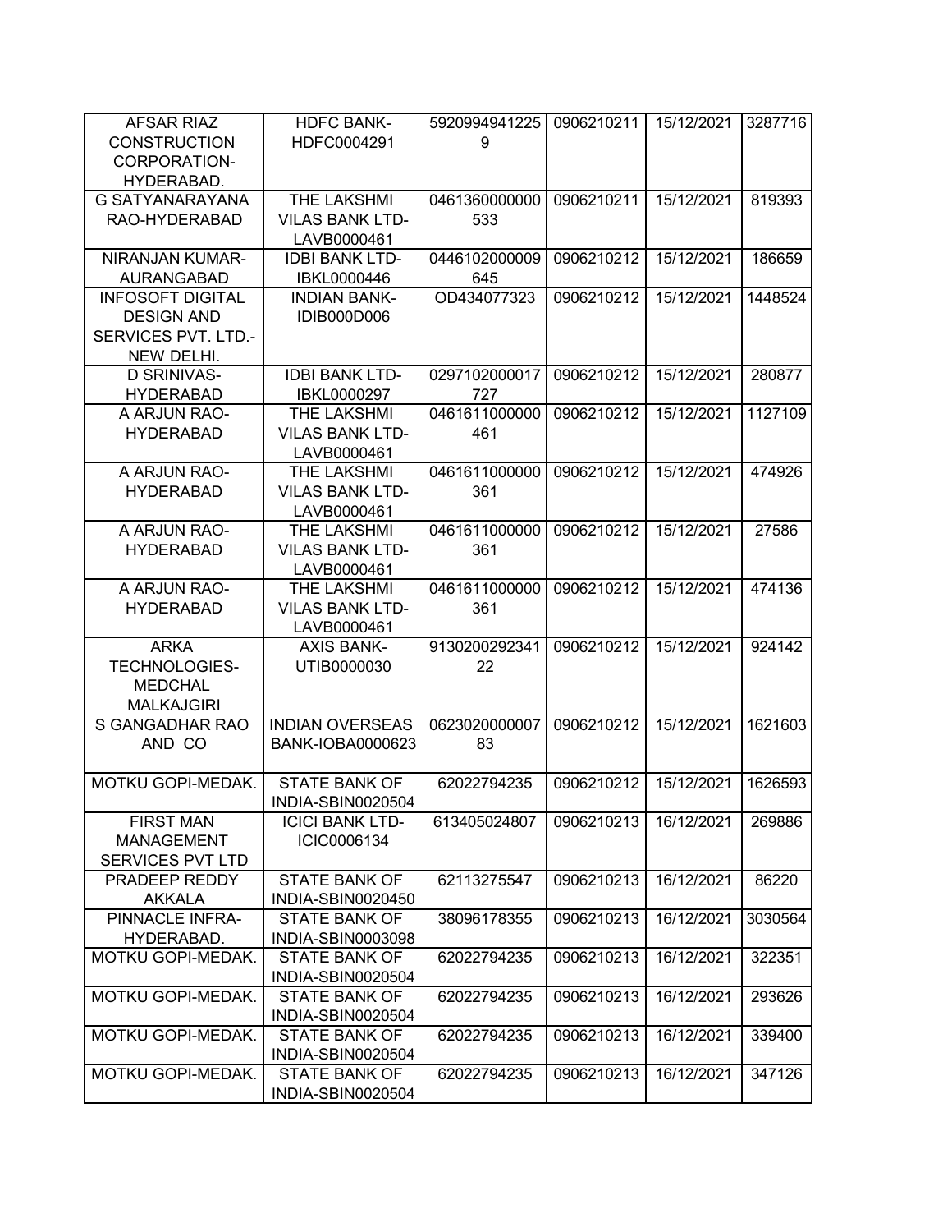| AFSAR RIAZ CONSTRUCTION CORPORATION-HYDERABAD. | HDFC BANK-HDFC0004291 | 59209949412259 | 0906210211 | 15/12/2021 | 3287716 |
|---|---|---|---|---|---|
| G SATYANARAYANA RAO-HYDERABAD | THE LAKSHMI VILAS BANK LTD-LAVB0000461 | 0461360000000533 | 0906210211 | 15/12/2021 | 819393 |
| NIRANJAN KUMAR-AURANGABAD | IDBI BANK LTD-IBKL0000446 | 0446102000009645 | 0906210212 | 15/12/2021 | 186659 |
| INFOSOFT DIGITAL DESIGN AND SERVICES PVT. LTD.-NEW DELHI. | INDIAN BANK-IDIB000D006 | OD434077323 | 0906210212 | 15/12/2021 | 1448524 |
| D SRINIVAS-HYDERABAD | IDBI BANK LTD-IBKL0000297 | 0297102000017727 | 0906210212 | 15/12/2021 | 280877 |
| A ARJUN RAO-HYDERABAD | THE LAKSHMI VILAS BANK LTD-LAVB0000461 | 0461611000000461 | 0906210212 | 15/12/2021 | 1127109 |
| A ARJUN RAO-HYDERABAD | THE LAKSHMI VILAS BANK LTD-LAVB0000461 | 0461611000000361 | 0906210212 | 15/12/2021 | 474926 |
| A ARJUN RAO-HYDERABAD | THE LAKSHMI VILAS BANK LTD-LAVB0000461 | 0461611000000361 | 0906210212 | 15/12/2021 | 27586 |
| A ARJUN RAO-HYDERABAD | THE LAKSHMI VILAS BANK LTD-LAVB0000461 | 0461611000000361 | 0906210212 | 15/12/2021 | 474136 |
| ARKA TECHNOLOGIES-MEDCHAL MALKAJGIRI | AXIS BANK-UTIB0000030 | 913020029234122 | 0906210212 | 15/12/2021 | 924142 |
| S GANGADHAR RAO AND CO | INDIAN OVERSEAS BANK-IOBA0000623 | 062302000000783 | 0906210212 | 15/12/2021 | 1621603 |
| MOTKU GOPI-MEDAK. | STATE BANK OF INDIA-SBIN0020504 | 62022794235 | 0906210212 | 15/12/2021 | 1626593 |
| FIRST MAN MANAGEMENT SERVICES PVT LTD | ICICI BANK LTD-ICIC0006134 | 613405024807 | 0906210213 | 16/12/2021 | 269886 |
| PRADEEP REDDY AKKALA | STATE BANK OF INDIA-SBIN0020450 | 62113275547 | 0906210213 | 16/12/2021 | 86220 |
| PINNACLE INFRA-HYDERABAD. | STATE BANK OF INDIA-SBIN0003098 | 38096178355 | 0906210213 | 16/12/2021 | 3030564 |
| MOTKU GOPI-MEDAK. | STATE BANK OF INDIA-SBIN0020504 | 62022794235 | 0906210213 | 16/12/2021 | 322351 |
| MOTKU GOPI-MEDAK. | STATE BANK OF INDIA-SBIN0020504 | 62022794235 | 0906210213 | 16/12/2021 | 293626 |
| MOTKU GOPI-MEDAK. | STATE BANK OF INDIA-SBIN0020504 | 62022794235 | 0906210213 | 16/12/2021 | 339400 |
| MOTKU GOPI-MEDAK. | STATE BANK OF INDIA-SBIN0020504 | 62022794235 | 0906210213 | 16/12/2021 | 347126 |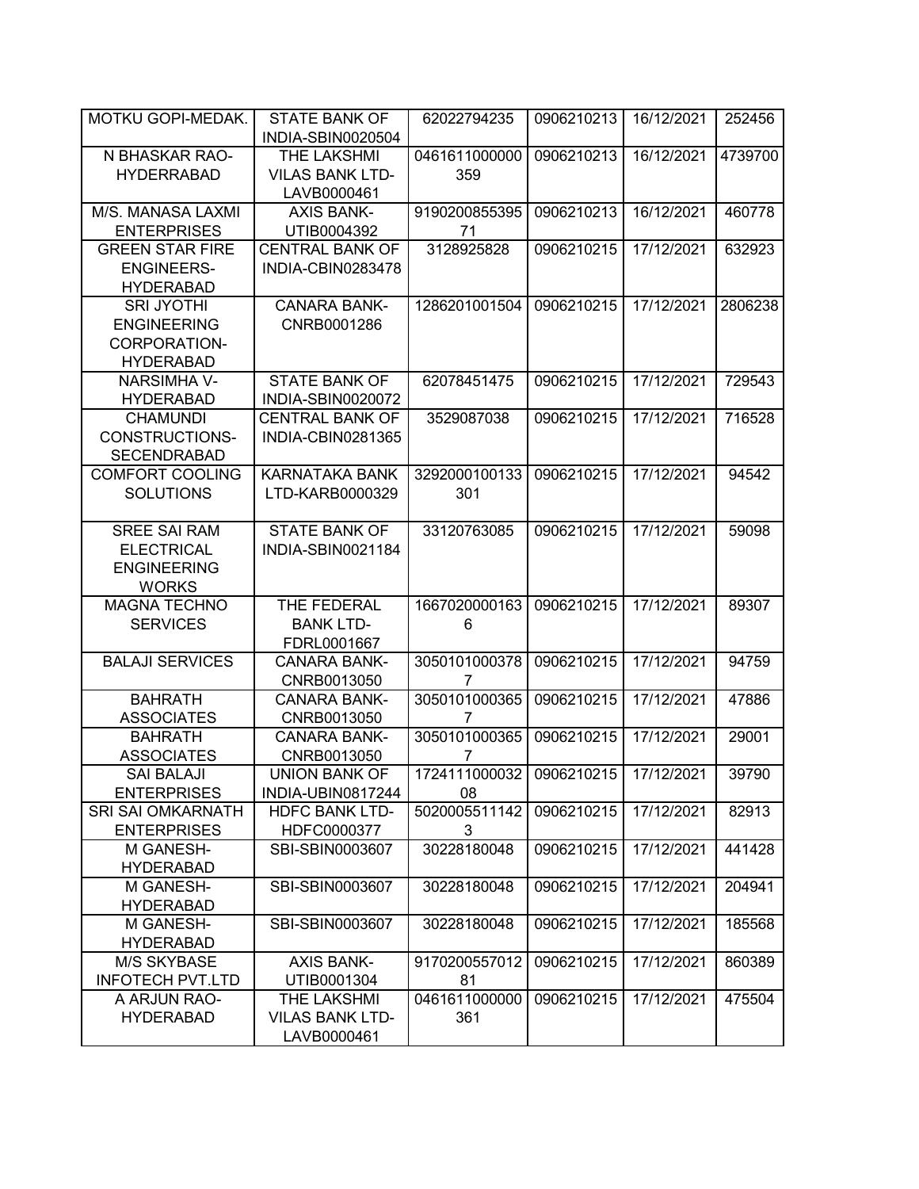| | | | | | |
|---|---|---|---|---|---|
| MOTKU GOPI-MEDAK. | STATE BANK OF INDIA-SBIN0020504 | 62022794235 | 0906210213 | 16/12/2021 | 252456 |
| N BHASKAR RAO-HYDERRABAD | THE LAKSHMI VILAS BANK LTD-LAVB0000461 | 0461611000000359 | 0906210213 | 16/12/2021 | 4739700 |
| M/S. MANASA LAXMI ENTERPRISES | AXIS BANK-UTIB0004392 | 919020085539571 | 0906210213 | 16/12/2021 | 460778 |
| GREEN STAR FIRE ENGINEERS-HYDERABAD | CENTRAL BANK OF INDIA-CBIN0283478 | 3128925828 | 0906210215 | 17/12/2021 | 632923 |
| SRI JYOTHI ENGINEERING CORPORATION-HYDERABAD | CANARA BANK-CNRB0001286 | 1286201001504 | 0906210215 | 17/12/2021 | 2806238 |
| NARSIMHA V-HYDERABAD | STATE BANK OF INDIA-SBIN0020072 | 62078451475 | 0906210215 | 17/12/2021 | 729543 |
| CHAMUNDI CONSTRUCTIONS-SECENDRABAD | CENTRAL BANK OF INDIA-CBIN0281365 | 3529087038 | 0906210215 | 17/12/2021 | 716528 |
| COMFORT COOLING SOLUTIONS | KARNATAKA BANK LTD-KARB0000329 | 3292000100133301 | 0906210215 | 17/12/2021 | 94542 |
| SREE SAI RAM ELECTRICAL ENGINEERING WORKS | STATE BANK OF INDIA-SBIN0021184 | 33120763085 | 0906210215 | 17/12/2021 | 59098 |
| MAGNA TECHNO SERVICES | THE FEDERAL BANK LTD-FDRL0001667 | 16670200001636 | 0906210215 | 17/12/2021 | 89307 |
| BALAJI SERVICES | CANARA BANK-CNRB0013050 | 30501010003787 | 0906210215 | 17/12/2021 | 94759 |
| BAHRATH ASSOCIATES | CANARA BANK-CNRB0013050 | 30501010003657 | 0906210215 | 17/12/2021 | 47886 |
| BAHRATH ASSOCIATES | CANARA BANK-CNRB0013050 | 30501010003657 | 0906210215 | 17/12/2021 | 29001 |
| SAI BALAJI ENTERPRISES | UNION BANK OF INDIA-UBIN0817244 | 172411100003208 | 0906210215 | 17/12/2021 | 39790 |
| SRI SAI OMKARNATH ENTERPRISES | HDFC BANK LTD-HDFC0000377 | 50200055111423 | 0906210215 | 17/12/2021 | 82913 |
| M GANESH-HYDERABAD | SBI-SBIN0003607 | 30228180048 | 0906210215 | 17/12/2021 | 441428 |
| M GANESH-HYDERABAD | SBI-SBIN0003607 | 30228180048 | 0906210215 | 17/12/2021 | 204941 |
| M GANESH-HYDERABAD | SBI-SBIN0003607 | 30228180048 | 0906210215 | 17/12/2021 | 185568 |
| M/S SKYBASE INFOTECH PVT.LTD | AXIS BANK-UTIB0001304 | 917020055701281 | 0906210215 | 17/12/2021 | 860389 |
| A ARJUN RAO-HYDERABAD | THE LAKSHMI VILAS BANK LTD-LAVB0000461 | 0461611000000361 | 0906210215 | 17/12/2021 | 475504 |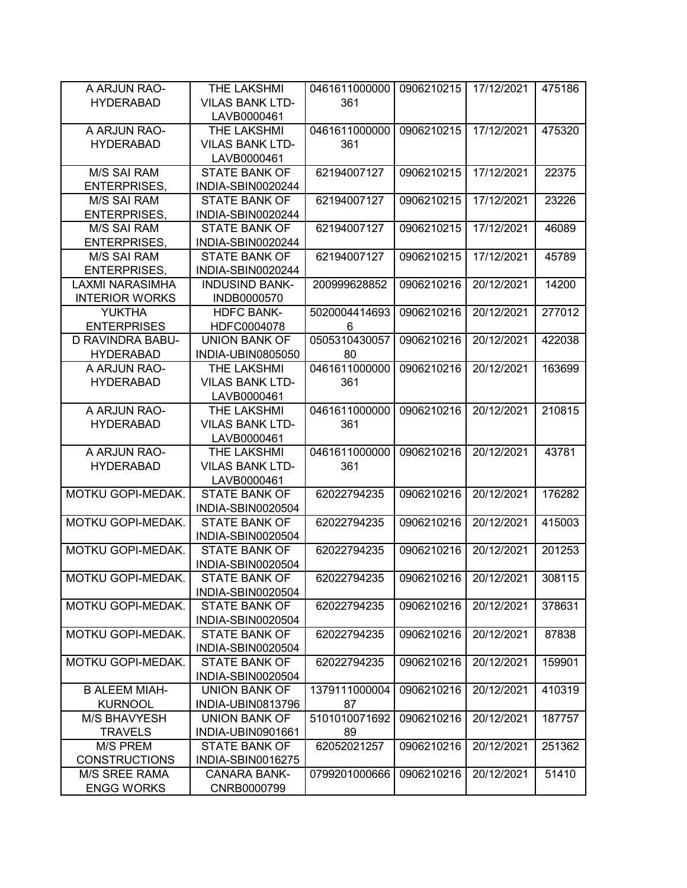| A ARJUN RAO-HYDERABAD | THE LAKSHMI VILAS BANK LTD-LAVB0000461 | 0461611000000361 | 0906210215 | 17/12/2021 | 475186 |
|---|---|---|---|---|---|
| A ARJUN RAO-HYDERABAD | THE LAKSHMI VILAS BANK LTD-LAVB0000461 | 0461611000000361 | 0906210215 | 17/12/2021 | 475320 |
| M/S SAI RAM ENTERPRISES, | STATE BANK OF INDIA-SBIN0020244 | 62194007127 | 0906210215 | 17/12/2021 | 22375 |
| M/S SAI RAM ENTERPRISES, | STATE BANK OF INDIA-SBIN0020244 | 62194007127 | 0906210215 | 17/12/2021 | 23226 |
| M/S SAI RAM ENTERPRISES, | STATE BANK OF INDIA-SBIN0020244 | 62194007127 | 0906210215 | 17/12/2021 | 46089 |
| M/S SAI RAM ENTERPRISES, | STATE BANK OF INDIA-SBIN0020244 | 62194007127 | 0906210215 | 17/12/2021 | 45789 |
| LAXMI NARASIMHA INTERIOR WORKS | INDUSIND BANK-INDB0000570 | 200999628852 | 0906210216 | 20/12/2021 | 14200 |
| YUKTHA ENTERPRISES | HDFC BANK-HDFC0004078 | 50200044146936 | 0906210216 | 20/12/2021 | 277012 |
| D RAVINDRA BABU-HYDERABAD | UNION BANK OF INDIA-UBIN0805050 | 050531043005780 | 0906210216 | 20/12/2021 | 422038 |
| A ARJUN RAO-HYDERABAD | THE LAKSHMI VILAS BANK LTD-LAVB0000461 | 0461611000000361 | 0906210216 | 20/12/2021 | 163699 |
| A ARJUN RAO-HYDERABAD | THE LAKSHMI VILAS BANK LTD-LAVB0000461 | 0461611000000361 | 0906210216 | 20/12/2021 | 210815 |
| A ARJUN RAO-HYDERABAD | THE LAKSHMI VILAS BANK LTD-LAVB0000461 | 0461611000000361 | 0906210216 | 20/12/2021 | 43781 |
| MOTKU GOPI-MEDAK. | STATE BANK OF INDIA-SBIN0020504 | 62022794235 | 0906210216 | 20/12/2021 | 176282 |
| MOTKU GOPI-MEDAK. | STATE BANK OF INDIA-SBIN0020504 | 62022794235 | 0906210216 | 20/12/2021 | 415003 |
| MOTKU GOPI-MEDAK. | STATE BANK OF INDIA-SBIN0020504 | 62022794235 | 0906210216 | 20/12/2021 | 201253 |
| MOTKU GOPI-MEDAK. | STATE BANK OF INDIA-SBIN0020504 | 62022794235 | 0906210216 | 20/12/2021 | 308115 |
| MOTKU GOPI-MEDAK. | STATE BANK OF INDIA-SBIN0020504 | 62022794235 | 0906210216 | 20/12/2021 | 378631 |
| MOTKU GOPI-MEDAK. | STATE BANK OF INDIA-SBIN0020504 | 62022794235 | 0906210216 | 20/12/2021 | 87838 |
| MOTKU GOPI-MEDAK. | STATE BANK OF INDIA-SBIN0020504 | 62022794235 | 0906210216 | 20/12/2021 | 159901 |
| B ALEEM MIAH-KURNOOL | UNION BANK OF INDIA-UBIN0813796 | 137911100000487 | 0906210216 | 20/12/2021 | 410319 |
| M/S BHAVYESH TRAVELS | UNION BANK OF INDIA-UBIN0901661 | 510101007169289 | 0906210216 | 20/12/2021 | 187757 |
| M/S PREM CONSTRUCTIONS | STATE BANK OF INDIA-SBIN0016275 | 62052021257 | 0906210216 | 20/12/2021 | 251362 |
| M/S SREE RAMA ENGG WORKS | CANARA BANK-CNRB0000799 | 0799201000666 | 0906210216 | 20/12/2021 | 51410 |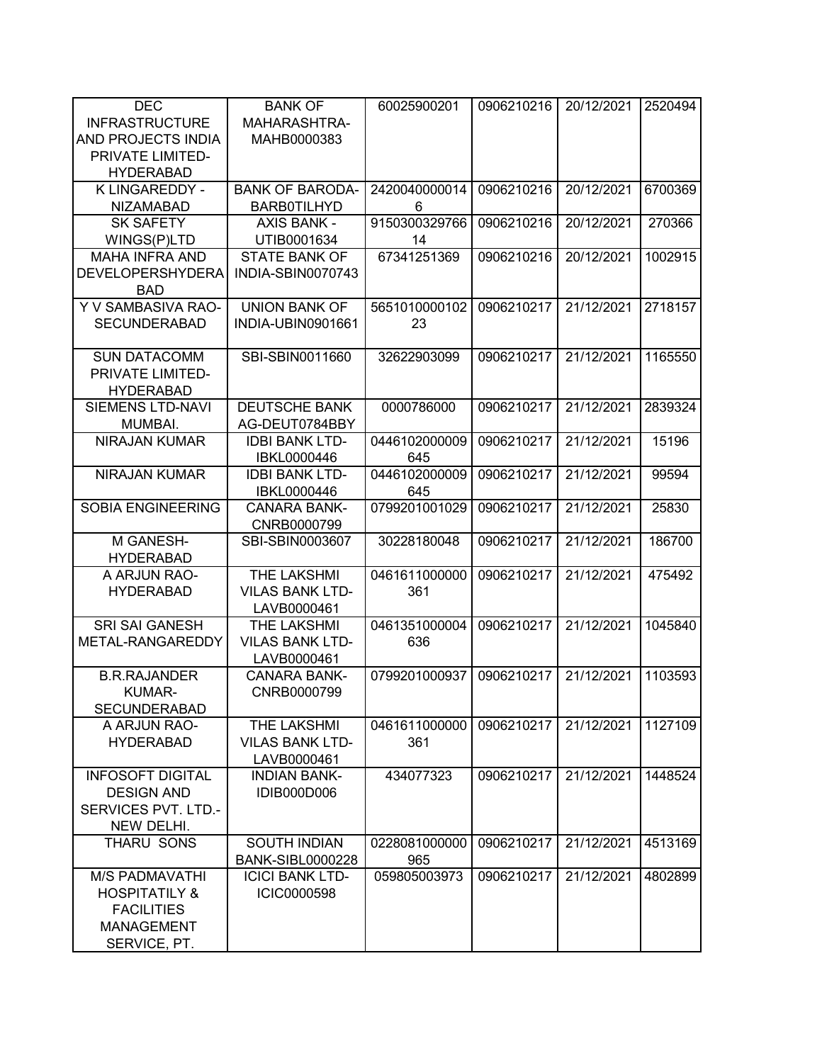| DEC INFRASTRUCTURE AND PROJECTS INDIA PRIVATE LIMITED-HYDERABAD | BANK OF MAHARASHTRA-MAHB0000383 | 60025900201 | 0906210216 | 20/12/2021 | 2520494 |
|---|---|---|---|---|---|
| K LINGAREDDY - NIZAMABAD | BANK OF BARODA-BARB0TILHYD | 24200400000146 | 0906210216 | 20/12/2021 | 6700369 |
| SK SAFETY WINGS(P)LTD | AXIS BANK - UTIB0001634 | 915030032976614 | 0906210216 | 20/12/2021 | 270366 |
| MAHA INFRA AND DEVELOPERSHYDERABAD | STATE BANK OF INDIA-SBIN0070743 | 67341251369 | 0906210216 | 20/12/2021 | 1002915 |
| Y V SAMBASIVA RAO-SECUNDERABAD | UNION BANK OF INDIA-UBIN0901661 | 565101000010223 | 0906210217 | 21/12/2021 | 2718157 |
| SUN DATACOMM PRIVATE LIMITED-HYDERABAD | SBI-SBIN0011660 | 32622903099 | 0906210217 | 21/12/2021 | 1165550 |
| SIEMENS LTD-NAVI MUMBAI. | DEUTSCHE BANK AG-DEUT0784BBY | 0000786000 | 0906210217 | 21/12/2021 | 2839324 |
| NIRAJAN KUMAR | IDBI BANK LTD-IBKL0000446 | 0446102000009645 | 0906210217 | 21/12/2021 | 15196 |
| NIRAJAN KUMAR | IDBI BANK LTD-IBKL0000446 | 0446102000009645 | 0906210217 | 21/12/2021 | 99594 |
| SOBIA ENGINEERING | CANARA BANK-CNRB0000799 | 0799201001029 | 0906210217 | 21/12/2021 | 25830 |
| M GANESH-HYDERABAD | SBI-SBIN0003607 | 30228180048 | 0906210217 | 21/12/2021 | 186700 |
| A ARJUN RAO-HYDERABAD | THE LAKSHMI VILAS BANK LTD-LAVB0000461 | 0461611000000361 | 0906210217 | 21/12/2021 | 475492 |
| SRI SAI GANESH METAL-RANGAREDDY | THE LAKSHMI VILAS BANK LTD-LAVB0000461 | 0461351000004636 | 0906210217 | 21/12/2021 | 1045840 |
| B.R.RAJANDER KUMAR-SECUNDERABAD | CANARA BANK-CNRB0000799 | 0799201000937 | 0906210217 | 21/12/2021 | 1103593 |
| A ARJUN RAO-HYDERABAD | THE LAKSHMI VILAS BANK LTD-LAVB0000461 | 0461611000000361 | 0906210217 | 21/12/2021 | 1127109 |
| INFOSOFT DIGITAL DESIGN AND SERVICES PVT. LTD.-NEW DELHI. | INDIAN BANK-IDIB000D006 | 434077323 | 0906210217 | 21/12/2021 | 1448524 |
| THARU SONS | SOUTH INDIAN BANK-SIBL0000228 | 0228081000000965 | 0906210217 | 21/12/2021 | 4513169 |
| M/S PADMAVATHI HOSPITATILY & FACILITIES MANAGEMENT SERVICE, PT. | ICICI BANK LTD-ICIC0000598 | 059805003973 | 0906210217 | 21/12/2021 | 4802899 |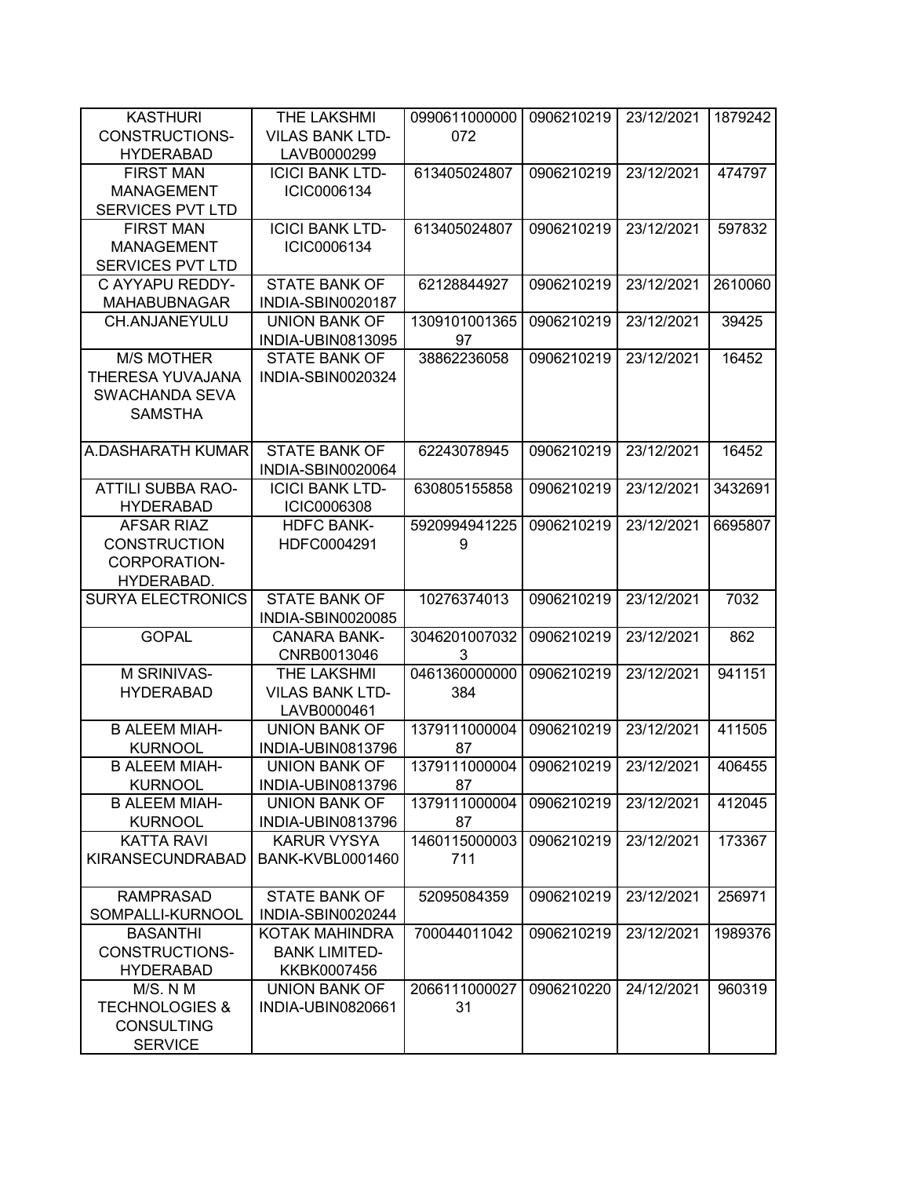| KASTHURI CONSTRUCTIONS-HYDERABAD | THE LAKSHMI VILAS BANK LTD-LAVB0000299 | 0990611000000072 | 0906210219 | 23/12/2021 | 1879242 |
|---|---|---|---|---|---|
| FIRST MAN MANAGEMENT SERVICES PVT LTD | ICICI BANK LTD-ICIC0006134 | 613405024807 | 0906210219 | 23/12/2021 | 474797 |
| FIRST MAN MANAGEMENT SERVICES PVT LTD | ICICI BANK LTD-ICIC0006134 | 613405024807 | 0906210219 | 23/12/2021 | 597832 |
| C AYYAPU REDDY-MAHABUBNAGAR | STATE BANK OF INDIA-SBIN0020187 | 62128844927 | 0906210219 | 23/12/2021 | 2610060 |
| CH.ANJANEYULU | UNION BANK OF INDIA-UBIN0813095 | 130910100136597 | 0906210219 | 23/12/2021 | 39425 |
| M/S MOTHER THERESA YUVAJANA SWACHANDA SEVA SAMSTHA | STATE BANK OF INDIA-SBIN0020324 | 38862236058 | 0906210219 | 23/12/2021 | 16452 |
| A.DASHARATH KUMAR | STATE BANK OF INDIA-SBIN0020064 | 62243078945 | 0906210219 | 23/12/2021 | 16452 |
| ATTILI SUBBA RAO-HYDERABAD | ICICI BANK LTD-ICIC0006308 | 630805155858 | 0906210219 | 23/12/2021 | 3432691 |
| AFSAR RIAZ CONSTRUCTION CORPORATION-HYDERABAD. | HDFC BANK-HDFC0004291 | 59209949412259 | 0906210219 | 23/12/2021 | 6695807 |
| SURYA ELECTRONICS | STATE BANK OF INDIA-SBIN0020085 | 10276374013 | 0906210219 | 23/12/2021 | 7032 |
| GOPAL | CANARA BANK-CNRB0013046 | 30462010070323 | 0906210219 | 23/12/2021 | 862 |
| M SRINIVAS-HYDERABAD | THE LAKSHMI VILAS BANK LTD-LAVB0000461 | 0461360000000384 | 0906210219 | 23/12/2021 | 941151 |
| B ALEEM MIAH-KURNOOL | UNION BANK OF INDIA-UBIN0813796 | 137911100000487 | 0906210219 | 23/12/2021 | 411505 |
| B ALEEM MIAH-KURNOOL | UNION BANK OF INDIA-UBIN0813796 | 137911100000487 | 0906210219 | 23/12/2021 | 406455 |
| B ALEEM MIAH-KURNOOL | UNION BANK OF INDIA-UBIN0813796 | 137911100000487 | 0906210219 | 23/12/2021 | 412045 |
| KATTA RAVI KIRANSECUNDRABAD | KARUR VYSYA BANK-KVBL0001460 | 1460115000003711 | 0906210219 | 23/12/2021 | 173367 |
| RAMPRASAD SOMPALLI-KURNOOL | STATE BANK OF INDIA-SBIN0020244 | 52095084359 | 0906210219 | 23/12/2021 | 256971 |
| BASANTHI CONSTRUCTIONS-HYDERABAD | KOTAK MAHINDRA BANK LIMITED-KKBK0007456 | 700044011042 | 0906210219 | 23/12/2021 | 1989376 |
| M/S. N M TECHNOLOGIES & CONSULTING SERVICE | UNION BANK OF INDIA-UBIN0820661 | 206611100002731 | 0906210220 | 24/12/2021 | 960319 |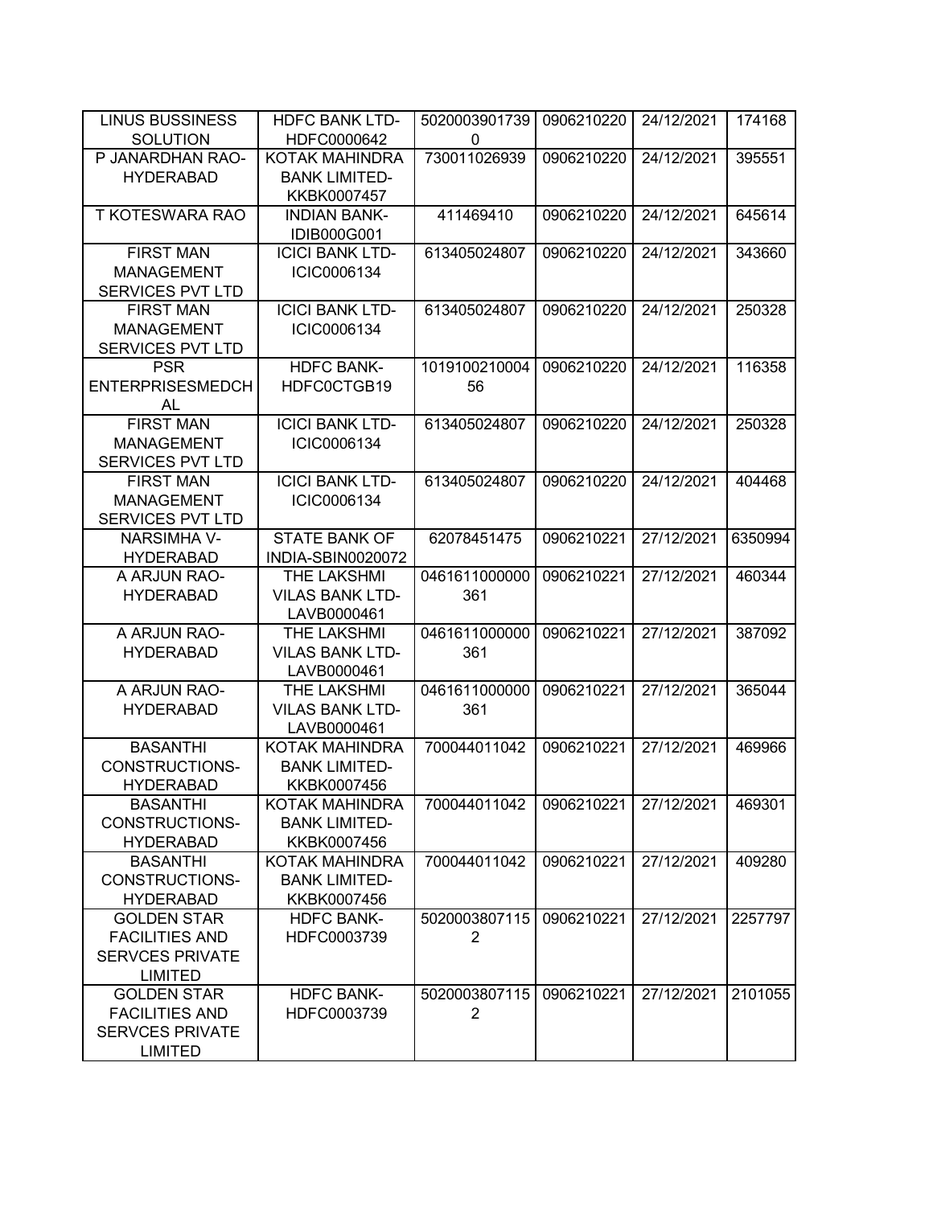| | | | | | |
|---|---|---|---|---|---|
| LINUS BUSSINESS SOLUTION | HDFC BANK LTD-HDFC0000642 | 50200039017390 | 0906210220 | 24/12/2021 | 174168 |
| P JANARDHAN RAO-HYDERABAD | KOTAK MAHINDRA BANK LIMITED-KKBK0007457 | 730011026939 | 0906210220 | 24/12/2021 | 395551 |
| T KOTESWARA RAO | INDIAN BANK-IDIB000G001 | 411469410 | 0906210220 | 24/12/2021 | 645614 |
| FIRST MAN MANAGEMENT SERVICES PVT LTD | ICICI BANK LTD-ICIC0006134 | 613405024807 | 0906210220 | 24/12/2021 | 343660 |
| FIRST MAN MANAGEMENT SERVICES PVT LTD | ICICI BANK LTD-ICIC0006134 | 613405024807 | 0906210220 | 24/12/2021 | 250328 |
| PSR ENTERPRISESMEDCHAL | HDFC BANK-HDFC0CTGB19 | 101910021000456 | 0906210220 | 24/12/2021 | 116358 |
| FIRST MAN MANAGEMENT SERVICES PVT LTD | ICICI BANK LTD-ICIC0006134 | 613405024807 | 0906210220 | 24/12/2021 | 250328 |
| FIRST MAN MANAGEMENT SERVICES PVT LTD | ICICI BANK LTD-ICIC0006134 | 613405024807 | 0906210220 | 24/12/2021 | 404468 |
| NARSIMHA V-HYDERABAD | STATE BANK OF INDIA-SBIN0020072 | 62078451475 | 0906210221 | 27/12/2021 | 6350994 |
| A ARJUN RAO-HYDERABAD | THE LAKSHMI VILAS BANK LTD-LAVB0000461 | 0461611000000361 | 0906210221 | 27/12/2021 | 460344 |
| A ARJUN RAO-HYDERABAD | THE LAKSHMI VILAS BANK LTD-LAVB0000461 | 0461611000000361 | 0906210221 | 27/12/2021 | 387092 |
| A ARJUN RAO-HYDERABAD | THE LAKSHMI VILAS BANK LTD-LAVB0000461 | 0461611000000361 | 0906210221 | 27/12/2021 | 365044 |
| BASANTHI CONSTRUCTIONS-HYDERABAD | KOTAK MAHINDRA BANK LIMITED-KKBK0007456 | 700044011042 | 0906210221 | 27/12/2021 | 469966 |
| BASANTHI CONSTRUCTIONS-HYDERABAD | KOTAK MAHINDRA BANK LIMITED-KKBK0007456 | 700044011042 | 0906210221 | 27/12/2021 | 469301 |
| BASANTHI CONSTRUCTIONS-HYDERABAD | KOTAK MAHINDRA BANK LIMITED-KKBK0007456 | 700044011042 | 0906210221 | 27/12/2021 | 409280 |
| GOLDEN STAR FACILITIES AND SERVCES PRIVATE LIMITED | HDFC BANK-HDFC0003739 | 50200038071152 | 0906210221 | 27/12/2021 | 2257797 |
| GOLDEN STAR FACILITIES AND SERVCES PRIVATE LIMITED | HDFC BANK-HDFC0003739 | 50200038071152 | 0906210221 | 27/12/2021 | 2101055 |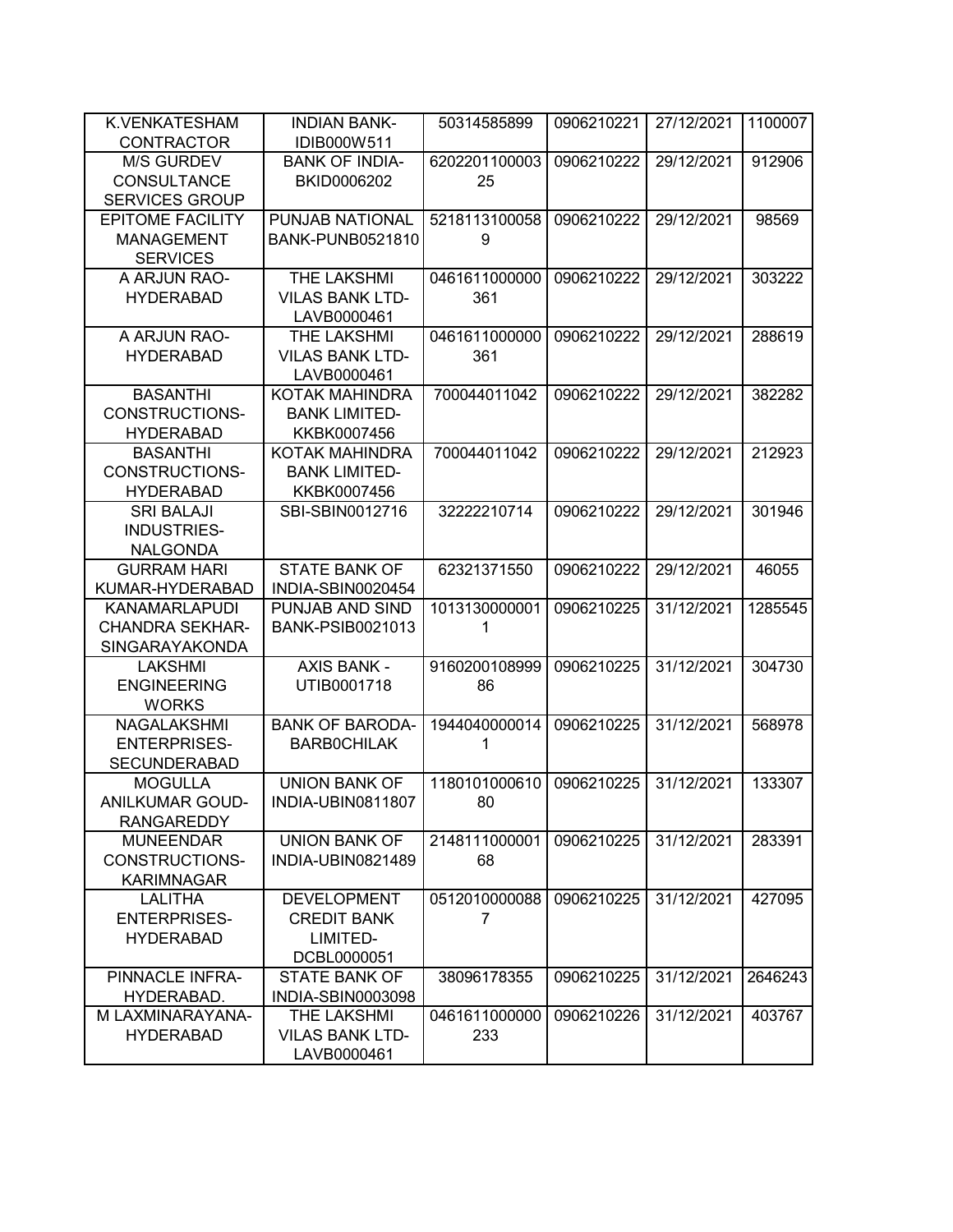| K.VENKATESHAM CONTRACTOR | INDIAN BANK-IDIB000W511 | 50314585899 | 0906210221 | 27/12/2021 | 1100007 |
|---|---|---|---|---|---|
| M/S GURDEV CONSULTANCE SERVICES GROUP | BANK OF INDIA-BKID0006202 | 620220110000325 | 0906210222 | 29/12/2021 | 912906 |
| EPITOME FACILITY MANAGEMENT SERVICES | PUNJAB NATIONAL BANK-PUNB0521810 | 52181131000589 | 0906210222 | 29/12/2021 | 98569 |
| A ARJUN RAO-HYDERABAD | THE LAKSHMI VILAS BANK LTD-LAVB0000461 | 0461611000000361 | 0906210222 | 29/12/2021 | 303222 |
| A ARJUN RAO-HYDERABAD | THE LAKSHMI VILAS BANK LTD-LAVB0000461 | 0461611000000361 | 0906210222 | 29/12/2021 | 288619 |
| BASANTHI CONSTRUCTIONS-HYDERABAD | KOTAK MAHINDRA BANK LIMITED-KKBK0007456 | 700044011042 | 0906210222 | 29/12/2021 | 382282 |
| BASANTHI CONSTRUCTIONS-HYDERABAD | KOTAK MAHINDRA BANK LIMITED-KKBK0007456 | 700044011042 | 0906210222 | 29/12/2021 | 212923 |
| SRI BALAJI INDUSTRIES-NALGONDA | SBI-SBIN0012716 | 32222210714 | 0906210222 | 29/12/2021 | 301946 |
| GURRAM HARI KUMAR-HYDERABAD | STATE BANK OF INDIA-SBIN0020454 | 62321371550 | 0906210222 | 29/12/2021 | 46055 |
| KANAMARLAPUDI CHANDRA SEKHAR-SINGARAYAKONDA | PUNJAB AND SIND BANK-PSIB0021013 | 10131300000011 | 0906210225 | 31/12/2021 | 1285545 |
| LAKSHMI ENGINEERING WORKS | AXIS BANK - UTIB0001718 | 916020010899986 | 0906210225 | 31/12/2021 | 304730 |
| NAGALAKSHMI ENTERPRISES-SECUNDERABAD | BANK OF BARODA-BARB0CHILAK | 19440400000141 | 0906210225 | 31/12/2021 | 568978 |
| MOGULLA ANILKUMAR GOUD-RANGAREDDY | UNION BANK OF INDIA-UBIN0811807 | 118010100061080 | 0906210225 | 31/12/2021 | 133307 |
| MUNEENDAR CONSTRUCTIONS-KARIMNAGAR | UNION BANK OF INDIA-UBIN0821489 | 214811100000168 | 0906210225 | 31/12/2021 | 283391 |
| LALITHA ENTERPRISES-HYDERABAD | DEVELOPMENT CREDIT BANK LIMITED-DCBL0000051 | 05120100000887 | 0906210225 | 31/12/2021 | 427095 |
| PINNACLE INFRA-HYDERABAD. | STATE BANK OF INDIA-SBIN0003098 | 38096178355 | 0906210225 | 31/12/2021 | 2646243 |
| M LAXMINARAYANA-HYDERABAD | THE LAKSHMI VILAS BANK LTD-LAVB0000461 | 0461611000000233 | 0906210226 | 31/12/2021 | 403767 |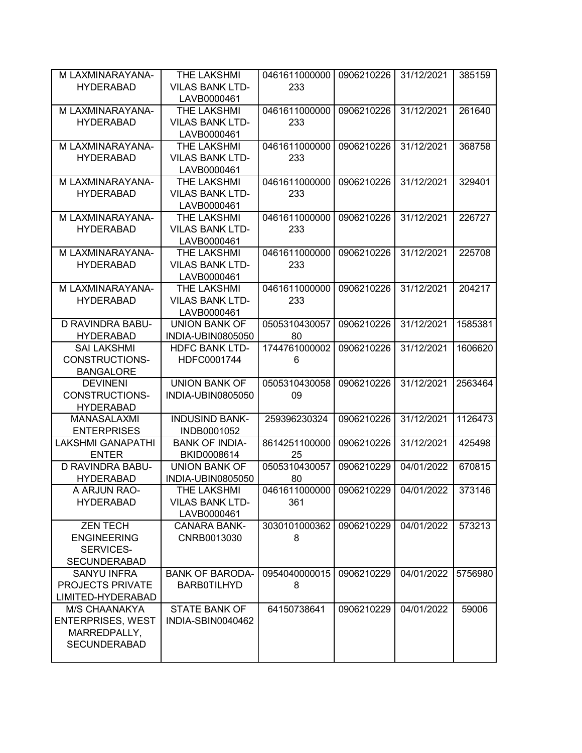| | | | | | |
|---|---|---|---|---|---|
| M LAXMINARAYANA-HYDERABAD | THE LAKSHMI VILAS BANK LTD-LAVB0000461 | 0461611000000233 | 0906210226 | 31/12/2021 | 385159 |
| M LAXMINARAYANA-HYDERABAD | THE LAKSHMI VILAS BANK LTD-LAVB0000461 | 0461611000000233 | 0906210226 | 31/12/2021 | 261640 |
| M LAXMINARAYANA-HYDERABAD | THE LAKSHMI VILAS BANK LTD-LAVB0000461 | 0461611000000233 | 0906210226 | 31/12/2021 | 368758 |
| M LAXMINARAYANA-HYDERABAD | THE LAKSHMI VILAS BANK LTD-LAVB0000461 | 0461611000000233 | 0906210226 | 31/12/2021 | 329401 |
| M LAXMINARAYANA-HYDERABAD | THE LAKSHMI VILAS BANK LTD-LAVB0000461 | 0461611000000233 | 0906210226 | 31/12/2021 | 226727 |
| M LAXMINARAYANA-HYDERABAD | THE LAKSHMI VILAS BANK LTD-LAVB0000461 | 0461611000000233 | 0906210226 | 31/12/2021 | 225708 |
| M LAXMINARAYANA-HYDERABAD | THE LAKSHMI VILAS BANK LTD-LAVB0000461 | 0461611000000233 | 0906210226 | 31/12/2021 | 204217 |
| D RAVINDRA BABU-HYDERABAD | UNION BANK OF INDIA-UBIN0805050 | 050531043005780 | 0906210226 | 31/12/2021 | 1585381 |
| SAI LAKSHMI CONSTRUCTIONS-BANGALORE | HDFC BANK LTD-HDFC0001744 | 17447610000026 | 0906210226 | 31/12/2021 | 1606620 |
| DEVINENI CONSTRUCTIONS-HYDERABAD | UNION BANK OF INDIA-UBIN0805050 | 050531043005809 | 0906210226 | 31/12/2021 | 2563464 |
| MANASALAXMI ENTERPRISES | INDUSIND BANK-INDB0001052 | 259396230324 | 0906210226 | 31/12/2021 | 1126473 |
| LAKSHMI GANAPATHI ENTER | BANK OF INDIA-BKID0008614 | 861425110000025 | 0906210226 | 31/12/2021 | 425498 |
| D RAVINDRA BABU-HYDERABAD | UNION BANK OF INDIA-UBIN0805050 | 050531043005780 | 0906210229 | 04/01/2022 | 670815 |
| A ARJUN RAO-HYDERABAD | THE LAKSHMI VILAS BANK LTD-LAVB0000461 | 0461611000000361 | 0906210229 | 04/01/2022 | 373146 |
| ZEN TECH ENGINEERING SERVICES-SECUNDERABAD | CANARA BANK-CNRB0013030 | 30301010003628 | 0906210229 | 04/01/2022 | 573213 |
| SANYU INFRA PROJECTS PRIVATE LIMITED-HYDERABAD | BANK OF BARODA-BARB0TILHYD | 09540400000158 | 0906210229 | 04/01/2022 | 5756980 |
| M/S CHAANAKYA ENTERPRISES, WEST MARREDPALLY, SECUNDERABAD | STATE BANK OF INDIA-SBIN0040462 | 64150738641 | 0906210229 | 04/01/2022 | 59006 |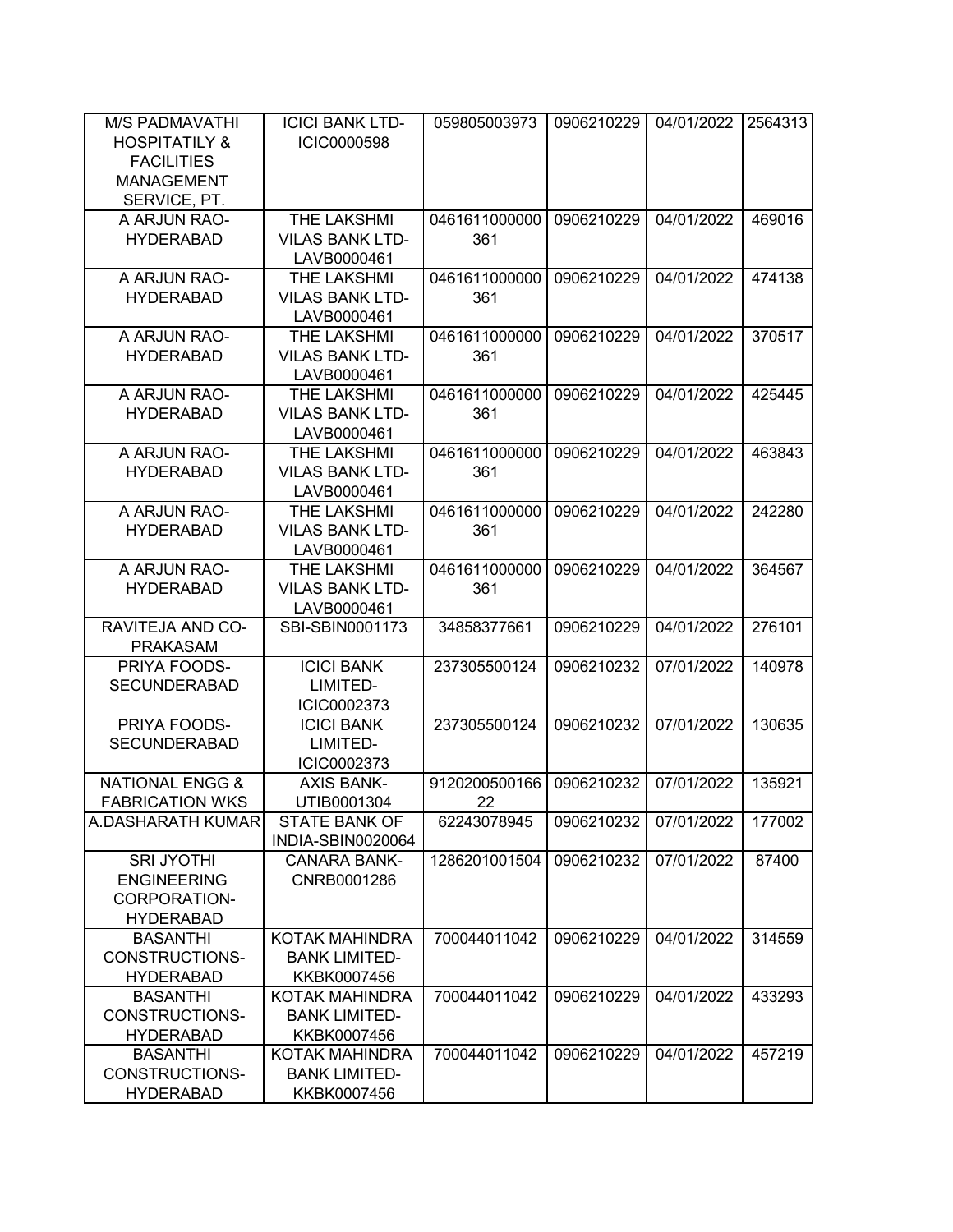| | | | | | |
|---|---|---|---|---|---|
| M/S PADMAVATHI HOSPITATILY & FACILITIES MANAGEMENT SERVICE, PT. | ICICI BANK LTD-ICIC0000598 | 059805003973 | 0906210229 | 04/01/2022 | 2564313 |
| A ARJUN RAO-HYDERABAD | THE LAKSHMI VILAS BANK LTD-LAVB0000461 | 0461611000000361 | 0906210229 | 04/01/2022 | 469016 |
| A ARJUN RAO-HYDERABAD | THE LAKSHMI VILAS BANK LTD-LAVB0000461 | 0461611000000361 | 0906210229 | 04/01/2022 | 474138 |
| A ARJUN RAO-HYDERABAD | THE LAKSHMI VILAS BANK LTD-LAVB0000461 | 0461611000000361 | 0906210229 | 04/01/2022 | 370517 |
| A ARJUN RAO-HYDERABAD | THE LAKSHMI VILAS BANK LTD-LAVB0000461 | 0461611000000361 | 0906210229 | 04/01/2022 | 425445 |
| A ARJUN RAO-HYDERABAD | THE LAKSHMI VILAS BANK LTD-LAVB0000461 | 0461611000000361 | 0906210229 | 04/01/2022 | 463843 |
| A ARJUN RAO-HYDERABAD | THE LAKSHMI VILAS BANK LTD-LAVB0000461 | 0461611000000361 | 0906210229 | 04/01/2022 | 242280 |
| A ARJUN RAO-HYDERABAD | THE LAKSHMI VILAS BANK LTD-LAVB0000461 | 0461611000000361 | 0906210229 | 04/01/2022 | 364567 |
| RAVITEJA AND CO-PRAKASAM | SBI-SBIN0001173 | 34858377661 | 0906210229 | 04/01/2022 | 276101 |
| PRIYA FOODS-SECUNDERABAD | ICICI BANK LIMITED-ICIC0002373 | 237305500124 | 0906210232 | 07/01/2022 | 140978 |
| PRIYA FOODS-SECUNDERABAD | ICICI BANK LIMITED-ICIC0002373 | 237305500124 | 0906210232 | 07/01/2022 | 130635 |
| NATIONAL ENGG & FABRICATION WKS | AXIS BANK-UTIB0001304 | 912020050016622 | 0906210232 | 07/01/2022 | 135921 |
| A.DASHARATH KUMAR | STATE BANK OF INDIA-SBIN0020064 | 62243078945 | 0906210232 | 07/01/2022 | 177002 |
| SRI JYOTHI ENGINEERING CORPORATION-HYDERABAD | CANARA BANK-CNRB0001286 | 1286201001504 | 0906210232 | 07/01/2022 | 87400 |
| BASANTHI CONSTRUCTIONS-HYDERABAD | KOTAK MAHINDRA BANK LIMITED-KKBK0007456 | 700044011042 | 0906210229 | 04/01/2022 | 314559 |
| BASANTHI CONSTRUCTIONS-HYDERABAD | KOTAK MAHINDRA BANK LIMITED-KKBK0007456 | 700044011042 | 0906210229 | 04/01/2022 | 433293 |
| BASANTHI CONSTRUCTIONS-HYDERABAD | KOTAK MAHINDRA BANK LIMITED-KKBK0007456 | 700044011042 | 0906210229 | 04/01/2022 | 457219 |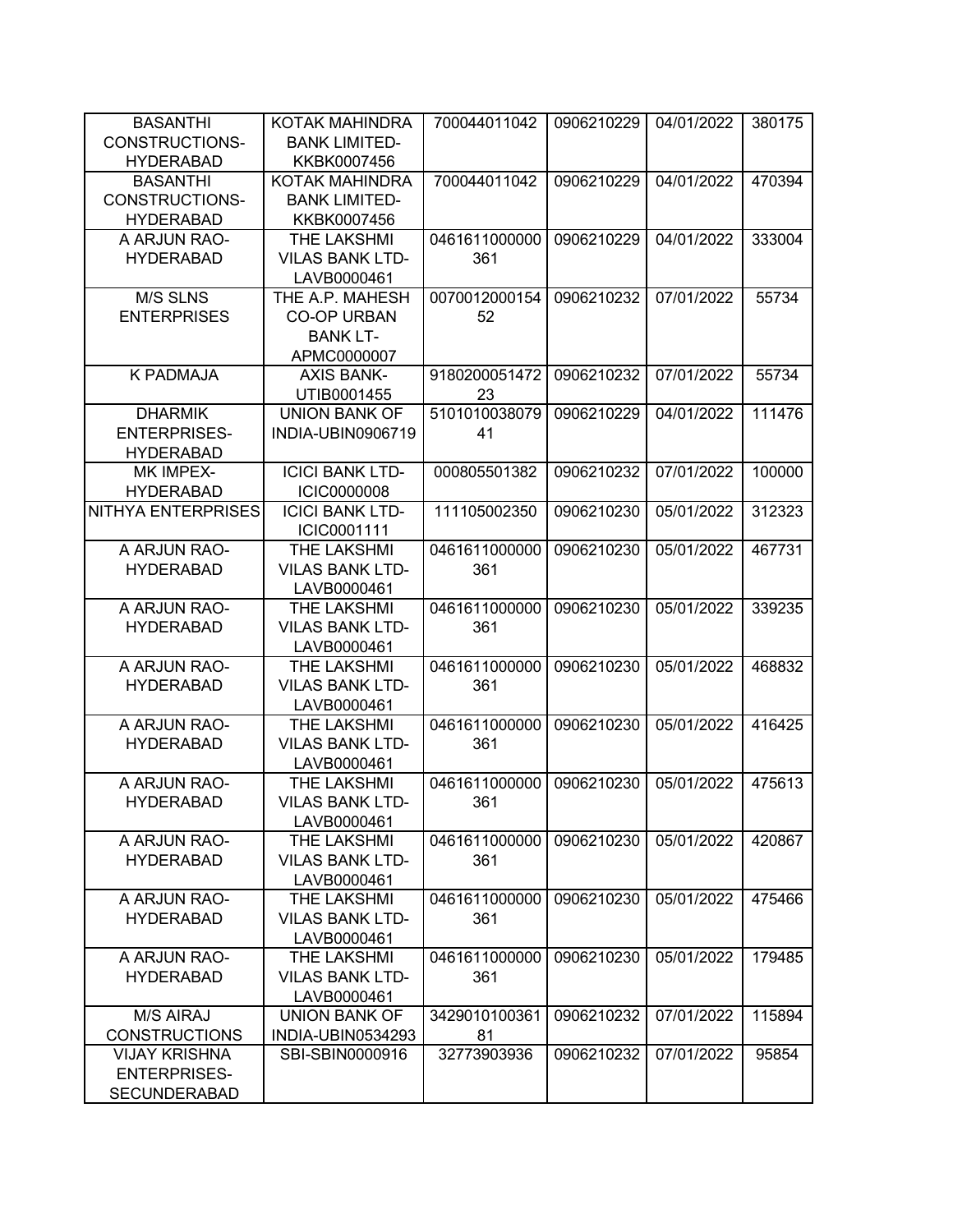| BASANTHI CONSTRUCTIONS-HYDERABAD | KOTAK MAHINDRA BANK LIMITED-KKBK0007456 | 700044011042 | 0906210229 | 04/01/2022 | 380175 |
|---|---|---|---|---|---|
| BASANTHI CONSTRUCTIONS-HYDERABAD | KOTAK MAHINDRA BANK LIMITED-KKBK0007456 | 700044011042 | 0906210229 | 04/01/2022 | 470394 |
| A ARJUN RAO-HYDERABAD | THE LAKSHMI VILAS BANK LTD-LAVB0000461 | 0461611000000361 | 0906210229 | 04/01/2022 | 333004 |
| M/S SLNS ENTERPRISES | THE A.P. MAHESH CO-OP URBAN BANK LT-APMC0000007 | 007001200015452 | 0906210232 | 07/01/2022 | 55734 |
| K PADMAJA | AXIS BANK-UTIB0001455 | 918020005147223 | 0906210232 | 07/01/2022 | 55734 |
| DHARMIK ENTERPRISES-HYDERABAD | UNION BANK OF INDIA-UBIN0906719 | 510101003807941 | 0906210229 | 04/01/2022 | 111476 |
| MK IMPEX-HYDERABAD | ICICI BANK LTD-ICIC0000008 | 000805501382 | 0906210232 | 07/01/2022 | 100000 |
| NITHYA ENTERPRISES | ICICI BANK LTD-ICIC0001111 | 111105002350 | 0906210230 | 05/01/2022 | 312323 |
| A ARJUN RAO-HYDERABAD | THE LAKSHMI VILAS BANK LTD-LAVB0000461 | 0461611000000361 | 0906210230 | 05/01/2022 | 467731 |
| A ARJUN RAO-HYDERABAD | THE LAKSHMI VILAS BANK LTD-LAVB0000461 | 0461611000000361 | 0906210230 | 05/01/2022 | 339235 |
| A ARJUN RAO-HYDERABAD | THE LAKSHMI VILAS BANK LTD-LAVB0000461 | 0461611000000361 | 0906210230 | 05/01/2022 | 468832 |
| A ARJUN RAO-HYDERABAD | THE LAKSHMI VILAS BANK LTD-LAVB0000461 | 0461611000000361 | 0906210230 | 05/01/2022 | 416425 |
| A ARJUN RAO-HYDERABAD | THE LAKSHMI VILAS BANK LTD-LAVB0000461 | 0461611000000361 | 0906210230 | 05/01/2022 | 475613 |
| A ARJUN RAO-HYDERABAD | THE LAKSHMI VILAS BANK LTD-LAVB0000461 | 0461611000000361 | 0906210230 | 05/01/2022 | 420867 |
| A ARJUN RAO-HYDERABAD | THE LAKSHMI VILAS BANK LTD-LAVB0000461 | 0461611000000361 | 0906210230 | 05/01/2022 | 475466 |
| A ARJUN RAO-HYDERABAD | THE LAKSHMI VILAS BANK LTD-LAVB0000461 | 0461611000000361 | 0906210230 | 05/01/2022 | 179485 |
| M/S AIRAJ CONSTRUCTIONS | UNION BANK OF INDIA-UBIN0534293 | 342901010036181 | 0906210232 | 07/01/2022 | 115894 |
| VIJAY KRISHNA ENTERPRISES-SECUNDERABAD | SBI-SBIN0000916 | 32773903936 | 0906210232 | 07/01/2022 | 95854 |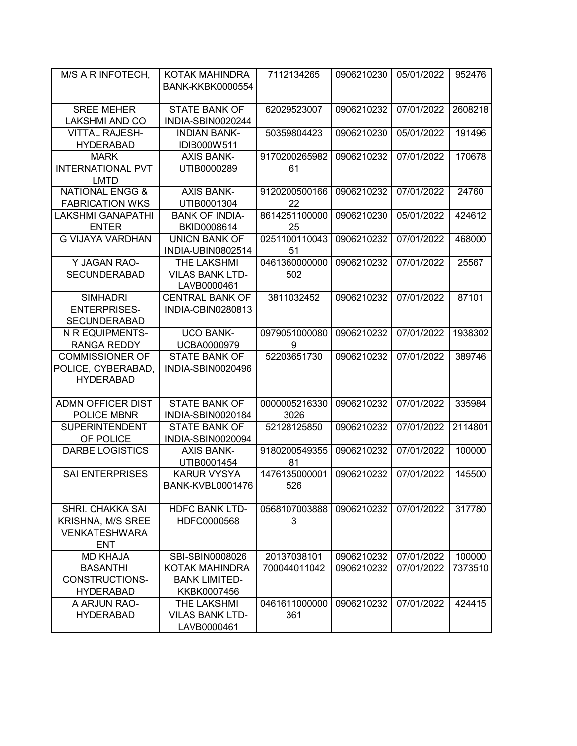| M/S A R INFOTECH, | KOTAK MAHINDRA BANK-KKBK0000554 | 7112134265 | 0906210230 | 05/01/2022 | 952476 |
|---|---|---|---|---|---|
| SREE MEHER LAKSHMI AND CO | STATE BANK OF INDIA-SBIN0020244 | 62029523007 | 0906210232 | 07/01/2022 | 2608218 |
| VITTAL RAJESH-HYDERABAD | INDIAN BANK-IDIB000W511 | 50359804423 | 0906210230 | 05/01/2022 | 191496 |
| MARK INTERNATIONAL PVT LMTD | AXIS BANK-UTIB0000289 | 917020026598261 | 0906210232 | 07/01/2022 | 170678 |
| NATIONAL ENGG & FABRICATION WKS | AXIS BANK-UTIB0001304 | 912020050016622 | 0906210232 | 07/01/2022 | 24760 |
| LAKSHMI GANAPATHI ENTER | BANK OF INDIA-BKID0008614 | 861425110000025 | 0906210230 | 05/01/2022 | 424612 |
| G VIJAYA VARDHAN | UNION BANK OF INDIA-UBIN0802514 | 025111011004351 | 0906210232 | 07/01/2022 | 468000 |
| Y JAGAN RAO-SECUNDERABAD | THE LAKSHMI VILAS BANK LTD-LAVB0000461 | 0461360000000502 | 0906210232 | 07/01/2022 | 25567 |
| SIMHADRI ENTERPRISES-SECUNDERABAD | CENTRAL BANK OF INDIA-CBIN0280813 | 3811032452 | 0906210232 | 07/01/2022 | 87101 |
| N R EQUIPMENTS-RANGA REDDY | UCO BANK-UCBA0000979 | 09790510000809 | 0906210232 | 07/01/2022 | 1938302 |
| COMMISSIONER OF POLICE, CYBERABAD, HYDERABAD | STATE BANK OF INDIA-SBIN0020496 | 52203651730 | 0906210232 | 07/01/2022 | 389746 |
| ADMN OFFICER DIST POLICE MBNR | STATE BANK OF INDIA-SBIN0020184 | 00000052163303026 | 0906210232 | 07/01/2022 | 335984 |
| SUPERINTENDENT OF POLICE | STATE BANK OF INDIA-SBIN0020094 | 52128125850 | 0906210232 | 07/01/2022 | 2114801 |
| DARBE LOGISTICS | AXIS BANK-UTIB0001454 | 918020054935581 | 0906210232 | 07/01/2022 | 100000 |
| SAI ENTERPRISES | KARUR VYSYA BANK-KVBL0001476 | 1476135000001526 | 0906210232 | 07/01/2022 | 145500 |
| SHRI. CHAKKA SAI KRISHNA, M/S SREE VENKATESHWARA ENT | HDFC BANK LTD-HDFC0000568 | 05681070038883 | 0906210232 | 07/01/2022 | 317780 |
| MD KHAJA | SBI-SBIN0008026 | 20137038101 | 0906210232 | 07/01/2022 | 100000 |
| BASANTHI CONSTRUCTIONS-HYDERABAD | KOTAK MAHINDRA BANK LIMITED-KKBK0007456 | 700044011042 | 0906210232 | 07/01/2022 | 7373510 |
| A ARJUN RAO-HYDERABAD | THE LAKSHMI VILAS BANK LTD-LAVB0000461 | 0461611000000361 | 0906210232 | 07/01/2022 | 424415 |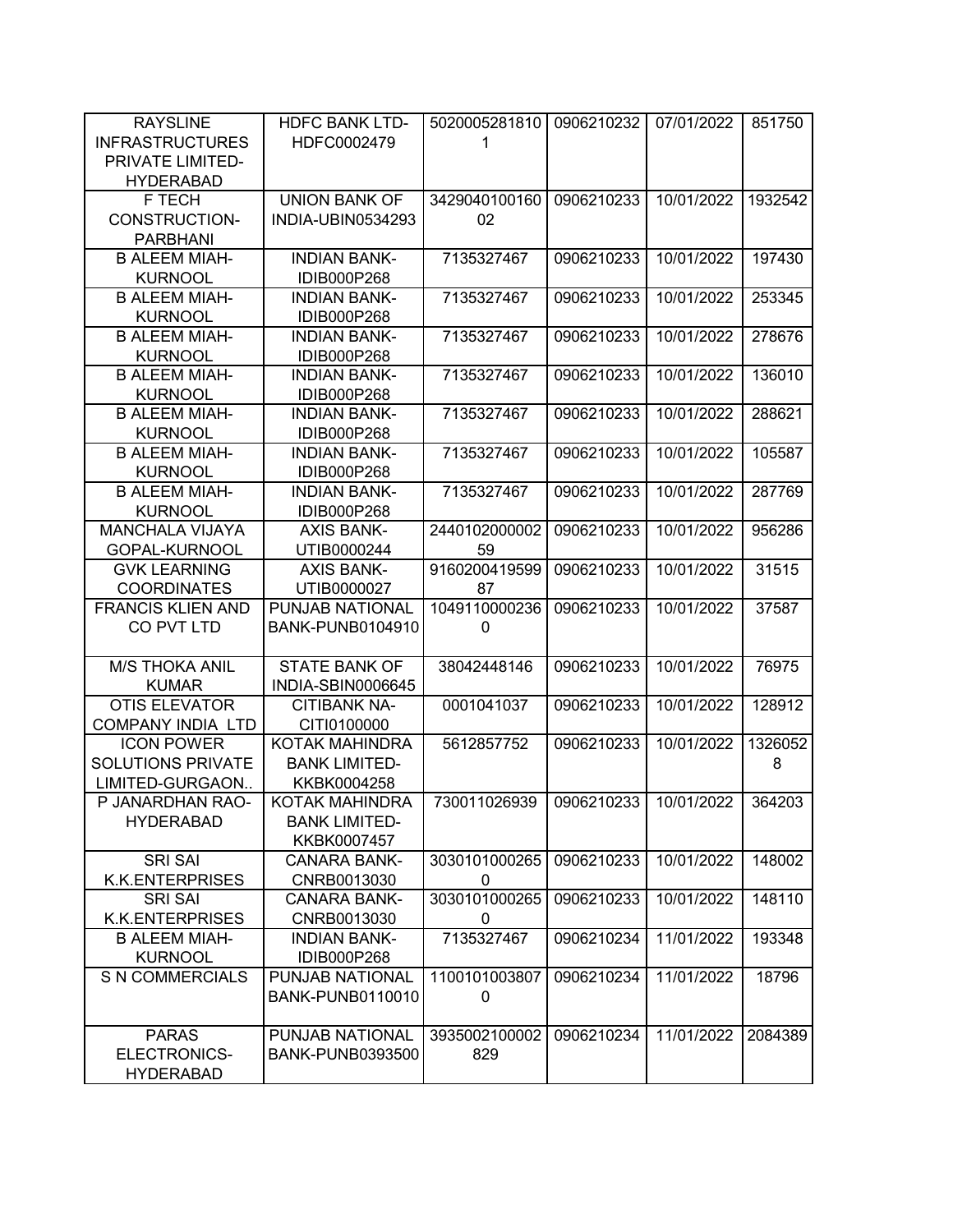| RAYSLINE INFRASTRUCTURES PRIVATE LIMITED-HYDERABAD | HDFC BANK LTD-HDFC0002479 | 50200052818101 | 0906210232 | 07/01/2022 | 851750 |
|---|---|---|---|---|---|
| F TECH CONSTRUCTION-PARBHANI | UNION BANK OF INDIA-UBIN0534293 | 342904010016002 | 0906210233 | 10/01/2022 | 1932542 |
| B ALEEM MIAH-KURNOOL | INDIAN BANK-IDIB000P268 | 7135327467 | 0906210233 | 10/01/2022 | 197430 |
| B ALEEM MIAH-KURNOOL | INDIAN BANK-IDIB000P268 | 7135327467 | 0906210233 | 10/01/2022 | 253345 |
| B ALEEM MIAH-KURNOOL | INDIAN BANK-IDIB000P268 | 7135327467 | 0906210233 | 10/01/2022 | 278676 |
| B ALEEM MIAH-KURNOOL | INDIAN BANK-IDIB000P268 | 7135327467 | 0906210233 | 10/01/2022 | 136010 |
| B ALEEM MIAH-KURNOOL | INDIAN BANK-IDIB000P268 | 7135327467 | 0906210233 | 10/01/2022 | 288621 |
| B ALEEM MIAH-KURNOOL | INDIAN BANK-IDIB000P268 | 7135327467 | 0906210233 | 10/01/2022 | 105587 |
| B ALEEM MIAH-KURNOOL | INDIAN BANK-IDIB000P268 | 7135327467 | 0906210233 | 10/01/2022 | 287769 |
| MANCHALA VIJAYA GOPAL-KURNOOL | AXIS BANK-UTIB0000244 | 244010200000259 | 0906210233 | 10/01/2022 | 956286 |
| GVK LEARNING COORDINATES | AXIS BANK-UTIB0000027 | 916020041959987 | 0906210233 | 10/01/2022 | 31515 |
| FRANCIS KLIEN AND CO PVT LTD | PUNJAB NATIONAL BANK-PUNB0104910 | 10491100002360 | 0906210233 | 10/01/2022 | 37587 |
| M/S THOKA ANIL KUMAR | STATE BANK OF INDIA-SBIN0006645 | 38042448146 | 0906210233 | 10/01/2022 | 76975 |
| OTIS ELEVATOR COMPANY INDIA LTD | CITIBANK NA-CITI0100000 | 0001041037 | 0906210233 | 10/01/2022 | 128912 |
| ICON POWER SOLUTIONS PRIVATE LIMITED-GURGAON.. | KOTAK MAHINDRA BANK LIMITED-KKBK0004258 | 5612857752 | 0906210233 | 10/01/2022 | 13260528 |
| P JANARDHAN RAO-HYDERABAD | KOTAK MAHINDRA BANK LIMITED-KKBK0007457 | 730011026939 | 0906210233 | 10/01/2022 | 364203 |
| SRI SAI K.K.ENTERPRISES | CANARA BANK-CNRB0013030 | 30301010002650 | 0906210233 | 10/01/2022 | 148002 |
| SRI SAI K.K.ENTERPRISES | CANARA BANK-CNRB0013030 | 30301010002650 | 0906210233 | 10/01/2022 | 148110 |
| B ALEEM MIAH-KURNOOL | INDIAN BANK-IDIB000P268 | 7135327467 | 0906210234 | 11/01/2022 | 193348 |
| S N COMMERCIALS | PUNJAB NATIONAL BANK-PUNB0110010 | 11001010038070 | 0906210234 | 11/01/2022 | 18796 |
| PARAS ELECTRONICS-HYDERABAD | PUNJAB NATIONAL BANK-PUNB0393500 | 3935002100002829 | 0906210234 | 11/01/2022 | 2084389 |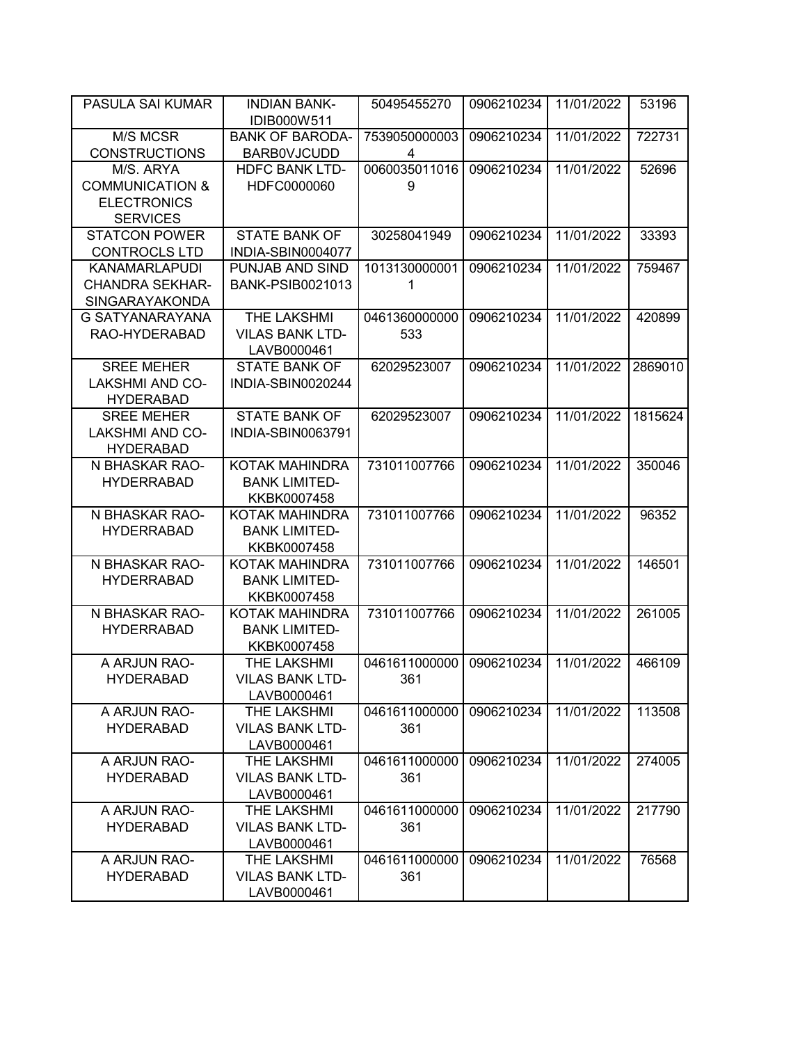| PASULA SAI KUMAR | INDIAN BANK-IDIB000W511 | 50495455270 | 0906210234 | 11/01/2022 | 53196 |
|---|---|---|---|---|---|
| M/S MCSR CONSTRUCTIONS | BANK OF BARODA-BARB0VJCUDD | 75390500000034 | 0906210234 | 11/01/2022 | 722731 |
| M/S. ARYA COMMUNICATION & ELECTRONICS SERVICES | HDFC BANK LTD-HDFC0000060 | 00600350110169 | 0906210234 | 11/01/2022 | 52696 |
| STATCON POWER CONTROCLS LTD | STATE BANK OF INDIA-SBIN0004077 | 30258041949 | 0906210234 | 11/01/2022 | 33393 |
| KANAMARLAPUDI CHANDRA SEKHAR-SINGARAYAKONDA | PUNJAB AND SIND BANK-PSIB0021013 | 10131300000011 | 0906210234 | 11/01/2022 | 759467 |
| G SATYANARAYANA RAO-HYDERABAD | THE LAKSHMI VILAS BANK LTD-LAVB0000461 | 0461360000000533 | 0906210234 | 11/01/2022 | 420899 |
| SREE MEHER LAKSHMI AND CO-HYDERABAD | STATE BANK OF INDIA-SBIN0020244 | 62029523007 | 0906210234 | 11/01/2022 | 2869010 |
| SREE MEHER LAKSHMI AND CO-HYDERABAD | STATE BANK OF INDIA-SBIN0063791 | 62029523007 | 0906210234 | 11/01/2022 | 1815624 |
| N BHASKAR RAO-HYDERRABAD | KOTAK MAHINDRA BANK LIMITED-KKBK0007458 | 731011007766 | 0906210234 | 11/01/2022 | 350046 |
| N BHASKAR RAO-HYDERRABAD | KOTAK MAHINDRA BANK LIMITED-KKBK0007458 | 731011007766 | 0906210234 | 11/01/2022 | 96352 |
| N BHASKAR RAO-HYDERRABAD | KOTAK MAHINDRA BANK LIMITED-KKBK0007458 | 731011007766 | 0906210234 | 11/01/2022 | 146501 |
| N BHASKAR RAO-HYDERRABAD | KOTAK MAHINDRA BANK LIMITED-KKBK0007458 | 731011007766 | 0906210234 | 11/01/2022 | 261005 |
| A ARJUN RAO-HYDERABAD | THE LAKSHMI VILAS BANK LTD-LAVB0000461 | 0461611000000361 | 0906210234 | 11/01/2022 | 466109 |
| A ARJUN RAO-HYDERABAD | THE LAKSHMI VILAS BANK LTD-LAVB0000461 | 0461611000000361 | 0906210234 | 11/01/2022 | 113508 |
| A ARJUN RAO-HYDERABAD | THE LAKSHMI VILAS BANK LTD-LAVB0000461 | 0461611000000361 | 0906210234 | 11/01/2022 | 274005 |
| A ARJUN RAO-HYDERABAD | THE LAKSHMI VILAS BANK LTD-LAVB0000461 | 0461611000000361 | 0906210234 | 11/01/2022 | 217790 |
| A ARJUN RAO-HYDERABAD | THE LAKSHMI VILAS BANK LTD-LAVB0000461 | 0461611000000361 | 0906210234 | 11/01/2022 | 76568 |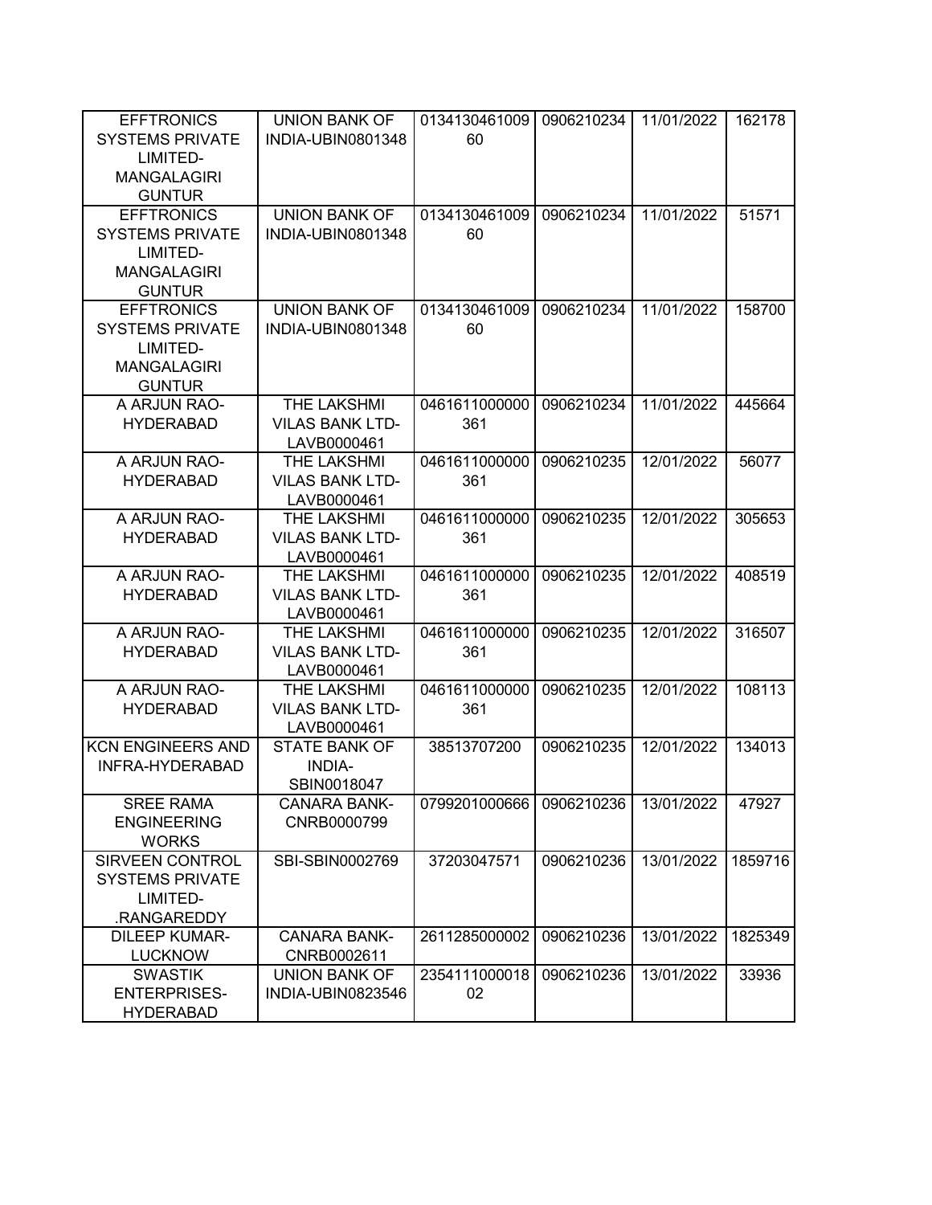| EFFTRONICS SYSTEMS PRIVATE LIMITED-MANGALAGIRI GUNTUR | UNION BANK OF INDIA-UBIN0801348 | 013413046100960 | 0906210234 | 11/01/2022 | 162178 |
|---|---|---|---|---|---|
| EFFTRONICS SYSTEMS PRIVATE LIMITED-MANGALAGIRI GUNTUR | UNION BANK OF INDIA-UBIN0801348 | 013413046100960 | 0906210234 | 11/01/2022 | 51571 |
| EFFTRONICS SYSTEMS PRIVATE LIMITED-MANGALAGIRI GUNTUR | UNION BANK OF INDIA-UBIN0801348 | 013413046100960 | 0906210234 | 11/01/2022 | 158700 |
| A ARJUN RAO-HYDERABAD | THE LAKSHMI VILAS BANK LTD-LAVB0000461 | 0461611000000361 | 0906210234 | 11/01/2022 | 445664 |
| A ARJUN RAO-HYDERABAD | THE LAKSHMI VILAS BANK LTD-LAVB0000461 | 0461611000000361 | 0906210235 | 12/01/2022 | 56077 |
| A ARJUN RAO-HYDERABAD | THE LAKSHMI VILAS BANK LTD-LAVB0000461 | 0461611000000361 | 0906210235 | 12/01/2022 | 305653 |
| A ARJUN RAO-HYDERABAD | THE LAKSHMI VILAS BANK LTD-LAVB0000461 | 0461611000000361 | 0906210235 | 12/01/2022 | 408519 |
| A ARJUN RAO-HYDERABAD | THE LAKSHMI VILAS BANK LTD-LAVB0000461 | 0461611000000361 | 0906210235 | 12/01/2022 | 316507 |
| A ARJUN RAO-HYDERABAD | THE LAKSHMI VILAS BANK LTD-LAVB0000461 | 0461611000000361 | 0906210235 | 12/01/2022 | 108113 |
| KCN ENGINEERS AND INFRA-HYDERABAD | STATE BANK OF INDIA-SBIN0018047 | 38513707200 | 0906210235 | 12/01/2022 | 134013 |
| SREE RAMA ENGINEERING WORKS | CANARA BANK-CNRB0000799 | 0799201000666 | 0906210236 | 13/01/2022 | 47927 |
| SIRVEEN CONTROL SYSTEMS PRIVATE LIMITED-.RANGAREDDY | SBI-SBIN0002769 | 37203047571 | 0906210236 | 13/01/2022 | 1859716 |
| DILEEP KUMAR-LUCKNOW | CANARA BANK-CNRB0002611 | 2611285000002 | 0906210236 | 13/01/2022 | 1825349 |
| SWASTIK ENTERPRISES-HYDERABAD | UNION BANK OF INDIA-UBIN0823546 | 235411100001802 | 0906210236 | 13/01/2022 | 33936 |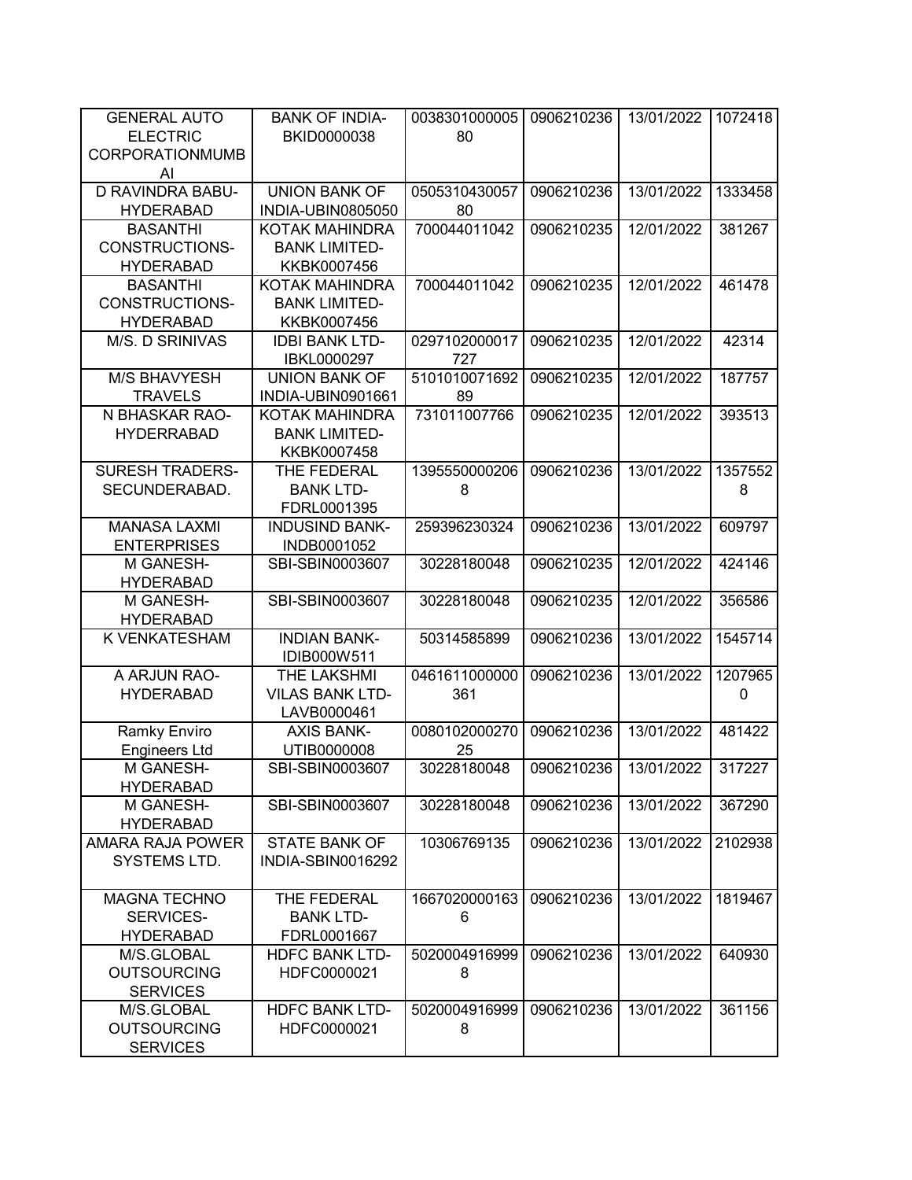| | | | | | |
|---|---|---|---|---|---|
| GENERAL AUTO ELECTRIC CORPORATIONMUMBAI | BANK OF INDIA-BKID0000038 | 003830100000580 | 0906210236 | 13/01/2022 | 1072418 |
| D RAVINDRA BABU-HYDERABAD | UNION BANK OF INDIA-UBIN0805050 | 050531043005780 | 0906210236 | 13/01/2022 | 1333458 |
| BASANTHI CONSTRUCTIONS-HYDERABAD | KOTAK MAHINDRA BANK LIMITED-KKBK0007456 | 700044011042 | 0906210235 | 12/01/2022 | 381267 |
| BASANTHI CONSTRUCTIONS-HYDERABAD | KOTAK MAHINDRA BANK LIMITED-KKBK0007456 | 700044011042 | 0906210235 | 12/01/2022 | 461478 |
| M/S. D SRINIVAS | IDBI BANK LTD-IBKL0000297 | 0297102000017727 | 0906210235 | 12/01/2022 | 42314 |
| M/S BHAVYESH TRAVELS | UNION BANK OF INDIA-UBIN0901661 | 510101007169289 | 0906210235 | 12/01/2022 | 187757 |
| N BHASKAR RAO-HYDERRABAD | KOTAK MAHINDRA BANK LIMITED-KKBK0007458 | 731011007766 | 0906210235 | 12/01/2022 | 393513 |
| SURESH TRADERS-SECUNDERABAD. | THE FEDERAL BANK LTD-FDRL0001395 | 13955500002068 | 0906210236 | 13/01/2022 | 13575528 |
| MANASA LAXMI ENTERPRISES | INDUSIND BANK-INDB0001052 | 259396230324 | 0906210236 | 13/01/2022 | 609797 |
| M GANESH-HYDERABAD | SBI-SBIN0003607 | 30228180048 | 0906210235 | 12/01/2022 | 424146 |
| M GANESH-HYDERABAD | SBI-SBIN0003607 | 30228180048 | 0906210235 | 12/01/2022 | 356586 |
| K VENKATESHAM | INDIAN BANK-IDIB000W511 | 50314585899 | 0906210236 | 13/01/2022 | 1545714 |
| A ARJUN RAO-HYDERABAD | THE LAKSHMI VILAS BANK LTD-LAVB0000461 | 0461611000000361 | 0906210236 | 13/01/2022 | 12079650 |
| Ramky Enviro Engineers Ltd | AXIS BANK-UTIB0000008 | 008010200027025 | 0906210236 | 13/01/2022 | 481422 |
| M GANESH-HYDERABAD | SBI-SBIN0003607 | 30228180048 | 0906210236 | 13/01/2022 | 317227 |
| M GANESH-HYDERABAD | SBI-SBIN0003607 | 30228180048 | 0906210236 | 13/01/2022 | 367290 |
| AMARA RAJA POWER SYSTEMS LTD. | STATE BANK OF INDIA-SBIN0016292 | 10306769135 | 0906210236 | 13/01/2022 | 2102938 |
| MAGNA TECHNO SERVICES-HYDERABAD | THE FEDERAL BANK LTD-FDRL0001667 | 16670200001636 | 0906210236 | 13/01/2022 | 1819467 |
| M/S.GLOBAL OUTSOURCING SERVICES | HDFC BANK LTD-HDFC0000021 | 50200049169998 | 0906210236 | 13/01/2022 | 640930 |
| M/S.GLOBAL OUTSOURCING SERVICES | HDFC BANK LTD-HDFC0000021 | 50200049169998 | 0906210236 | 13/01/2022 | 361156 |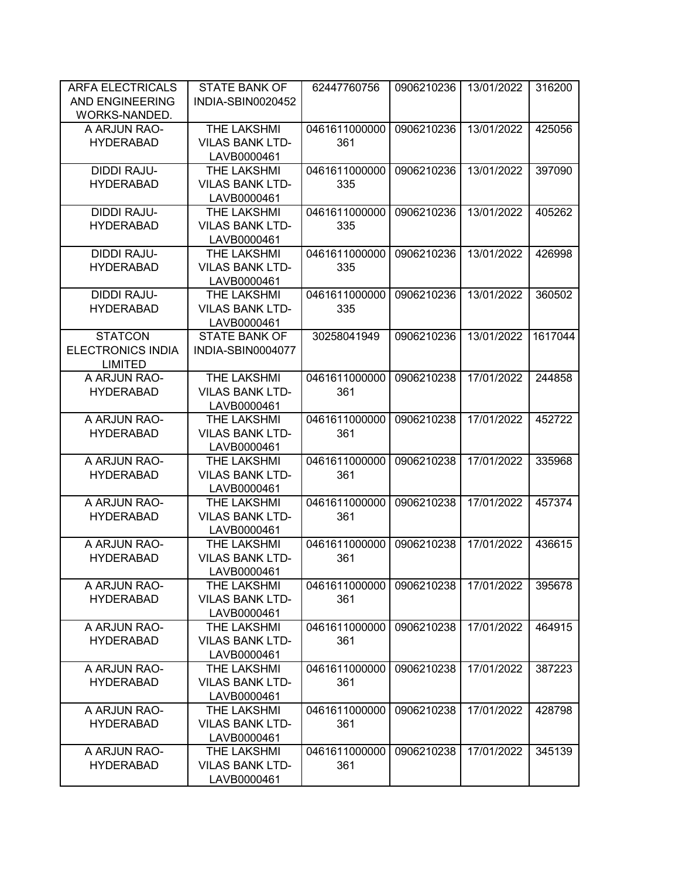| ARFA ELECTRICALS AND ENGINEERING WORKS-NANDED. | STATE BANK OF INDIA-SBIN0020452 | 62447760756 | 0906210236 | 13/01/2022 | 316200 |
|---|---|---|---|---|---|
| A ARJUN RAO-HYDERABAD | THE LAKSHMI VILAS BANK LTD-LAVB0000461 | 0461611000000361 | 0906210236 | 13/01/2022 | 425056 |
| DIDDI RAJU-HYDERABAD | THE LAKSHMI VILAS BANK LTD-LAVB0000461 | 0461611000000335 | 0906210236 | 13/01/2022 | 397090 |
| DIDDI RAJU-HYDERABAD | THE LAKSHMI VILAS BANK LTD-LAVB0000461 | 0461611000000335 | 0906210236 | 13/01/2022 | 405262 |
| DIDDI RAJU-HYDERABAD | THE LAKSHMI VILAS BANK LTD-LAVB0000461 | 0461611000000335 | 0906210236 | 13/01/2022 | 426998 |
| DIDDI RAJU-HYDERABAD | THE LAKSHMI VILAS BANK LTD-LAVB0000461 | 0461611000000335 | 0906210236 | 13/01/2022 | 360502 |
| STATCON ELECTRONICS INDIA LIMITED | STATE BANK OF INDIA-SBIN0004077 | 30258041949 | 0906210236 | 13/01/2022 | 1617044 |
| A ARJUN RAO-HYDERABAD | THE LAKSHMI VILAS BANK LTD-LAVB0000461 | 0461611000000361 | 0906210238 | 17/01/2022 | 244858 |
| A ARJUN RAO-HYDERABAD | THE LAKSHMI VILAS BANK LTD-LAVB0000461 | 0461611000000361 | 0906210238 | 17/01/2022 | 452722 |
| A ARJUN RAO-HYDERABAD | THE LAKSHMI VILAS BANK LTD-LAVB0000461 | 0461611000000361 | 0906210238 | 17/01/2022 | 335968 |
| A ARJUN RAO-HYDERABAD | THE LAKSHMI VILAS BANK LTD-LAVB0000461 | 0461611000000361 | 0906210238 | 17/01/2022 | 457374 |
| A ARJUN RAO-HYDERABAD | THE LAKSHMI VILAS BANK LTD-LAVB0000461 | 0461611000000361 | 0906210238 | 17/01/2022 | 436615 |
| A ARJUN RAO-HYDERABAD | THE LAKSHMI VILAS BANK LTD-LAVB0000461 | 0461611000000361 | 0906210238 | 17/01/2022 | 395678 |
| A ARJUN RAO-HYDERABAD | THE LAKSHMI VILAS BANK LTD-LAVB0000461 | 0461611000000361 | 0906210238 | 17/01/2022 | 464915 |
| A ARJUN RAO-HYDERABAD | THE LAKSHMI VILAS BANK LTD-LAVB0000461 | 0461611000000361 | 0906210238 | 17/01/2022 | 387223 |
| A ARJUN RAO-HYDERABAD | THE LAKSHMI VILAS BANK LTD-LAVB0000461 | 0461611000000361 | 0906210238 | 17/01/2022 | 428798 |
| A ARJUN RAO-HYDERABAD | THE LAKSHMI VILAS BANK LTD-LAVB0000461 | 0461611000000361 | 0906210238 | 17/01/2022 | 345139 |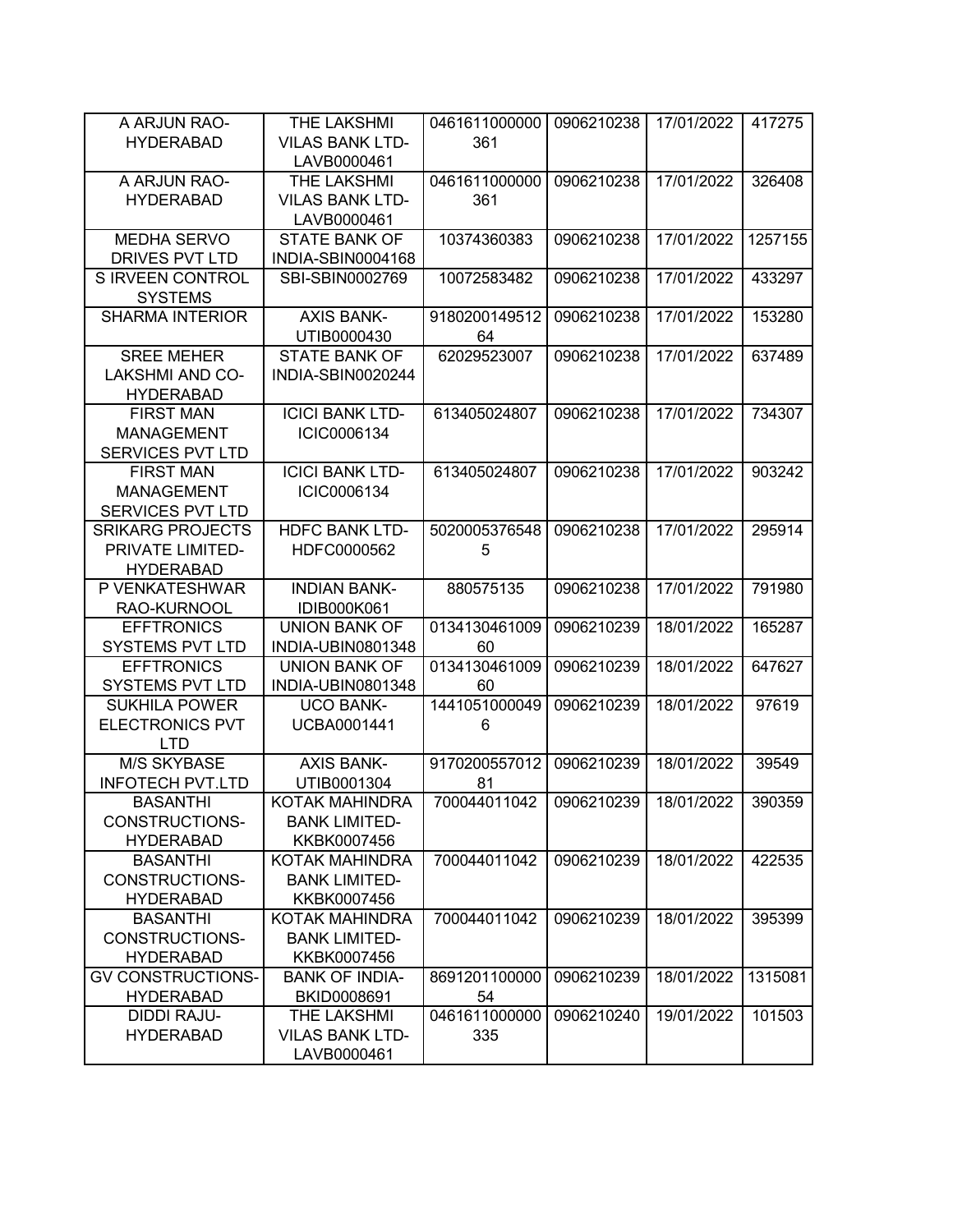| | | | | | |
|---|---|---|---|---|---|
| A ARJUN RAO-HYDERABAD | THE LAKSHMI VILAS BANK LTD-LAVB0000461 | 0461611000000361 | 0906210238 | 17/01/2022 | 417275 |
| A ARJUN RAO-HYDERABAD | THE LAKSHMI VILAS BANK LTD-LAVB0000461 | 0461611000000361 | 0906210238 | 17/01/2022 | 326408 |
| MEDHA SERVO DRIVES PVT LTD | STATE BANK OF INDIA-SBIN0004168 | 10374360383 | 0906210238 | 17/01/2022 | 1257155 |
| S IRVEEN CONTROL SYSTEMS | SBI-SBIN0002769 | 10072583482 | 0906210238 | 17/01/2022 | 433297 |
| SHARMA INTERIOR | AXIS BANK-UTIB0000430 | 918020014951264 | 0906210238 | 17/01/2022 | 153280 |
| SREE MEHER LAKSHMI AND CO-HYDERABAD | STATE BANK OF INDIA-SBIN0020244 | 62029523007 | 0906210238 | 17/01/2022 | 637489 |
| FIRST MAN MANAGEMENT SERVICES PVT LTD | ICICI BANK LTD-ICIC0006134 | 613405024807 | 0906210238 | 17/01/2022 | 734307 |
| FIRST MAN MANAGEMENT SERVICES PVT LTD | ICICI BANK LTD-ICIC0006134 | 613405024807 | 0906210238 | 17/01/2022 | 903242 |
| SRIKARG PROJECTS PRIVATE LIMITED-HYDERABAD | HDFC BANK LTD-HDFC0000562 | 50200053765485 | 0906210238 | 17/01/2022 | 295914 |
| P VENKATESHWAR RAO-KURNOOL | INDIAN BANK-IDIB000K061 | 880575135 | 0906210238 | 17/01/2022 | 791980 |
| EFFTRONICS SYSTEMS PVT LTD | UNION BANK OF INDIA-UBIN0801348 | 013413046100960 | 0906210239 | 18/01/2022 | 165287 |
| EFFTRONICS SYSTEMS PVT LTD | UNION BANK OF INDIA-UBIN0801348 | 013413046100960 | 0906210239 | 18/01/2022 | 647627 |
| SUKHILA POWER ELECTRONICS PVT LTD | UCO BANK-UCBA0001441 | 14410510000496 | 0906210239 | 18/01/2022 | 97619 |
| M/S SKYBASE INFOTECH PVT.LTD | AXIS BANK-UTIB0001304 | 917020055701281 | 0906210239 | 18/01/2022 | 39549 |
| BASANTHI CONSTRUCTIONS-HYDERABAD | KOTAK MAHINDRA BANK LIMITED-KKBK0007456 | 700044011042 | 0906210239 | 18/01/2022 | 390359 |
| BASANTHI CONSTRUCTIONS-HYDERABAD | KOTAK MAHINDRA BANK LIMITED-KKBK0007456 | 700044011042 | 0906210239 | 18/01/2022 | 422535 |
| BASANTHI CONSTRUCTIONS-HYDERABAD | KOTAK MAHINDRA BANK LIMITED-KKBK0007456 | 700044011042 | 0906210239 | 18/01/2022 | 395399 |
| GV CONSTRUCTIONS-HYDERABAD | BANK OF INDIA-BKID0008691 | 869120110000054 | 0906210239 | 18/01/2022 | 1315081 |
| DIDDI RAJU-HYDERABAD | THE LAKSHMI VILAS BANK LTD-LAVB0000461 | 0461611000000335 | 0906210240 | 19/01/2022 | 101503 |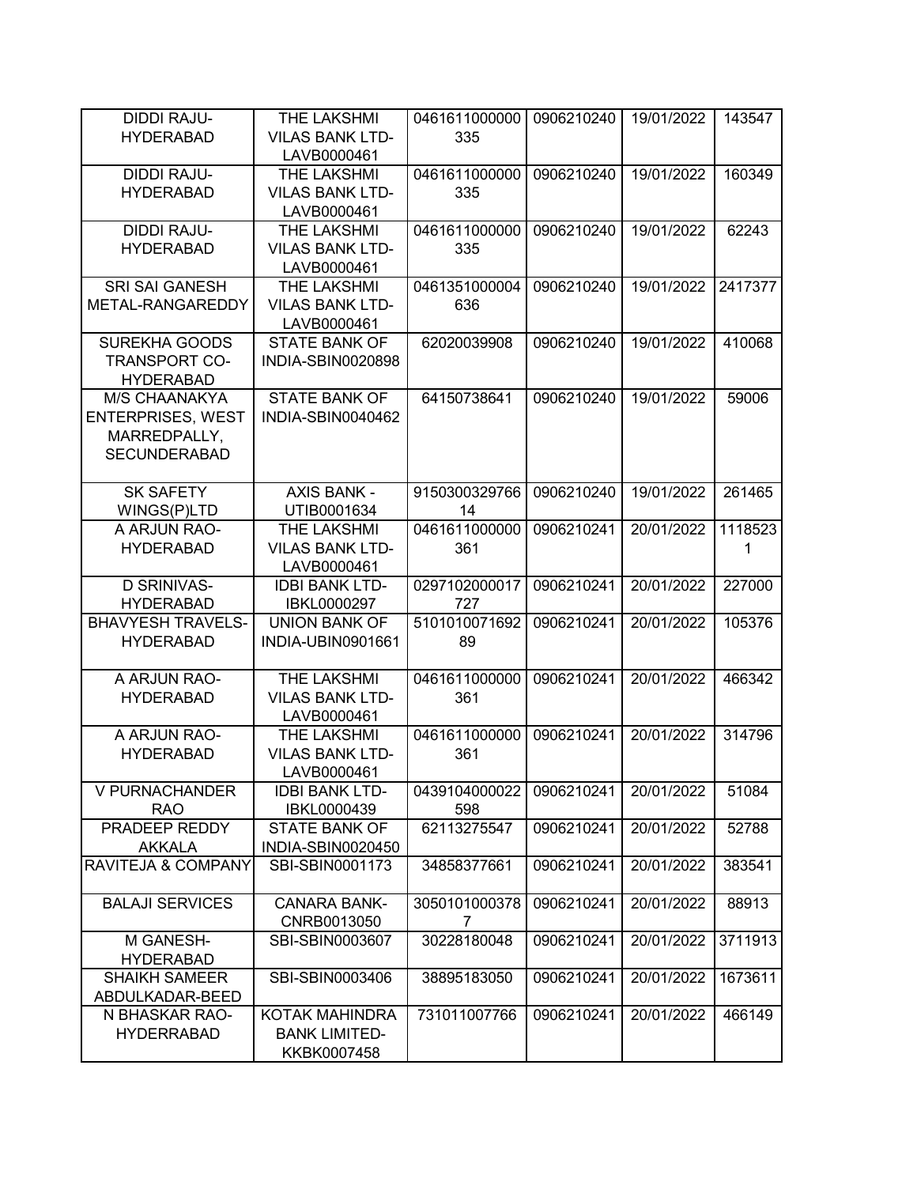| DIDDI RAJU-HYDERABAD | THE LAKSHMI VILAS BANK LTD-LAVB0000461 | 0461611000000335 | 0906210240 | 19/01/2022 | 143547 |
|---|---|---|---|---|---|
| DIDDI RAJU-HYDERABAD | THE LAKSHMI VILAS BANK LTD-LAVB0000461 | 0461611000000335 | 0906210240 | 19/01/2022 | 160349 |
| DIDDI RAJU-HYDERABAD | THE LAKSHMI VILAS BANK LTD-LAVB0000461 | 0461611000000335 | 0906210240 | 19/01/2022 | 62243 |
| SRI SAI GANESH METAL-RANGAREDDY | THE LAKSHMI VILAS BANK LTD-LAVB0000461 | 0461351000004636 | 0906210240 | 19/01/2022 | 2417377 |
| SUREKHA GOODS TRANSPORT CO-HYDERABAD | STATE BANK OF INDIA-SBIN0020898 | 62020039908 | 0906210240 | 19/01/2022 | 410068 |
| M/S CHAANAKYA ENTERPRISES, WEST MARREDPALLY, SECUNDERABAD | STATE BANK OF INDIA-SBIN0040462 | 64150738641 | 0906210240 | 19/01/2022 | 59006 |
| SK SAFETY WINGS(P)LTD | AXIS BANK - UTIB0001634 | 915030032976614 | 0906210240 | 19/01/2022 | 261465 |
| A ARJUN RAO-HYDERABAD | THE LAKSHMI VILAS BANK LTD-LAVB0000461 | 0461611000000361 | 0906210241 | 20/01/2022 | 11185231 |
| D SRINIVAS-HYDERABAD | IDBI BANK LTD-IBKL0000297 | 0297102000017727 | 0906210241 | 20/01/2022 | 227000 |
| BHAVYESH TRAVELS-HYDERABAD | UNION BANK OF INDIA-UBIN0901661 | 510101007169289 | 0906210241 | 20/01/2022 | 105376 |
| A ARJUN RAO-HYDERABAD | THE LAKSHMI VILAS BANK LTD-LAVB0000461 | 0461611000000361 | 0906210241 | 20/01/2022 | 466342 |
| A ARJUN RAO-HYDERABAD | THE LAKSHMI VILAS BANK LTD-LAVB0000461 | 0461611000000361 | 0906210241 | 20/01/2022 | 314796 |
| V PURNACHANDER RAO | IDBI BANK LTD-IBKL0000439 | 0439104000022598 | 0906210241 | 20/01/2022 | 51084 |
| PRADEEP REDDY AKKALA | STATE BANK OF INDIA-SBIN0020450 | 62113275547 | 0906210241 | 20/01/2022 | 52788 |
| RAVITEJA & COMPANY | SBI-SBIN0001173 | 34858377661 | 0906210241 | 20/01/2022 | 383541 |
| BALAJI SERVICES | CANARA BANK-CNRB0013050 | 30501010003787 | 0906210241 | 20/01/2022 | 88913 |
| M GANESH-HYDERABAD | SBI-SBIN0003607 | 30228180048 | 0906210241 | 20/01/2022 | 3711913 |
| SHAIKH SAMEER ABDULKADAR-BEED | SBI-SBIN0003406 | 38895183050 | 0906210241 | 20/01/2022 | 1673611 |
| N BHASKAR RAO-HYDERRABAD | KOTAK MAHINDRA BANK LIMITED-KKBK0007458 | 731011007766 | 0906210241 | 20/01/2022 | 466149 |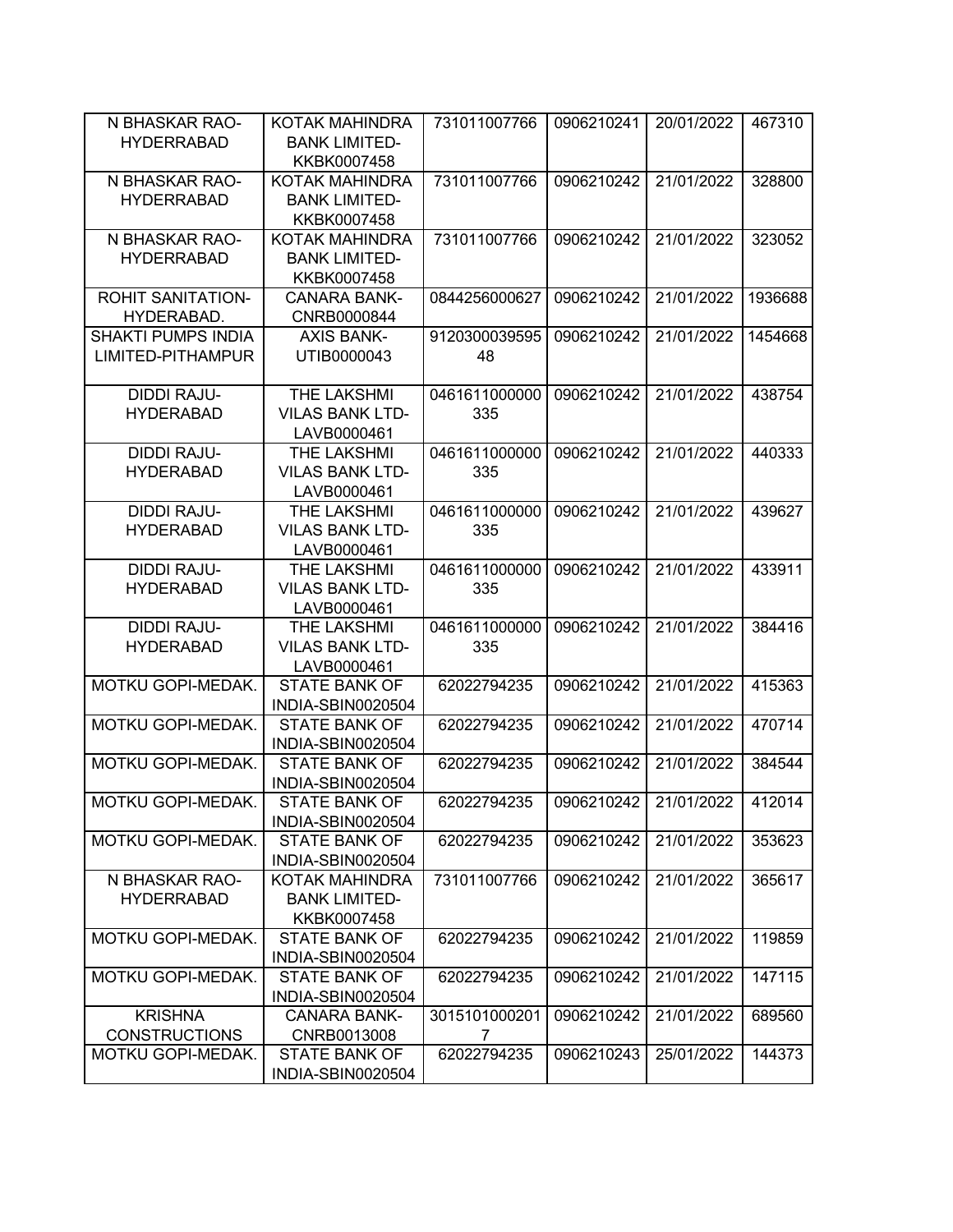| N BHASKAR RAO-HYDERRABAD | KOTAK MAHINDRA BANK LIMITED-KKBK0007458 | 731011007766 | 0906210241 | 20/01/2022 | 467310 |
|---|---|---|---|---|---|
| N BHASKAR RAO-HYDERRABAD | KOTAK MAHINDRA BANK LIMITED-KKBK0007458 | 731011007766 | 0906210242 | 21/01/2022 | 328800 |
| N BHASKAR RAO-HYDERRABAD | KOTAK MAHINDRA BANK LIMITED-KKBK0007458 | 731011007766 | 0906210242 | 21/01/2022 | 323052 |
| ROHIT SANITATION-HYDERABAD. | CANARA BANK-CNRB0000844 | 0844256000627 | 0906210242 | 21/01/2022 | 1936688 |
| SHAKTI PUMPS INDIA LIMITED-PITHAMPUR | AXIS BANK-UTIB0000043 | 912030003959548 | 0906210242 | 21/01/2022 | 1454668 |
| DIDDI RAJU-HYDERABAD | THE LAKSHMI VILAS BANK LTD-LAVB0000461 | 0461611000000335 | 0906210242 | 21/01/2022 | 438754 |
| DIDDI RAJU-HYDERABAD | THE LAKSHMI VILAS BANK LTD-LAVB0000461 | 0461611000000335 | 0906210242 | 21/01/2022 | 440333 |
| DIDDI RAJU-HYDERABAD | THE LAKSHMI VILAS BANK LTD-LAVB0000461 | 0461611000000335 | 0906210242 | 21/01/2022 | 439627 |
| DIDDI RAJU-HYDERABAD | THE LAKSHMI VILAS BANK LTD-LAVB0000461 | 0461611000000335 | 0906210242 | 21/01/2022 | 433911 |
| DIDDI RAJU-HYDERABAD | THE LAKSHMI VILAS BANK LTD-LAVB0000461 | 0461611000000335 | 0906210242 | 21/01/2022 | 384416 |
| MOTKU GOPI-MEDAK. | STATE BANK OF INDIA-SBIN0020504 | 62022794235 | 0906210242 | 21/01/2022 | 415363 |
| MOTKU GOPI-MEDAK. | STATE BANK OF INDIA-SBIN0020504 | 62022794235 | 0906210242 | 21/01/2022 | 470714 |
| MOTKU GOPI-MEDAK. | STATE BANK OF INDIA-SBIN0020504 | 62022794235 | 0906210242 | 21/01/2022 | 384544 |
| MOTKU GOPI-MEDAK. | STATE BANK OF INDIA-SBIN0020504 | 62022794235 | 0906210242 | 21/01/2022 | 412014 |
| MOTKU GOPI-MEDAK. | STATE BANK OF INDIA-SBIN0020504 | 62022794235 | 0906210242 | 21/01/2022 | 353623 |
| N BHASKAR RAO-HYDERRABAD | KOTAK MAHINDRA BANK LIMITED-KKBK0007458 | 731011007766 | 0906210242 | 21/01/2022 | 365617 |
| MOTKU GOPI-MEDAK. | STATE BANK OF INDIA-SBIN0020504 | 62022794235 | 0906210242 | 21/01/2022 | 119859 |
| MOTKU GOPI-MEDAK. | STATE BANK OF INDIA-SBIN0020504 | 62022794235 | 0906210242 | 21/01/2022 | 147115 |
| KRISHNA CONSTRUCTIONS | CANARA BANK-CNRB0013008 | 30151010002017 | 0906210242 | 21/01/2022 | 689560 |
| MOTKU GOPI-MEDAK. | STATE BANK OF INDIA-SBIN0020504 | 62022794235 | 0906210243 | 25/01/2022 | 144373 |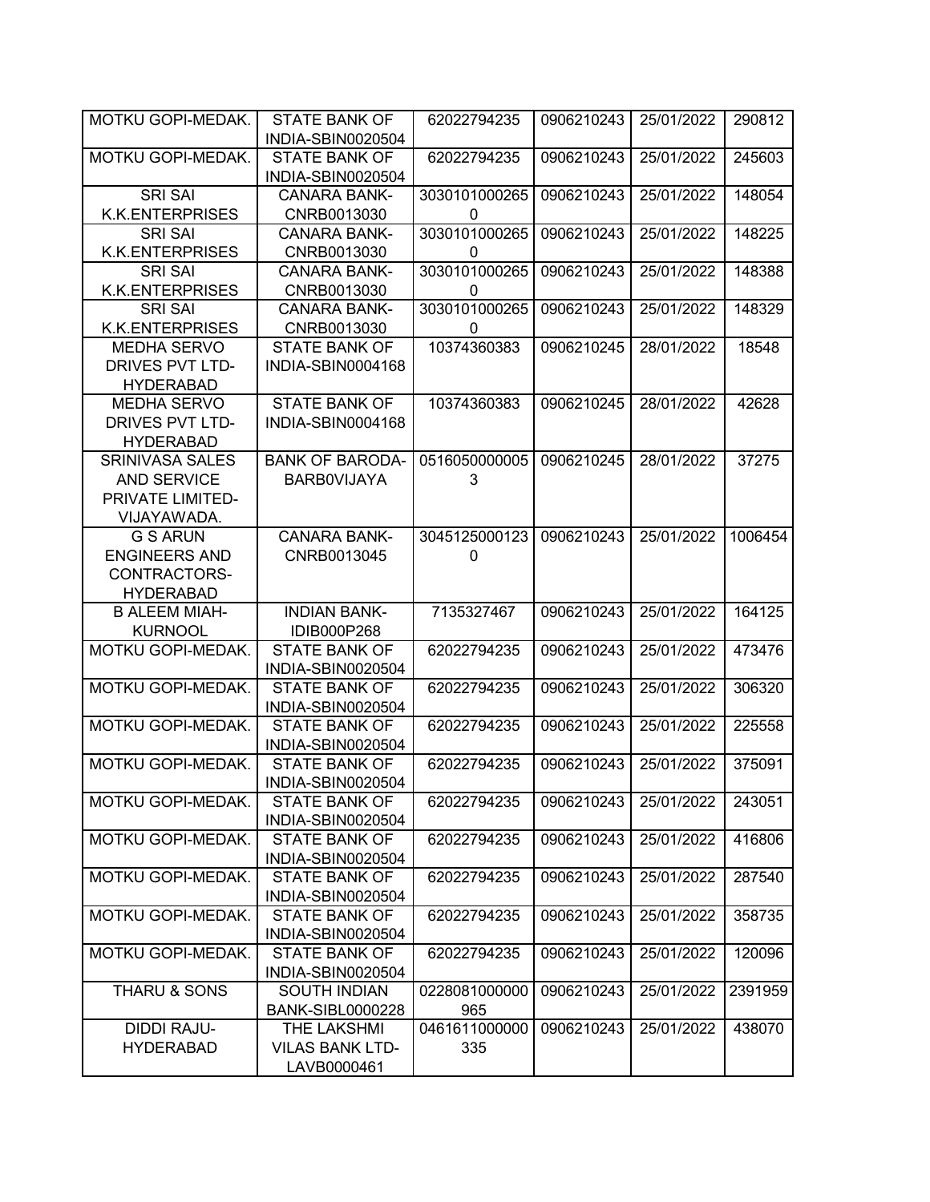| MOTKU GOPI-MEDAK. | STATE BANK OF INDIA-SBIN0020504 | 62022794235 | 0906210243 | 25/01/2022 | 290812 |
|---|---|---|---|---|---|
| MOTKU GOPI-MEDAK. | STATE BANK OF INDIA-SBIN0020504 | 62022794235 | 0906210243 | 25/01/2022 | 245603 |
| SRI SAI K.K.ENTERPRISES | CANARA BANK-CNRB0013030 | 30301010002650 | 0906210243 | 25/01/2022 | 148054 |
| SRI SAI K.K.ENTERPRISES | CANARA BANK-CNRB0013030 | 30301010002650 | 0906210243 | 25/01/2022 | 148225 |
| SRI SAI K.K.ENTERPRISES | CANARA BANK-CNRB0013030 | 30301010002650 | 0906210243 | 25/01/2022 | 148388 |
| SRI SAI K.K.ENTERPRISES | CANARA BANK-CNRB0013030 | 30301010002650 | 0906210243 | 25/01/2022 | 148329 |
| MEDHA SERVO DRIVES PVT LTD-HYDERABAD | STATE BANK OF INDIA-SBIN0004168 | 10374360383 | 0906210245 | 28/01/2022 | 18548 |
| MEDHA SERVO DRIVES PVT LTD-HYDERABAD | STATE BANK OF INDIA-SBIN0004168 | 10374360383 | 0906210245 | 28/01/2022 | 42628 |
| SRINIVASA SALES AND SERVICE PRIVATE LIMITED-VIJAYAWADA. | BANK OF BARODA-BARB0VIJAYA | 05160500000053 | 0906210245 | 28/01/2022 | 37275 |
| G S ARUN ENGINEERS AND CONTRACTORS-HYDERABAD | CANARA BANK-CNRB0013045 | 30451250001230 | 0906210243 | 25/01/2022 | 1006454 |
| B ALEEM MIAH-KURNOOL | INDIAN BANK-IDIB000P268 | 7135327467 | 0906210243 | 25/01/2022 | 164125 |
| MOTKU GOPI-MEDAK. | STATE BANK OF INDIA-SBIN0020504 | 62022794235 | 0906210243 | 25/01/2022 | 473476 |
| MOTKU GOPI-MEDAK. | STATE BANK OF INDIA-SBIN0020504 | 62022794235 | 0906210243 | 25/01/2022 | 306320 |
| MOTKU GOPI-MEDAK. | STATE BANK OF INDIA-SBIN0020504 | 62022794235 | 0906210243 | 25/01/2022 | 225558 |
| MOTKU GOPI-MEDAK. | STATE BANK OF INDIA-SBIN0020504 | 62022794235 | 0906210243 | 25/01/2022 | 375091 |
| MOTKU GOPI-MEDAK. | STATE BANK OF INDIA-SBIN0020504 | 62022794235 | 0906210243 | 25/01/2022 | 243051 |
| MOTKU GOPI-MEDAK. | STATE BANK OF INDIA-SBIN0020504 | 62022794235 | 0906210243 | 25/01/2022 | 416806 |
| MOTKU GOPI-MEDAK. | STATE BANK OF INDIA-SBIN0020504 | 62022794235 | 0906210243 | 25/01/2022 | 287540 |
| MOTKU GOPI-MEDAK. | STATE BANK OF INDIA-SBIN0020504 | 62022794235 | 0906210243 | 25/01/2022 | 358735 |
| MOTKU GOPI-MEDAK. | STATE BANK OF INDIA-SBIN0020504 | 62022794235 | 0906210243 | 25/01/2022 | 120096 |
| THARU & SONS | SOUTH INDIAN BANK-SIBL0000228 | 0228081000000965 | 0906210243 | 25/01/2022 | 2391959 |
| DIDDI RAJU-HYDERABAD | THE LAKSHMI VILAS BANK LTD-LAVB0000461 | 0461611000000335 | 0906210243 | 25/01/2022 | 438070 |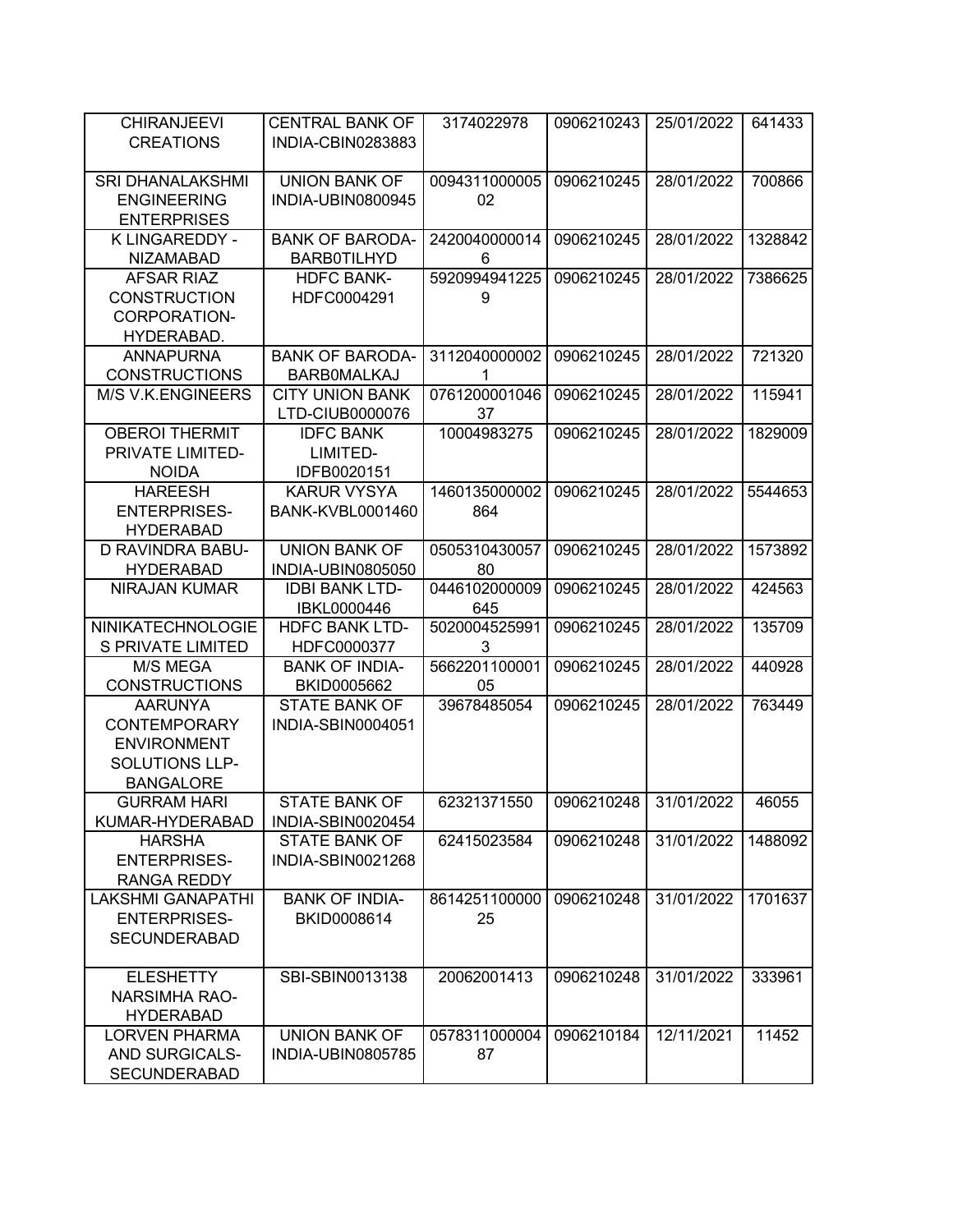| CHIRANJEEVI CREATIONS | CENTRAL BANK OF INDIA-CBIN0283883 | 3174022978 | 0906210243 | 25/01/2022 | 641433 |
|---|---|---|---|---|---|
| SRI DHANALAKSHMI ENGINEERING ENTERPRISES | UNION BANK OF INDIA-UBIN0800945 | 009431100000502 | 0906210245 | 28/01/2022 | 700866 |
| K LINGAREDDY - NIZAMABAD | BANK OF BARODA-BARB0TILHYD | 24200400000146 | 0906210245 | 28/01/2022 | 1328842 |
| AFSAR RIAZ CONSTRUCTION CORPORATION-HYDERABAD. | HDFC BANK-HDFC0004291 | 59209949412259 | 0906210245 | 28/01/2022 | 7386625 |
| ANNAPURNA CONSTRUCTIONS | BANK OF BARODA-BARB0MALKAJ | 31120400000021 | 0906210245 | 28/01/2022 | 721320 |
| M/S V.K.ENGINEERS | CITY UNION BANK LTD-CIUB0000076 | 076120000104637 | 0906210245 | 28/01/2022 | 115941 |
| OBEROI THERMIT PRIVATE LIMITED-NOIDA | IDFC BANK LIMITED-IDFB0020151 | 10004983275 | 0906210245 | 28/01/2022 | 1829009 |
| HAREESH ENTERPRISES-HYDERABAD | KARUR VYSYA BANK-KVBL0001460 | 1460135000002864 | 0906210245 | 28/01/2022 | 5544653 |
| D RAVINDRA BABU-HYDERABAD | UNION BANK OF INDIA-UBIN0805050 | 050531043005780 | 0906210245 | 28/01/2022 | 1573892 |
| NIRAJAN KUMAR | IDBI BANK LTD-IBKL0000446 | 0446102000009645 | 0906210245 | 28/01/2022 | 424563 |
| NINIKATECHNOLOGIES PRIVATE LIMITED | HDFC BANK LTD-HDFC0000377 | 50200045259913 | 0906210245 | 28/01/2022 | 135709 |
| M/S MEGA CONSTRUCTIONS | BANK OF INDIA-BKID0005662 | 566220110000105 | 0906210245 | 28/01/2022 | 440928 |
| AARUNYA CONTEMPORARY ENVIRONMENT SOLUTIONS LLP-BANGALORE | STATE BANK OF INDIA-SBIN0004051 | 39678485054 | 0906210245 | 28/01/2022 | 763449 |
| GURRAM HARI KUMAR-HYDERABAD | STATE BANK OF INDIA-SBIN0020454 | 62321371550 | 0906210248 | 31/01/2022 | 46055 |
| HARSHA ENTERPRISES-RANGA REDDY | STATE BANK OF INDIA-SBIN0021268 | 62415023584 | 0906210248 | 31/01/2022 | 1488092 |
| LAKSHMI GANAPATHI ENTERPRISES-SECUNDERABAD | BANK OF INDIA-BKID0008614 | 861425110000025 | 0906210248 | 31/01/2022 | 1701637 |
| ELESHETTY NARSIMHA RAO-HYDERABAD | SBI-SBIN0013138 | 20062001413 | 0906210248 | 31/01/2022 | 333961 |
| LORVEN PHARMA AND SURGICALS-SECUNDERABAD | UNION BANK OF INDIA-UBIN0805785 | 057831100000487 | 0906210184 | 12/11/2021 | 11452 |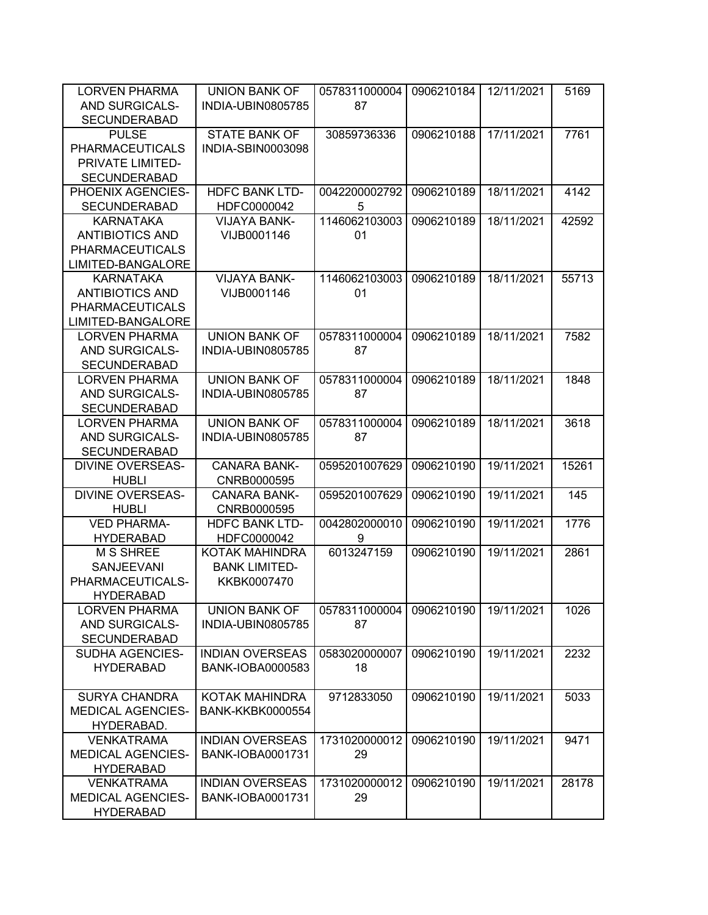| | | | | | |
|---|---|---|---|---|---|
| LORVEN PHARMA AND SURGICALS-SECUNDERABAD | UNION BANK OF INDIA-UBIN0805785 | 057831100000487 | 0906210184 | 12/11/2021 | 5169 |
| PULSE PHARMACEUTICALS PRIVATE LIMITED-SECUNDERABAD | STATE BANK OF INDIA-SBIN0003098 | 30859736336 | 0906210188 | 17/11/2021 | 7761 |
| PHOENIX AGENCIES-SECUNDERABAD | HDFC BANK LTD-HDFC0000042 | 00422000027925 | 0906210189 | 18/11/2021 | 4142 |
| KARNATAKA ANTIBIOTICS AND PHARMACEUTICALS LIMITED-BANGALORE | VIJAYA BANK-VIJB0001146 | 114606210300301 | 0906210189 | 18/11/2021 | 42592 |
| KARNATAKA ANTIBIOTICS AND PHARMACEUTICALS LIMITED-BANGALORE | VIJAYA BANK-VIJB0001146 | 114606210300301 | 0906210189 | 18/11/2021 | 55713 |
| LORVEN PHARMA AND SURGICALS-SECUNDERABAD | UNION BANK OF INDIA-UBIN0805785 | 057831100000487 | 0906210189 | 18/11/2021 | 7582 |
| LORVEN PHARMA AND SURGICALS-SECUNDERABAD | UNION BANK OF INDIA-UBIN0805785 | 057831100000487 | 0906210189 | 18/11/2021 | 1848 |
| LORVEN PHARMA AND SURGICALS-SECUNDERABAD | UNION BANK OF INDIA-UBIN0805785 | 057831100000487 | 0906210189 | 18/11/2021 | 3618 |
| DIVINE OVERSEAS-HUBLI | CANARA BANK-CNRB0000595 | 0595201007629 | 0906210190 | 19/11/2021 | 15261 |
| DIVINE OVERSEAS-HUBLI | CANARA BANK-CNRB0000595 | 0595201007629 | 0906210190 | 19/11/2021 | 145 |
| VED PHARMA-HYDERABAD | HDFC BANK LTD-HDFC0000042 | 00428020000109 | 0906210190 | 19/11/2021 | 1776 |
| M S SHREE SANJEEVANI PHARMACEUTICALS-HYDERABAD | KOTAK MAHINDRA BANK LIMITED-KKBK0007470 | 6013247159 | 0906210190 | 19/11/2021 | 2861 |
| LORVEN PHARMA AND SURGICALS-SECUNDERABAD | UNION BANK OF INDIA-UBIN0805785 | 057831100000487 | 0906210190 | 19/11/2021 | 1026 |
| SUDHA AGENCIES-HYDERABAD | INDIAN OVERSEAS BANK-IOBA0000583 | 058302000000718 | 0906210190 | 19/11/2021 | 2232 |
| SURYA CHANDRA MEDICAL AGENCIES-HYDERABAD. | KOTAK MAHINDRA BANK-KKBK0000554 | 9712833050 | 0906210190 | 19/11/2021 | 5033 |
| VENKATRAMA MEDICAL AGENCIES-HYDERABAD | INDIAN OVERSEAS BANK-IOBA0001731 | 173102000001229 | 0906210190 | 19/11/2021 | 9471 |
| VENKATRAMA MEDICAL AGENCIES-HYDERABAD | INDIAN OVERSEAS BANK-IOBA0001731 | 173102000001229 | 0906210190 | 19/11/2021 | 28178 |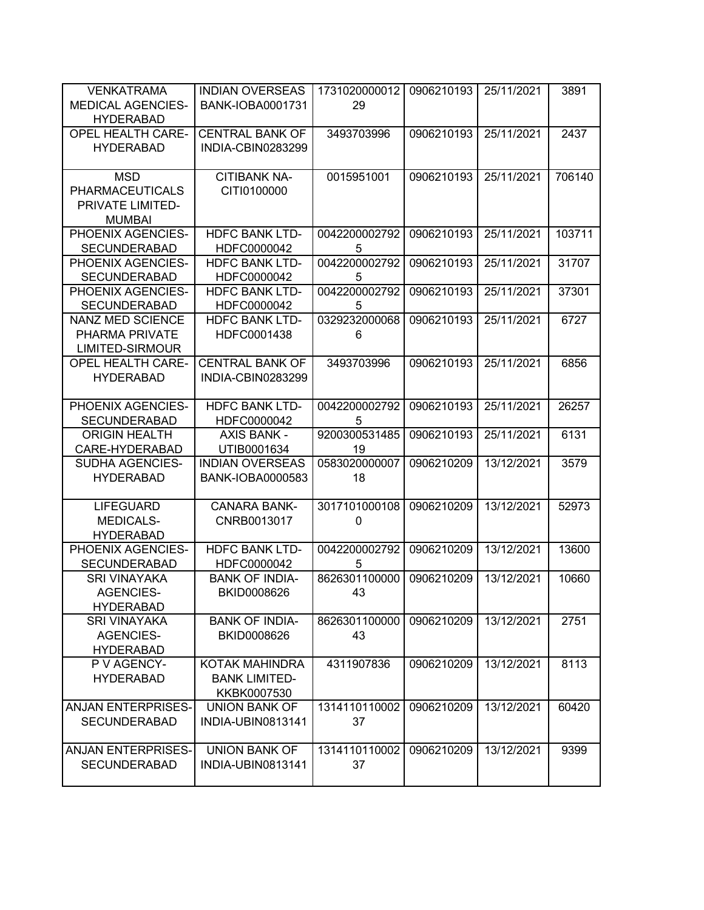| VENKATRAMA MEDICAL AGENCIES-HYDERABAD | INDIAN OVERSEAS BANK-IOBA0001731 | 173102000001229 | 0906210193 | 25/11/2021 | 3891 |
|---|---|---|---|---|---|
| OPEL HEALTH CARE-HYDERABAD | CENTRAL BANK OF INDIA-CBIN0283299 | 3493703996 | 0906210193 | 25/11/2021 | 2437 |
| MSD PHARMACEUTICALS PRIVATE LIMITED-MUMBAI | CITIBANK NA-CITI0100000 | 0015951001 | 0906210193 | 25/11/2021 | 706140 |
| PHOENIX AGENCIES-SECUNDERABAD | HDFC BANK LTD-HDFC0000042 | 00422000027925 | 0906210193 | 25/11/2021 | 103711 |
| PHOENIX AGENCIES-SECUNDERABAD | HDFC BANK LTD-HDFC0000042 | 00422000027925 | 0906210193 | 25/11/2021 | 31707 |
| PHOENIX AGENCIES-SECUNDERABAD | HDFC BANK LTD-HDFC0000042 | 00422000027925 | 0906210193 | 25/11/2021 | 37301 |
| NANZ MED SCIENCE PHARMA PRIVATE LIMITED-SIRMOUR | HDFC BANK LTD-HDFC0001438 | 03292320000686 | 0906210193 | 25/11/2021 | 6727 |
| OPEL HEALTH CARE-HYDERABAD | CENTRAL BANK OF INDIA-CBIN0283299 | 3493703996 | 0906210193 | 25/11/2021 | 6856 |
| PHOENIX AGENCIES-SECUNDERABAD | HDFC BANK LTD-HDFC0000042 | 00422000027925 | 0906210193 | 25/11/2021 | 26257 |
| ORIGIN HEALTH CARE-HYDERABAD | AXIS BANK - UTIB0001634 | 920030053148519 | 0906210193 | 25/11/2021 | 6131 |
| SUDHA AGENCIES-HYDERABAD | INDIAN OVERSEAS BANK-IOBA0000583 | 058302000000718 | 0906210209 | 13/12/2021 | 3579 |
| LIFEGUARD MEDICALS-HYDERABAD | CANARA BANK-CNRB0013017 | 30171010001080 | 0906210209 | 13/12/2021 | 52973 |
| PHOENIX AGENCIES-SECUNDERABAD | HDFC BANK LTD-HDFC0000042 | 00422000027925 | 0906210209 | 13/12/2021 | 13600 |
| SRI VINAYAKA AGENCIES-HYDERABAD | BANK OF INDIA-BKID0008626 | 862630110000043 | 0906210209 | 13/12/2021 | 10660 |
| SRI VINAYAKA AGENCIES-HYDERABAD | BANK OF INDIA-BKID0008626 | 862630110000043 | 0906210209 | 13/12/2021 | 2751 |
| P V AGENCY-HYDERABAD | KOTAK MAHINDRA BANK LIMITED-KKBK0007530 | 4311907836 | 0906210209 | 13/12/2021 | 8113 |
| ANJAN ENTERPRISES-SECUNDERABAD | UNION BANK OF INDIA-UBIN0813141 | 131411011000237 | 0906210209 | 13/12/2021 | 60420 |
| ANJAN ENTERPRISES-SECUNDERABAD | UNION BANK OF INDIA-UBIN0813141 | 131411011000237 | 0906210209 | 13/12/2021 | 9399 |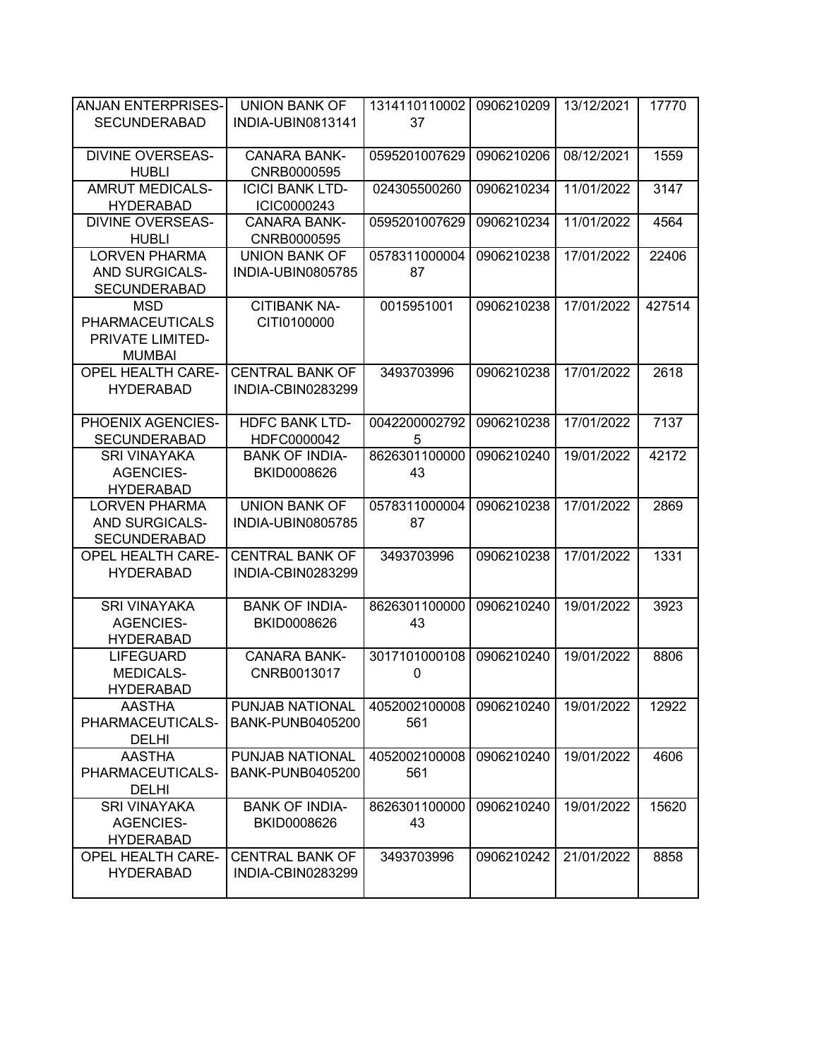| ANJAN ENTERPRISES-SECUNDERABAD | UNION BANK OF INDIA-UBIN0813141 | 131411011000237 | 0906210209 | 13/12/2021 | 17770 |
|---|---|---|---|---|---|
| DIVINE OVERSEAS-HUBLI | CANARA BANK-CNRB0000595 | 0595201007629 | 0906210206 | 08/12/2021 | 1559 |
| AMRUT MEDICALS-HYDERABAD | ICICI BANK LTD-ICIC0000243 | 024305500260 | 0906210234 | 11/01/2022 | 3147 |
| DIVINE OVERSEAS-HUBLI | CANARA BANK-CNRB0000595 | 0595201007629 | 0906210234 | 11/01/2022 | 4564 |
| LORVEN PHARMA AND SURGICALS-SECUNDERABAD | UNION BANK OF INDIA-UBIN0805785 | 057831100000487 | 0906210238 | 17/01/2022 | 22406 |
| MSD PHARMACEUTICALS PRIVATE LIMITED-MUMBAI | CITIBANK NA-CITI0100000 | 0015951001 | 0906210238 | 17/01/2022 | 427514 |
| OPEL HEALTH CARE-HYDERABAD | CENTRAL BANK OF INDIA-CBIN0283299 | 3493703996 | 0906210238 | 17/01/2022 | 2618 |
| PHOENIX AGENCIES-SECUNDERABAD | HDFC BANK LTD-HDFC0000042 | 00422000027925 | 0906210238 | 17/01/2022 | 7137 |
| SRI VINAYAKA AGENCIES-HYDERABAD | BANK OF INDIA-BKID0008626 | 862630110000043 | 0906210240 | 19/01/2022 | 42172 |
| LORVEN PHARMA AND SURGICALS-SECUNDERABAD | UNION BANK OF INDIA-UBIN0805785 | 057831100000487 | 0906210238 | 17/01/2022 | 2869 |
| OPEL HEALTH CARE-HYDERABAD | CENTRAL BANK OF INDIA-CBIN0283299 | 3493703996 | 0906210238 | 17/01/2022 | 1331 |
| SRI VINAYAKA AGENCIES-HYDERABAD | BANK OF INDIA-BKID0008626 | 862630110000043 | 0906210240 | 19/01/2022 | 3923 |
| LIFEGUARD MEDICALS-HYDERABAD | CANARA BANK-CNRB0013017 | 30171010001080 | 0906210240 | 19/01/2022 | 8806 |
| AASTHA PHARMACEUTICALS-DELHI | PUNJAB NATIONAL BANK-PUNB0405200 | 4052002100008561 | 0906210240 | 19/01/2022 | 12922 |
| AASTHA PHARMACEUTICALS-DELHI | PUNJAB NATIONAL BANK-PUNB0405200 | 4052002100008561 | 0906210240 | 19/01/2022 | 4606 |
| SRI VINAYAKA AGENCIES-HYDERABAD | BANK OF INDIA-BKID0008626 | 862630110000043 | 0906210240 | 19/01/2022 | 15620 |
| OPEL HEALTH CARE-HYDERABAD | CENTRAL BANK OF INDIA-CBIN0283299 | 3493703996 | 0906210242 | 21/01/2022 | 8858 |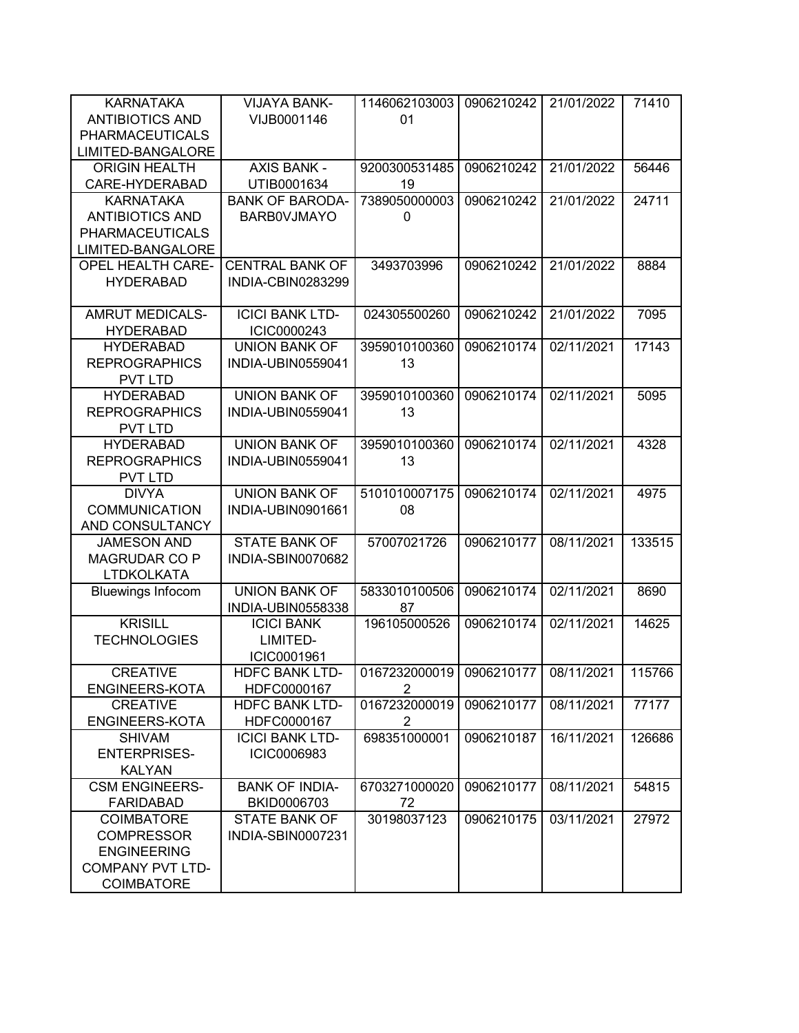| KARNATAKA ANTIBIOTICS AND PHARMACEUTICALS LIMITED-BANGALORE | VIJAYA BANK-VIJB0001146 | 114606210300301 | 0906210242 | 21/01/2022 | 71410 |
|---|---|---|---|---|---|
| ORIGIN HEALTH CARE-HYDERABAD | AXIS BANK - UTIB0001634 | 920030053148519 | 0906210242 | 21/01/2022 | 56446 |
| KARNATAKA ANTIBIOTICS AND PHARMACEUTICALS LIMITED-BANGALORE | BANK OF BARODA-BARB0VJMAYO | 73890500000030 | 0906210242 | 21/01/2022 | 24711 |
| OPEL HEALTH CARE-HYDERABAD | CENTRAL BANK OF INDIA-CBIN0283299 | 3493703996 | 0906210242 | 21/01/2022 | 8884 |
| AMRUT MEDICALS-HYDERABAD | ICICI BANK LTD-ICIC0000243 | 024305500260 | 0906210242 | 21/01/2022 | 7095 |
| HYDERABAD REPROGRAPHICS PVT LTD | UNION BANK OF INDIA-UBIN0559041 | 395901010036013 | 0906210174 | 02/11/2021 | 17143 |
| HYDERABAD REPROGRAPHICS PVT LTD | UNION BANK OF INDIA-UBIN0559041 | 395901010036013 | 0906210174 | 02/11/2021 | 5095 |
| HYDERABAD REPROGRAPHICS PVT LTD | UNION BANK OF INDIA-UBIN0559041 | 395901010036013 | 0906210174 | 02/11/2021 | 4328 |
| DIVYA COMMUNICATION AND CONSULTANCY | UNION BANK OF INDIA-UBIN0901661 | 510101000717508 | 0906210174 | 02/11/2021 | 4975 |
| JAMESON AND MAGRUDAR CO P LTDKOLKATA | STATE BANK OF INDIA-SBIN0070682 | 57007021726 | 0906210177 | 08/11/2021 | 133515 |
| Bluewings Infocom | UNION BANK OF INDIA-UBIN0558338 | 583301010050687 | 0906210174 | 02/11/2021 | 8690 |
| KRISILL TECHNOLOGIES | ICICI BANK LIMITED-ICIC0001961 | 196105000526 | 0906210174 | 02/11/2021 | 14625 |
| CREATIVE ENGINEERS-KOTA | HDFC BANK LTD-HDFC0000167 | 01672320000192 | 0906210177 | 08/11/2021 | 115766 |
| CREATIVE ENGINEERS-KOTA | HDFC BANK LTD-HDFC0000167 | 01672320000192 | 0906210177 | 08/11/2021 | 77177 |
| SHIVAM ENTERPRISES-KALYAN | ICICI BANK LTD-ICIC0006983 | 698351000001 | 0906210187 | 16/11/2021 | 126686 |
| CSM ENGINEERS-FARIDABAD | BANK OF INDIA-BKID0006703 | 670327100002072 | 0906210177 | 08/11/2021 | 54815 |
| COIMBATORE COMPRESSOR ENGINEERING COMPANY PVT LTD-COIMBATORE | STATE BANK OF INDIA-SBIN0007231 | 30198037123 | 0906210175 | 03/11/2021 | 27972 |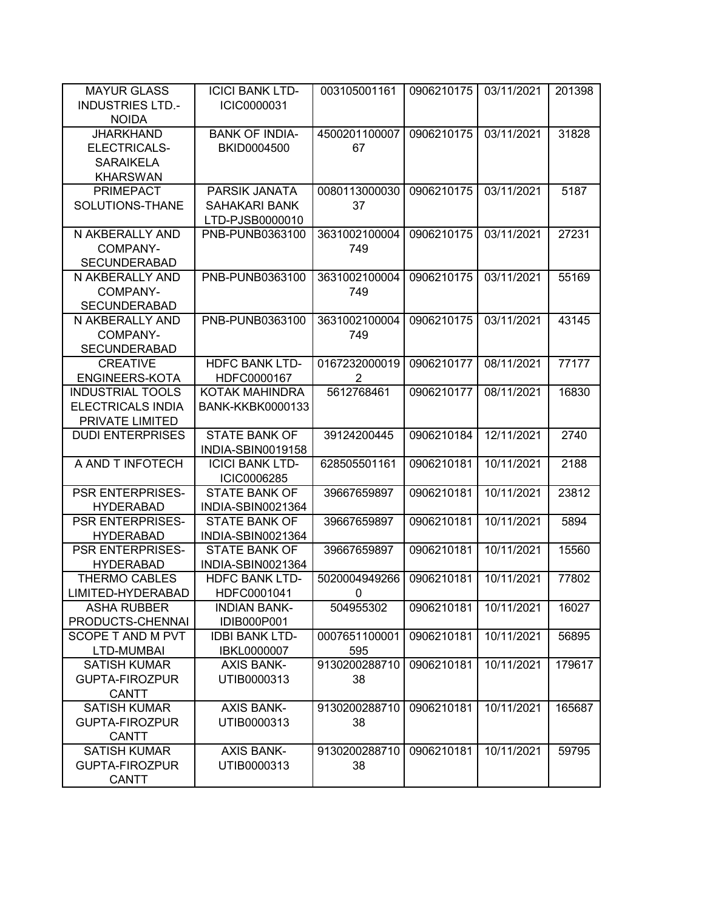| | | | | | |
|---|---|---|---|---|---|
| MAYUR GLASS INDUSTRIES LTD.-NOIDA | ICICI BANK LTD-ICIC0000031 | 003105001161 | 0906210175 | 03/11/2021 | 201398 |
| JHARKHAND ELECTRICALS-SARAIKELA KHARSWAN | BANK OF INDIA-BKID0004500 | 450020110000767 | 0906210175 | 03/11/2021 | 31828 |
| PRIMEPACT SOLUTIONS-THANE | PARSIK JANATA SAHAKARI BANK LTD-PJSB0000010 | 008011300003037 | 0906210175 | 03/11/2021 | 5187 |
| N AKBERALLY AND COMPANY-SECUNDERABAD | PNB-PUNB0363100 | 3631002100004749 | 0906210175 | 03/11/2021 | 27231 |
| N AKBERALLY AND COMPANY-SECUNDERABAD | PNB-PUNB0363100 | 3631002100004749 | 0906210175 | 03/11/2021 | 55169 |
| N AKBERALLY AND COMPANY-SECUNDERABAD | PNB-PUNB0363100 | 3631002100004749 | 0906210175 | 03/11/2021 | 43145 |
| CREATIVE ENGINEERS-KOTA | HDFC BANK LTD-HDFC0000167 | 01672320000192 | 0906210177 | 08/11/2021 | 77177 |
| INDUSTRIAL TOOLS ELECTRICALS INDIA PRIVATE LIMITED | KOTAK MAHINDRA BANK-KKBK0000133 | 5612768461 | 0906210177 | 08/11/2021 | 16830 |
| DUDI ENTERPRISES | STATE BANK OF INDIA-SBIN0019158 | 39124200445 | 0906210184 | 12/11/2021 | 2740 |
| A AND T INFOTECH | ICICI BANK LTD-ICIC0006285 | 628505501161 | 0906210181 | 10/11/2021 | 2188 |
| PSR ENTERPRISES-HYDERABAD | STATE BANK OF INDIA-SBIN0021364 | 39667659897 | 0906210181 | 10/11/2021 | 23812 |
| PSR ENTERPRISES-HYDERABAD | STATE BANK OF INDIA-SBIN0021364 | 39667659897 | 0906210181 | 10/11/2021 | 5894 |
| PSR ENTERPRISES-HYDERABAD | STATE BANK OF INDIA-SBIN0021364 | 39667659897 | 0906210181 | 10/11/2021 | 15560 |
| THERMO CABLES LIMITED-HYDERABAD | HDFC BANK LTD-HDFC0001041 | 50200049492660 | 0906210181 | 10/11/2021 | 77802 |
| ASHA RUBBER PRODUCTS-CHENNAI | INDIAN BANK-IDIB000P001 | 504955302 | 0906210181 | 10/11/2021 | 16027 |
| SCOPE T AND M PVT LTD-MUMBAI | IDBI BANK LTD-IBKL0000007 | 0007651100001595 | 0906210181 | 10/11/2021 | 56895 |
| SATISH KUMAR GUPTA-FIROZPUR CANTT | AXIS BANK-UTIB0000313 | 913020028871038 | 0906210181 | 10/11/2021 | 179617 |
| SATISH KUMAR GUPTA-FIROZPUR CANTT | AXIS BANK-UTIB0000313 | 913020028871038 | 0906210181 | 10/11/2021 | 165687 |
| SATISH KUMAR GUPTA-FIROZPUR CANTT | AXIS BANK-UTIB0000313 | 913020028871038 | 0906210181 | 10/11/2021 | 59795 |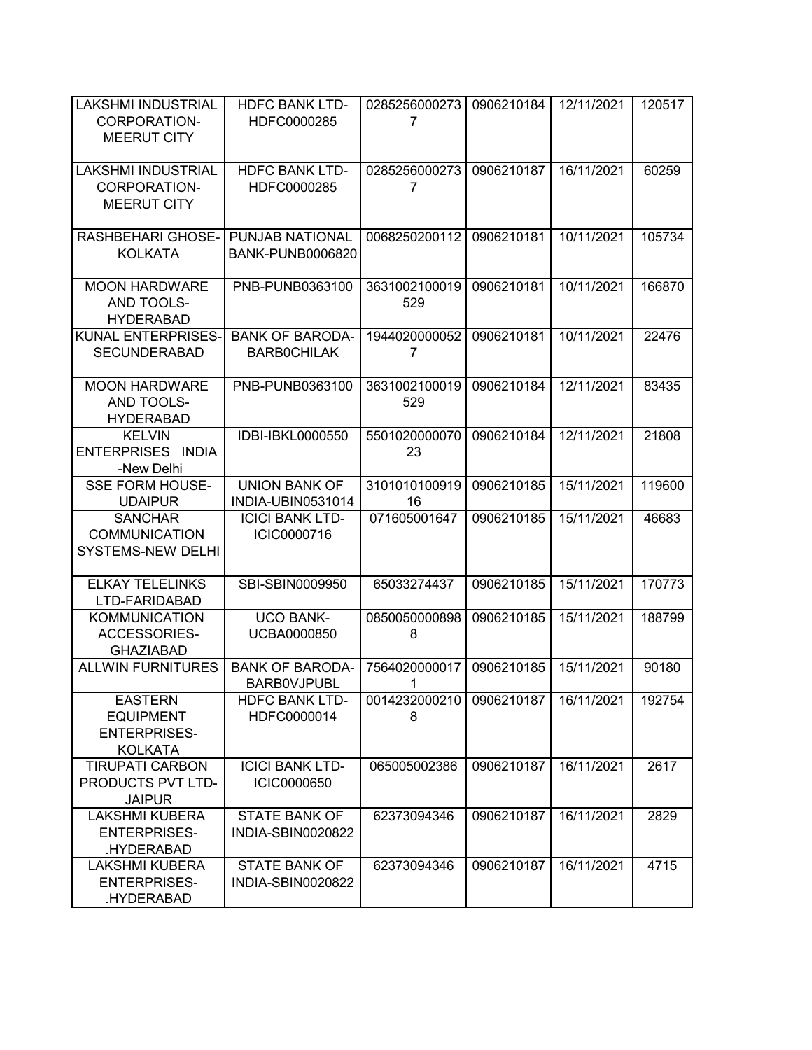| | | | | | |
|---|---|---|---|---|---|
| LAKSHMI INDUSTRIAL CORPORATION-MEERUT CITY | HDFC BANK LTD-HDFC0000285 | 02852560002737 | 0906210184 | 12/11/2021 | 120517 |
| LAKSHMI INDUSTRIAL CORPORATION-MEERUT CITY | HDFC BANK LTD-HDFC0000285 | 02852560002737 | 0906210187 | 16/11/2021 | 60259 |
| RASHBEHARI GHOSE-KOLKATA | PUNJAB NATIONAL BANK-PUNB0006820 | 0068250200112 | 0906210181 | 10/11/2021 | 105734 |
| MOON HARDWARE AND TOOLS-HYDERABAD | PNB-PUNB0363100 | 3631002100019529 | 0906210181 | 10/11/2021 | 166870 |
| KUNAL ENTERPRISES-SECUNDERABAD | BANK OF BARODA-BARB0CHILAK | 19440200000527 | 0906210181 | 10/11/2021 | 22476 |
| MOON HARDWARE AND TOOLS-HYDERABAD | PNB-PUNB0363100 | 3631002100019529 | 0906210184 | 12/11/2021 | 83435 |
| KELVIN ENTERPRISES INDIA -New Delhi | IDBI-IBKL0000550 | 550102000007023 | 0906210184 | 12/11/2021 | 21808 |
| SSE FORM HOUSE-UDAIPUR | UNION BANK OF INDIA-UBIN0531014 | 310101010091916 | 0906210185 | 15/11/2021 | 119600 |
| SANCHAR COMMUNICATION SYSTEMS-NEW DELHI | ICICI BANK LTD-ICIC0000716 | 071605001647 | 0906210185 | 15/11/2021 | 46683 |
| ELKAY TELELINKS LTD-FARIDABAD | SBI-SBIN0009950 | 65033274437 | 0906210185 | 15/11/2021 | 170773 |
| KOMMUNICATION ACCESSORIES-GHAZIABAD | UCO BANK-UCBA0000850 | 08500500008988 | 0906210185 | 15/11/2021 | 188799 |
| ALLWIN FURNITURES | BANK OF BARODA-BARB0VJPUBL | 75640200000171 | 0906210185 | 15/11/2021 | 90180 |
| EASTERN EQUIPMENT ENTERPRISES-KOLKATA | HDFC BANK LTD-HDFC0000014 | 00142320002108 | 0906210187 | 16/11/2021 | 192754 |
| TIRUPATI CARBON PRODUCTS PVT LTD-JAIPUR | ICICI BANK LTD-ICIC0000650 | 065005002386 | 0906210187 | 16/11/2021 | 2617 |
| LAKSHMI KUBERA ENTERPRISES-.HYDERABAD | STATE BANK OF INDIA-SBIN0020822 | 62373094346 | 0906210187 | 16/11/2021 | 2829 |
| LAKSHMI KUBERA ENTERPRISES-.HYDERABAD | STATE BANK OF INDIA-SBIN0020822 | 62373094346 | 0906210187 | 16/11/2021 | 4715 |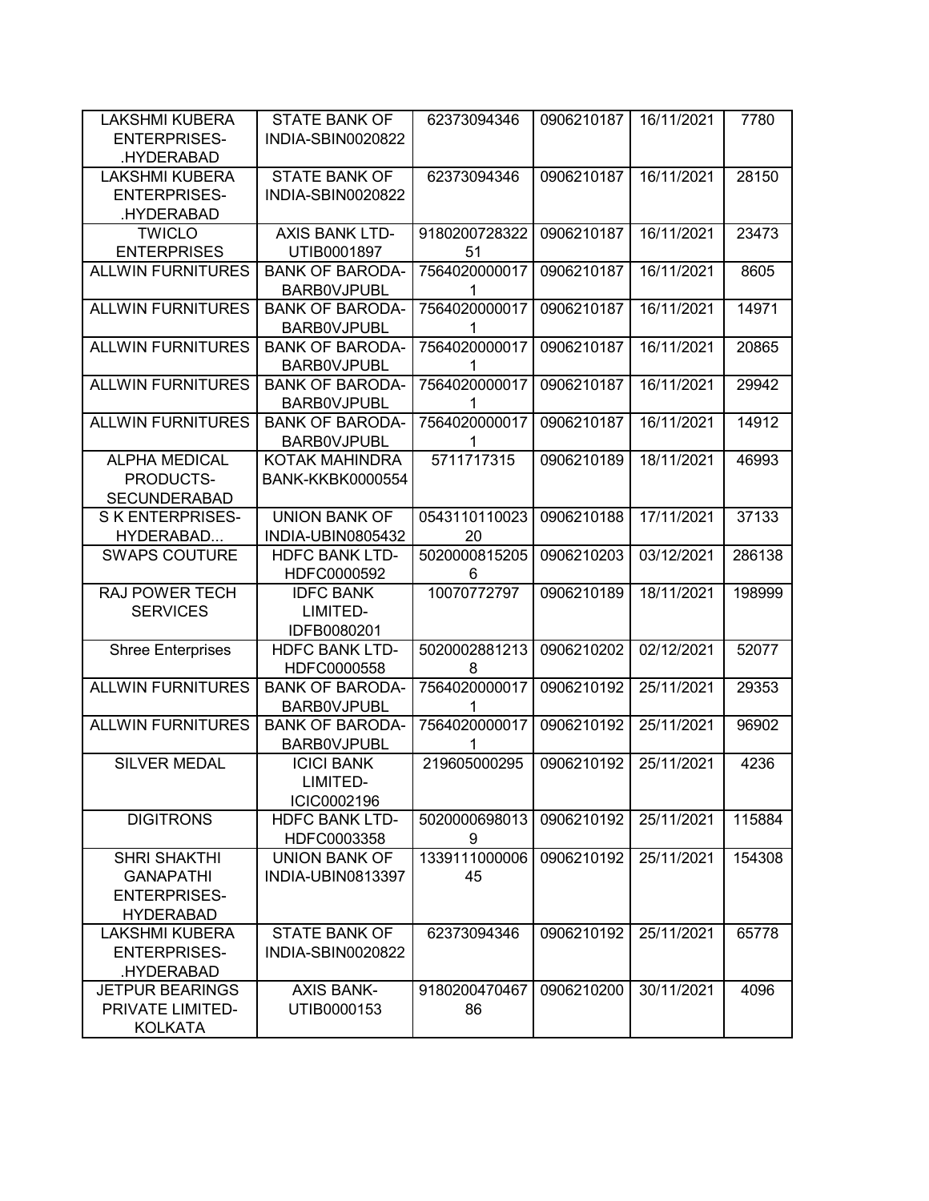| LAKSHMI KUBERA ENTERPRISES-.HYDERABAD | STATE BANK OF INDIA-SBIN0020822 | 62373094346 | 0906210187 | 16/11/2021 | 7780 |
|---|---|---|---|---|---|
| LAKSHMI KUBERA ENTERPRISES-.HYDERABAD | STATE BANK OF INDIA-SBIN0020822 | 62373094346 | 0906210187 | 16/11/2021 | 28150 |
| TWICLO ENTERPRISES | AXIS BANK LTD-UTIB0001897 | 918020072832251 | 0906210187 | 16/11/2021 | 23473 |
| ALLWIN FURNITURES | BANK OF BARODA-BARB0VJPUBL | 75640200000171 | 0906210187 | 16/11/2021 | 8605 |
| ALLWIN FURNITURES | BANK OF BARODA-BARB0VJPUBL | 75640200000171 | 0906210187 | 16/11/2021 | 14971 |
| ALLWIN FURNITURES | BANK OF BARODA-BARB0VJPUBL | 75640200000171 | 0906210187 | 16/11/2021 | 20865 |
| ALLWIN FURNITURES | BANK OF BARODA-BARB0VJPUBL | 75640200000171 | 0906210187 | 16/11/2021 | 29942 |
| ALLWIN FURNITURES | BANK OF BARODA-BARB0VJPUBL | 75640200000171 | 0906210187 | 16/11/2021 | 14912 |
| ALPHA MEDICAL PRODUCTS-SECUNDERABAD | KOTAK MAHINDRA BANK-KKBK0000554 | 5711717315 | 0906210189 | 18/11/2021 | 46993 |
| S K ENTERPRISES-HYDERABAD... | UNION BANK OF INDIA-UBIN0805432 | 054311011002320 | 0906210188 | 17/11/2021 | 37133 |
| SWAPS COUTURE | HDFC BANK LTD-HDFC0000592 | 50200008152056 | 0906210203 | 03/12/2021 | 286138 |
| RAJ POWER TECH SERVICES | IDFC BANK LIMITED-IDFB0080201 | 10070772797 | 0906210189 | 18/11/2021 | 198999 |
| Shree Enterprises | HDFC BANK LTD-HDFC0000558 | 50200028812138 | 0906210202 | 02/12/2021 | 52077 |
| ALLWIN FURNITURES | BANK OF BARODA-BARB0VJPUBL | 75640200000171 | 0906210192 | 25/11/2021 | 29353 |
| ALLWIN FURNITURES | BANK OF BARODA-BARB0VJPUBL | 75640200000171 | 0906210192 | 25/11/2021 | 96902 |
| SILVER MEDAL | ICICI BANK LIMITED-ICIC0002196 | 219605000295 | 0906210192 | 25/11/2021 | 4236 |
| DIGITRONS | HDFC BANK LTD-HDFC0003358 | 50200006980139 | 0906210192 | 25/11/2021 | 115884 |
| SHRI SHAKTHI GANAPATHI ENTERPRISES-HYDERABAD | UNION BANK OF INDIA-UBIN0813397 | 133911100000645 | 0906210192 | 25/11/2021 | 154308 |
| LAKSHMI KUBERA ENTERPRISES-.HYDERABAD | STATE BANK OF INDIA-SBIN0020822 | 62373094346 | 0906210192 | 25/11/2021 | 65778 |
| JETPUR BEARINGS PRIVATE LIMITED-KOLKATA | AXIS BANK-UTIB0000153 | 918020047046786 | 0906210200 | 30/11/2021 | 4096 |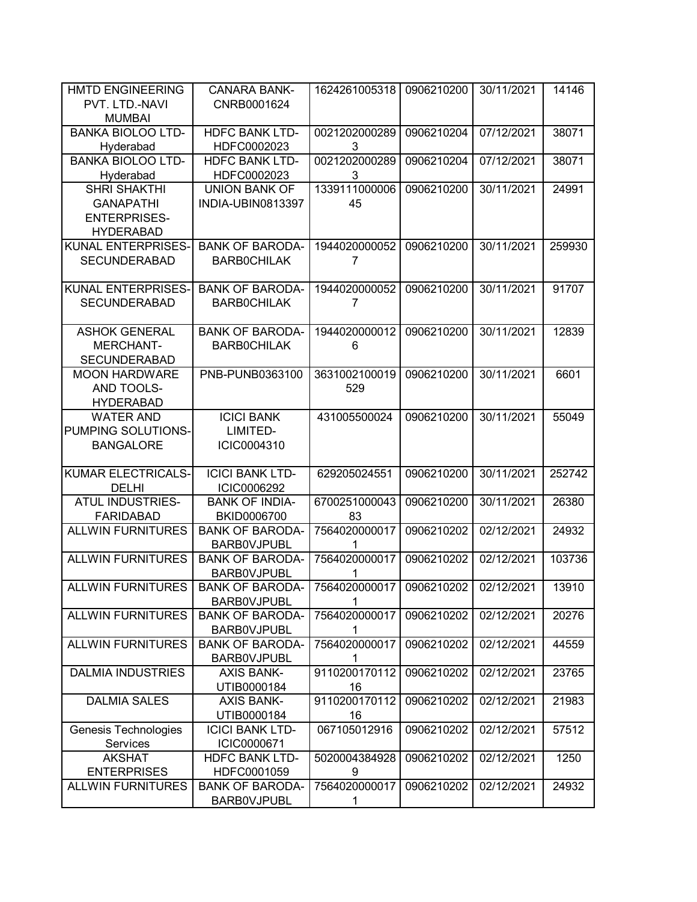| HMTD ENGINEERING PVT. LTD.-NAVI MUMBAI | CANARA BANK-CNRB0001624 | 1624261005318 | 0906210200 | 30/11/2021 | 14146 |
|---|---|---|---|---|---|
| BANKA BIOLOO LTD-Hyderabad | HDFC BANK LTD-HDFC0002023 | 00212020002893 | 0906210204 | 07/12/2021 | 38071 |
| BANKA BIOLOO LTD-Hyderabad | HDFC BANK LTD-HDFC0002023 | 00212020002893 | 0906210204 | 07/12/2021 | 38071 |
| SHRI SHAKTHI GANAPATHI ENTERPRISES-HYDERABAD | UNION BANK OF INDIA-UBIN0813397 | 133911100000645 | 0906210200 | 30/11/2021 | 24991 |
| KUNAL ENTERPRISES-SECUNDERABAD | BANK OF BARODA-BARB0CHILAK | 19440200000527 | 0906210200 | 30/11/2021 | 259930 |
| KUNAL ENTERPRISES-SECUNDERABAD | BANK OF BARODA-BARB0CHILAK | 19440200000527 | 0906210200 | 30/11/2021 | 91707 |
| ASHOK GENERAL MERCHANT-SECUNDERABAD | BANK OF BARODA-BARB0CHILAK | 19440200000126 | 0906210200 | 30/11/2021 | 12839 |
| MOON HARDWARE AND TOOLS-HYDERABAD | PNB-PUNB0363100 | 3631002100019529 | 0906210200 | 30/11/2021 | 6601 |
| WATER AND PUMPING SOLUTIONS-BANGALORE | ICICI BANK LIMITED-ICIC0004310 | 431005500024 | 0906210200 | 30/11/2021 | 55049 |
| KUMAR ELECTRICALS-DELHI | ICICI BANK LTD-ICIC0006292 | 629205024551 | 0906210200 | 30/11/2021 | 252742 |
| ATUL INDUSTRIES-FARIDABAD | BANK OF INDIA-BKID0006700 | 670025100004383 | 0906210200 | 30/11/2021 | 26380 |
| ALLWIN FURNITURES | BANK OF BARODA-BARB0VJPUBL | 75640200000171 | 0906210202 | 02/12/2021 | 24932 |
| ALLWIN FURNITURES | BANK OF BARODA-BARB0VJPUBL | 75640200000171 | 0906210202 | 02/12/2021 | 103736 |
| ALLWIN FURNITURES | BANK OF BARODA-BARB0VJPUBL | 75640200000171 | 0906210202 | 02/12/2021 | 13910 |
| ALLWIN FURNITURES | BANK OF BARODA-BARB0VJPUBL | 75640200000171 | 0906210202 | 02/12/2021 | 20276 |
| ALLWIN FURNITURES | BANK OF BARODA-BARB0VJPUBL | 75640200000171 | 0906210202 | 02/12/2021 | 44559 |
| DALMIA INDUSTRIES | AXIS BANK-UTIB0000184 | 911020017011216 | 0906210202 | 02/12/2021 | 23765 |
| DALMIA SALES | AXIS BANK-UTIB0000184 | 911020017011216 | 0906210202 | 02/12/2021 | 21983 |
| Genesis Technologies Services | ICICI BANK LTD-ICIC0000671 | 067105012916 | 0906210202 | 02/12/2021 | 57512 |
| AKSHAT ENTERPRISES | HDFC BANK LTD-HDFC0001059 | 50200043849289 | 0906210202 | 02/12/2021 | 1250 |
| ALLWIN FURNITURES | BANK OF BARODA-BARB0VJPUBL | 75640200000171 | 0906210202 | 02/12/2021 | 24932 |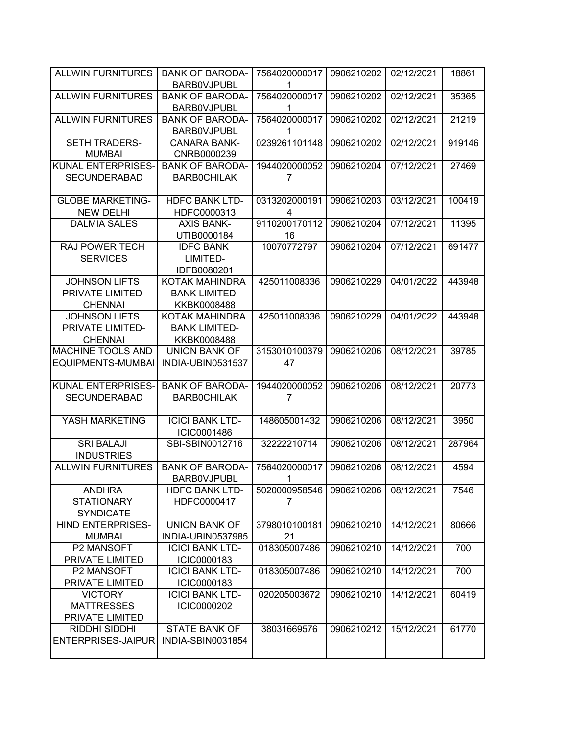| | | | | | |
|---|---|---|---|---|---|
| ALLWIN FURNITURES | BANK OF BARODA-BARB0VJPUBL | 75640200000171 | 0906210202 | 02/12/2021 | 18861 |
| ALLWIN FURNITURES | BANK OF BARODA-BARB0VJPUBL | 75640200000171 | 0906210202 | 02/12/2021 | 35365 |
| ALLWIN FURNITURES | BANK OF BARODA-BARB0VJPUBL | 75640200000171 | 0906210202 | 02/12/2021 | 21219 |
| SETH TRADERS-MUMBAI | CANARA BANK-CNRB0000239 | 0239261101148 | 0906210202 | 02/12/2021 | 919146 |
| KUNAL ENTERPRISES-SECUNDERABAD | BANK OF BARODA-BARB0CHILAK | 19440200000527 | 0906210204 | 07/12/2021 | 27469 |
| GLOBE MARKETING-NEW DELHI | HDFC BANK LTD-HDFC0000313 | 03132020001914 | 0906210203 | 03/12/2021 | 100419 |
| DALMIA SALES | AXIS BANK-UTIB0000184 | 911020017011216 | 0906210204 | 07/12/2021 | 11395 |
| RAJ POWER TECH SERVICES | IDFC BANK LIMITED-IDFB0080201 | 10070772797 | 0906210204 | 07/12/2021 | 691477 |
| JOHNSON LIFTS PRIVATE LIMITED-CHENNAI | KOTAK MAHINDRA BANK LIMITED-KKBK0008488 | 425011008336 | 0906210229 | 04/01/2022 | 443948 |
| JOHNSON LIFTS PRIVATE LIMITED-CHENNAI | KOTAK MAHINDRA BANK LIMITED-KKBK0008488 | 425011008336 | 0906210229 | 04/01/2022 | 443948 |
| MACHINE TOOLS AND EQUIPMENTS-MUMBAI | UNION BANK OF INDIA-UBIN0531537 | 315301010037947 | 0906210206 | 08/12/2021 | 39785 |
| KUNAL ENTERPRISES-SECUNDERABAD | BANK OF BARODA-BARB0CHILAK | 19440200000527 | 0906210206 | 08/12/2021 | 20773 |
| YASH MARKETING | ICICI BANK LTD-ICIC0001486 | 148605001432 | 0906210206 | 08/12/2021 | 3950 |
| SRI BALAJI INDUSTRIES | SBI-SBIN0012716 | 32222210714 | 0906210206 | 08/12/2021 | 287964 |
| ALLWIN FURNITURES | BANK OF BARODA-BARB0VJPUBL | 75640200000171 | 0906210206 | 08/12/2021 | 4594 |
| ANDHRA STATIONARY SYNDICATE | HDFC BANK LTD-HDFC0000417 | 50200009585467 | 0906210206 | 08/12/2021 | 7546 |
| HIND ENTERPRISES-MUMBAI | UNION BANK OF INDIA-UBIN0537985 | 379801010018121 | 0906210210 | 14/12/2021 | 80666 |
| P2 MANSOFT PRIVATE LIMITED | ICICI BANK LTD-ICIC0000183 | 018305007486 | 0906210210 | 14/12/2021 | 700 |
| P2 MANSOFT PRIVATE LIMITED | ICICI BANK LTD-ICIC0000183 | 018305007486 | 0906210210 | 14/12/2021 | 700 |
| VICTORY MATTRESSES PRIVATE LIMITED | ICICI BANK LTD-ICIC0000202 | 020205003672 | 0906210210 | 14/12/2021 | 60419 |
| RIDDHI SIDDHI ENTERPRISES-JAIPUR | STATE BANK OF INDIA-SBIN0031854 | 38031669576 | 0906210212 | 15/12/2021 | 61770 |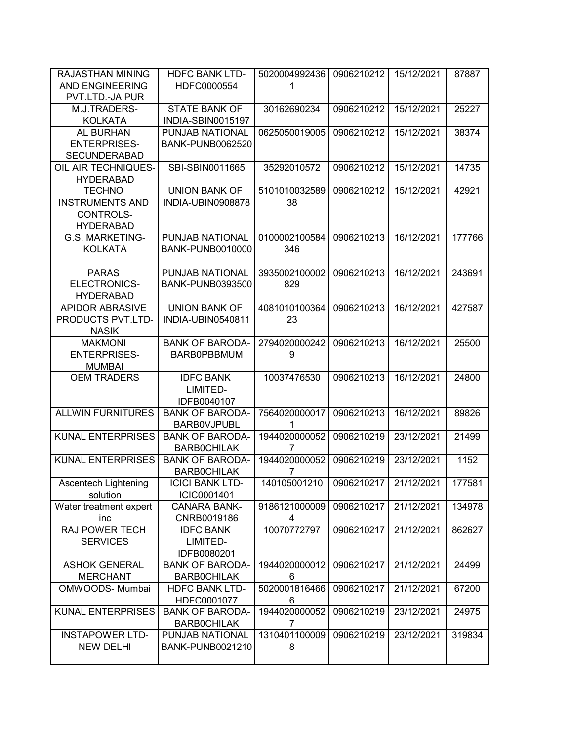| | | | | | |
|---|---|---|---|---|---|
| RAJASTHAN MINING AND ENGINEERING PVT.LTD.-JAIPUR | HDFC BANK LTD-HDFC0000554 | 50200049924361 | 0906210212 | 15/12/2021 | 87887 |
| M.J.TRADERS-KOLKATA | STATE BANK OF INDIA-SBIN0015197 | 30162690234 | 0906210212 | 15/12/2021 | 25227 |
| AL BURHAN ENTERPRISES-SECUNDERABAD | PUNJAB NATIONAL BANK-PUNB0062520 | 0625050019005 | 0906210212 | 15/12/2021 | 38374 |
| OIL AIR TECHNIQUES-HYDERABAD | SBI-SBIN0011665 | 35292010572 | 0906210212 | 15/12/2021 | 14735 |
| TECHNO INSTRUMENTS AND CONTROLS-HYDERABAD | UNION BANK OF INDIA-UBIN0908878 | 510101003258938 | 0906210212 | 15/12/2021 | 42921 |
| G.S. MARKETING-KOLKATA | PUNJAB NATIONAL BANK-PUNB0010000 | 0100002100584346 | 0906210213 | 16/12/2021 | 177766 |
| PARAS ELECTRONICS-HYDERABAD | PUNJAB NATIONAL BANK-PUNB0393500 | 3935002100002829 | 0906210213 | 16/12/2021 | 243691 |
| APIDOR ABRASIVE PRODUCTS PVT.LTD-NASIK | UNION BANK OF INDIA-UBIN0540811 | 408101010036423 | 0906210213 | 16/12/2021 | 427587 |
| MAKMONI ENTERPRISES-MUMBAI | BANK OF BARODA-BARB0PBBMUM | 27940200002429 | 0906210213 | 16/12/2021 | 25500 |
| OEM TRADERS | IDFC BANK LIMITED-IDFB0040107 | 10037476530 | 0906210213 | 16/12/2021 | 24800 |
| ALLWIN FURNITURES | BANK OF BARODA-BARB0VJPUBL | 75640200000171 | 0906210213 | 16/12/2021 | 89826 |
| KUNAL ENTERPRISES | BANK OF BARODA-BARB0CHILAK | 19440200000527 | 0906210219 | 23/12/2021 | 21499 |
| KUNAL ENTERPRISES | BANK OF BARODA-BARB0CHILAK | 19440200000527 | 0906210219 | 23/12/2021 | 1152 |
| Ascentech Lightening solution | ICICI BANK LTD-ICIC0001401 | 140105001210 | 0906210217 | 21/12/2021 | 177581 |
| Water treatment expert inc | CANARA BANK-CNRB0019186 | 91861210000094 | 0906210217 | 21/12/2021 | 134978 |
| RAJ POWER TECH SERVICES | IDFC BANK LIMITED-IDFB0080201 | 10070772797 | 0906210217 | 21/12/2021 | 862627 |
| ASHOK GENERAL MERCHANT | BANK OF BARODA-BARB0CHILAK | 19440200000126 | 0906210217 | 21/12/2021 | 24499 |
| OMWOODS- Mumbai | HDFC BANK LTD-HDFC0001077 | 50200018164666 | 0906210217 | 21/12/2021 | 67200 |
| KUNAL ENTERPRISES | BANK OF BARODA-BARB0CHILAK | 19440200000527 | 0906210219 | 23/12/2021 | 24975 |
| INSTAPOWER LTD-NEW DELHI | PUNJAB NATIONAL BANK-PUNB0021210 | 13104011000098 | 0906210219 | 23/12/2021 | 319834 |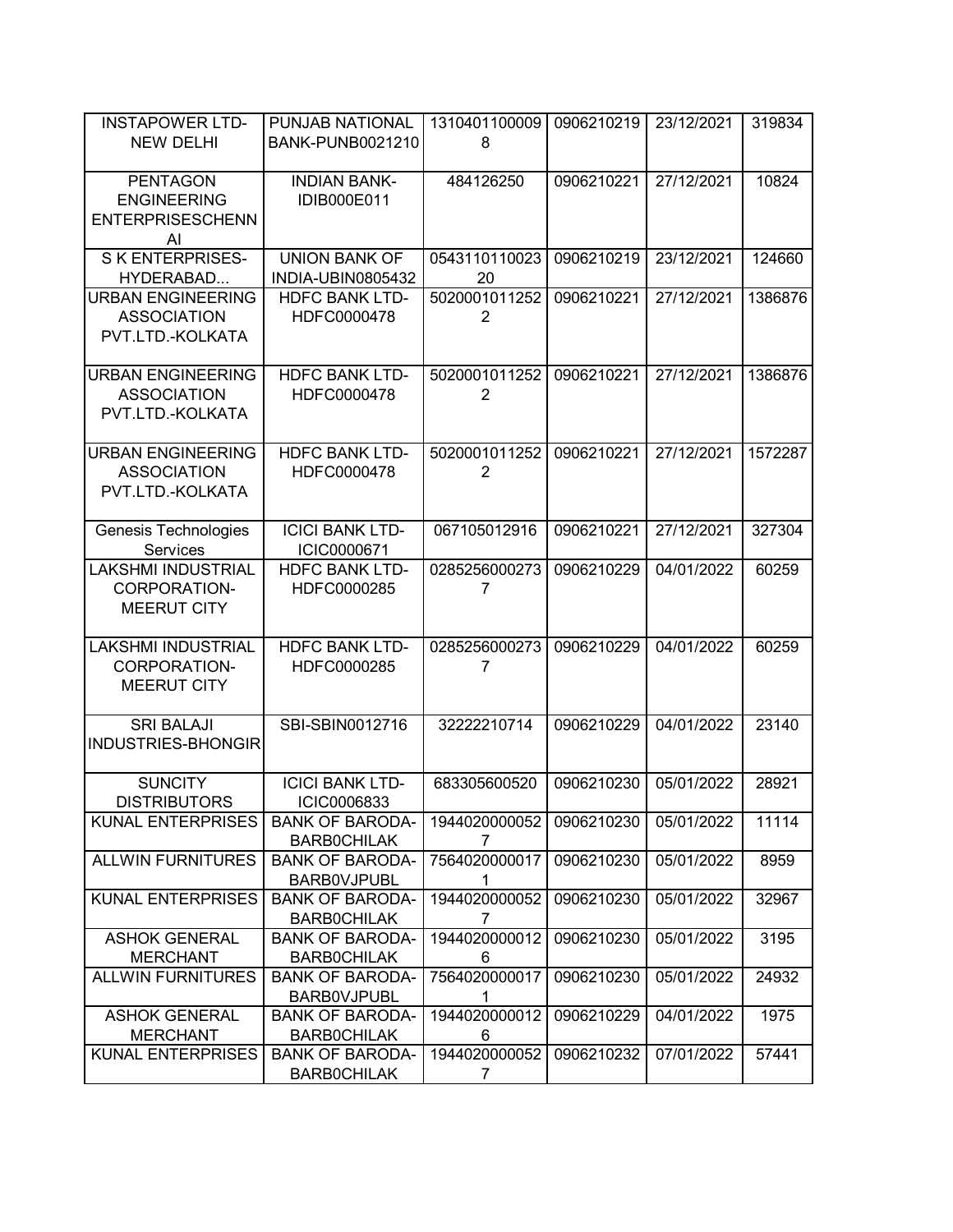| INSTAPOWER LTD-NEW DELHI | PUNJAB NATIONAL BANK-PUNB0021210 | 13104011000098 | 0906210219 | 23/12/2021 | 319834 |
|---|---|---|---|---|---|
| PENTAGON ENGINEERING ENTERPRISESCHENNAI | INDIAN BANK-IDIB000E011 | 484126250 | 0906210221 | 27/12/2021 | 10824 |
| S K ENTERPRISES-HYDERABAD... | UNION BANK OF INDIA-UBIN0805432 | 054311011002320 | 0906210219 | 23/12/2021 | 124660 |
| URBAN ENGINEERING ASSOCIATION PVT.LTD.-KOLKATA | HDFC BANK LTD-HDFC0000478 | 50200010112522 | 0906210221 | 27/12/2021 | 1386876 |
| URBAN ENGINEERING ASSOCIATION PVT.LTD.-KOLKATA | HDFC BANK LTD-HDFC0000478 | 50200010112522 | 0906210221 | 27/12/2021 | 1386876 |
| URBAN ENGINEERING ASSOCIATION PVT.LTD.-KOLKATA | HDFC BANK LTD-HDFC0000478 | 50200010112522 | 0906210221 | 27/12/2021 | 1572287 |
| Genesis Technologies Services | ICICI BANK LTD-ICIC0000671 | 067105012916 | 0906210221 | 27/12/2021 | 327304 |
| LAKSHMI INDUSTRIAL CORPORATION-MEERUT CITY | HDFC BANK LTD-HDFC0000285 | 02852560002737 | 0906210229 | 04/01/2022 | 60259 |
| LAKSHMI INDUSTRIAL CORPORATION-MEERUT CITY | HDFC BANK LTD-HDFC0000285 | 02852560002737 | 0906210229 | 04/01/2022 | 60259 |
| SRI BALAJI INDUSTRIES-BHONGIR | SBI-SBIN0012716 | 32222210714 | 0906210229 | 04/01/2022 | 23140 |
| SUNCITY DISTRIBUTORS | ICICI BANK LTD-ICIC0006833 | 683305600520 | 0906210230 | 05/01/2022 | 28921 |
| KUNAL ENTERPRISES | BANK OF BARODA-BARB0CHILAK | 19440200000527 | 0906210230 | 05/01/2022 | 11114 |
| ALLWIN FURNITURES | BANK OF BARODA-BARB0VJPUBL | 75640200000171 | 0906210230 | 05/01/2022 | 8959 |
| KUNAL ENTERPRISES | BANK OF BARODA-BARB0CHILAK | 19440200000527 | 0906210230 | 05/01/2022 | 32967 |
| ASHOK GENERAL MERCHANT | BANK OF BARODA-BARB0CHILAK | 19440200000126 | 0906210230 | 05/01/2022 | 3195 |
| ALLWIN FURNITURES | BANK OF BARODA-BARB0VJPUBL | 75640200000171 | 0906210230 | 05/01/2022 | 24932 |
| ASHOK GENERAL MERCHANT | BANK OF BARODA-BARB0CHILAK | 19440200000126 | 0906210229 | 04/01/2022 | 1975 |
| KUNAL ENTERPRISES | BANK OF BARODA-BARB0CHILAK | 19440200000527 | 0906210232 | 07/01/2022 | 57441 |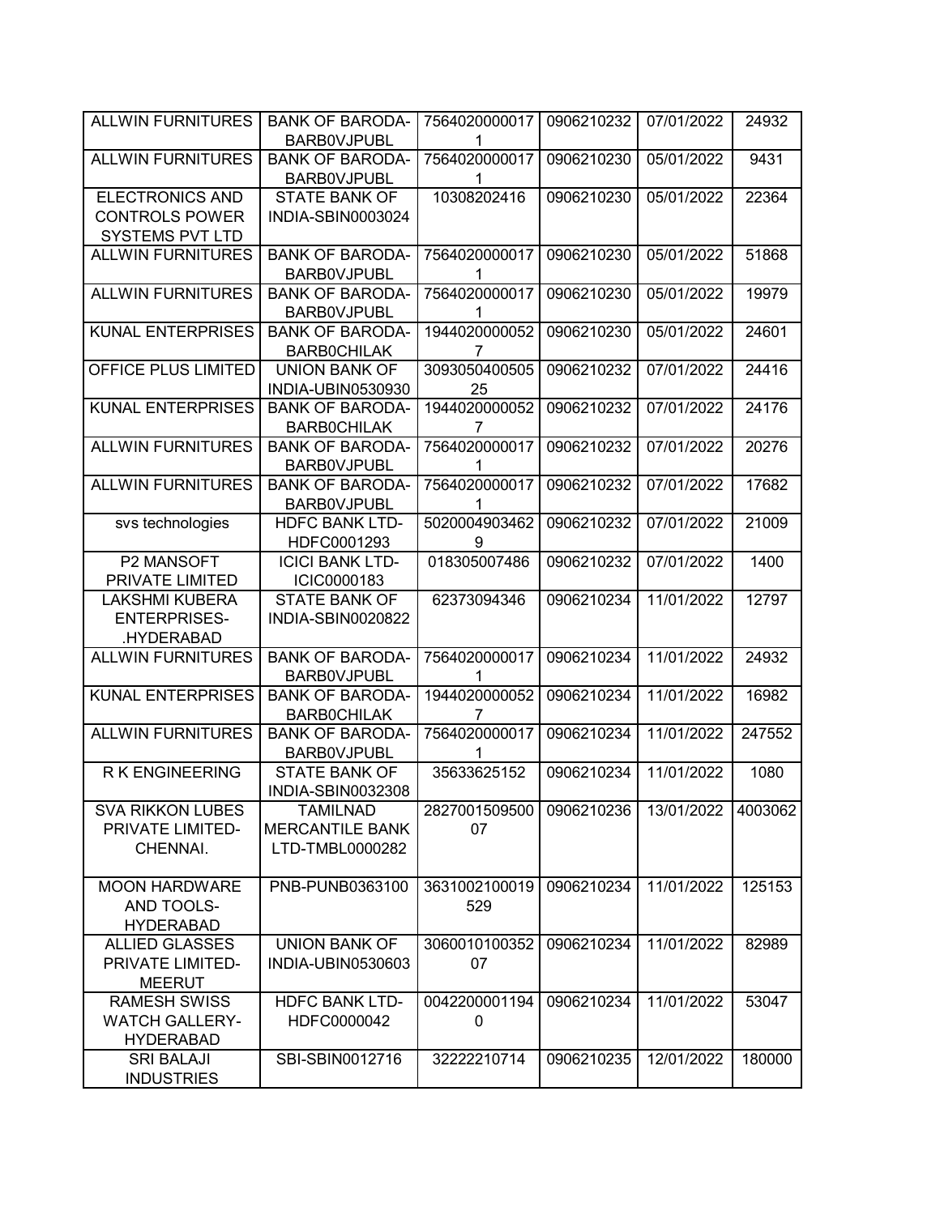| ALLWIN FURNITURES | BANK OF BARODA-BARB0VJPUBL | 75640200000171 | 0906210232 | 07/01/2022 | 24932 |
|---|---|---|---|---|---|
| ALLWIN FURNITURES | BANK OF BARODA-BARB0VJPUBL | 75640200000171 | 0906210230 | 05/01/2022 | 9431 |
| ELECTRONICS AND CONTROLS POWER SYSTEMS PVT LTD | STATE BANK OF INDIA-SBIN0003024 | 10308202416 | 0906210230 | 05/01/2022 | 22364 |
| ALLWIN FURNITURES | BANK OF BARODA-BARB0VJPUBL | 75640200000171 | 0906210230 | 05/01/2022 | 51868 |
| ALLWIN FURNITURES | BANK OF BARODA-BARB0VJPUBL | 75640200000171 | 0906210230 | 05/01/2022 | 19979 |
| KUNAL ENTERPRISES | BANK OF BARODA-BARB0CHILAK | 19440200000527 | 0906210230 | 05/01/2022 | 24601 |
| OFFICE PLUS LIMITED | UNION BANK OF INDIA-UBIN0530930 | 309305040050525 | 0906210232 | 07/01/2022 | 24416 |
| KUNAL ENTERPRISES | BANK OF BARODA-BARB0CHILAK | 19440200000527 | 0906210232 | 07/01/2022 | 24176 |
| ALLWIN FURNITURES | BANK OF BARODA-BARB0VJPUBL | 75640200000171 | 0906210232 | 07/01/2022 | 20276 |
| ALLWIN FURNITURES | BANK OF BARODA-BARB0VJPUBL | 75640200000171 | 0906210232 | 07/01/2022 | 17682 |
| svs technologies | HDFC BANK LTD-HDFC0001293 | 50200049034629 | 0906210232 | 07/01/2022 | 21009 |
| P2 MANSOFT PRIVATE LIMITED | ICICI BANK LTD-ICIC0000183 | 018305007486 | 0906210232 | 07/01/2022 | 1400 |
| LAKSHMI KUBERA ENTERPRISES-.HYDERABAD | STATE BANK OF INDIA-SBIN0020822 | 62373094346 | 0906210234 | 11/01/2022 | 12797 |
| ALLWIN FURNITURES | BANK OF BARODA-BARB0VJPUBL | 75640200000171 | 0906210234 | 11/01/2022 | 24932 |
| KUNAL ENTERPRISES | BANK OF BARODA-BARB0CHILAK | 19440200000527 | 0906210234 | 11/01/2022 | 16982 |
| ALLWIN FURNITURES | BANK OF BARODA-BARB0VJPUBL | 75640200000171 | 0906210234 | 11/01/2022 | 247552 |
| R K ENGINEERING | STATE BANK OF INDIA-SBIN0032308 | 35633625152 | 0906210234 | 11/01/2022 | 1080 |
| SVA RIKKON LUBES PRIVATE LIMITED-CHENNAI. | TAMILNAD MERCANTILE BANK LTD-TMBL0000282 | 282700150950007 | 0906210236 | 13/01/2022 | 4003062 |
| MOON HARDWARE AND TOOLS-HYDERABAD | PNB-PUNB0363100 | 3631002100019529 | 0906210234 | 11/01/2022 | 125153 |
| ALLIED GLASSES PRIVATE LIMITED-MEERUT | UNION BANK OF INDIA-UBIN0530603 | 306001010035207 | 0906210234 | 11/01/2022 | 82989 |
| RAMESH SWISS WATCH GALLERY-HYDERABAD | HDFC BANK LTD-HDFC0000042 | 00422000011940 | 0906210234 | 11/01/2022 | 53047 |
| SRI BALAJI INDUSTRIES | SBI-SBIN0012716 | 32222210714 | 0906210235 | 12/01/2022 | 180000 |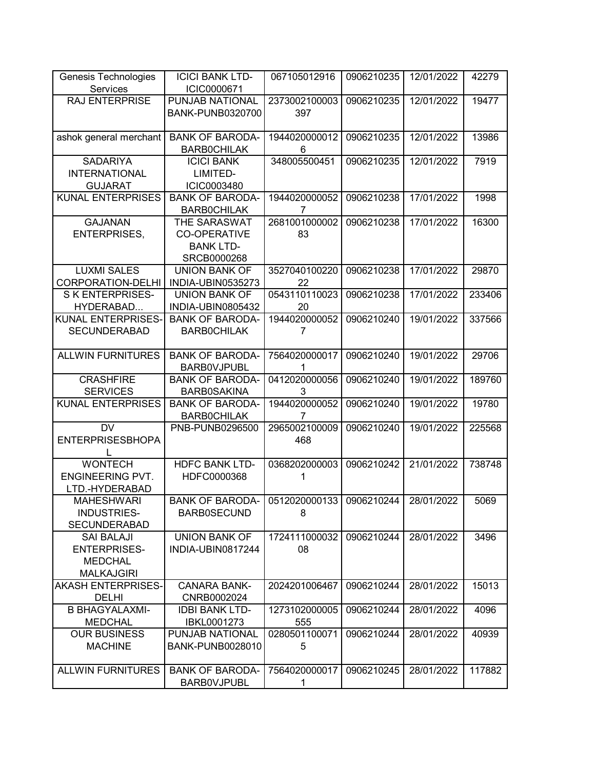| | | | | | |
|---|---|---|---|---|---|
| Genesis Technologies Services | ICICI BANK LTD-ICIC0000671 | 067105012916 | 0906210235 | 12/01/2022 | 42279 |
| RAJ ENTERPRISE | PUNJAB NATIONAL BANK-PUNB0320700 | 2373002100003397 | 0906210235 | 12/01/2022 | 19477 |
| ashok general merchant | BANK OF BARODA-BARB0CHILAK | 19440200000126 | 0906210235 | 12/01/2022 | 13986 |
| SADARIYA INTERNATIONAL GUJARAT | ICICI BANK LIMITED-ICIC0003480 | 348005500451 | 0906210235 | 12/01/2022 | 7919 |
| KUNAL ENTERPRISES | BANK OF BARODA-BARB0CHILAK | 19440200000527 | 0906210238 | 17/01/2022 | 1998 |
| GAJANAN ENTERPRISES, | THE SARASWAT CO-OPERATIVE BANK LTD-SRCB0000268 | 268100100000283 | 0906210238 | 17/01/2022 | 16300 |
| LUXMI SALES CORPORATION-DELHI | UNION BANK OF INDIA-UBIN0535273 | 352704010022022 | 0906210238 | 17/01/2022 | 29870 |
| S K ENTERPRISES-HYDERABAD... | UNION BANK OF INDIA-UBIN0805432 | 054311011002320 | 0906210238 | 17/01/2022 | 233406 |
| KUNAL ENTERPRISES-SECUNDERABAD | BANK OF BARODA-BARB0CHILAK | 19440200000527 | 0906210240 | 19/01/2022 | 337566 |
| ALLWIN FURNITURES | BANK OF BARODA-BARB0VJPUBL | 75640200000171 | 0906210240 | 19/01/2022 | 29706 |
| CRASHFIRE SERVICES | BANK OF BARODA-BARB0SAKINA | 04120200000563 | 0906210240 | 19/01/2022 | 189760 |
| KUNAL ENTERPRISES | BANK OF BARODA-BARB0CHILAK | 19440200000527 | 0906210240 | 19/01/2022 | 19780 |
| DV ENTERPRISESBHOPAL | PNB-PUNB0296500 | 2965002100009468 | 0906210240 | 19/01/2022 | 225568 |
| WONTECH ENGINEERING PVT. LTD.-HYDERABAD | HDFC BANK LTD-HDFC0000368 | 03682020000031 | 0906210242 | 21/01/2022 | 738748 |
| MAHESHWARI INDUSTRIES-SECUNDERABAD | BANK OF BARODA-BARB0SECUND | 05120200001338 | 0906210244 | 28/01/2022 | 5069 |
| SAI BALAJI ENTERPRISES-MEDCHAL MALKAJGIRI | UNION BANK OF INDIA-UBIN0817244 | 172411100003208 | 0906210244 | 28/01/2022 | 3496 |
| AKASH ENTERPRISES-DELHI | CANARA BANK-CNRB0002024 | 2024201006467 | 0906210244 | 28/01/2022 | 15013 |
| B BHAGYALAXMI-MEDCHAL | IDBI BANK LTD-IBKL0001273 | 1273102000005555 | 0906210244 | 28/01/2022 | 4096 |
| OUR BUSINESS MACHINE | PUNJAB NATIONAL BANK-PUNB0028010 | 02805011000715 | 0906210244 | 28/01/2022 | 40939 |
| ALLWIN FURNITURES | BANK OF BARODA-BARB0VJPUBL | 75640200000171 | 0906210245 | 28/01/2022 | 117882 |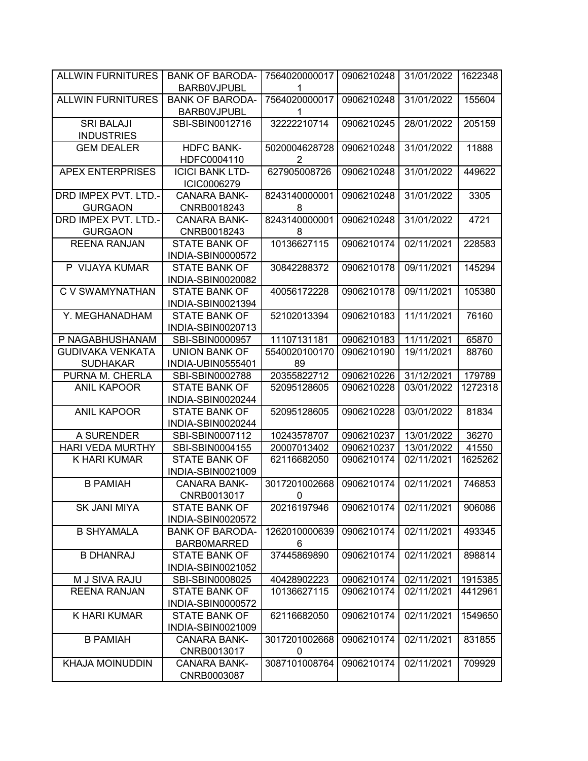| ALLWIN FURNITURES | BANK OF BARODA-BARB0VJPUBL | 75640200000171 | 0906210248 | 31/01/2022 | 1622348 |
|---|---|---|---|---|---|
| ALLWIN FURNITURES | BANK OF BARODA-BARB0VJPUBL | 75640200000171 | 0906210248 | 31/01/2022 | 155604 |
| SRI BALAJI INDUSTRIES | SBI-SBIN0012716 | 32222210714 | 0906210245 | 28/01/2022 | 205159 |
| GEM DEALER | HDFC BANK-HDFC0004110 | 50200046287282 | 0906210248 | 31/01/2022 | 11888 |
| APEX ENTERPRISES | ICICI BANK LTD-ICIC0006279 | 627905008726 | 0906210248 | 31/01/2022 | 449622 |
| DRD IMPEX PVT. LTD.-GURGAON | CANARA BANK-CNRB0018243 | 82431400000018 | 0906210248 | 31/01/2022 | 3305 |
| DRD IMPEX PVT. LTD.-GURGAON | CANARA BANK-CNRB0018243 | 82431400000018 | 0906210248 | 31/01/2022 | 4721 |
| REENA RANJAN | STATE BANK OF INDIA-SBIN0000572 | 10136627115 | 0906210174 | 02/11/2021 | 228583 |
| P VIJAYA KUMAR | STATE BANK OF INDIA-SBIN0020082 | 30842288372 | 0906210178 | 09/11/2021 | 145294 |
| C V SWAMYNATHAN | STATE BANK OF INDIA-SBIN0021394 | 40056172228 | 0906210178 | 09/11/2021 | 105380 |
| Y. MEGHANADHAM | STATE BANK OF INDIA-SBIN0020713 | 52102013394 | 0906210183 | 11/11/2021 | 76160 |
| P NAGABHUSHANAM | SBI-SBIN0000957 | 11107131181 | 0906210183 | 11/11/2021 | 65870 |
| GUDIVAKA VENKATA SUDHAKAR | UNION BANK OF INDIA-UBIN0555401 | 554002010017089 | 0906210190 | 19/11/2021 | 88760 |
| PURNA M. CHERLA | SBI-SBIN0002788 | 20355822712 | 0906210226 | 31/12/2021 | 179789 |
| ANIL KAPOOR | STATE BANK OF INDIA-SBIN0020244 | 52095128605 | 0906210228 | 03/01/2022 | 1272318 |
| ANIL KAPOOR | STATE BANK OF INDIA-SBIN0020244 | 52095128605 | 0906210228 | 03/01/2022 | 81834 |
| A SURENDER | SBI-SBIN0007112 | 10243578707 | 0906210237 | 13/01/2022 | 36270 |
| HARI VEDA MURTHY | SBI-SBIN0004155 | 20007013402 | 0906210237 | 13/01/2022 | 41550 |
| K HARI KUMAR | STATE BANK OF INDIA-SBIN0021009 | 62116682050 | 0906210174 | 02/11/2021 | 1625262 |
| B PAMIAH | CANARA BANK-CNRB0013017 | 30172010026680 | 0906210174 | 02/11/2021 | 746853 |
| SK JANI MIYA | STATE BANK OF INDIA-SBIN0020572 | 20216197946 | 0906210174 | 02/11/2021 | 906086 |
| B SHYAMALA | BANK OF BARODA-BARB0MARRED | 12620100006396 | 0906210174 | 02/11/2021 | 493345 |
| B DHANRAJ | STATE BANK OF INDIA-SBIN0021052 | 37445869890 | 0906210174 | 02/11/2021 | 898814 |
| M J SIVA RAJU | SBI-SBIN0008025 | 40428902223 | 0906210174 | 02/11/2021 | 1915385 |
| REENA RANJAN | STATE BANK OF INDIA-SBIN0000572 | 10136627115 | 0906210174 | 02/11/2021 | 4412961 |
| K HARI KUMAR | STATE BANK OF INDIA-SBIN0021009 | 62116682050 | 0906210174 | 02/11/2021 | 1549650 |
| B PAMIAH | CANARA BANK-CNRB0013017 | 30172010026680 | 0906210174 | 02/11/2021 | 831855 |
| KHAJA MOINUDDIN | CANARA BANK-CNRB0003087 | 3087101008764 | 0906210174 | 02/11/2021 | 709929 |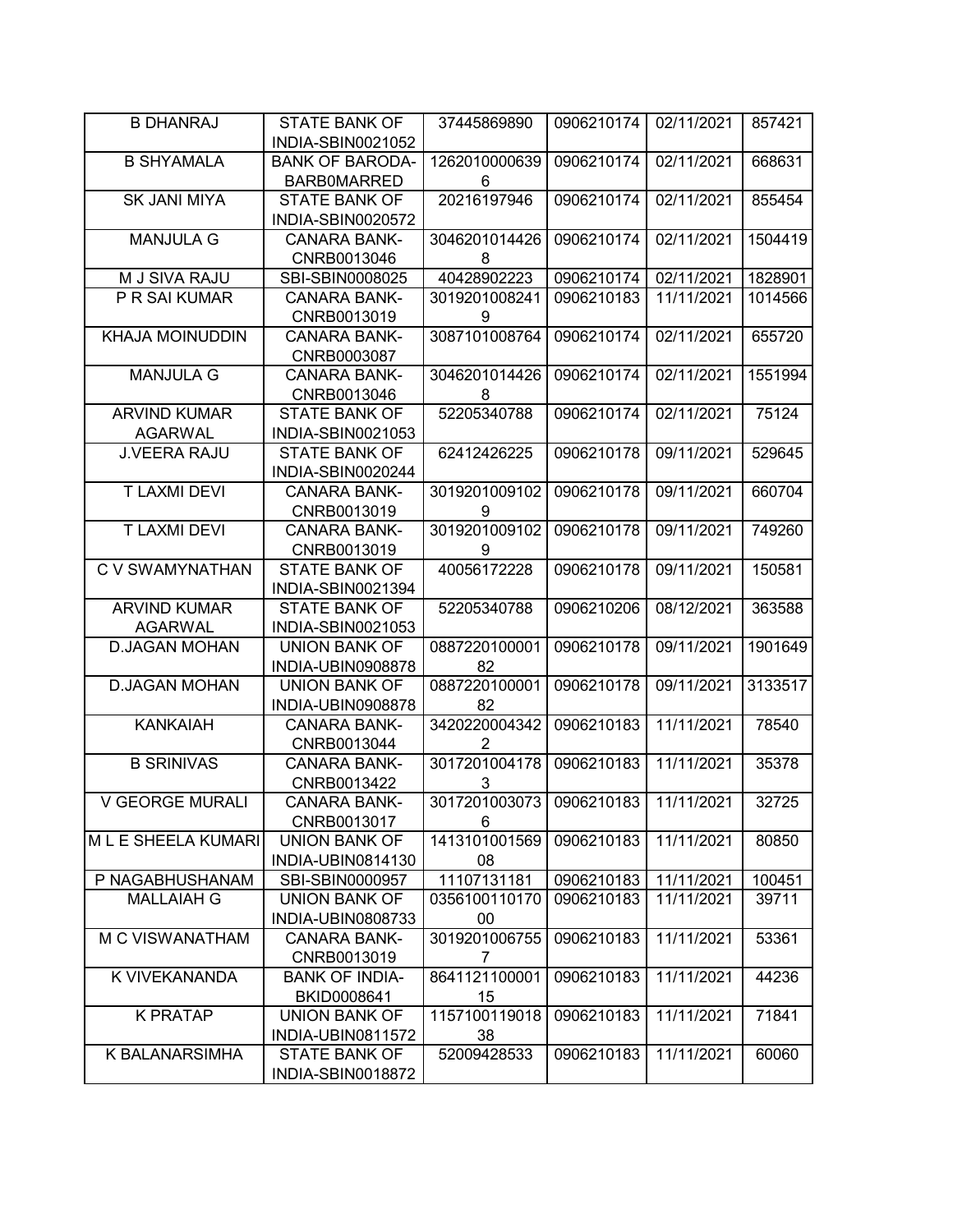| B DHANRAJ | STATE BANK OF INDIA-SBIN0021052 | 37445869890 | 0906210174 | 02/11/2021 | 857421 |
|---|---|---|---|---|---|
| B SHYAMALA | BANK OF BARODA-BARB0MARRED | 12620100006396 | 0906210174 | 02/11/2021 | 668631 |
| SK JANI MIYA | STATE BANK OF INDIA-SBIN0020572 | 20216197946 | 0906210174 | 02/11/2021 | 855454 |
| MANJULA G | CANARA BANK-CNRB0013046 | 30462010144268 | 0906210174 | 02/11/2021 | 1504419 |
| M J SIVA RAJU | SBI-SBIN0008025 | 40428902223 | 0906210174 | 02/11/2021 | 1828901 |
| P R SAI KUMAR | CANARA BANK-CNRB0013019 | 30192010082419 | 0906210183 | 11/11/2021 | 1014566 |
| KHAJA MOINUDDIN | CANARA BANK-CNRB0003087 | 3087101008764 | 0906210174 | 02/11/2021 | 655720 |
| MANJULA G | CANARA BANK-CNRB0013046 | 30462010144268 | 0906210174 | 02/11/2021 | 1551994 |
| ARVIND KUMAR AGARWAL | STATE BANK OF INDIA-SBIN0021053 | 52205340788 | 0906210174 | 02/11/2021 | 75124 |
| J.VEERA RAJU | STATE BANK OF INDIA-SBIN0020244 | 62412426225 | 0906210178 | 09/11/2021 | 529645 |
| T LAXMI DEVI | CANARA BANK-CNRB0013019 | 30192010091029 | 0906210178 | 09/11/2021 | 660704 |
| T LAXMI DEVI | CANARA BANK-CNRB0013019 | 30192010091029 | 0906210178 | 09/11/2021 | 749260 |
| C V SWAMYNATHAN | STATE BANK OF INDIA-SBIN0021394 | 40056172228 | 0906210178 | 09/11/2021 | 150581 |
| ARVIND KUMAR AGARWAL | STATE BANK OF INDIA-SBIN0021053 | 52205340788 | 0906210206 | 08/12/2021 | 363588 |
| D.JAGAN MOHAN | UNION BANK OF INDIA-UBIN0908878 | 088722010000182 | 0906210178 | 09/11/2021 | 1901649 |
| D.JAGAN MOHAN | UNION BANK OF INDIA-UBIN0908878 | 088722010000182 | 0906210178 | 09/11/2021 | 3133517 |
| KANKAIAH | CANARA BANK-CNRB0013044 | 34202200043422 | 0906210183 | 11/11/2021 | 78540 |
| B SRINIVAS | CANARA BANK-CNRB0013422 | 30172010041783 | 0906210183 | 11/11/2021 | 35378 |
| V GEORGE MURALI | CANARA BANK-CNRB0013017 | 30172010030736 | 0906210183 | 11/11/2021 | 32725 |
| M L E SHEELA KUMARI | UNION BANK OF INDIA-UBIN0814130 | 141310100156908 | 0906210183 | 11/11/2021 | 80850 |
| P NAGABHUSHANAM | SBI-SBIN0000957 | 11107131181 | 0906210183 | 11/11/2021 | 100451 |
| MALLAIAH G | UNION BANK OF INDIA-UBIN0808733 | 035610011017000 | 0906210183 | 11/11/2021 | 39711 |
| M C VISWANATHAM | CANARA BANK-CNRB0013019 | 30192010067557 | 0906210183 | 11/11/2021 | 53361 |
| K VIVEKANANDA | BANK OF INDIA-BKID0008641 | 864112110000115 | 0906210183 | 11/11/2021 | 44236 |
| K PRATAP | UNION BANK OF INDIA-UBIN0811572 | 115710011901838 | 0906210183 | 11/11/2021 | 71841 |
| K BALANARSIMHA | STATE BANK OF INDIA-SBIN0018872 | 52009428533 | 0906210183 | 11/11/2021 | 60060 |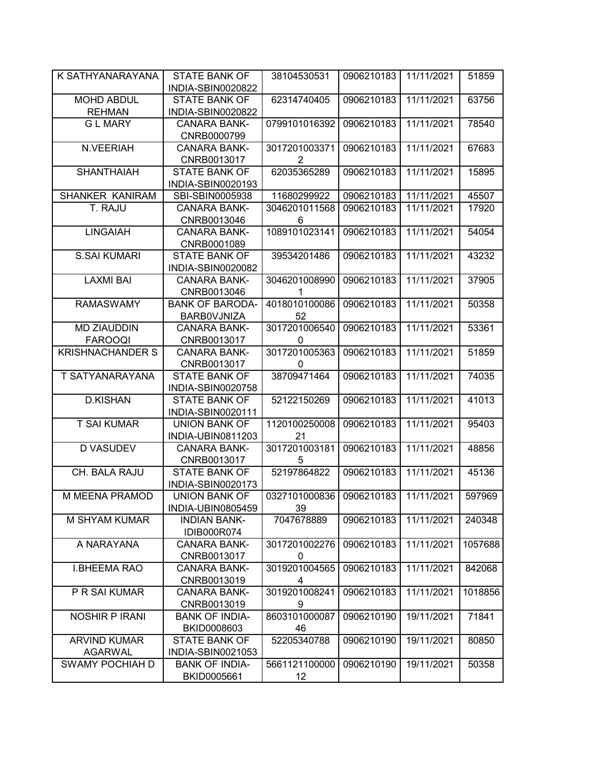| K SATHYANARAYANA | STATE BANK OF INDIA-SBIN0020822 | 38104530531 | 0906210183 | 11/11/2021 | 51859 |
|---|---|---|---|---|---|
| MOHD ABDUL REHMAN | STATE BANK OF INDIA-SBIN0020822 | 62314740405 | 0906210183 | 11/11/2021 | 63756 |
| G L MARY | CANARA BANK-CNRB0000799 | 0799101016392 | 0906210183 | 11/11/2021 | 78540 |
| N.VEERIAH | CANARA BANK-CNRB0013017 | 30172010033712 | 0906210183 | 11/11/2021 | 67683 |
| SHANTHAIAH | STATE BANK OF INDIA-SBIN0020193 | 62035365289 | 0906210183 | 11/11/2021 | 15895 |
| SHANKER KANIRAM | SBI-SBIN0005938 | 11680299922 | 0906210183 | 11/11/2021 | 45507 |
| T. RAJU | CANARA BANK-CNRB0013046 | 30462010115686 | 0906210183 | 11/11/2021 | 17920 |
| LINGAIAH | CANARA BANK-CNRB0001089 | 1089101023141 | 0906210183 | 11/11/2021 | 54054 |
| S.SAI KUMARI | STATE BANK OF INDIA-SBIN0020082 | 39534201486 | 0906210183 | 11/11/2021 | 43232 |
| LAXMI BAI | CANARA BANK-CNRB0013046 | 30462010089901 | 0906210183 | 11/11/2021 | 37905 |
| RAMASWAMY | BANK OF BARODA-BARB0VJNIZA | 401801010008652 | 0906210183 | 11/11/2021 | 50358 |
| MD ZIAUDDIN FAROOQI | CANARA BANK-CNRB0013017 | 30172010065400 | 0906210183 | 11/11/2021 | 53361 |
| KRISHNACHANDER S | CANARA BANK-CNRB0013017 | 30172010053630 | 0906210183 | 11/11/2021 | 51859 |
| T SATYANARAYANA | STATE BANK OF INDIA-SBIN0020758 | 38709471464 | 0906210183 | 11/11/2021 | 74035 |
| D.KISHAN | STATE BANK OF INDIA-SBIN0020111 | 52122150269 | 0906210183 | 11/11/2021 | 41013 |
| T SAI KUMAR | UNION BANK OF INDIA-UBIN0811203 | 112010025000821 | 0906210183 | 11/11/2021 | 95403 |
| D VASUDEV | CANARA BANK-CNRB0013017 | 30172010031815 | 0906210183 | 11/11/2021 | 48856 |
| CH. BALA RAJU | STATE BANK OF INDIA-SBIN0020173 | 52197864822 | 0906210183 | 11/11/2021 | 45136 |
| M MEENA PRAMOD | UNION BANK OF INDIA-UBIN0805459 | 032710100083639 | 0906210183 | 11/11/2021 | 597969 |
| M SHYAM KUMAR | INDIAN BANK-IDIB000R074 | 7047678889 | 0906210183 | 11/11/2021 | 240348 |
| A NARAYANA | CANARA BANK-CNRB0013017 | 30172010022760 | 0906210183 | 11/11/2021 | 1057688 |
| I.BHEEMA RAO | CANARA BANK-CNRB0013019 | 30192010045654 | 0906210183 | 11/11/2021 | 842068 |
| P R SAI KUMAR | CANARA BANK-CNRB0013019 | 30192010082419 | 0906210183 | 11/11/2021 | 1018856 |
| NOSHIR P IRANI | BANK OF INDIA-BKID0008603 | 860310100008746 | 0906210190 | 19/11/2021 | 71841 |
| ARVIND KUMAR AGARWAL | STATE BANK OF INDIA-SBIN0021053 | 52205340788 | 0906210190 | 19/11/2021 | 80850 |
| SWAMY POCHIAH D | BANK OF INDIA-BKID0005661 | 566112110000012 | 0906210190 | 19/11/2021 | 50358 |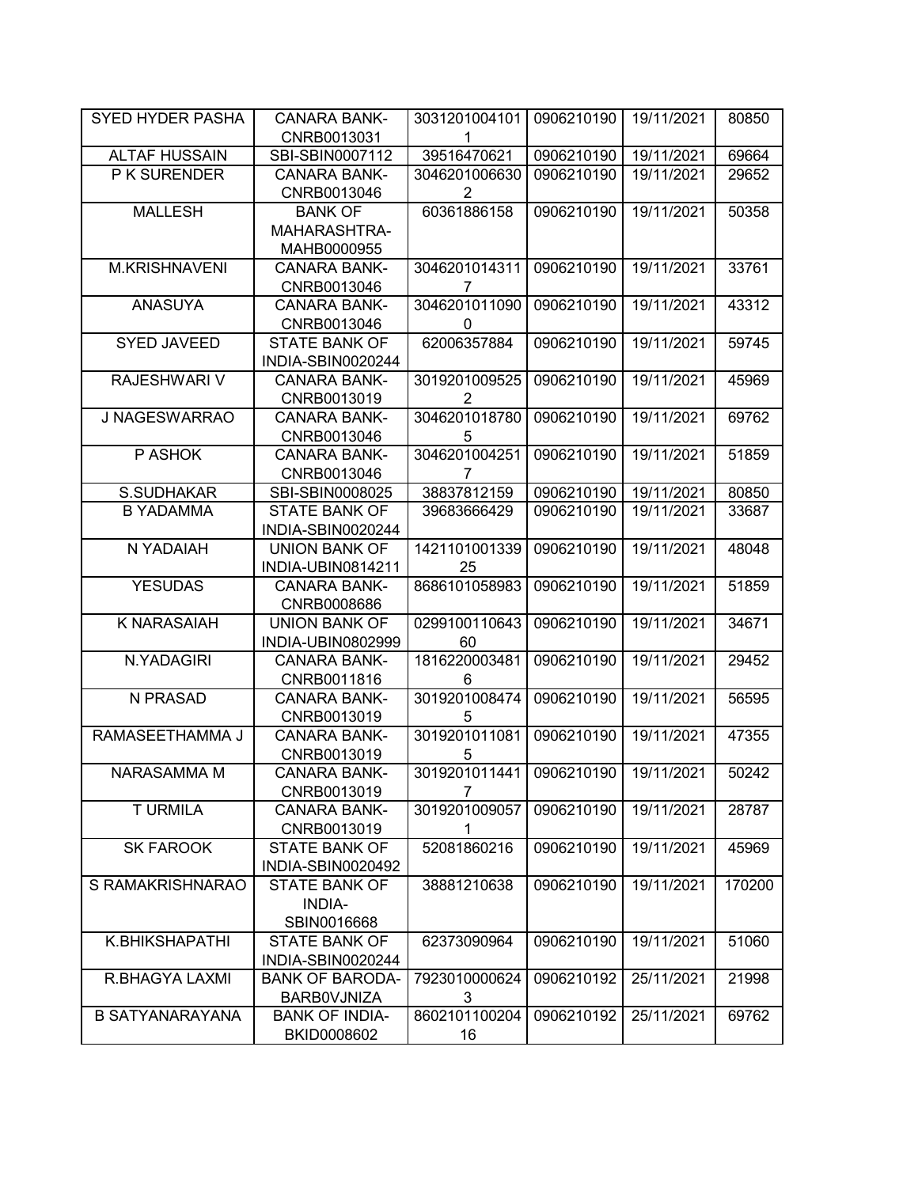| SYED HYDER PASHA | CANARA BANK-CNRB0013031 | 30312010041011 | 0906210190 | 19/11/2021 | 80850 |
|---|---|---|---|---|---|
| ALTAF HUSSAIN | SBI-SBIN0007112 | 39516470621 | 0906210190 | 19/11/2021 | 69664 |
| P K SURENDER | CANARA BANK-CNRB0013046 | 30462010066302 | 0906210190 | 19/11/2021 | 29652 |
| MALLESH | BANK OF MAHARASHTRA-MAHB0000955 | 60361886158 | 0906210190 | 19/11/2021 | 50358 |
| M.KRISHNAVENI | CANARA BANK-CNRB0013046 | 30462010143117 | 0906210190 | 19/11/2021 | 33761 |
| ANASUYA | CANARA BANK-CNRB0013046 | 30462010110900 | 0906210190 | 19/11/2021 | 43312 |
| SYED JAVEED | STATE BANK OF INDIA-SBIN0020244 | 62006357884 | 0906210190 | 19/11/2021 | 59745 |
| RAJESHWARI V | CANARA BANK-CNRB0013019 | 30192010095252 | 0906210190 | 19/11/2021 | 45969 |
| J NAGESWARRAO | CANARA BANK-CNRB0013046 | 30462010187805 | 0906210190 | 19/11/2021 | 69762 |
| P ASHOK | CANARA BANK-CNRB0013046 | 30462010042517 | 0906210190 | 19/11/2021 | 51859 |
| S.SUDHAKAR | SBI-SBIN0008025 | 38837812159 | 0906210190 | 19/11/2021 | 80850 |
| B YADAMMA | STATE BANK OF INDIA-SBIN0020244 | 39683666429 | 0906210190 | 19/11/2021 | 33687 |
| N YADAIAH | UNION BANK OF INDIA-UBIN0814211 | 142110100133925 | 0906210190 | 19/11/2021 | 48048 |
| YESUDAS | CANARA BANK-CNRB0008686 | 8686101058983 | 0906210190 | 19/11/2021 | 51859 |
| K NARASAIAH | UNION BANK OF INDIA-UBIN0802999 | 029910011064360 | 0906210190 | 19/11/2021 | 34671 |
| N.YADAGIRI | CANARA BANK-CNRB0011816 | 18162200034816 | 0906210190 | 19/11/2021 | 29452 |
| N PRASAD | CANARA BANK-CNRB0013019 | 30192010084745 | 0906210190 | 19/11/2021 | 56595 |
| RAMASEETHAMMA J | CANARA BANK-CNRB0013019 | 30192010110815 | 0906210190 | 19/11/2021 | 47355 |
| NARASAMMA M | CANARA BANK-CNRB0013019 | 30192010114417 | 0906210190 | 19/11/2021 | 50242 |
| T URMILA | CANARA BANK-CNRB0013019 | 30192010090571 | 0906210190 | 19/11/2021 | 28787 |
| SK FAROOK | STATE BANK OF INDIA-SBIN0020492 | 52081860216 | 0906210190 | 19/11/2021 | 45969 |
| S RAMAKRISHNARAO | STATE BANK OF INDIA-SBIN0016668 | 38881210638 | 0906210190 | 19/11/2021 | 170200 |
| K.BHIKSHAPATHI | STATE BANK OF INDIA-SBIN0020244 | 62373090964 | 0906210190 | 19/11/2021 | 51060 |
| R.BHAGYA LAXMI | BANK OF BARODA-BARB0VJNIZA | 79230100006243 | 0906210192 | 25/11/2021 | 21998 |
| B SATYANARAYANA | BANK OF INDIA-BKID0008602 | 860210110020416 | 0906210192 | 25/11/2021 | 69762 |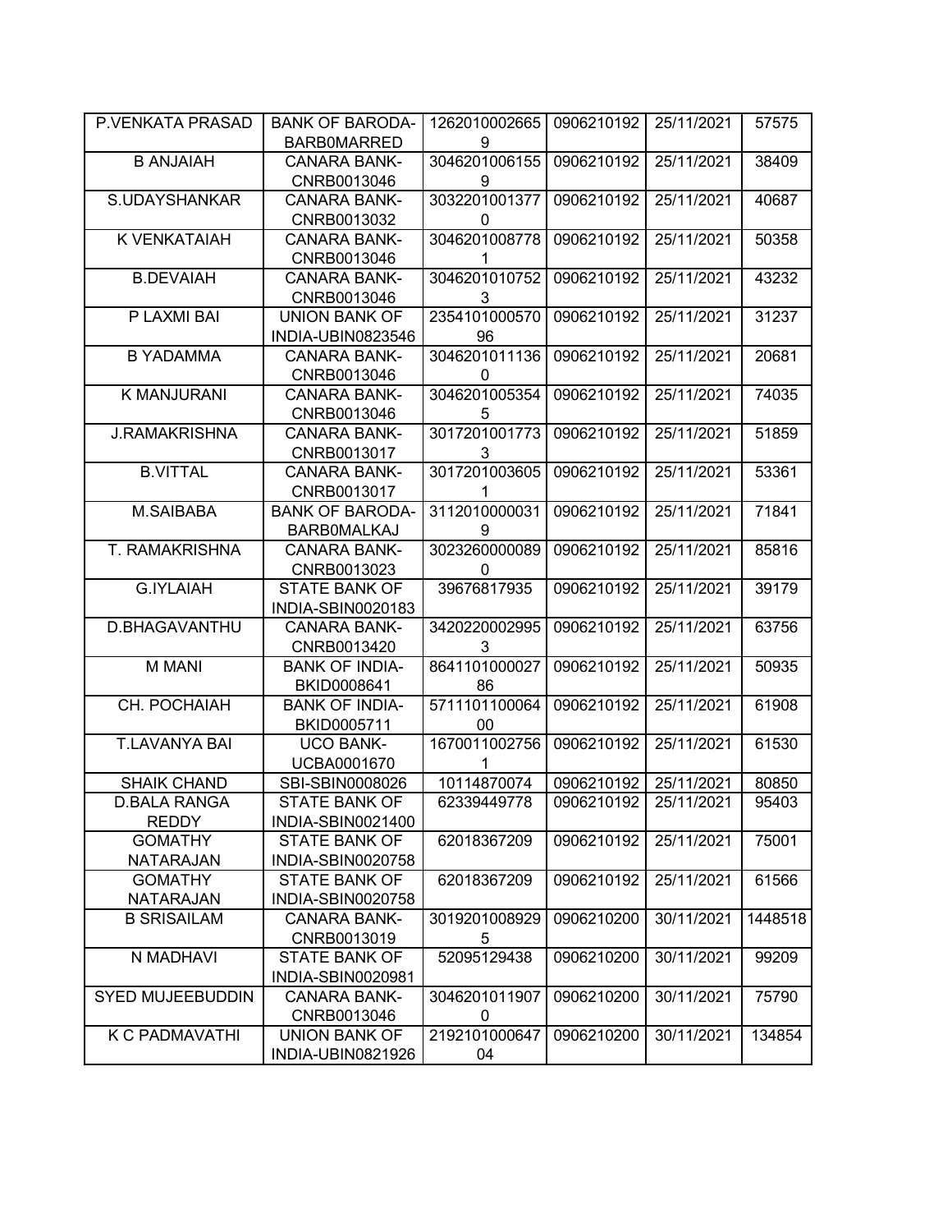| P.VENKATA PRASAD | BANK OF BARODA-BARB0MARRED | 12620100026659 | 0906210192 | 25/11/2021 | 57575 |
|---|---|---|---|---|---|
| B ANJAIAH | CANARA BANK-CNRB0013046 | 30462010061559 | 0906210192 | 25/11/2021 | 38409 |
| S.UDAYSHANKAR | CANARA BANK-CNRB0013032 | 30322010013770 | 0906210192 | 25/11/2021 | 40687 |
| K VENKATAIAH | CANARA BANK-CNRB0013046 | 30462010087781 | 0906210192 | 25/11/2021 | 50358 |
| B.DEVAIAH | CANARA BANK-CNRB0013046 | 30462010107523 | 0906210192 | 25/11/2021 | 43232 |
| P LAXMI BAI | UNION BANK OF INDIA-UBIN0823546 | 235410100057096 | 0906210192 | 25/11/2021 | 31237 |
| B YADAMMA | CANARA BANK-CNRB0013046 | 30462010111360 | 0906210192 | 25/11/2021 | 20681 |
| K MANJURANI | CANARA BANK-CNRB0013046 | 30462010053545 | 0906210192 | 25/11/2021 | 74035 |
| J.RAMAKRISHNA | CANARA BANK-CNRB0013017 | 30172010017733 | 0906210192 | 25/11/2021 | 51859 |
| B.VITTAL | CANARA BANK-CNRB0013017 | 30172010036051 | 0906210192 | 25/11/2021 | 53361 |
| M.SAIBABA | BANK OF BARODA-BARB0MALKAJ | 31120100000319 | 0906210192 | 25/11/2021 | 71841 |
| T. RAMAKRISHNA | CANARA BANK-CNRB0013023 | 30232600000890 | 0906210192 | 25/11/2021 | 85816 |
| G.IYLAIAH | STATE BANK OF INDIA-SBIN0020183 | 39676817935 | 0906210192 | 25/11/2021 | 39179 |
| D.BHAGAVANTHU | CANARA BANK-CNRB0013420 | 34202200029953 | 0906210192 | 25/11/2021 | 63756 |
| M MANI | BANK OF INDIA-BKID0008641 | 864110100002786 | 0906210192 | 25/11/2021 | 50935 |
| CH. POCHAIAH | BANK OF INDIA-BKID0005711 | 571110110006400 | 0906210192 | 25/11/2021 | 61908 |
| T.LAVANYA BAI | UCO BANK-UCBA0001670 | 16700110027561 | 0906210192 | 25/11/2021 | 61530 |
| SHAIK CHAND | SBI-SBIN0008026 | 10114870074 | 0906210192 | 25/11/2021 | 80850 |
| D.BALA RANGA REDDY | STATE BANK OF INDIA-SBIN0021400 | 62339449778 | 0906210192 | 25/11/2021 | 95403 |
| GOMATHY NATARAJAN | STATE BANK OF INDIA-SBIN0020758 | 62018367209 | 0906210192 | 25/11/2021 | 75001 |
| GOMATHY NATARAJAN | STATE BANK OF INDIA-SBIN0020758 | 62018367209 | 0906210192 | 25/11/2021 | 61566 |
| B SRISAILAM | CANARA BANK-CNRB0013019 | 30192010089295 | 0906210200 | 30/11/2021 | 1448518 |
| N MADHAVI | STATE BANK OF INDIA-SBIN0020981 | 52095129438 | 0906210200 | 30/11/2021 | 99209 |
| SYED MUJEEBUDDIN | CANARA BANK-CNRB0013046 | 30462010119070 | 0906210200 | 30/11/2021 | 75790 |
| K C PADMAVATHI | UNION BANK OF INDIA-UBIN0821926 | 219210100064704 | 0906210200 | 30/11/2021 | 134854 |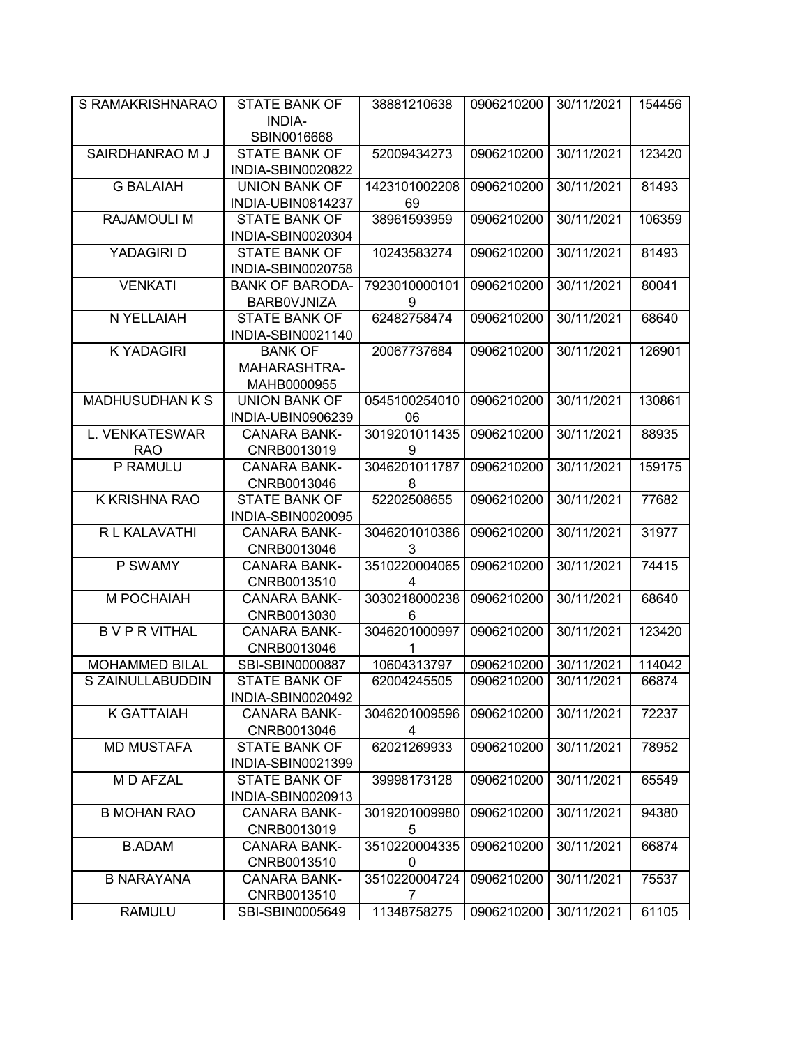| S RAMAKRISHNARAO | STATE BANK OF INDIA-SBIN0016668 | 38881210638 | 0906210200 | 30/11/2021 | 154456 |
|---|---|---|---|---|---|
| SAIRDHANRAO M J | STATE BANK OF INDIA-SBIN0020822 | 52009434273 | 0906210200 | 30/11/2021 | 123420 |
| G BALAIAH | UNION BANK OF INDIA-UBIN0814237 | 142310100220869 | 0906210200 | 30/11/2021 | 81493 |
| RAJAMOULI M | STATE BANK OF INDIA-SBIN0020304 | 38961593959 | 0906210200 | 30/11/2021 | 106359 |
| YADAGIRI D | STATE BANK OF INDIA-SBIN0020758 | 10243583274 | 0906210200 | 30/11/2021 | 81493 |
| VENKATI | BANK OF BARODA-BARB0VJNIZA | 79230100001019 | 0906210200 | 30/11/2021 | 80041 |
| N YELLAIAH | STATE BANK OF INDIA-SBIN0021140 | 62482758474 | 0906210200 | 30/11/2021 | 68640 |
| K YADAGIRI | BANK OF MAHARASHTRA-MAHB0000955 | 20067737684 | 0906210200 | 30/11/2021 | 126901 |
| MADHUSUDHAN K S | UNION BANK OF INDIA-UBIN0906239 | 054510025401006 | 0906210200 | 30/11/2021 | 130861 |
| L. VENKATESWAR RAO | CANARA BANK-CNRB0013019 | 30192010114359 | 0906210200 | 30/11/2021 | 88935 |
| P RAMULU | CANARA BANK-CNRB0013046 | 30462010117878 | 0906210200 | 30/11/2021 | 159175 |
| K KRISHNA RAO | STATE BANK OF INDIA-SBIN0020095 | 52202508655 | 0906210200 | 30/11/2021 | 77682 |
| R L KALAVATHI | CANARA BANK-CNRB0013046 | 30462010103863 | 0906210200 | 30/11/2021 | 31977 |
| P SWAMY | CANARA BANK-CNRB0013510 | 35102200040654 | 0906210200 | 30/11/2021 | 74415 |
| M POCHAIAH | CANARA BANK-CNRB0013030 | 30302180002386 | 0906210200 | 30/11/2021 | 68640 |
| B V P R VITHAL | CANARA BANK-CNRB0013046 | 30462010009971 | 0906210200 | 30/11/2021 | 123420 |
| MOHAMMED BILAL | SBI-SBIN0000887 | 10604313797 | 0906210200 | 30/11/2021 | 114042 |
| S ZAINULLABUDDIN | STATE BANK OF INDIA-SBIN0020492 | 62004245505 | 0906210200 | 30/11/2021 | 66874 |
| K GATTAIAH | CANARA BANK-CNRB0013046 | 30462010095964 | 0906210200 | 30/11/2021 | 72237 |
| MD MUSTAFA | STATE BANK OF INDIA-SBIN0021399 | 62021269933 | 0906210200 | 30/11/2021 | 78952 |
| M D AFZAL | STATE BANK OF INDIA-SBIN0020913 | 39998173128 | 0906210200 | 30/11/2021 | 65549 |
| B MOHAN RAO | CANARA BANK-CNRB0013019 | 30192010099805 | 0906210200 | 30/11/2021 | 94380 |
| B.ADAM | CANARA BANK-CNRB0013510 | 35102200043350 | 0906210200 | 30/11/2021 | 66874 |
| B NARAYANA | CANARA BANK-CNRB0013510 | 35102200047247 | 0906210200 | 30/11/2021 | 75537 |
| RAMULU | SBI-SBIN0005649 | 11348758275 | 0906210200 | 30/11/2021 | 61105 |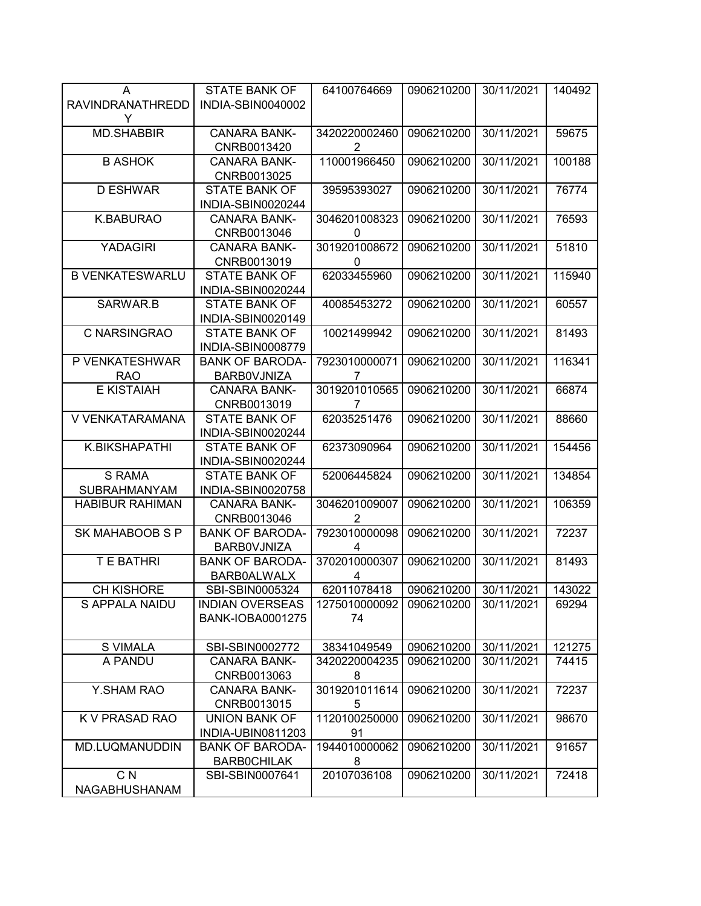| A RAVINDRANATHREDDY | STATE BANK OF INDIA-SBIN0040002 | 64100764669 | 0906210200 | 30/11/2021 | 140492 |
|---|---|---|---|---|---|
| MD.SHABBIR | CANARA BANK-CNRB0013420 | 34202200024602 | 0906210200 | 30/11/2021 | 59675 |
| B ASHOK | CANARA BANK-CNRB0013025 | 110001966450 | 0906210200 | 30/11/2021 | 100188 |
| D ESHWAR | STATE BANK OF INDIA-SBIN0020244 | 39595393027 | 0906210200 | 30/11/2021 | 76774 |
| K.BABURAO | CANARA BANK-CNRB0013046 | 30462010083230 | 0906210200 | 30/11/2021 | 76593 |
| YADAGIRI | CANARA BANK-CNRB0013019 | 30192010086720 | 0906210200 | 30/11/2021 | 51810 |
| B VENKATESWARLU | STATE BANK OF INDIA-SBIN0020244 | 62033455960 | 0906210200 | 30/11/2021 | 115940 |
| SARWAR.B | STATE BANK OF INDIA-SBIN0020149 | 40085453272 | 0906210200 | 30/11/2021 | 60557 |
| C NARSINGRAO | STATE BANK OF INDIA-SBIN0008779 | 10021499942 | 0906210200 | 30/11/2021 | 81493 |
| P VENKATESHWAR RAO | BANK OF BARODA-BARB0VJNIZA | 79230100000717 | 0906210200 | 30/11/2021 | 116341 |
| E KISTAIAH | CANARA BANK-CNRB0013019 | 30192010105657 | 0906210200 | 30/11/2021 | 66874 |
| V VENKATARAMANA | STATE BANK OF INDIA-SBIN0020244 | 62035251476 | 0906210200 | 30/11/2021 | 88660 |
| K.BIKSHAPATHI | STATE BANK OF INDIA-SBIN0020244 | 62373090964 | 0906210200 | 30/11/2021 | 154456 |
| S RAMA SUBRAHMANYAM | STATE BANK OF INDIA-SBIN0020758 | 52006445824 | 0906210200 | 30/11/2021 | 134854 |
| HABIBUR RAHIMAN | CANARA BANK-CNRB0013046 | 30462010090072 | 0906210200 | 30/11/2021 | 106359 |
| SK MAHABOOB S P | BANK OF BARODA-BARB0VJNIZA | 79230100000984 | 0906210200 | 30/11/2021 | 72237 |
| T E BATHRI | BANK OF BARODA-BARB0ALWALX | 37020100003074 | 0906210200 | 30/11/2021 | 81493 |
| CH KISHORE | SBI-SBIN0005324 | 62011078418 | 0906210200 | 30/11/2021 | 143022 |
| S APPALA NAIDU | INDIAN OVERSEAS BANK-IOBA0001275 | 127501000009274 | 0906210200 | 30/11/2021 | 69294 |
| S VIMALA | SBI-SBIN0002772 | 38341049549 | 0906210200 | 30/11/2021 | 121275 |
| A PANDU | CANARA BANK-CNRB0013063 | 34202200042358 | 0906210200 | 30/11/2021 | 74415 |
| Y.SHAM RAO | CANARA BANK-CNRB0013015 | 30192010116145 | 0906210200 | 30/11/2021 | 72237 |
| K V PRASAD RAO | UNION BANK OF INDIA-UBIN0811203 | 112010025000091 | 0906210200 | 30/11/2021 | 98670 |
| MD.LUQMANUDDIN | BANK OF BARODA-BARB0CHILAK | 19440100000628 | 0906210200 | 30/11/2021 | 91657 |
| C N NAGABHUSHANAM | SBI-SBIN0007641 | 20107036108 | 0906210200 | 30/11/2021 | 72418 |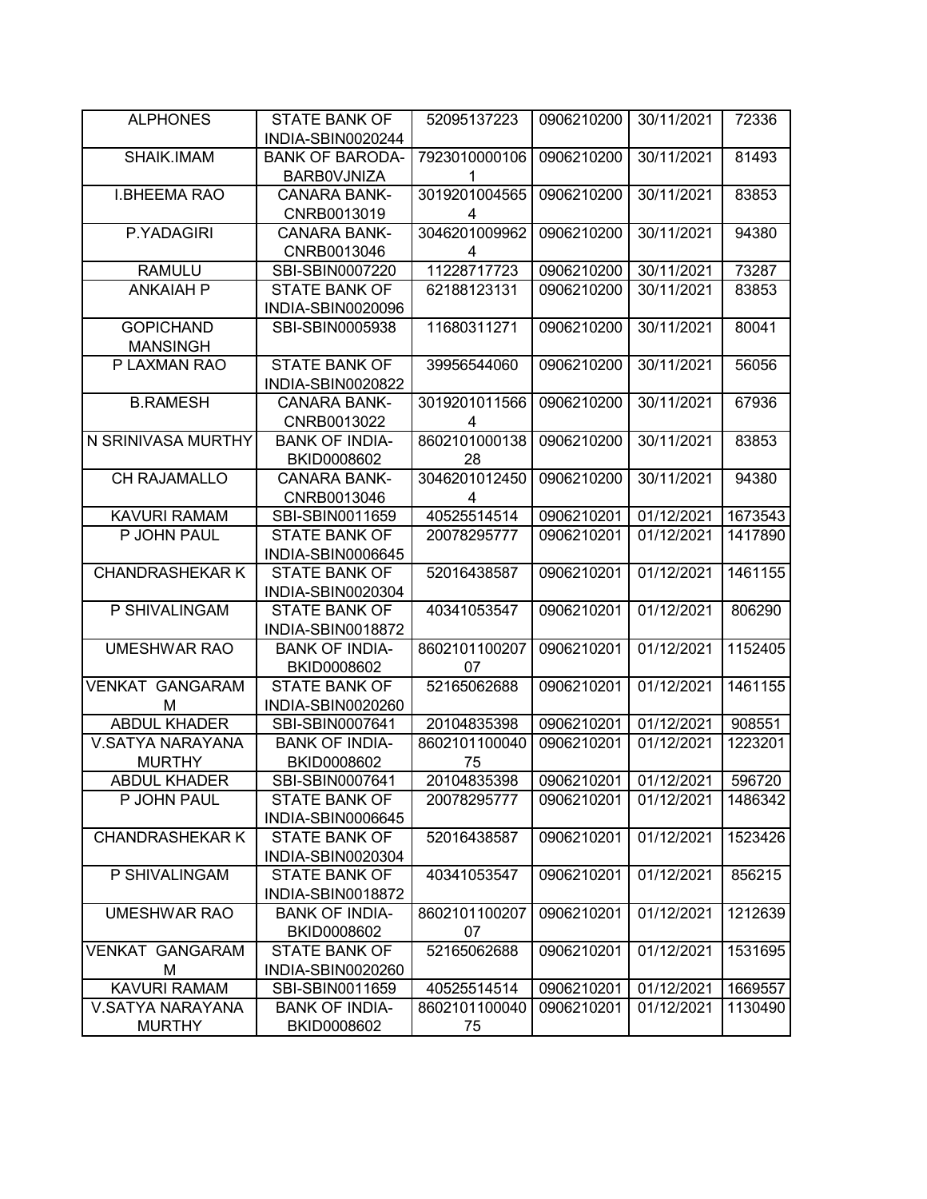| ALPHONES | STATE BANK OF INDIA-SBIN0020244 | 52095137223 | 0906210200 | 30/11/2021 | 72336 |
|---|---|---|---|---|---|
| SHAIK.IMAM | BANK OF BARODA-BARB0VJNIZA | 79230100001061 | 0906210200 | 30/11/2021 | 81493 |
| I.BHEEMA RAO | CANARA BANK-CNRB0013019 | 30192010045654 | 0906210200 | 30/11/2021 | 83853 |
| P.YADAGIRI | CANARA BANK-CNRB0013046 | 30462010099624 | 0906210200 | 30/11/2021 | 94380 |
| RAMULU | SBI-SBIN0007220 | 11228717723 | 0906210200 | 30/11/2021 | 73287 |
| ANKAIAH P | STATE BANK OF INDIA-SBIN0020096 | 62188123131 | 0906210200 | 30/11/2021 | 83853 |
| GOPICHAND MANSINGH | SBI-SBIN0005938 | 11680311271 | 0906210200 | 30/11/2021 | 80041 |
| P LAXMAN RAO | STATE BANK OF INDIA-SBIN0020822 | 39956544060 | 0906210200 | 30/11/2021 | 56056 |
| B.RAMESH | CANARA BANK-CNRB0013022 | 30192010115664 | 0906210200 | 30/11/2021 | 67936 |
| N SRINIVASA MURTHY | BANK OF INDIA-BKID0008602 | 860210100013828 | 0906210200 | 30/11/2021 | 83853 |
| CH RAJAMALLO | CANARA BANK-CNRB0013046 | 30462010124504 | 0906210200 | 30/11/2021 | 94380 |
| KAVURI RAMAM | SBI-SBIN0011659 | 40525514514 | 0906210201 | 01/12/2021 | 1673543 |
| P JOHN PAUL | STATE BANK OF INDIA-SBIN0006645 | 20078295777 | 0906210201 | 01/12/2021 | 1417890 |
| CHANDRASHEKAR K | STATE BANK OF INDIA-SBIN0020304 | 52016438587 | 0906210201 | 01/12/2021 | 1461155 |
| P SHIVALINGAM | STATE BANK OF INDIA-SBIN0018872 | 40341053547 | 0906210201 | 01/12/2021 | 806290 |
| UMESHWAR RAO | BANK OF INDIA-BKID0008602 | 860210110020707 | 0906210201 | 01/12/2021 | 1152405 |
| VENKAT GANGARAM M | STATE BANK OF INDIA-SBIN0020260 | 52165062688 | 0906210201 | 01/12/2021 | 1461155 |
| ABDUL KHADER | SBI-SBIN0007641 | 20104835398 | 0906210201 | 01/12/2021 | 908551 |
| V.SATYA NARAYANA MURTHY | BANK OF INDIA-BKID0008602 | 860210110004075 | 0906210201 | 01/12/2021 | 1223201 |
| ABDUL KHADER | SBI-SBIN0007641 | 20104835398 | 0906210201 | 01/12/2021 | 596720 |
| P JOHN PAUL | STATE BANK OF INDIA-SBIN0006645 | 20078295777 | 0906210201 | 01/12/2021 | 1486342 |
| CHANDRASHEKAR K | STATE BANK OF INDIA-SBIN0020304 | 52016438587 | 0906210201 | 01/12/2021 | 1523426 |
| P SHIVALINGAM | STATE BANK OF INDIA-SBIN0018872 | 40341053547 | 0906210201 | 01/12/2021 | 856215 |
| UMESHWAR RAO | BANK OF INDIA-BKID0008602 | 860210110020707 | 0906210201 | 01/12/2021 | 1212639 |
| VENKAT GANGARAM M | STATE BANK OF INDIA-SBIN0020260 | 52165062688 | 0906210201 | 01/12/2021 | 1531695 |
| KAVURI RAMAM | SBI-SBIN0011659 | 40525514514 | 0906210201 | 01/12/2021 | 1669557 |
| V.SATYA NARAYANA MURTHY | BANK OF INDIA-BKID0008602 | 860210110004075 | 0906210201 | 01/12/2021 | 1130490 |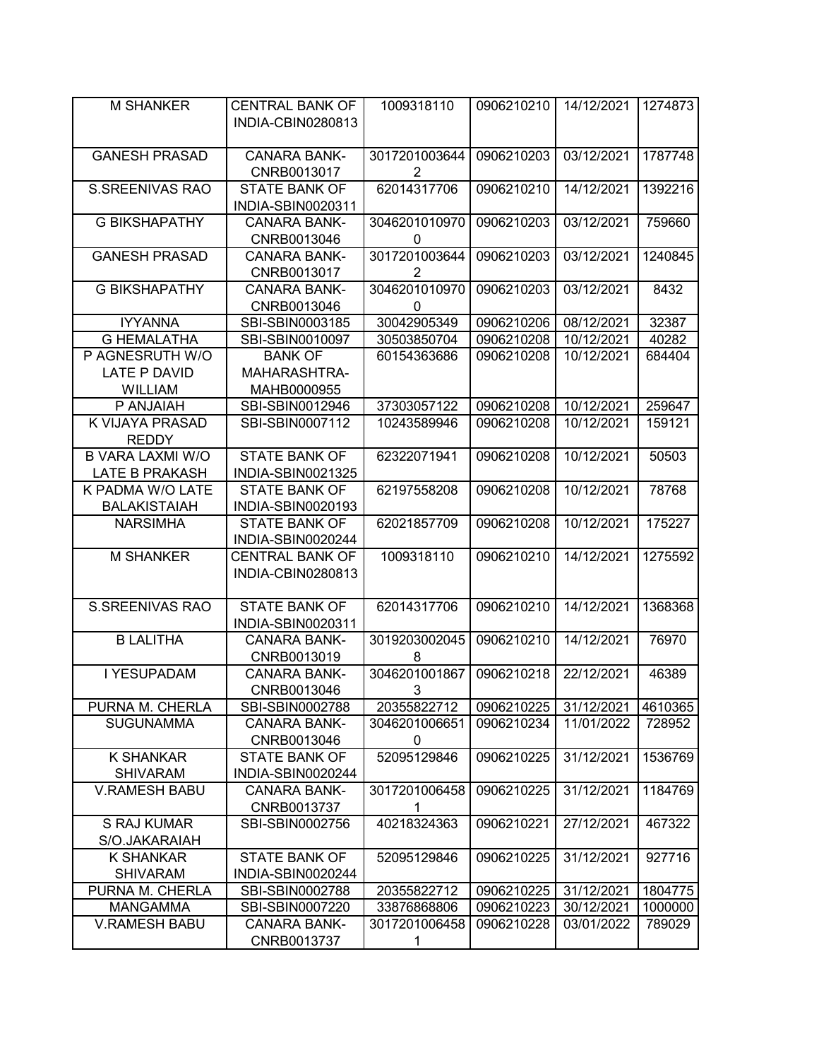| M SHANKER | CENTRAL BANK OF INDIA-CBIN0280813 | 1009318110 | 0906210210 | 14/12/2021 | 1274873 |
|---|---|---|---|---|---|
| GANESH PRASAD | CANARA BANK-CNRB0013017 | 30172010036442 | 0906210203 | 03/12/2021 | 1787748 |
| S.SREENIVAS RAO | STATE BANK OF INDIA-SBIN0020311 | 62014317706 | 0906210210 | 14/12/2021 | 1392216 |
| G BIKSHAPATHY | CANARA BANK-CNRB0013046 | 30462010109700 | 0906210203 | 03/12/2021 | 759660 |
| GANESH PRASAD | CANARA BANK-CNRB0013017 | 30172010036442 | 0906210203 | 03/12/2021 | 1240845 |
| G BIKSHAPATHY | CANARA BANK-CNRB0013046 | 30462010109700 | 0906210203 | 03/12/2021 | 8432 |
| IYYANNA | SBI-SBIN0003185 | 30042905349 | 0906210206 | 08/12/2021 | 32387 |
| G HEMALATHA | SBI-SBIN0010097 | 30503850704 | 0906210208 | 10/12/2021 | 40282 |
| P AGNESRUTH W/O LATE P DAVID WILLIAM | BANK OF MAHARASHTRA-MAHB0000955 | 60154363686 | 0906210208 | 10/12/2021 | 684404 |
| P ANJAIAH | SBI-SBIN0012946 | 37303057122 | 0906210208 | 10/12/2021 | 259647 |
| K VIJAYA PRASAD REDDY | SBI-SBIN0007112 | 10243589946 | 0906210208 | 10/12/2021 | 159121 |
| B VARA LAXMI W/O LATE B PRAKASH | STATE BANK OF INDIA-SBIN0021325 | 62322071941 | 0906210208 | 10/12/2021 | 50503 |
| K PADMA W/O LATE BALAKISTAIAH | STATE BANK OF INDIA-SBIN0020193 | 62197558208 | 0906210208 | 10/12/2021 | 78768 |
| NARSIMHA | STATE BANK OF INDIA-SBIN0020244 | 62021857709 | 0906210208 | 10/12/2021 | 175227 |
| M SHANKER | CENTRAL BANK OF INDIA-CBIN0280813 | 1009318110 | 0906210210 | 14/12/2021 | 1275592 |
| S.SREENIVAS RAO | STATE BANK OF INDIA-SBIN0020311 | 62014317706 | 0906210210 | 14/12/2021 | 1368368 |
| B LALITHA | CANARA BANK-CNRB0013019 | 30192030020458 | 0906210210 | 14/12/2021 | 76970 |
| I YESUPADAM | CANARA BANK-CNRB0013046 | 30462010018673 | 0906210218 | 22/12/2021 | 46389 |
| PURNA M. CHERLA | SBI-SBIN0002788 | 20355822712 | 0906210225 | 31/12/2021 | 4610365 |
| SUGUNAMMA | CANARA BANK-CNRB0013046 | 30462010066510 | 0906210234 | 11/01/2022 | 728952 |
| K SHANKAR SHIVARAM | STATE BANK OF INDIA-SBIN0020244 | 52095129846 | 0906210225 | 31/12/2021 | 1536769 |
| V.RAMESH BABU | CANARA BANK-CNRB0013737 | 30172010064581 | 0906210225 | 31/12/2021 | 1184769 |
| S RAJ KUMAR S/O.JAKARAIAH | SBI-SBIN0002756 | 40218324363 | 0906210221 | 27/12/2021 | 467322 |
| K SHANKAR SHIVARAM | STATE BANK OF INDIA-SBIN0020244 | 52095129846 | 0906210225 | 31/12/2021 | 927716 |
| PURNA M. CHERLA | SBI-SBIN0002788 | 20355822712 | 0906210225 | 31/12/2021 | 1804775 |
| MANGAMMA | SBI-SBIN0007220 | 33876868806 | 0906210223 | 30/12/2021 | 1000000 |
| V.RAMESH BABU | CANARA BANK-CNRB0013737 | 30172010064581 | 0906210228 | 03/01/2022 | 789029 |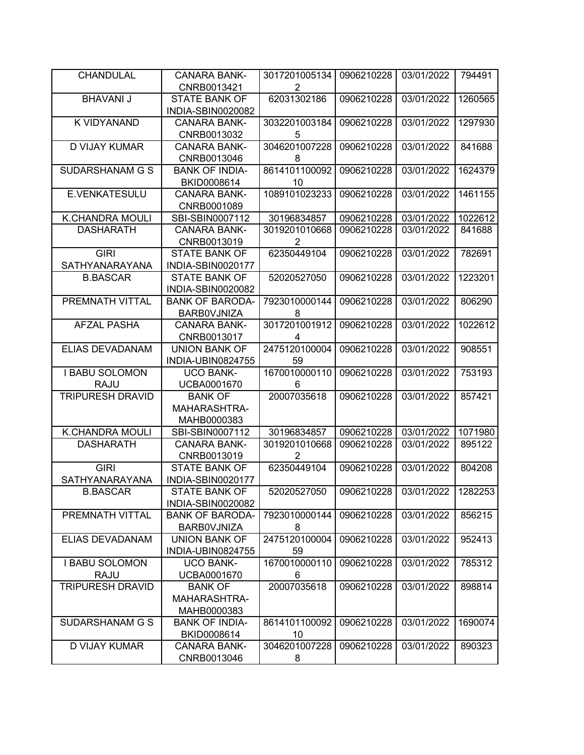| CHANDULAL | CANARA BANK-CNRB0013421 | 30172010051342 | 0906210228 | 03/01/2022 | 794491 |
|---|---|---|---|---|---|
| BHAVANI J | STATE BANK OF INDIA-SBIN0020082 | 62031302186 | 0906210228 | 03/01/2022 | 1260565 |
| K VIDYANAND | CANARA BANK-CNRB0013032 | 30322010031845 | 0906210228 | 03/01/2022 | 1297930 |
| D VIJAY KUMAR | CANARA BANK-CNRB0013046 | 30462010072288 | 0906210228 | 03/01/2022 | 841688 |
| SUDARSHANAM G S | BANK OF INDIA-BKID0008614 | 861410110009210 | 0906210228 | 03/01/2022 | 1624379 |
| E.VENKATESULU | CANARA BANK-CNRB0001089 | 1089101023233 | 0906210228 | 03/01/2022 | 1461155 |
| K.CHANDRA MOULI | SBI-SBIN0007112 | 30196834857 | 0906210228 | 03/01/2022 | 1022612 |
| DASHARATH | CANARA BANK-CNRB0013019 | 30192010106682 | 0906210228 | 03/01/2022 | 841688 |
| GIRI SATHYANARAYANA | STATE BANK OF INDIA-SBIN0020177 | 62350449104 | 0906210228 | 03/01/2022 | 782691 |
| B.BASCAR | STATE BANK OF INDIA-SBIN0020082 | 52020527050 | 0906210228 | 03/01/2022 | 1223201 |
| PREMNATH VITTAL | BANK OF BARODA-BARB0VJNIZA | 79230100001448 | 0906210228 | 03/01/2022 | 806290 |
| AFZAL PASHA | CANARA BANK-CNRB0013017 | 30172010019124 | 0906210228 | 03/01/2022 | 1022612 |
| ELIAS DEVADANAM | UNION BANK OF INDIA-UBIN0824755 | 247512010000459 | 0906210228 | 03/01/2022 | 908551 |
| I BABU SOLOMON RAJU | UCO BANK-UCBA0001670 | 16700100001106 | 0906210228 | 03/01/2022 | 753193 |
| TRIPURESH DRAVID | BANK OF MAHARASHTRA-MAHB0000383 | 20007035618 | 0906210228 | 03/01/2022 | 857421 |
| K.CHANDRA MOULI | SBI-SBIN0007112 | 30196834857 | 0906210228 | 03/01/2022 | 1071980 |
| DASHARATH | CANARA BANK-CNRB0013019 | 30192010106682 | 0906210228 | 03/01/2022 | 895122 |
| GIRI SATHYANARAYANA | STATE BANK OF INDIA-SBIN0020177 | 62350449104 | 0906210228 | 03/01/2022 | 804208 |
| B.BASCAR | STATE BANK OF INDIA-SBIN0020082 | 52020527050 | 0906210228 | 03/01/2022 | 1282253 |
| PREMNATH VITTAL | BANK OF BARODA-BARB0VJNIZA | 79230100001448 | 0906210228 | 03/01/2022 | 856215 |
| ELIAS DEVADANAM | UNION BANK OF INDIA-UBIN0824755 | 247512010000459 | 0906210228 | 03/01/2022 | 952413 |
| I BABU SOLOMON RAJU | UCO BANK-UCBA0001670 | 16700100001106 | 0906210228 | 03/01/2022 | 785312 |
| TRIPURESH DRAVID | BANK OF MAHARASHTRA-MAHB0000383 | 20007035618 | 0906210228 | 03/01/2022 | 898814 |
| SUDARSHANAM G S | BANK OF INDIA-BKID0008614 | 861410110009210 | 0906210228 | 03/01/2022 | 1690074 |
| D VIJAY KUMAR | CANARA BANK-CNRB0013046 | 30462010072288 | 0906210228 | 03/01/2022 | 890323 |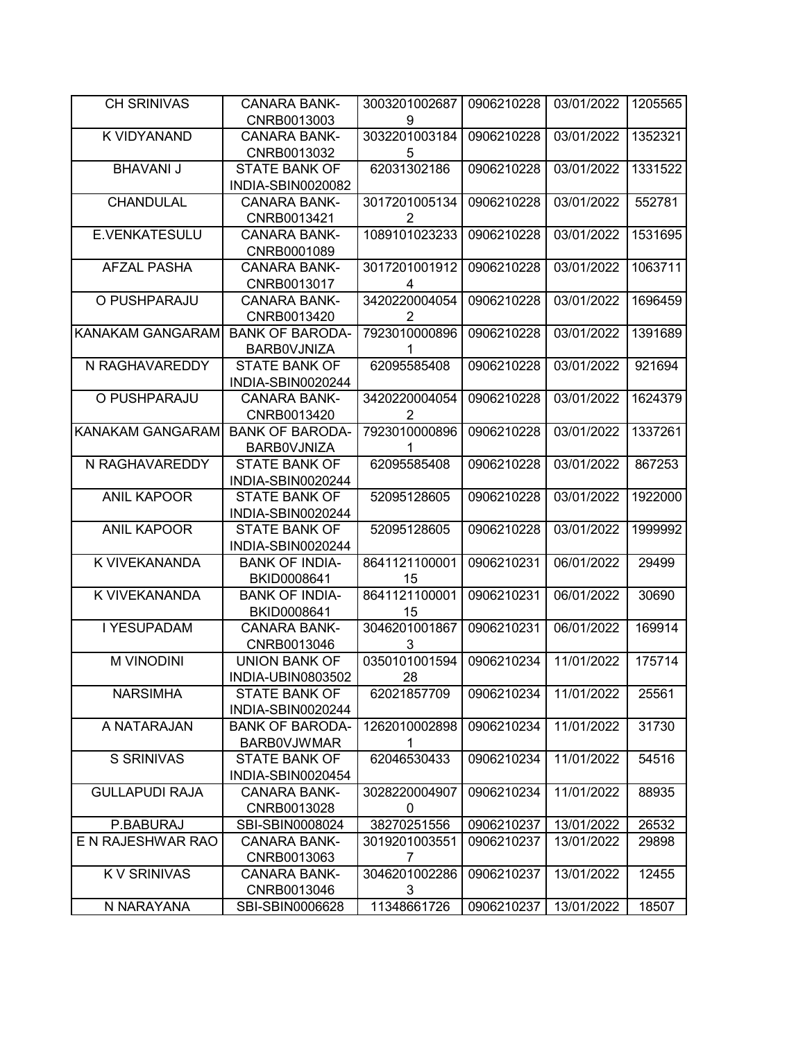| CH SRINIVAS | CANARA BANK-CNRB0013003 | 30032010026879 | 0906210228 | 03/01/2022 | 1205565 |
|---|---|---|---|---|---|
| K VIDYANAND | CANARA BANK-CNRB0013032 | 30322010031845 | 0906210228 | 03/01/2022 | 1352321 |
| BHAVANI J | STATE BANK OF INDIA-SBIN0020082 | 62031302186 | 0906210228 | 03/01/2022 | 1331522 |
| CHANDULAL | CANARA BANK-CNRB0013421 | 30172010051342 | 0906210228 | 03/01/2022 | 552781 |
| E.VENKATESULU | CANARA BANK-CNRB0001089 | 1089101023233 | 0906210228 | 03/01/2022 | 1531695 |
| AFZAL PASHA | CANARA BANK-CNRB0013017 | 30172010019124 | 0906210228 | 03/01/2022 | 1063711 |
| O PUSHPARAJU | CANARA BANK-CNRB0013420 | 34202200040542 | 0906210228 | 03/01/2022 | 1696459 |
| KANAKAM GANGARAM | BANK OF BARODA-BARB0VJNIZA | 79230100008961 | 0906210228 | 03/01/2022 | 1391689 |
| N RAGHAVAREDDY | STATE BANK OF INDIA-SBIN0020244 | 62095585408 | 0906210228 | 03/01/2022 | 921694 |
| O PUSHPARAJU | CANARA BANK-CNRB0013420 | 34202200040542 | 0906210228 | 03/01/2022 | 1624379 |
| KANAKAM GANGARAM | BANK OF BARODA-BARB0VJNIZA | 79230100008961 | 0906210228 | 03/01/2022 | 1337261 |
| N RAGHAVAREDDY | STATE BANK OF INDIA-SBIN0020244 | 62095585408 | 0906210228 | 03/01/2022 | 867253 |
| ANIL KAPOOR | STATE BANK OF INDIA-SBIN0020244 | 52095128605 | 0906210228 | 03/01/2022 | 1922000 |
| ANIL KAPOOR | STATE BANK OF INDIA-SBIN0020244 | 52095128605 | 0906210228 | 03/01/2022 | 1999992 |
| K VIVEKANANDA | BANK OF INDIA-BKID0008641 | 864112110000115 | 0906210231 | 06/01/2022 | 29499 |
| K VIVEKANANDA | BANK OF INDIA-BKID0008641 | 864112110000115 | 0906210231 | 06/01/2022 | 30690 |
| I YESUPADAM | CANARA BANK-CNRB0013046 | 30462010018673 | 0906210231 | 06/01/2022 | 169914 |
| M VINODINI | UNION BANK OF INDIA-UBIN0803502 | 035010100159428 | 0906210234 | 11/01/2022 | 175714 |
| NARSIMHA | STATE BANK OF INDIA-SBIN0020244 | 62021857709 | 0906210234 | 11/01/2022 | 25561 |
| A NATARAJAN | BANK OF BARODA-BARB0VJWMAR | 12620100028981 | 0906210234 | 11/01/2022 | 31730 |
| S SRINIVAS | STATE BANK OF INDIA-SBIN0020454 | 62046530433 | 0906210234 | 11/01/2022 | 54516 |
| GULLAPUDI RAJA | CANARA BANK-CNRB0013028 | 30282200049070 | 0906210234 | 11/01/2022 | 88935 |
| P.BABURAJ | SBI-SBIN0008024 | 38270251556 | 0906210237 | 13/01/2022 | 26532 |
| E N RAJESHWAR RAO | CANARA BANK-CNRB0013063 | 30192010035517 | 0906210237 | 13/01/2022 | 29898 |
| K V SRINIVAS | CANARA BANK-CNRB0013046 | 30462010022863 | 0906210237 | 13/01/2022 | 12455 |
| N NARAYANA | SBI-SBIN0006628 | 11348661726 | 0906210237 | 13/01/2022 | 18507 |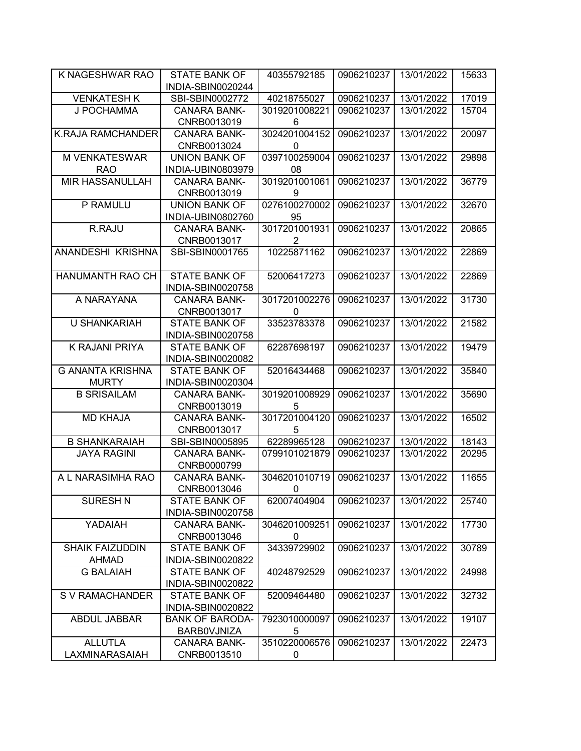| K NAGESHWAR RAO | STATE BANK OF INDIA-SBIN0020244 | 40355792185 | 0906210237 | 13/01/2022 | 15633 |
|---|---|---|---|---|---|
| VENKATESH K | SBI-SBIN0002772 | 40218755027 | 0906210237 | 13/01/2022 | 17019 |
| J POCHAMMA | CANARA BANK-CNRB0013019 | 30192010082216 | 0906210237 | 13/01/2022 | 15704 |
| K.RAJA RAMCHANDER | CANARA BANK-CNRB0013024 | 30242010041520 | 0906210237 | 13/01/2022 | 20097 |
| M VENKATESWAR RAO | UNION BANK OF INDIA-UBIN0803979 | 039710025900408 | 0906210237 | 13/01/2022 | 29898 |
| MIR HASSANULLAH | CANARA BANK-CNRB0013019 | 30192010010619 | 0906210237 | 13/01/2022 | 36779 |
| P RAMULU | UNION BANK OF INDIA-UBIN0802760 | 027610027000295 | 0906210237 | 13/01/2022 | 32670 |
| R.RAJU | CANARA BANK-CNRB0013017 | 30172010019312 | 0906210237 | 13/01/2022 | 20865 |
| ANANDESHI KRISHNA | SBI-SBIN0001765 | 10225871162 | 0906210237 | 13/01/2022 | 22869 |
| HANUMANTH RAO CH | STATE BANK OF INDIA-SBIN0020758 | 52006417273 | 0906210237 | 13/01/2022 | 22869 |
| A NARAYANA | CANARA BANK-CNRB0013017 | 30172010022760 | 0906210237 | 13/01/2022 | 31730 |
| U SHANKARIAH | STATE BANK OF INDIA-SBIN0020758 | 33523783378 | 0906210237 | 13/01/2022 | 21582 |
| K RAJANI PRIYA | STATE BANK OF INDIA-SBIN0020082 | 62287698197 | 0906210237 | 13/01/2022 | 19479 |
| G ANANTA KRISHNA MURTY | STATE BANK OF INDIA-SBIN0020304 | 52016434468 | 0906210237 | 13/01/2022 | 35840 |
| B SRISAILAM | CANARA BANK-CNRB0013019 | 30192010089295 | 0906210237 | 13/01/2022 | 35690 |
| MD KHAJA | CANARA BANK-CNRB0013017 | 30172010041205 | 0906210237 | 13/01/2022 | 16502 |
| B SHANKARAIAH | SBI-SBIN0005895 | 62289965128 | 0906210237 | 13/01/2022 | 18143 |
| JAYA RAGINI | CANARA BANK-CNRB0000799 | 0799101021879 | 0906210237 | 13/01/2022 | 20295 |
| A L NARASIMHA RAO | CANARA BANK-CNRB0013046 | 30462010107190 | 0906210237 | 13/01/2022 | 11655 |
| SURESH N | STATE BANK OF INDIA-SBIN0020758 | 62007404904 | 0906210237 | 13/01/2022 | 25740 |
| YADAIAH | CANARA BANK-CNRB0013046 | 30462010092510 | 0906210237 | 13/01/2022 | 17730 |
| SHAIK FAIZUDDIN AHMAD | STATE BANK OF INDIA-SBIN0020822 | 34339729902 | 0906210237 | 13/01/2022 | 30789 |
| G BALAIAH | STATE BANK OF INDIA-SBIN0020822 | 40248792529 | 0906210237 | 13/01/2022 | 24998 |
| S V RAMACHANDER | STATE BANK OF INDIA-SBIN0020822 | 52009464480 | 0906210237 | 13/01/2022 | 32732 |
| ABDUL JABBAR | BANK OF BARODA-BARB0VJNIZA | 79230100000975 | 0906210237 | 13/01/2022 | 19107 |
| ALLUTLA LAXMINARASAIAH | CANARA BANK-CNRB0013510 | 35102200065760 | 0906210237 | 13/01/2022 | 22473 |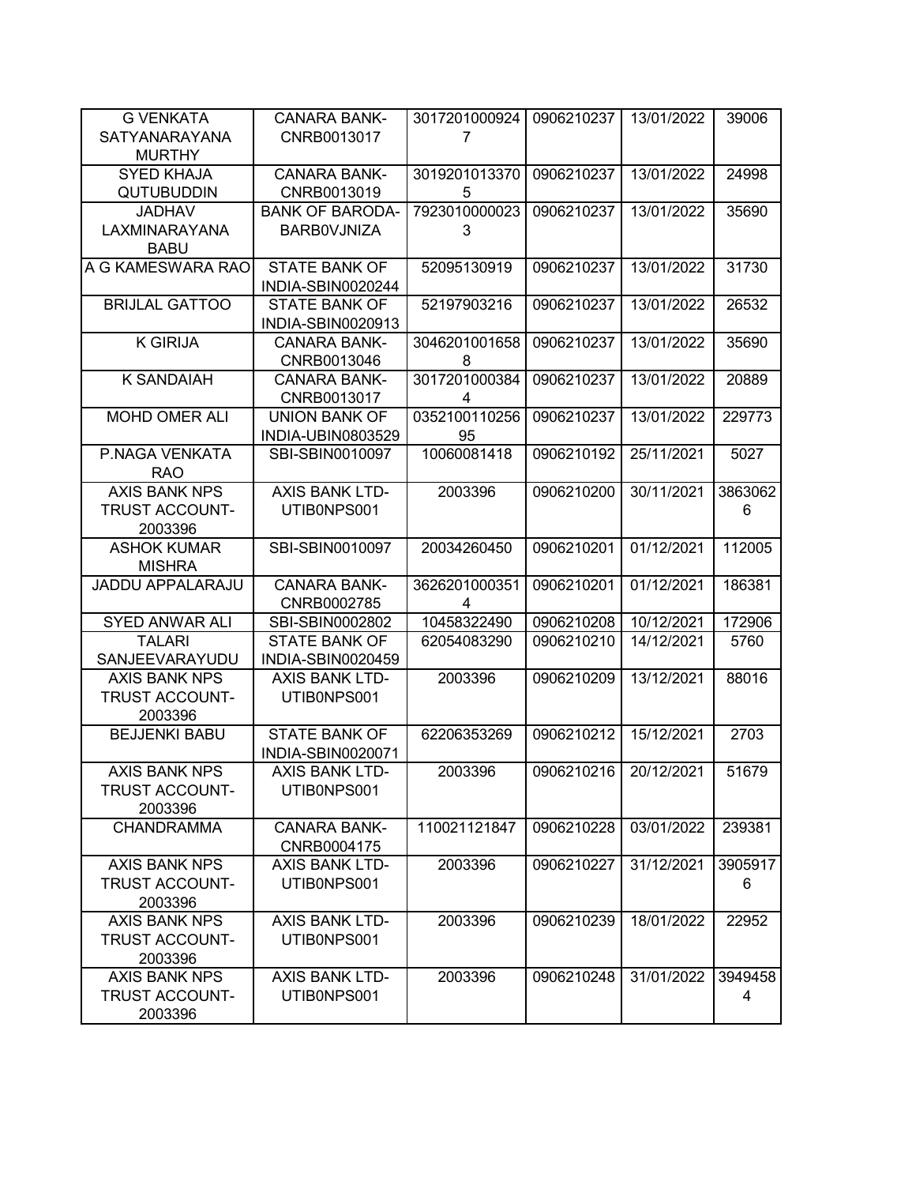| | | | | | |
|---|---|---|---|---|---|
| G VENKATA SATYANARAYANA MURTHY | CANARA BANK-CNRB0013017 | 30172010009247 | 0906210237 | 13/01/2022 | 39006 |
| SYED KHAJA QUTUBUDDIN | CANARA BANK-CNRB0013019 | 30192010133705 | 0906210237 | 13/01/2022 | 24998 |
| JADHAV LAXMINARAYANA BABU | BANK OF BARODA-BARB0VJNIZA | 79230100000233 | 0906210237 | 13/01/2022 | 35690 |
| A G KAMESWARA RAO | STATE BANK OF INDIA-SBIN0020244 | 52095130919 | 0906210237 | 13/01/2022 | 31730 |
| BRIJLAL GATTOO | STATE BANK OF INDIA-SBIN0020913 | 52197903216 | 0906210237 | 13/01/2022 | 26532 |
| K GIRIJA | CANARA BANK-CNRB0013046 | 30462010016588 | 0906210237 | 13/01/2022 | 35690 |
| K SANDAIAH | CANARA BANK-CNRB0013017 | 30172010003844 | 0906210237 | 13/01/2022 | 20889 |
| MOHD OMER ALI | UNION BANK OF INDIA-UBIN0803529 | 035210011025695 | 0906210237 | 13/01/2022 | 229773 |
| P.NAGA VENKATA RAO | SBI-SBIN0010097 | 10060081418 | 0906210192 | 25/11/2021 | 5027 |
| AXIS BANK NPS TRUST ACCOUNT-2003396 | AXIS BANK LTD-UTIB0NPS001 | 2003396 | 0906210200 | 30/11/2021 | 38630626 |
| ASHOK KUMAR MISHRA | SBI-SBIN0010097 | 20034260450 | 0906210201 | 01/12/2021 | 112005 |
| JADDU APPALARAJU | CANARA BANK-CNRB0002785 | 36262010003514 | 0906210201 | 01/12/2021 | 186381 |
| SYED ANWAR ALI | SBI-SBIN0002802 | 10458322490 | 0906210208 | 10/12/2021 | 172906 |
| TALARI SANJEEVARAYUDU | STATE BANK OF INDIA-SBIN0020459 | 62054083290 | 0906210210 | 14/12/2021 | 5760 |
| AXIS BANK NPS TRUST ACCOUNT-2003396 | AXIS BANK LTD-UTIB0NPS001 | 2003396 | 0906210209 | 13/12/2021 | 88016 |
| BEJJENKI BABU | STATE BANK OF INDIA-SBIN0020071 | 62206353269 | 0906210212 | 15/12/2021 | 2703 |
| AXIS BANK NPS TRUST ACCOUNT-2003396 | AXIS BANK LTD-UTIB0NPS001 | 2003396 | 0906210216 | 20/12/2021 | 51679 |
| CHANDRAMMA | CANARA BANK-CNRB0004175 | 110021121847 | 0906210228 | 03/01/2022 | 239381 |
| AXIS BANK NPS TRUST ACCOUNT-2003396 | AXIS BANK LTD-UTIB0NPS001 | 2003396 | 0906210227 | 31/12/2021 | 39059176 |
| AXIS BANK NPS TRUST ACCOUNT-2003396 | AXIS BANK LTD-UTIB0NPS001 | 2003396 | 0906210239 | 18/01/2022 | 22952 |
| AXIS BANK NPS TRUST ACCOUNT-2003396 | AXIS BANK LTD-UTIB0NPS001 | 2003396 | 0906210248 | 31/01/2022 | 39494584 |